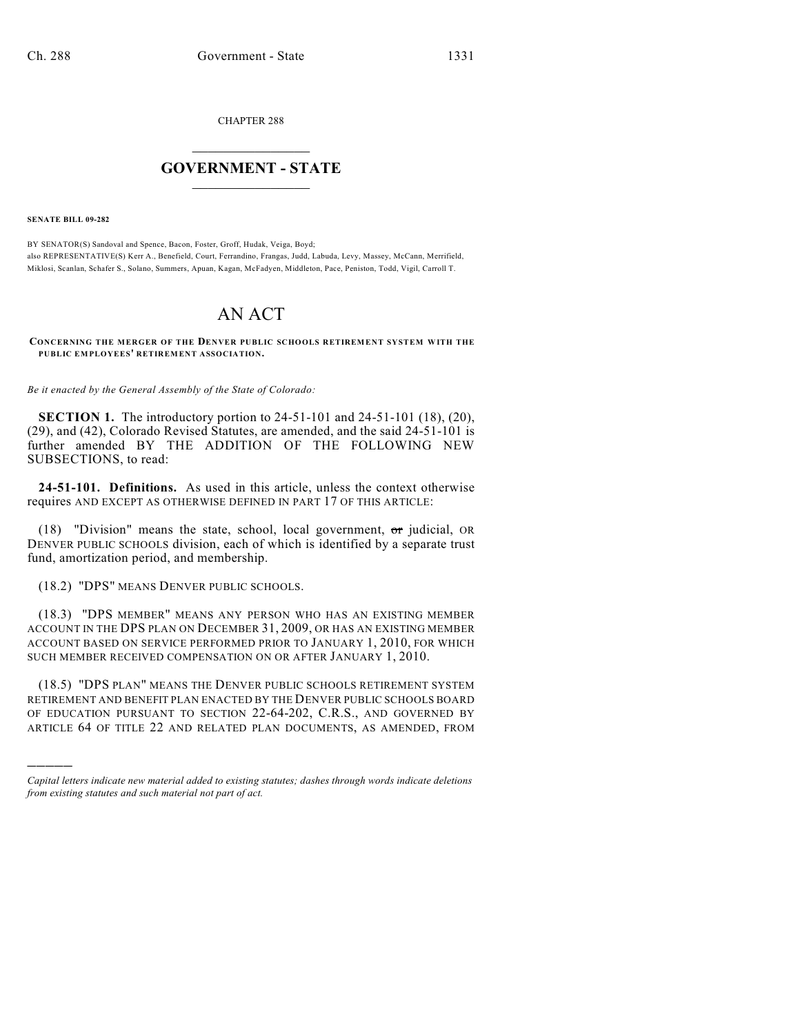CHAPTER 288

# GOVERNMENT - STATE

**SENATE BILL 09-282**

BY SENATOR(S) Sandoval and Spence, Bacon, Foster, Groff, Hudak, Veiga, Boyd;
also REPRESENTATIVE(S) Kerr A., Benefield, Court, Ferrandino, Frangas, Judd, Labuda, Levy, Massey, McCann, Merrifield, Miklosi, Scanlan, Schafer S., Solano, Summers, Apuan, Kagan, McFadyen, Middleton, Pace, Peniston, Todd, Vigil, Carroll T.

# AN ACT

**CONCERNING THE MERGER OF THE DENVER PUBLIC SCHOOLS RETIREMENT SYSTEM WITH THE PUBLIC EMPLOYEES' RETIREMENT ASSOCIATION.**

*Be it enacted by the General Assembly of the State of Colorado:*

**SECTION 1.** The introductory portion to 24-51-101 and 24-51-101 (18), (20), (29), and (42), Colorado Revised Statutes, are amended, and the said 24-51-101 is further amended BY THE ADDITION OF THE FOLLOWING NEW SUBSECTIONS, to read:

**24-51-101. Definitions.** As used in this article, unless the context otherwise requires AND EXCEPT AS OTHERWISE DEFINED IN PART 17 OF THIS ARTICLE:

(18) "Division" means the state, school, local government, ~~or~~ judicial, OR DENVER PUBLIC SCHOOLS division, each of which is identified by a separate trust fund, amortization period, and membership.

(18.2) "DPS" MEANS DENVER PUBLIC SCHOOLS.

(18.3) "DPS MEMBER" MEANS ANY PERSON WHO HAS AN EXISTING MEMBER ACCOUNT IN THE DPS PLAN ON DECEMBER 31, 2009, OR HAS AN EXISTING MEMBER ACCOUNT BASED ON SERVICE PERFORMED PRIOR TO JANUARY 1, 2010, FOR WHICH SUCH MEMBER RECEIVED COMPENSATION ON OR AFTER JANUARY 1, 2010.

(18.5) "DPS PLAN" MEANS THE DENVER PUBLIC SCHOOLS RETIREMENT SYSTEM RETIREMENT AND BENEFIT PLAN ENACTED BY THE DENVER PUBLIC SCHOOLS BOARD OF EDUCATION PURSUANT TO SECTION 22-64-202, C.R.S., AND GOVERNED BY ARTICLE 64 OF TITLE 22 AND RELATED PLAN DOCUMENTS, AS AMENDED, FROM

*Capital letters indicate new material added to existing statutes; dashes through words indicate deletions from existing statutes and such material not part of act.*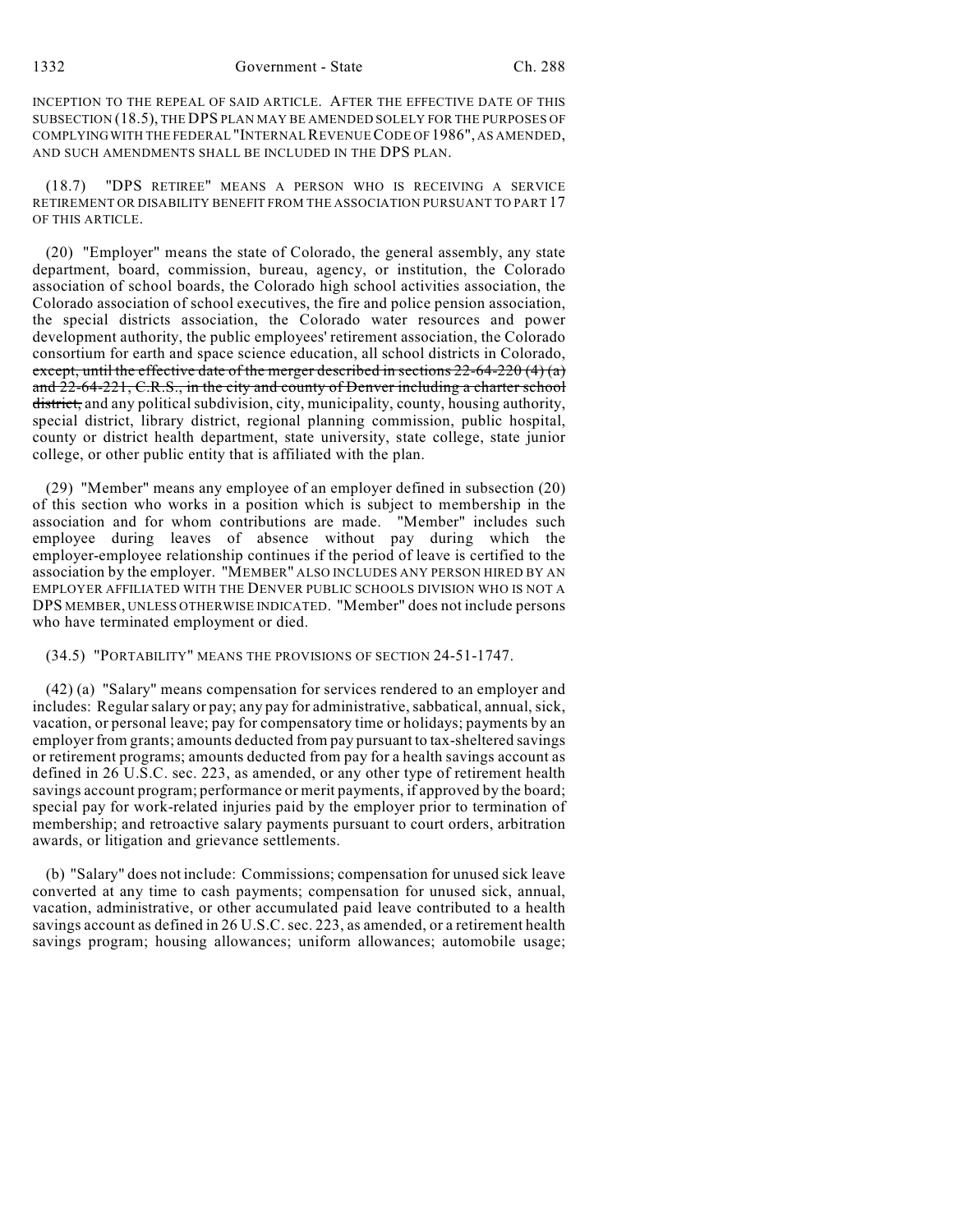INCEPTION TO THE REPEAL OF SAID ARTICLE. AFTER THE EFFECTIVE DATE OF THIS SUBSECTION (18.5), THE DPS PLAN MAY BE AMENDED SOLELY FOR THE PURPOSES OF COMPLYING WITH THE FEDERAL "INTERNAL REVENUE CODE OF 1986", AS AMENDED, AND SUCH AMENDMENTS SHALL BE INCLUDED IN THE DPS PLAN.

(18.7) "DPS RETIREE" MEANS A PERSON WHO IS RECEIVING A SERVICE RETIREMENT OR DISABILITY BENEFIT FROM THE ASSOCIATION PURSUANT TO PART 17 OF THIS ARTICLE.

(20) "Employer" means the state of Colorado, the general assembly, any state department, board, commission, bureau, agency, or institution, the Colorado association of school boards, the Colorado high school activities association, the Colorado association of school executives, the fire and police pension association, the special districts association, the Colorado water resources and power development authority, the public employees' retirement association, the Colorado consortium for earth and space science education, all school districts in Colorado, ~~except, until the effective date of the merger described in sections 22-64-220 (4) (a) and 22-64-221, C.R.S., in the city and county of Denver including a charter school district,~~ and any political subdivision, city, municipality, county, housing authority, special district, library district, regional planning commission, public hospital, county or district health department, state university, state college, state junior college, or other public entity that is affiliated with the plan.

(29) "Member" means any employee of an employer defined in subsection (20) of this section who works in a position which is subject to membership in the association and for whom contributions are made. "Member" includes such employee during leaves of absence without pay during which the employer-employee relationship continues if the period of leave is certified to the association by the employer. "MEMBER" ALSO INCLUDES ANY PERSON HIRED BY AN EMPLOYER AFFILIATED WITH THE DENVER PUBLIC SCHOOLS DIVISION WHO IS NOT A DPS MEMBER, UNLESS OTHERWISE INDICATED. "Member" does not include persons who have terminated employment or died.

(34.5) "PORTABILITY" MEANS THE PROVISIONS OF SECTION 24-51-1747.

(42) (a) "Salary" means compensation for services rendered to an employer and includes: Regular salary or pay; any pay for administrative, sabbatical, annual, sick, vacation, or personal leave; pay for compensatory time or holidays; payments by an employer from grants; amounts deducted from pay pursuant to tax-sheltered savings or retirement programs; amounts deducted from pay for a health savings account as defined in 26 U.S.C. sec. 223, as amended, or any other type of retirement health savings account program; performance or merit payments, if approved by the board; special pay for work-related injuries paid by the employer prior to termination of membership; and retroactive salary payments pursuant to court orders, arbitration awards, or litigation and grievance settlements.

(b) "Salary" does not include: Commissions; compensation for unused sick leave converted at any time to cash payments; compensation for unused sick, annual, vacation, administrative, or other accumulated paid leave contributed to a health savings account as defined in 26 U.S.C. sec. 223, as amended, or a retirement health savings program; housing allowances; uniform allowances; automobile usage;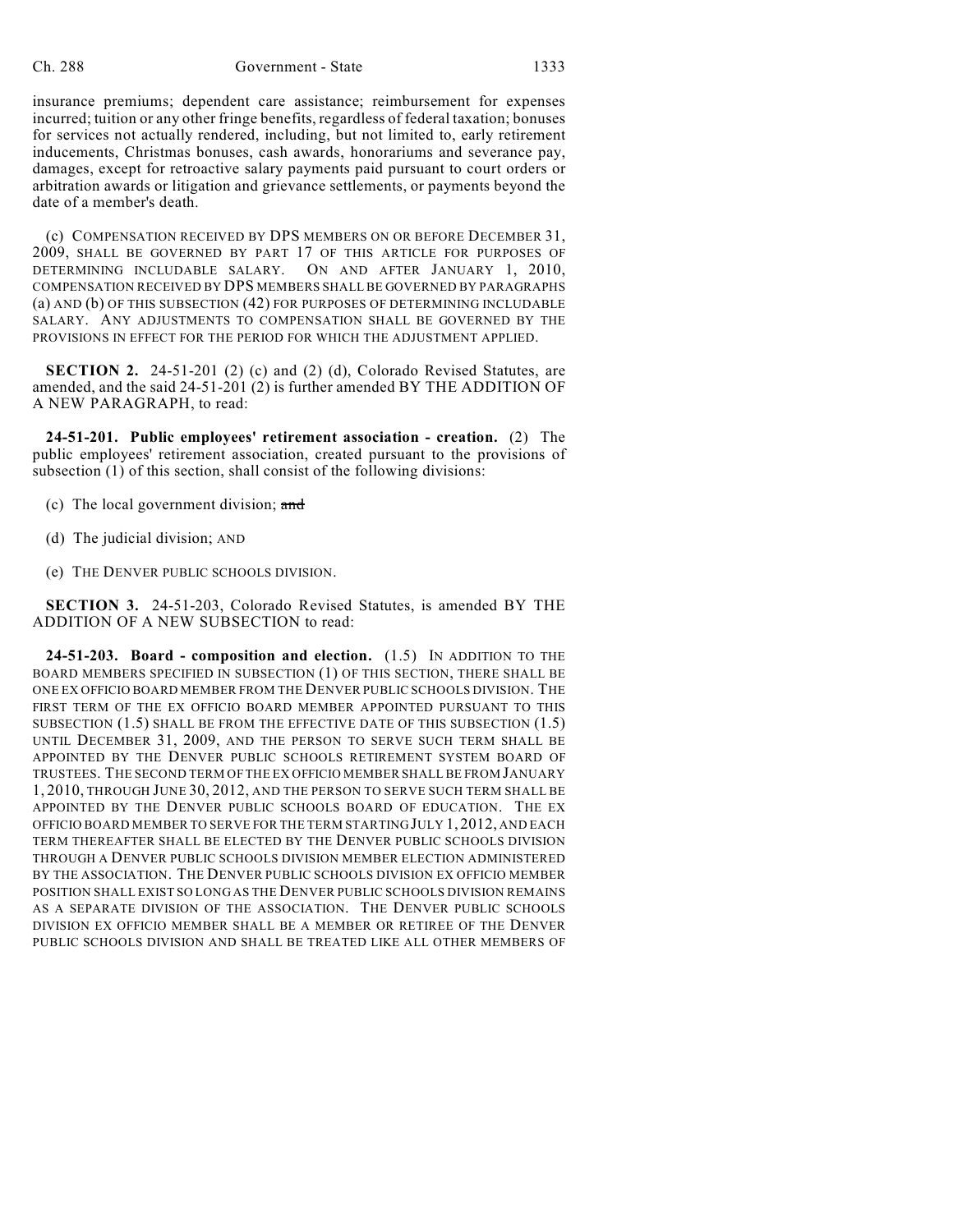insurance premiums; dependent care assistance; reimbursement for expenses incurred; tuition or any other fringe benefits, regardless of federal taxation; bonuses for services not actually rendered, including, but not limited to, early retirement inducements, Christmas bonuses, cash awards, honorariums and severance pay, damages, except for retroactive salary payments paid pursuant to court orders or arbitration awards or litigation and grievance settlements, or payments beyond the date of a member's death.

(c) COMPENSATION RECEIVED BY DPS MEMBERS ON OR BEFORE DECEMBER 31, 2009, SHALL BE GOVERNED BY PART 17 OF THIS ARTICLE FOR PURPOSES OF DETERMINING INCLUDABLE SALARY. ON AND AFTER JANUARY 1, 2010, COMPENSATION RECEIVED BY DPS MEMBERS SHALL BE GOVERNED BY PARAGRAPHS (a) AND (b) OF THIS SUBSECTION (42) FOR PURPOSES OF DETERMINING INCLUDABLE SALARY. ANY ADJUSTMENTS TO COMPENSATION SHALL BE GOVERNED BY THE PROVISIONS IN EFFECT FOR THE PERIOD FOR WHICH THE ADJUSTMENT APPLIED.

**SECTION 2.** 24-51-201 (2) (c) and (2) (d), Colorado Revised Statutes, are amended, and the said 24-51-201 (2) is further amended BY THE ADDITION OF A NEW PARAGRAPH, to read:

**24-51-201. Public employees' retirement association - creation.** (2) The public employees' retirement association, created pursuant to the provisions of subsection (1) of this section, shall consist of the following divisions:

(c) The local government division; ~~and~~

(d) The judicial division; AND

(e) THE DENVER PUBLIC SCHOOLS DIVISION.

**SECTION 3.** 24-51-203, Colorado Revised Statutes, is amended BY THE ADDITION OF A NEW SUBSECTION to read:

**24-51-203. Board - composition and election.** (1.5) IN ADDITION TO THE BOARD MEMBERS SPECIFIED IN SUBSECTION (1) OF THIS SECTION, THERE SHALL BE ONE EX OFFICIO BOARD MEMBER FROM THE DENVER PUBLIC SCHOOLS DIVISION. THE FIRST TERM OF THE EX OFFICIO BOARD MEMBER APPOINTED PURSUANT TO THIS SUBSECTION (1.5) SHALL BE FROM THE EFFECTIVE DATE OF THIS SUBSECTION (1.5) UNTIL DECEMBER 31, 2009, AND THE PERSON TO SERVE SUCH TERM SHALL BE APPOINTED BY THE DENVER PUBLIC SCHOOLS RETIREMENT SYSTEM BOARD OF TRUSTEES. THE SECOND TERM OF THE EX OFFICIO MEMBER SHALL BE FROM JANUARY 1, 2010, THROUGH JUNE 30, 2012, AND THE PERSON TO SERVE SUCH TERM SHALL BE APPOINTED BY THE DENVER PUBLIC SCHOOLS BOARD OF EDUCATION. THE EX OFFICIO BOARD MEMBER TO SERVE FOR THE TERM STARTING JULY 1, 2012, AND EACH TERM THEREAFTER SHALL BE ELECTED BY THE DENVER PUBLIC SCHOOLS DIVISION THROUGH A DENVER PUBLIC SCHOOLS DIVISION MEMBER ELECTION ADMINISTERED BY THE ASSOCIATION. THE DENVER PUBLIC SCHOOLS DIVISION EX OFFICIO MEMBER POSITION SHALL EXIST SO LONG AS THE DENVER PUBLIC SCHOOLS DIVISION REMAINS AS A SEPARATE DIVISION OF THE ASSOCIATION. THE DENVER PUBLIC SCHOOLS DIVISION EX OFFICIO MEMBER SHALL BE A MEMBER OR RETIREE OF THE DENVER PUBLIC SCHOOLS DIVISION AND SHALL BE TREATED LIKE ALL OTHER MEMBERS OF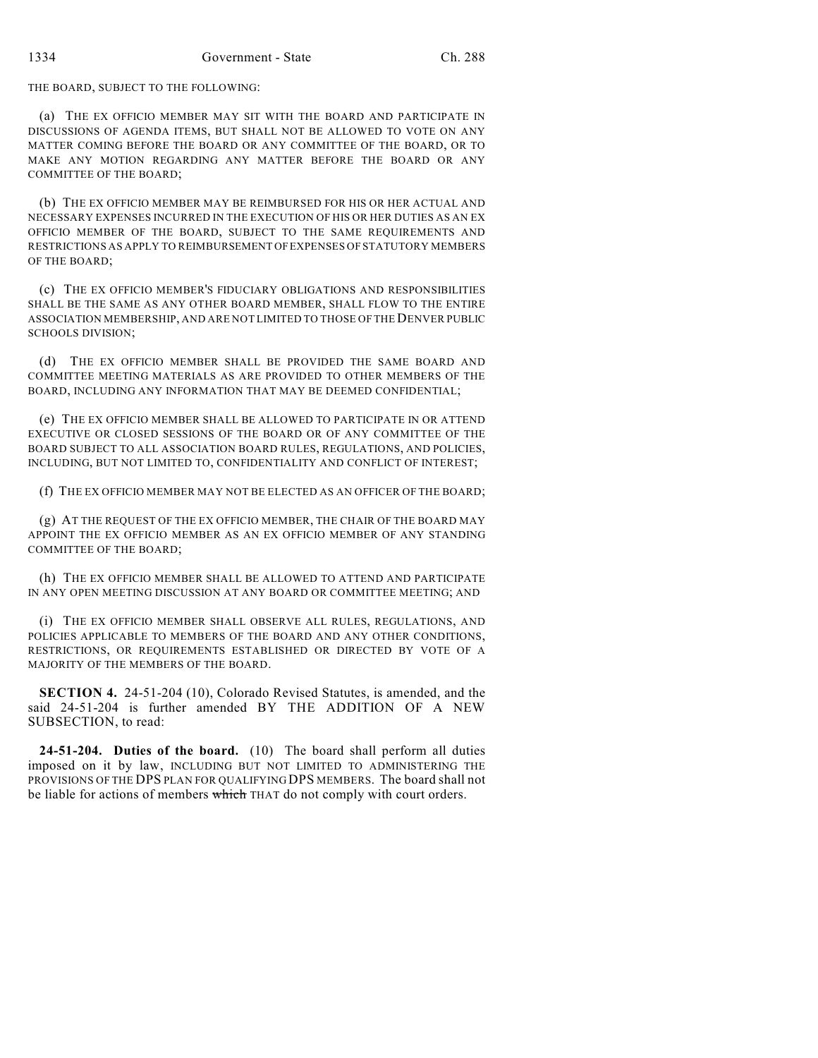THE BOARD, SUBJECT TO THE FOLLOWING:

(a) THE EX OFFICIO MEMBER MAY SIT WITH THE BOARD AND PARTICIPATE IN DISCUSSIONS OF AGENDA ITEMS, BUT SHALL NOT BE ALLOWED TO VOTE ON ANY MATTER COMING BEFORE THE BOARD OR ANY COMMITTEE OF THE BOARD, OR TO MAKE ANY MOTION REGARDING ANY MATTER BEFORE THE BOARD OR ANY COMMITTEE OF THE BOARD;

(b) THE EX OFFICIO MEMBER MAY BE REIMBURSED FOR HIS OR HER ACTUAL AND NECESSARY EXPENSES INCURRED IN THE EXECUTION OF HIS OR HER DUTIES AS AN EX OFFICIO MEMBER OF THE BOARD, SUBJECT TO THE SAME REQUIREMENTS AND RESTRICTIONS AS APPLY TO REIMBURSEMENT OF EXPENSES OF STATUTORY MEMBERS OF THE BOARD;

(c) THE EX OFFICIO MEMBER'S FIDUCIARY OBLIGATIONS AND RESPONSIBILITIES SHALL BE THE SAME AS ANY OTHER BOARD MEMBER, SHALL FLOW TO THE ENTIRE ASSOCIATION MEMBERSHIP, AND ARE NOT LIMITED TO THOSE OF THE DENVER PUBLIC SCHOOLS DIVISION;

(d) THE EX OFFICIO MEMBER SHALL BE PROVIDED THE SAME BOARD AND COMMITTEE MEETING MATERIALS AS ARE PROVIDED TO OTHER MEMBERS OF THE BOARD, INCLUDING ANY INFORMATION THAT MAY BE DEEMED CONFIDENTIAL;

(e) THE EX OFFICIO MEMBER SHALL BE ALLOWED TO PARTICIPATE IN OR ATTEND EXECUTIVE OR CLOSED SESSIONS OF THE BOARD OR OF ANY COMMITTEE OF THE BOARD SUBJECT TO ALL ASSOCIATION BOARD RULES, REGULATIONS, AND POLICIES, INCLUDING, BUT NOT LIMITED TO, CONFIDENTIALITY AND CONFLICT OF INTEREST;

(f) THE EX OFFICIO MEMBER MAY NOT BE ELECTED AS AN OFFICER OF THE BOARD;

(g) AT THE REQUEST OF THE EX OFFICIO MEMBER, THE CHAIR OF THE BOARD MAY APPOINT THE EX OFFICIO MEMBER AS AN EX OFFICIO MEMBER OF ANY STANDING COMMITTEE OF THE BOARD;

(h) THE EX OFFICIO MEMBER SHALL BE ALLOWED TO ATTEND AND PARTICIPATE IN ANY OPEN MEETING DISCUSSION AT ANY BOARD OR COMMITTEE MEETING; AND

(i) THE EX OFFICIO MEMBER SHALL OBSERVE ALL RULES, REGULATIONS, AND POLICIES APPLICABLE TO MEMBERS OF THE BOARD AND ANY OTHER CONDITIONS, RESTRICTIONS, OR REQUIREMENTS ESTABLISHED OR DIRECTED BY VOTE OF A MAJORITY OF THE MEMBERS OF THE BOARD.

**SECTION 4.** 24-51-204 (10), Colorado Revised Statutes, is amended, and the said 24-51-204 is further amended BY THE ADDITION OF A NEW SUBSECTION, to read:

**24-51-204. Duties of the board.** (10) The board shall perform all duties imposed on it by law, INCLUDING BUT NOT LIMITED TO ADMINISTERING THE PROVISIONS OF THE DPS PLAN FOR QUALIFYING DPS MEMBERS. The board shall not be liable for actions of members ~~which~~ THAT do not comply with court orders.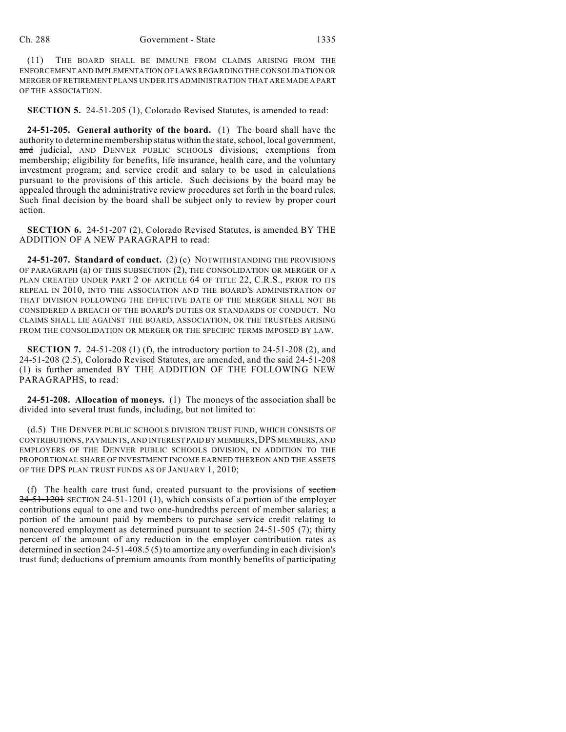(11) THE BOARD SHALL BE IMMUNE FROM CLAIMS ARISING FROM THE ENFORCEMENT AND IMPLEMENTATION OF LAWS REGARDING THE CONSOLIDATION OR MERGER OF RETIREMENT PLANS UNDER ITS ADMINISTRATION THAT ARE MADE A PART OF THE ASSOCIATION.

**SECTION 5.** 24-51-205 (1), Colorado Revised Statutes, is amended to read:

**24-51-205. General authority of the board.** (1) The board shall have the authority to determine membership status within the state, school, local government, ~~and~~ judicial, AND DENVER PUBLIC SCHOOLS divisions; exemptions from membership; eligibility for benefits, life insurance, health care, and the voluntary investment program; and service credit and salary to be used in calculations pursuant to the provisions of this article. Such decisions by the board may be appealed through the administrative review procedures set forth in the board rules. Such final decision by the board shall be subject only to review by proper court action.

**SECTION 6.** 24-51-207 (2), Colorado Revised Statutes, is amended BY THE ADDITION OF A NEW PARAGRAPH to read:

**24-51-207. Standard of conduct.** (2) (c) NOTWITHSTANDING THE PROVISIONS OF PARAGRAPH (a) OF THIS SUBSECTION (2), THE CONSOLIDATION OR MERGER OF A PLAN CREATED UNDER PART 2 OF ARTICLE 64 OF TITLE 22, C.R.S., PRIOR TO ITS REPEAL IN 2010, INTO THE ASSOCIATION AND THE BOARD'S ADMINISTRATION OF THAT DIVISION FOLLOWING THE EFFECTIVE DATE OF THE MERGER SHALL NOT BE CONSIDERED A BREACH OF THE BOARD'S DUTIES OR STANDARDS OF CONDUCT. NO CLAIMS SHALL LIE AGAINST THE BOARD, ASSOCIATION, OR THE TRUSTEES ARISING FROM THE CONSOLIDATION OR MERGER OR THE SPECIFIC TERMS IMPOSED BY LAW.

**SECTION 7.** 24-51-208 (1) (f), the introductory portion to 24-51-208 (2), and 24-51-208 (2.5), Colorado Revised Statutes, are amended, and the said 24-51-208 (1) is further amended BY THE ADDITION OF THE FOLLOWING NEW PARAGRAPHS, to read:

**24-51-208. Allocation of moneys.** (1) The moneys of the association shall be divided into several trust funds, including, but not limited to:

(d.5) THE DENVER PUBLIC SCHOOLS DIVISION TRUST FUND, WHICH CONSISTS OF CONTRIBUTIONS, PAYMENTS, AND INTEREST PAID BY MEMBERS, DPS MEMBERS, AND EMPLOYERS OF THE DENVER PUBLIC SCHOOLS DIVISION, IN ADDITION TO THE PROPORTIONAL SHARE OF INVESTMENT INCOME EARNED THEREON AND THE ASSETS OF THE DPS PLAN TRUST FUNDS AS OF JANUARY 1, 2010;

(f) The health care trust fund, created pursuant to the provisions of ~~section 24-51-1201~~ SECTION 24-51-1201 (1), which consists of a portion of the employer contributions equal to one and two one-hundredths percent of member salaries; a portion of the amount paid by members to purchase service credit relating to noncovered employment as determined pursuant to section 24-51-505 (7); thirty percent of the amount of any reduction in the employer contribution rates as determined in section 24-51-408.5 (5) to amortize any overfunding in each division's trust fund; deductions of premium amounts from monthly benefits of participating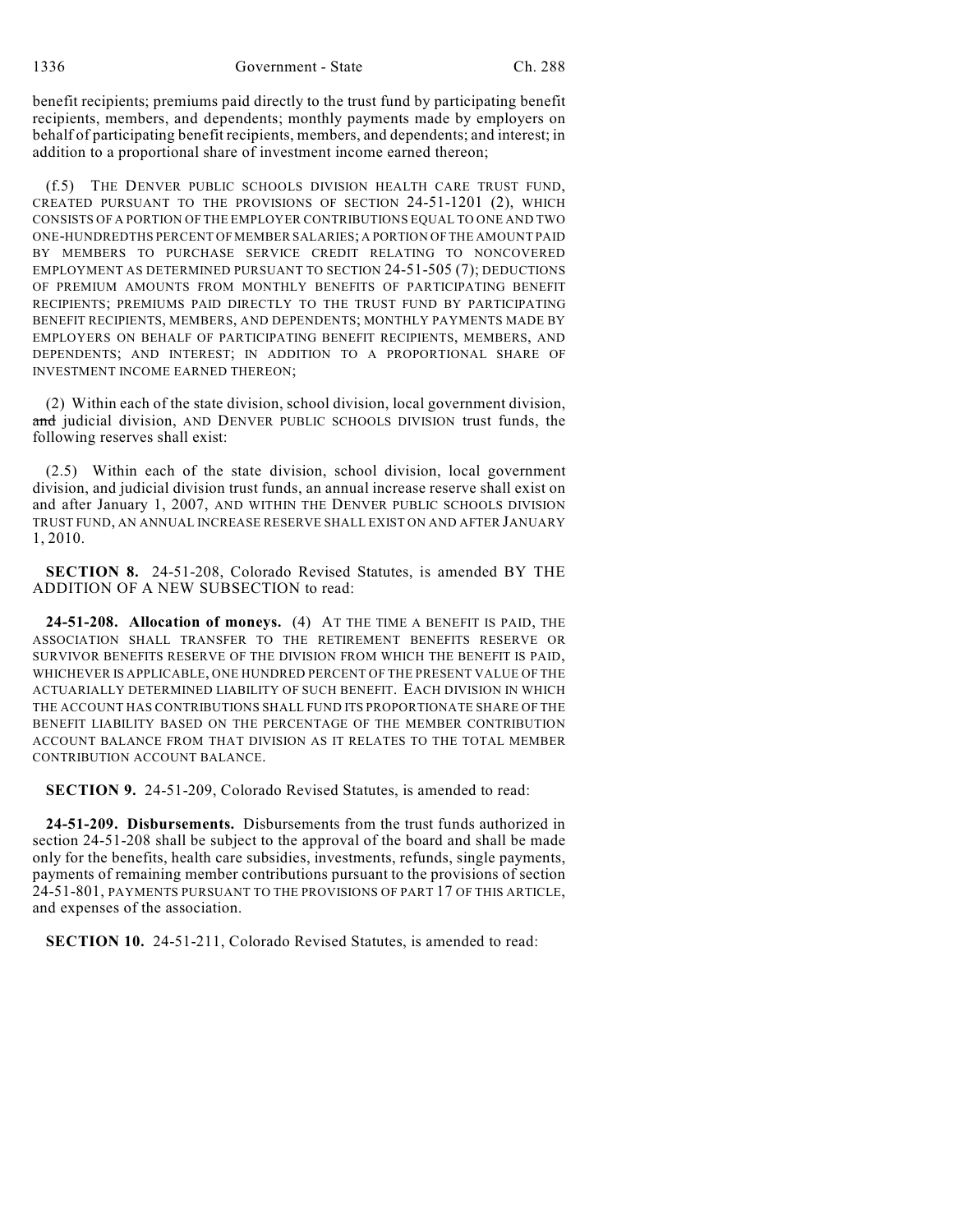benefit recipients; premiums paid directly to the trust fund by participating benefit recipients, members, and dependents; monthly payments made by employers on behalf of participating benefit recipients, members, and dependents; and interest; in addition to a proportional share of investment income earned thereon;

(f.5) THE DENVER PUBLIC SCHOOLS DIVISION HEALTH CARE TRUST FUND, CREATED PURSUANT TO THE PROVISIONS OF SECTION 24-51-1201 (2), WHICH CONSISTS OF A PORTION OF THE EMPLOYER CONTRIBUTIONS EQUAL TO ONE AND TWO ONE-HUNDREDTHS PERCENT OF MEMBER SALARIES; A PORTION OF THE AMOUNT PAID BY MEMBERS TO PURCHASE SERVICE CREDIT RELATING TO NONCOVERED EMPLOYMENT AS DETERMINED PURSUANT TO SECTION 24-51-505 (7); DEDUCTIONS OF PREMIUM AMOUNTS FROM MONTHLY BENEFITS OF PARTICIPATING BENEFIT RECIPIENTS; PREMIUMS PAID DIRECTLY TO THE TRUST FUND BY PARTICIPATING BENEFIT RECIPIENTS, MEMBERS, AND DEPENDENTS; MONTHLY PAYMENTS MADE BY EMPLOYERS ON BEHALF OF PARTICIPATING BENEFIT RECIPIENTS, MEMBERS, AND DEPENDENTS; AND INTEREST; IN ADDITION TO A PROPORTIONAL SHARE OF INVESTMENT INCOME EARNED THEREON;

(2) Within each of the state division, school division, local government division, ~~and~~ judicial division, AND DENVER PUBLIC SCHOOLS DIVISION trust funds, the following reserves shall exist:

(2.5) Within each of the state division, school division, local government division, and judicial division trust funds, an annual increase reserve shall exist on and after January 1, 2007, AND WITHIN THE DENVER PUBLIC SCHOOLS DIVISION TRUST FUND, AN ANNUAL INCREASE RESERVE SHALL EXIST ON AND AFTER JANUARY 1, 2010.

**SECTION 8.** 24-51-208, Colorado Revised Statutes, is amended BY THE ADDITION OF A NEW SUBSECTION to read:

**24-51-208. Allocation of moneys.** (4) AT THE TIME A BENEFIT IS PAID, THE ASSOCIATION SHALL TRANSFER TO THE RETIREMENT BENEFITS RESERVE OR SURVIVOR BENEFITS RESERVE OF THE DIVISION FROM WHICH THE BENEFIT IS PAID, WHICHEVER IS APPLICABLE, ONE HUNDRED PERCENT OF THE PRESENT VALUE OF THE ACTUARIALLY DETERMINED LIABILITY OF SUCH BENEFIT. EACH DIVISION IN WHICH THE ACCOUNT HAS CONTRIBUTIONS SHALL FUND ITS PROPORTIONATE SHARE OF THE BENEFIT LIABILITY BASED ON THE PERCENTAGE OF THE MEMBER CONTRIBUTION ACCOUNT BALANCE FROM THAT DIVISION AS IT RELATES TO THE TOTAL MEMBER CONTRIBUTION ACCOUNT BALANCE.

**SECTION 9.** 24-51-209, Colorado Revised Statutes, is amended to read:

**24-51-209. Disbursements.** Disbursements from the trust funds authorized in section 24-51-208 shall be subject to the approval of the board and shall be made only for the benefits, health care subsidies, investments, refunds, single payments, payments of remaining member contributions pursuant to the provisions of section 24-51-801, PAYMENTS PURSUANT TO THE PROVISIONS OF PART 17 OF THIS ARTICLE, and expenses of the association.

**SECTION 10.** 24-51-211, Colorado Revised Statutes, is amended to read: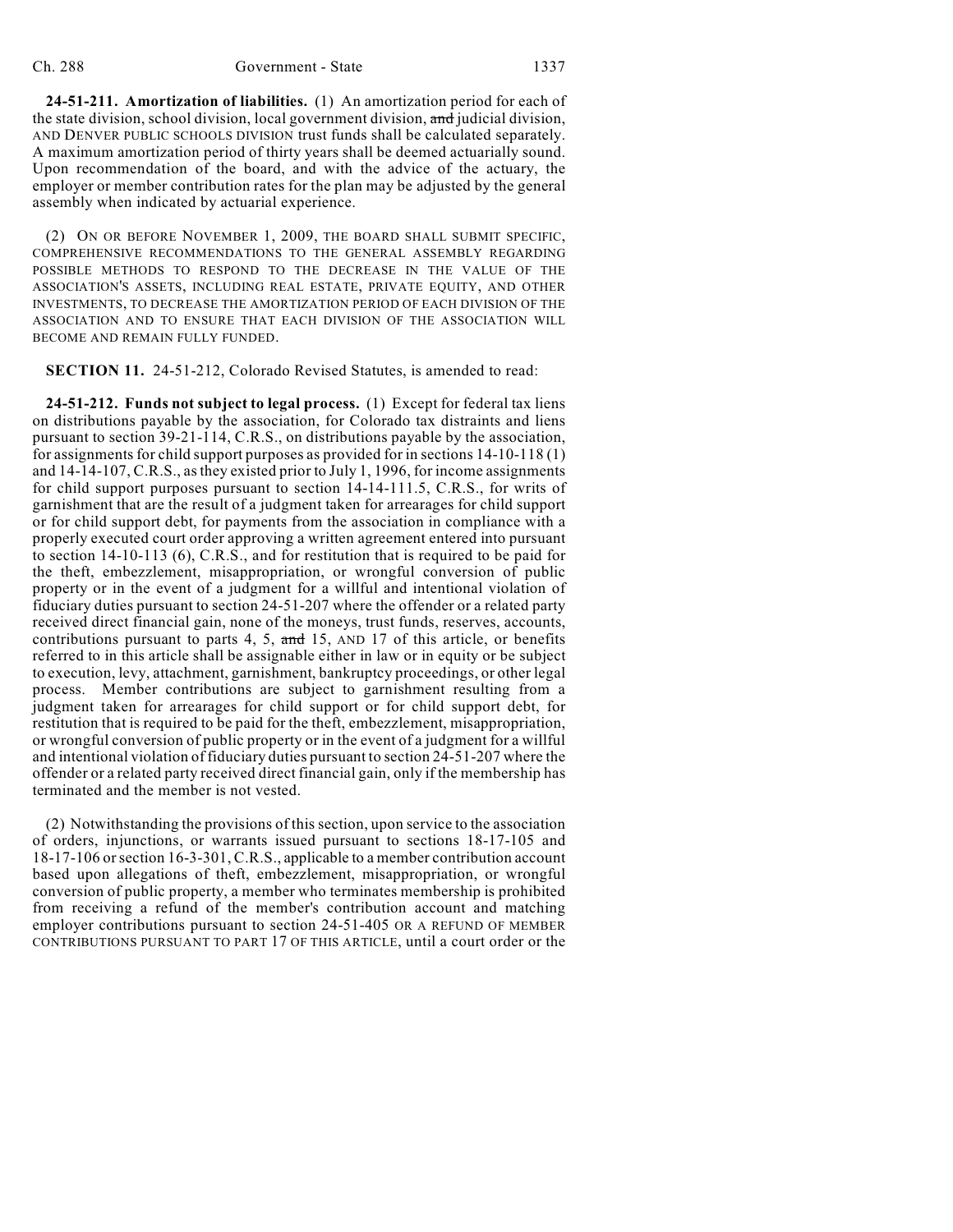**24-51-211. Amortization of liabilities.** (1) An amortization period for each of the state division, school division, local government division, ~~and~~ judicial division, AND DENVER PUBLIC SCHOOLS DIVISION trust funds shall be calculated separately. A maximum amortization period of thirty years shall be deemed actuarially sound. Upon recommendation of the board, and with the advice of the actuary, the employer or member contribution rates for the plan may be adjusted by the general assembly when indicated by actuarial experience.

(2) ON OR BEFORE NOVEMBER 1, 2009, THE BOARD SHALL SUBMIT SPECIFIC, COMPREHENSIVE RECOMMENDATIONS TO THE GENERAL ASSEMBLY REGARDING POSSIBLE METHODS TO RESPOND TO THE DECREASE IN THE VALUE OF THE ASSOCIATION'S ASSETS, INCLUDING REAL ESTATE, PRIVATE EQUITY, AND OTHER INVESTMENTS, TO DECREASE THE AMORTIZATION PERIOD OF EACH DIVISION OF THE ASSOCIATION AND TO ENSURE THAT EACH DIVISION OF THE ASSOCIATION WILL BECOME AND REMAIN FULLY FUNDED.

**SECTION 11.** 24-51-212, Colorado Revised Statutes, is amended to read:

**24-51-212. Funds not subject to legal process.** (1) Except for federal tax liens on distributions payable by the association, for Colorado tax distraints and liens pursuant to section 39-21-114, C.R.S., on distributions payable by the association, for assignments for child support purposes as provided for in sections 14-10-118 (1) and 14-14-107, C.R.S., as they existed prior to July 1, 1996, for income assignments for child support purposes pursuant to section 14-14-111.5, C.R.S., for writs of garnishment that are the result of a judgment taken for arrearages for child support or for child support debt, for payments from the association in compliance with a properly executed court order approving a written agreement entered into pursuant to section 14-10-113 (6), C.R.S., and for restitution that is required to be paid for the theft, embezzlement, misappropriation, or wrongful conversion of public property or in the event of a judgment for a willful and intentional violation of fiduciary duties pursuant to section 24-51-207 where the offender or a related party received direct financial gain, none of the moneys, trust funds, reserves, accounts, contributions pursuant to parts 4, 5, ~~and~~ 15, AND 17 of this article, or benefits referred to in this article shall be assignable either in law or in equity or be subject to execution, levy, attachment, garnishment, bankruptcy proceedings, or other legal process. Member contributions are subject to garnishment resulting from a judgment taken for arrearages for child support or for child support debt, for restitution that is required to be paid for the theft, embezzlement, misappropriation, or wrongful conversion of public property or in the event of a judgment for a willful and intentional violation of fiduciary duties pursuant to section 24-51-207 where the offender or a related party received direct financial gain, only if the membership has terminated and the member is not vested.

(2) Notwithstanding the provisions of this section, upon service to the association of orders, injunctions, or warrants issued pursuant to sections 18-17-105 and 18-17-106 or section 16-3-301, C.R.S., applicable to a member contribution account based upon allegations of theft, embezzlement, misappropriation, or wrongful conversion of public property, a member who terminates membership is prohibited from receiving a refund of the member's contribution account and matching employer contributions pursuant to section 24-51-405 OR A REFUND OF MEMBER CONTRIBUTIONS PURSUANT TO PART 17 OF THIS ARTICLE, until a court order or the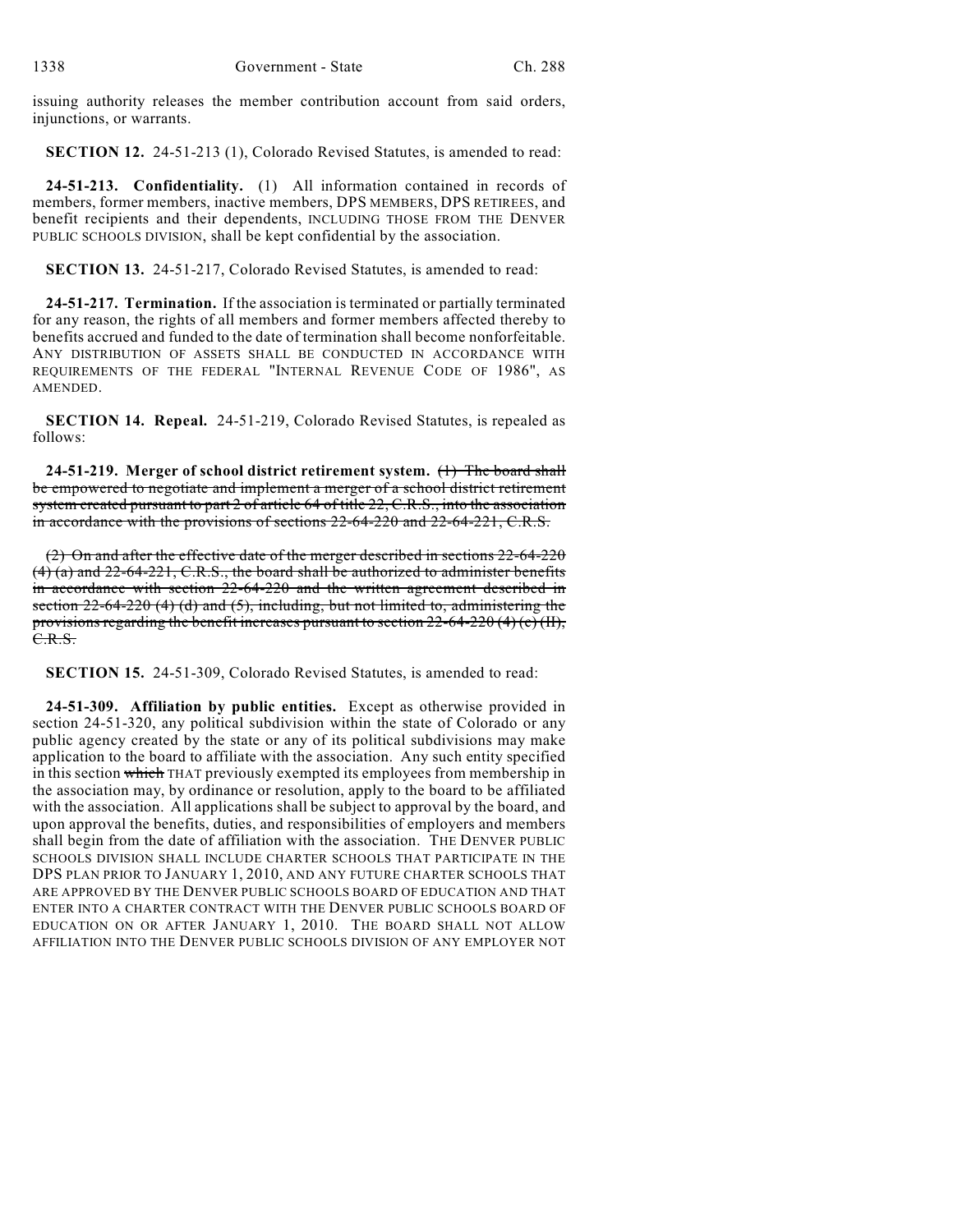issuing authority releases the member contribution account from said orders, injunctions, or warrants.

**SECTION 12.** 24-51-213 (1), Colorado Revised Statutes, is amended to read:

**24-51-213. Confidentiality.** (1) All information contained in records of members, former members, inactive members, DPS MEMBERS, DPS RETIREES, and benefit recipients and their dependents, INCLUDING THOSE FROM THE DENVER PUBLIC SCHOOLS DIVISION, shall be kept confidential by the association.

**SECTION 13.** 24-51-217, Colorado Revised Statutes, is amended to read:

**24-51-217. Termination.** If the association is terminated or partially terminated for any reason, the rights of all members and former members affected thereby to benefits accrued and funded to the date of termination shall become nonforfeitable. ANY DISTRIBUTION OF ASSETS SHALL BE CONDUCTED IN ACCORDANCE WITH REQUIREMENTS OF THE FEDERAL "INTERNAL REVENUE CODE OF 1986", AS AMENDED.

**SECTION 14. Repeal.** 24-51-219, Colorado Revised Statutes, is repealed as follows:

**24-51-219. Merger of school district retirement system.** ~~(1) The board shall be empowered to negotiate and implement a merger of a school district retirement system created pursuant to part 2 of article 64 of title 22, C.R.S., into the association in accordance with the provisions of sections 22-64-220 and 22-64-221, C.R.S.~~

~~(2) On and after the effective date of the merger described in sections 22-64-220 (4) (a) and 22-64-221, C.R.S., the board shall be authorized to administer benefits in accordance with section 22-64-220 and the written agreement described in section 22-64-220 (4) (d) and (5), including, but not limited to, administering the provisions regarding the benefit increases pursuant to section 22-64-220 (4) (c) (II), C.R.S.~~

**SECTION 15.** 24-51-309, Colorado Revised Statutes, is amended to read:

**24-51-309. Affiliation by public entities.** Except as otherwise provided in section 24-51-320, any political subdivision within the state of Colorado or any public agency created by the state or any of its political subdivisions may make application to the board to affiliate with the association. Any such entity specified in this section ~~which~~ THAT previously exempted its employees from membership in the association may, by ordinance or resolution, apply to the board to be affiliated with the association. All applications shall be subject to approval by the board, and upon approval the benefits, duties, and responsibilities of employers and members shall begin from the date of affiliation with the association. THE DENVER PUBLIC SCHOOLS DIVISION SHALL INCLUDE CHARTER SCHOOLS THAT PARTICIPATE IN THE DPS PLAN PRIOR TO JANUARY 1, 2010, AND ANY FUTURE CHARTER SCHOOLS THAT ARE APPROVED BY THE DENVER PUBLIC SCHOOLS BOARD OF EDUCATION AND THAT ENTER INTO A CHARTER CONTRACT WITH THE DENVER PUBLIC SCHOOLS BOARD OF EDUCATION ON OR AFTER JANUARY 1, 2010. THE BOARD SHALL NOT ALLOW AFFILIATION INTO THE DENVER PUBLIC SCHOOLS DIVISION OF ANY EMPLOYER NOT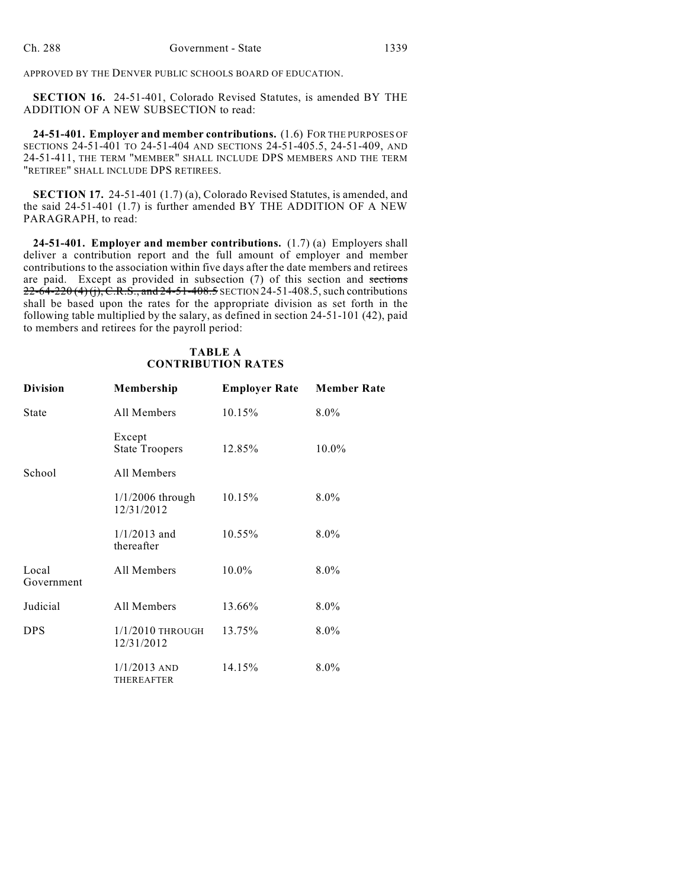APPROVED BY THE DENVER PUBLIC SCHOOLS BOARD OF EDUCATION.

**SECTION 16.** 24-51-401, Colorado Revised Statutes, is amended BY THE ADDITION OF A NEW SUBSECTION to read:

**24-51-401. Employer and member contributions.** (1.6) FOR THE PURPOSES OF SECTIONS 24-51-401 TO 24-51-404 AND SECTIONS 24-51-405.5, 24-51-409, AND 24-51-411, THE TERM "MEMBER" SHALL INCLUDE DPS MEMBERS AND THE TERM "RETIREE" SHALL INCLUDE DPS RETIREES.

**SECTION 17.** 24-51-401 (1.7) (a), Colorado Revised Statutes, is amended, and the said 24-51-401 (1.7) is further amended BY THE ADDITION OF A NEW PARAGRAPH, to read:

**24-51-401. Employer and member contributions.** (1.7) (a) Employers shall deliver a contribution report and the full amount of employer and member contributions to the association within five days after the date members and retirees are paid. Except as provided in subsection (7) of this section and ~~sections 22-64-220 (4) (j), C.R.S., and 24-51-408.5~~ SECTION 24-51-408.5, such contributions shall be based upon the rates for the appropriate division as set forth in the following table multiplied by the salary, as defined in section 24-51-101 (42), paid to members and retirees for the payroll period:

**TABLE A**
**CONTRIBUTION RATES**

| Division | Membership | Employer Rate | Member Rate |
|---|---|---|---|
| State | All Members | 10.15% | 8.0% |
| | Except State Troopers | 12.85% | 10.0% |
| School | All Members | | |
| | 1/1/2006 through 12/31/2012 | 10.15% | 8.0% |
| | 1/1/2013 and thereafter | 10.55% | 8.0% |
| Local Government | All Members | 10.0% | 8.0% |
| Judicial | All Members | 13.66% | 8.0% |
| DPS | 1/1/2010 THROUGH 12/31/2012 | 13.75% | 8.0% |
| | 1/1/2013 AND THEREAFTER | 14.15% | 8.0% |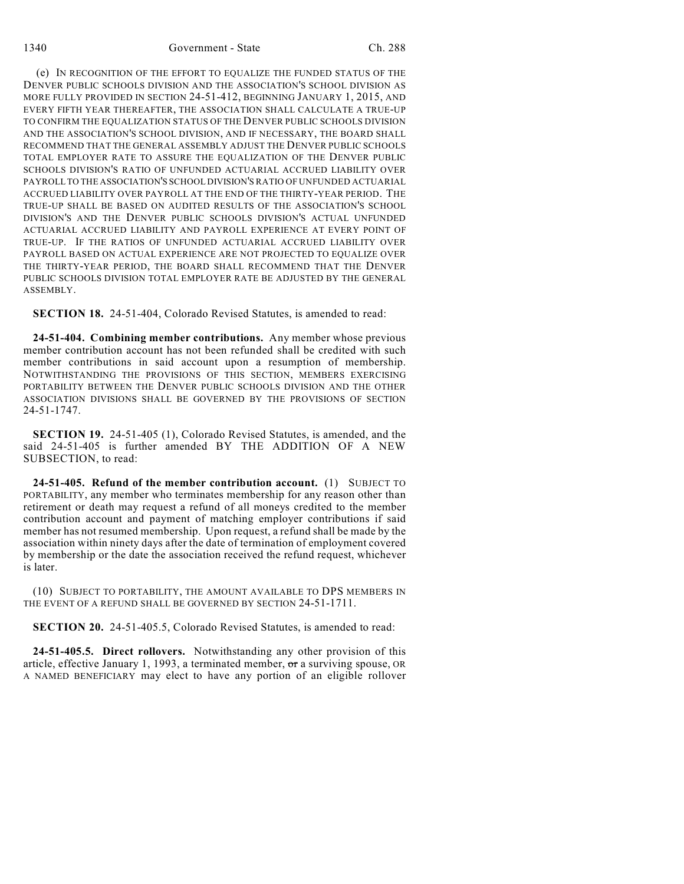(e) IN RECOGNITION OF THE EFFORT TO EQUALIZE THE FUNDED STATUS OF THE DENVER PUBLIC SCHOOLS DIVISION AND THE ASSOCIATION'S SCHOOL DIVISION AS MORE FULLY PROVIDED IN SECTION 24-51-412, BEGINNING JANUARY 1, 2015, AND EVERY FIFTH YEAR THEREAFTER, THE ASSOCIATION SHALL CALCULATE A TRUE-UP TO CONFIRM THE EQUALIZATION STATUS OF THE DENVER PUBLIC SCHOOLS DIVISION AND THE ASSOCIATION'S SCHOOL DIVISION, AND IF NECESSARY, THE BOARD SHALL RECOMMEND THAT THE GENERAL ASSEMBLY ADJUST THE DENVER PUBLIC SCHOOLS TOTAL EMPLOYER RATE TO ASSURE THE EQUALIZATION OF THE DENVER PUBLIC SCHOOLS DIVISION'S RATIO OF UNFUNDED ACTUARIAL ACCRUED LIABILITY OVER PAYROLL TO THE ASSOCIATION'S SCHOOL DIVISION'S RATIO OF UNFUNDED ACTUARIAL ACCRUED LIABILITY OVER PAYROLL AT THE END OF THE THIRTY-YEAR PERIOD. THE TRUE-UP SHALL BE BASED ON AUDITED RESULTS OF THE ASSOCIATION'S SCHOOL DIVISION'S AND THE DENVER PUBLIC SCHOOLS DIVISION'S ACTUAL UNFUNDED ACTUARIAL ACCRUED LIABILITY AND PAYROLL EXPERIENCE AT EVERY POINT OF TRUE-UP. IF THE RATIOS OF UNFUNDED ACTUARIAL ACCRUED LIABILITY OVER PAYROLL BASED ON ACTUAL EXPERIENCE ARE NOT PROJECTED TO EQUALIZE OVER THE THIRTY-YEAR PERIOD, THE BOARD SHALL RECOMMEND THAT THE DENVER PUBLIC SCHOOLS DIVISION TOTAL EMPLOYER RATE BE ADJUSTED BY THE GENERAL ASSEMBLY.

**SECTION 18.** 24-51-404, Colorado Revised Statutes, is amended to read:

**24-51-404. Combining member contributions.** Any member whose previous member contribution account has not been refunded shall be credited with such member contributions in said account upon a resumption of membership. NOTWITHSTANDING THE PROVISIONS OF THIS SECTION, MEMBERS EXERCISING PORTABILITY BETWEEN THE DENVER PUBLIC SCHOOLS DIVISION AND THE OTHER ASSOCIATION DIVISIONS SHALL BE GOVERNED BY THE PROVISIONS OF SECTION 24-51-1747.

**SECTION 19.** 24-51-405 (1), Colorado Revised Statutes, is amended, and the said 24-51-405 is further amended BY THE ADDITION OF A NEW SUBSECTION, to read:

**24-51-405. Refund of the member contribution account.** (1) SUBJECT TO PORTABILITY, any member who terminates membership for any reason other than retirement or death may request a refund of all moneys credited to the member contribution account and payment of matching employer contributions if said member has not resumed membership. Upon request, a refund shall be made by the association within ninety days after the date of termination of employment covered by membership or the date the association received the refund request, whichever is later.

(10) SUBJECT TO PORTABILITY, THE AMOUNT AVAILABLE TO DPS MEMBERS IN THE EVENT OF A REFUND SHALL BE GOVERNED BY SECTION 24-51-1711.

**SECTION 20.** 24-51-405.5, Colorado Revised Statutes, is amended to read:

**24-51-405.5. Direct rollovers.** Notwithstanding any other provision of this article, effective January 1, 1993, a terminated member, ~~or~~ a surviving spouse, OR A NAMED BENEFICIARY may elect to have any portion of an eligible rollover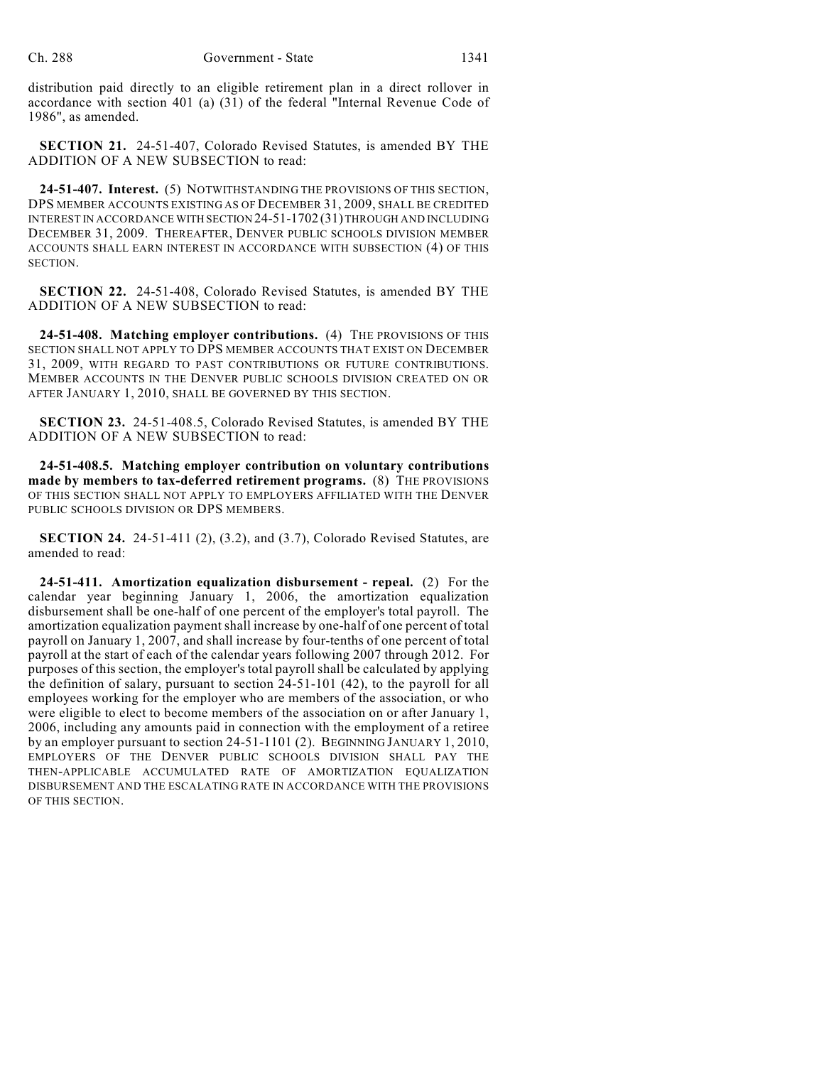distribution paid directly to an eligible retirement plan in a direct rollover in accordance with section 401 (a) (31) of the federal "Internal Revenue Code of 1986", as amended.

**SECTION 21.** 24-51-407, Colorado Revised Statutes, is amended BY THE ADDITION OF A NEW SUBSECTION to read:

**24-51-407. Interest.** (5) NOTWITHSTANDING THE PROVISIONS OF THIS SECTION, DPS MEMBER ACCOUNTS EXISTING AS OF DECEMBER 31, 2009, SHALL BE CREDITED INTEREST IN ACCORDANCE WITH SECTION 24-51-1702 (31) THROUGH AND INCLUDING DECEMBER 31, 2009. THEREAFTER, DENVER PUBLIC SCHOOLS DIVISION MEMBER ACCOUNTS SHALL EARN INTEREST IN ACCORDANCE WITH SUBSECTION (4) OF THIS SECTION.

**SECTION 22.** 24-51-408, Colorado Revised Statutes, is amended BY THE ADDITION OF A NEW SUBSECTION to read:

**24-51-408. Matching employer contributions.** (4) THE PROVISIONS OF THIS SECTION SHALL NOT APPLY TO DPS MEMBER ACCOUNTS THAT EXIST ON DECEMBER 31, 2009, WITH REGARD TO PAST CONTRIBUTIONS OR FUTURE CONTRIBUTIONS. MEMBER ACCOUNTS IN THE DENVER PUBLIC SCHOOLS DIVISION CREATED ON OR AFTER JANUARY 1, 2010, SHALL BE GOVERNED BY THIS SECTION.

**SECTION 23.** 24-51-408.5, Colorado Revised Statutes, is amended BY THE ADDITION OF A NEW SUBSECTION to read:

**24-51-408.5. Matching employer contribution on voluntary contributions made by members to tax-deferred retirement programs.** (8) THE PROVISIONS OF THIS SECTION SHALL NOT APPLY TO EMPLOYERS AFFILIATED WITH THE DENVER PUBLIC SCHOOLS DIVISION OR DPS MEMBERS.

**SECTION 24.** 24-51-411 (2), (3.2), and (3.7), Colorado Revised Statutes, are amended to read:

**24-51-411. Amortization equalization disbursement - repeal.** (2) For the calendar year beginning January 1, 2006, the amortization equalization disbursement shall be one-half of one percent of the employer's total payroll. The amortization equalization payment shall increase by one-half of one percent of total payroll on January 1, 2007, and shall increase by four-tenths of one percent of total payroll at the start of each of the calendar years following 2007 through 2012. For purposes of this section, the employer's total payroll shall be calculated by applying the definition of salary, pursuant to section 24-51-101 (42), to the payroll for all employees working for the employer who are members of the association, or who were eligible to elect to become members of the association on or after January 1, 2006, including any amounts paid in connection with the employment of a retiree by an employer pursuant to section 24-51-1101 (2). BEGINNING JANUARY 1, 2010, EMPLOYERS OF THE DENVER PUBLIC SCHOOLS DIVISION SHALL PAY THE THEN-APPLICABLE ACCUMULATED RATE OF AMORTIZATION EQUALIZATION DISBURSEMENT AND THE ESCALATING RATE IN ACCORDANCE WITH THE PROVISIONS OF THIS SECTION.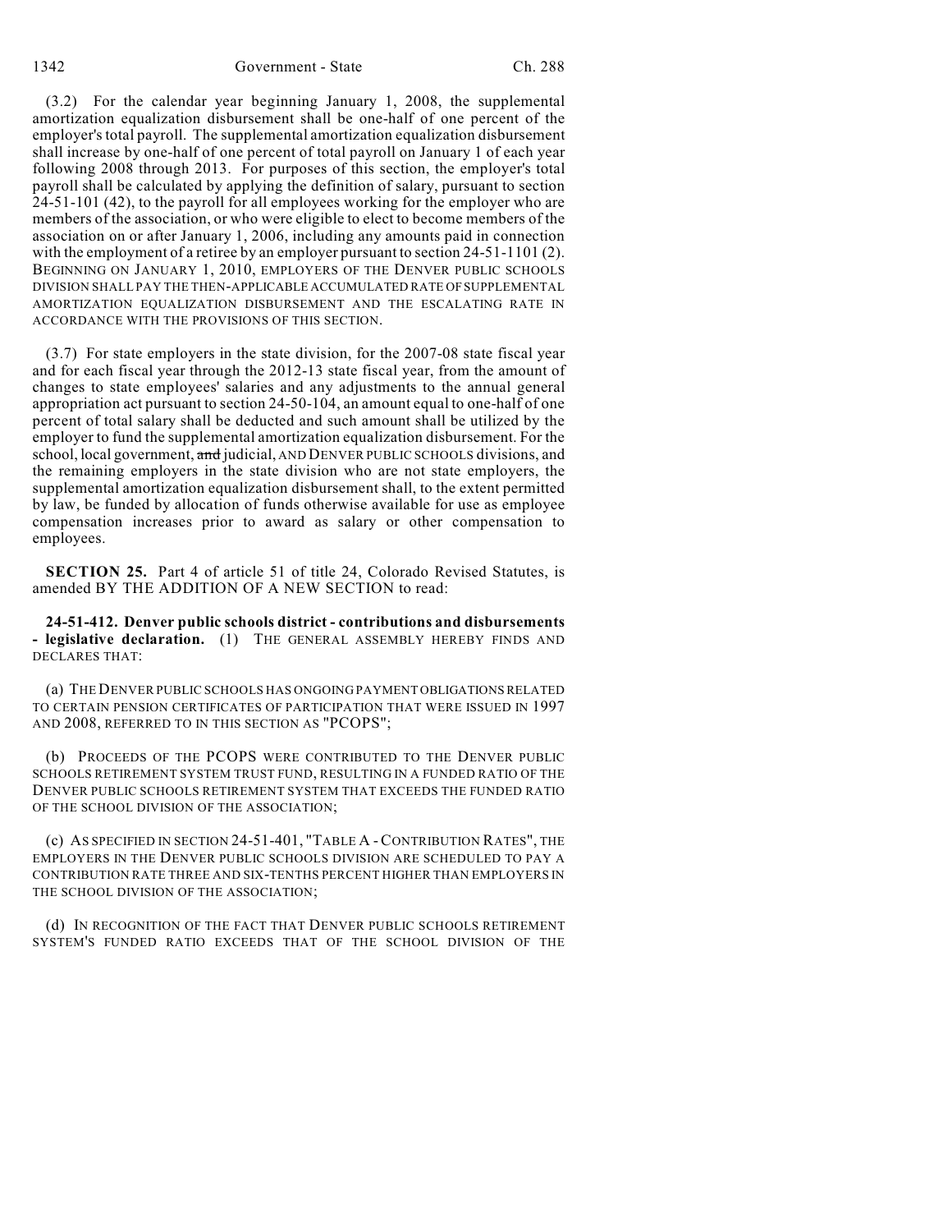(3.2) For the calendar year beginning January 1, 2008, the supplemental amortization equalization disbursement shall be one-half of one percent of the employer's total payroll. The supplemental amortization equalization disbursement shall increase by one-half of one percent of total payroll on January 1 of each year following 2008 through 2013. For purposes of this section, the employer's total payroll shall be calculated by applying the definition of salary, pursuant to section 24-51-101 (42), to the payroll for all employees working for the employer who are members of the association, or who were eligible to elect to become members of the association on or after January 1, 2006, including any amounts paid in connection with the employment of a retiree by an employer pursuant to section 24-51-1101 (2). BEGINNING ON JANUARY 1, 2010, EMPLOYERS OF THE DENVER PUBLIC SCHOOLS DIVISION SHALL PAY THE THEN-APPLICABLE ACCUMULATED RATE OF SUPPLEMENTAL AMORTIZATION EQUALIZATION DISBURSEMENT AND THE ESCALATING RATE IN ACCORDANCE WITH THE PROVISIONS OF THIS SECTION.

(3.7) For state employers in the state division, for the 2007-08 state fiscal year and for each fiscal year through the 2012-13 state fiscal year, from the amount of changes to state employees' salaries and any adjustments to the annual general appropriation act pursuant to section 24-50-104, an amount equal to one-half of one percent of total salary shall be deducted and such amount shall be utilized by the employer to fund the supplemental amortization equalization disbursement. For the school, local government, ~~and~~ judicial, AND DENVER PUBLIC SCHOOLS divisions, and the remaining employers in the state division who are not state employers, the supplemental amortization equalization disbursement shall, to the extent permitted by law, be funded by allocation of funds otherwise available for use as employee compensation increases prior to award as salary or other compensation to employees.

**SECTION 25.** Part 4 of article 51 of title 24, Colorado Revised Statutes, is amended BY THE ADDITION OF A NEW SECTION to read:

**24-51-412. Denver public schools district - contributions and disbursements - legislative declaration.** (1) THE GENERAL ASSEMBLY HEREBY FINDS AND DECLARES THAT:

(a) THE DENVER PUBLIC SCHOOLS HAS ONGOING PAYMENT OBLIGATIONS RELATED TO CERTAIN PENSION CERTIFICATES OF PARTICIPATION THAT WERE ISSUED IN 1997 AND 2008, REFERRED TO IN THIS SECTION AS "PCOPS";

(b) PROCEEDS OF THE PCOPS WERE CONTRIBUTED TO THE DENVER PUBLIC SCHOOLS RETIREMENT SYSTEM TRUST FUND, RESULTING IN A FUNDED RATIO OF THE DENVER PUBLIC SCHOOLS RETIREMENT SYSTEM THAT EXCEEDS THE FUNDED RATIO OF THE SCHOOL DIVISION OF THE ASSOCIATION;

(c) AS SPECIFIED IN SECTION 24-51-401, "TABLE A - CONTRIBUTION RATES", THE EMPLOYERS IN THE DENVER PUBLIC SCHOOLS DIVISION ARE SCHEDULED TO PAY A CONTRIBUTION RATE THREE AND SIX-TENTHS PERCENT HIGHER THAN EMPLOYERS IN THE SCHOOL DIVISION OF THE ASSOCIATION;

(d) IN RECOGNITION OF THE FACT THAT DENVER PUBLIC SCHOOLS RETIREMENT SYSTEM'S FUNDED RATIO EXCEEDS THAT OF THE SCHOOL DIVISION OF THE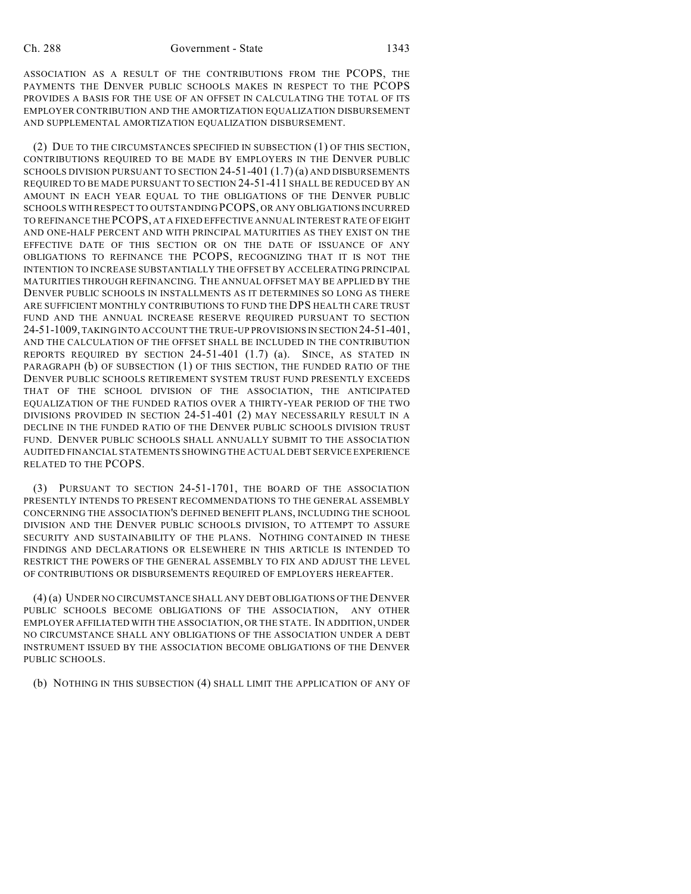ASSOCIATION AS A RESULT OF THE CONTRIBUTIONS FROM THE PCOPS, THE PAYMENTS THE DENVER PUBLIC SCHOOLS MAKES IN RESPECT TO THE PCOPS PROVIDES A BASIS FOR THE USE OF AN OFFSET IN CALCULATING THE TOTAL OF ITS EMPLOYER CONTRIBUTION AND THE AMORTIZATION EQUALIZATION DISBURSEMENT AND SUPPLEMENTAL AMORTIZATION EQUALIZATION DISBURSEMENT.

(2) DUE TO THE CIRCUMSTANCES SPECIFIED IN SUBSECTION (1) OF THIS SECTION, CONTRIBUTIONS REQUIRED TO BE MADE BY EMPLOYERS IN THE DENVER PUBLIC SCHOOLS DIVISION PURSUANT TO SECTION 24-51-401 (1.7) (a) AND DISBURSEMENTS REQUIRED TO BE MADE PURSUANT TO SECTION 24-51-411 SHALL BE REDUCED BY AN AMOUNT IN EACH YEAR EQUAL TO THE OBLIGATIONS OF THE DENVER PUBLIC SCHOOLS WITH RESPECT TO OUTSTANDING PCOPS, OR ANY OBLIGATIONS INCURRED TO REFINANCE THE PCOPS, AT A FIXED EFFECTIVE ANNUAL INTEREST RATE OF EIGHT AND ONE-HALF PERCENT AND WITH PRINCIPAL MATURITIES AS THEY EXIST ON THE EFFECTIVE DATE OF THIS SECTION OR ON THE DATE OF ISSUANCE OF ANY OBLIGATIONS TO REFINANCE THE PCOPS, RECOGNIZING THAT IT IS NOT THE INTENTION TO INCREASE SUBSTANTIALLY THE OFFSET BY ACCELERATING PRINCIPAL MATURITIES THROUGH REFINANCING. THE ANNUAL OFFSET MAY BE APPLIED BY THE DENVER PUBLIC SCHOOLS IN INSTALLMENTS AS IT DETERMINES SO LONG AS THERE ARE SUFFICIENT MONTHLY CONTRIBUTIONS TO FUND THE DPS HEALTH CARE TRUST FUND AND THE ANNUAL INCREASE RESERVE REQUIRED PURSUANT TO SECTION 24-51-1009, TAKING INTO ACCOUNT THE TRUE-UP PROVISIONS IN SECTION 24-51-401, AND THE CALCULATION OF THE OFFSET SHALL BE INCLUDED IN THE CONTRIBUTION REPORTS REQUIRED BY SECTION 24-51-401 (1.7) (a). SINCE, AS STATED IN PARAGRAPH (b) OF SUBSECTION (1) OF THIS SECTION, THE FUNDED RATIO OF THE DENVER PUBLIC SCHOOLS RETIREMENT SYSTEM TRUST FUND PRESENTLY EXCEEDS THAT OF THE SCHOOL DIVISION OF THE ASSOCIATION, THE ANTICIPATED EQUALIZATION OF THE FUNDED RATIOS OVER A THIRTY-YEAR PERIOD OF THE TWO DIVISIONS PROVIDED IN SECTION 24-51-401 (2) MAY NECESSARILY RESULT IN A DECLINE IN THE FUNDED RATIO OF THE DENVER PUBLIC SCHOOLS DIVISION TRUST FUND. DENVER PUBLIC SCHOOLS SHALL ANNUALLY SUBMIT TO THE ASSOCIATION AUDITED FINANCIAL STATEMENTS SHOWING THE ACTUAL DEBT SERVICE EXPERIENCE RELATED TO THE PCOPS.

(3) PURSUANT TO SECTION 24-51-1701, THE BOARD OF THE ASSOCIATION PRESENTLY INTENDS TO PRESENT RECOMMENDATIONS TO THE GENERAL ASSEMBLY CONCERNING THE ASSOCIATION'S DEFINED BENEFIT PLANS, INCLUDING THE SCHOOL DIVISION AND THE DENVER PUBLIC SCHOOLS DIVISION, TO ATTEMPT TO ASSURE SECURITY AND SUSTAINABILITY OF THE PLANS. NOTHING CONTAINED IN THESE FINDINGS AND DECLARATIONS OR ELSEWHERE IN THIS ARTICLE IS INTENDED TO RESTRICT THE POWERS OF THE GENERAL ASSEMBLY TO FIX AND ADJUST THE LEVEL OF CONTRIBUTIONS OR DISBURSEMENTS REQUIRED OF EMPLOYERS HEREAFTER.

(4) (a) UNDER NO CIRCUMSTANCE SHALL ANY DEBT OBLIGATIONS OF THE DENVER PUBLIC SCHOOLS BECOME OBLIGATIONS OF THE ASSOCIATION, ANY OTHER EMPLOYER AFFILIATED WITH THE ASSOCIATION, OR THE STATE. IN ADDITION, UNDER NO CIRCUMSTANCE SHALL ANY OBLIGATIONS OF THE ASSOCIATION UNDER A DEBT INSTRUMENT ISSUED BY THE ASSOCIATION BECOME OBLIGATIONS OF THE DENVER PUBLIC SCHOOLS.

(b) NOTHING IN THIS SUBSECTION (4) SHALL LIMIT THE APPLICATION OF ANY OF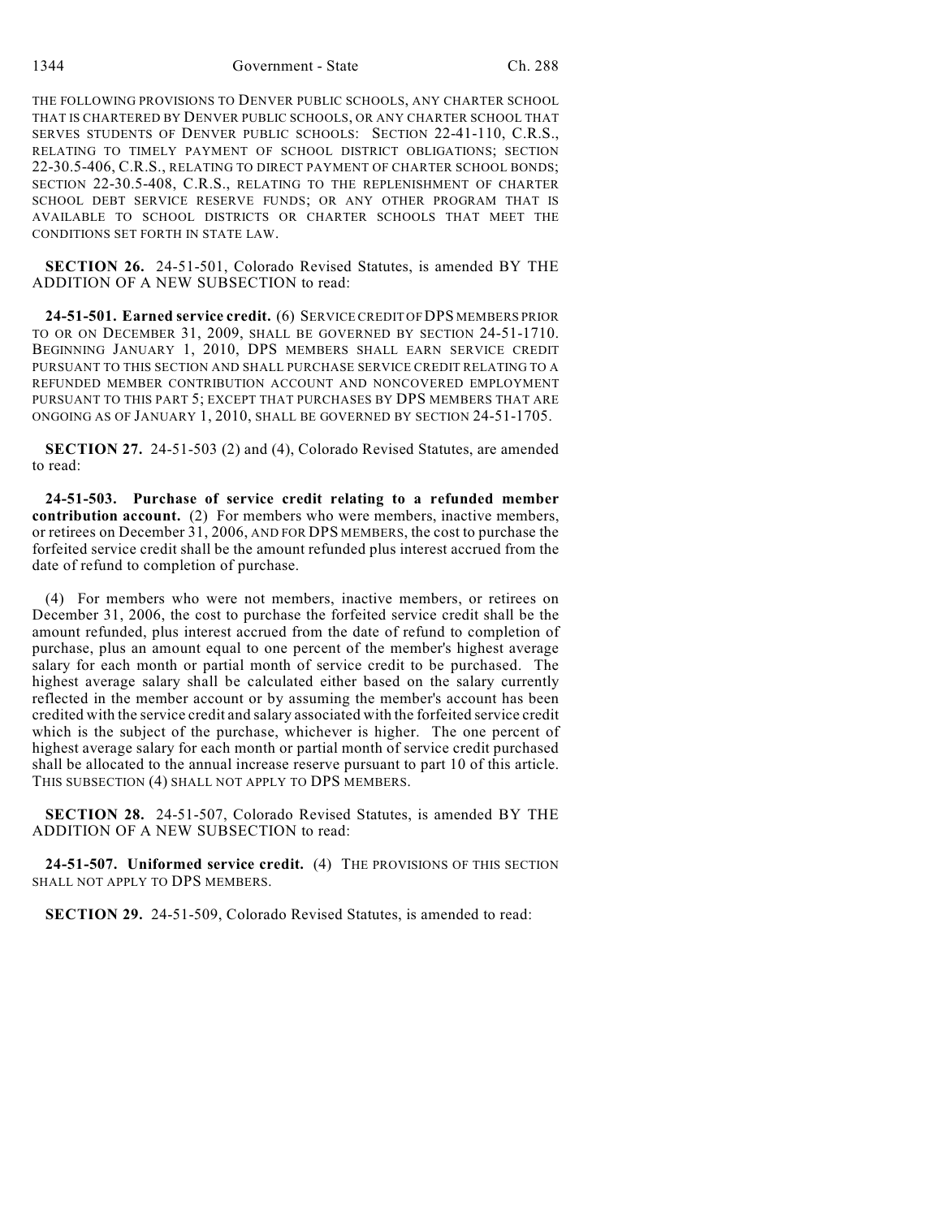THE FOLLOWING PROVISIONS TO DENVER PUBLIC SCHOOLS, ANY CHARTER SCHOOL THAT IS CHARTERED BY DENVER PUBLIC SCHOOLS, OR ANY CHARTER SCHOOL THAT SERVES STUDENTS OF DENVER PUBLIC SCHOOLS: SECTION 22-41-110, C.R.S., RELATING TO TIMELY PAYMENT OF SCHOOL DISTRICT OBLIGATIONS; SECTION 22-30.5-406, C.R.S., RELATING TO DIRECT PAYMENT OF CHARTER SCHOOL BONDS; SECTION 22-30.5-408, C.R.S., RELATING TO THE REPLENISHMENT OF CHARTER SCHOOL DEBT SERVICE RESERVE FUNDS; OR ANY OTHER PROGRAM THAT IS AVAILABLE TO SCHOOL DISTRICTS OR CHARTER SCHOOLS THAT MEET THE CONDITIONS SET FORTH IN STATE LAW.

**SECTION 26.** 24-51-501, Colorado Revised Statutes, is amended BY THE ADDITION OF A NEW SUBSECTION to read:

**24-51-501. Earned service credit.** (6) SERVICE CREDIT OF DPS MEMBERS PRIOR TO OR ON DECEMBER 31, 2009, SHALL BE GOVERNED BY SECTION 24-51-1710. BEGINNING JANUARY 1, 2010, DPS MEMBERS SHALL EARN SERVICE CREDIT PURSUANT TO THIS SECTION AND SHALL PURCHASE SERVICE CREDIT RELATING TO A REFUNDED MEMBER CONTRIBUTION ACCOUNT AND NONCOVERED EMPLOYMENT PURSUANT TO THIS PART 5; EXCEPT THAT PURCHASES BY DPS MEMBERS THAT ARE ONGOING AS OF JANUARY 1, 2010, SHALL BE GOVERNED BY SECTION 24-51-1705.

**SECTION 27.** 24-51-503 (2) and (4), Colorado Revised Statutes, are amended to read:

**24-51-503. Purchase of service credit relating to a refunded member contribution account.** (2) For members who were members, inactive members, or retirees on December 31, 2006, AND FOR DPS MEMBERS, the cost to purchase the forfeited service credit shall be the amount refunded plus interest accrued from the date of refund to completion of purchase.

(4) For members who were not members, inactive members, or retirees on December 31, 2006, the cost to purchase the forfeited service credit shall be the amount refunded, plus interest accrued from the date of refund to completion of purchase, plus an amount equal to one percent of the member's highest average salary for each month or partial month of service credit to be purchased. The highest average salary shall be calculated either based on the salary currently reflected in the member account or by assuming the member's account has been credited with the service credit and salary associated with the forfeited service credit which is the subject of the purchase, whichever is higher. The one percent of highest average salary for each month or partial month of service credit purchased shall be allocated to the annual increase reserve pursuant to part 10 of this article. THIS SUBSECTION (4) SHALL NOT APPLY TO DPS MEMBERS.

**SECTION 28.** 24-51-507, Colorado Revised Statutes, is amended BY THE ADDITION OF A NEW SUBSECTION to read:

**24-51-507. Uniformed service credit.** (4) THE PROVISIONS OF THIS SECTION SHALL NOT APPLY TO DPS MEMBERS.

**SECTION 29.** 24-51-509, Colorado Revised Statutes, is amended to read: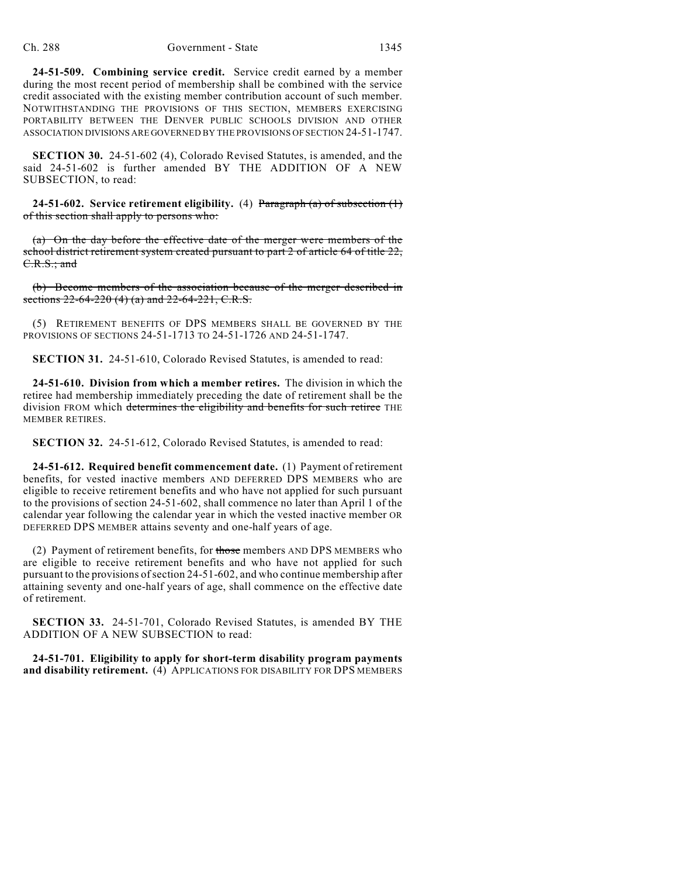**24-51-509. Combining service credit.** Service credit earned by a member during the most recent period of membership shall be combined with the service credit associated with the existing member contribution account of such member. NOTWITHSTANDING THE PROVISIONS OF THIS SECTION, MEMBERS EXERCISING PORTABILITY BETWEEN THE DENVER PUBLIC SCHOOLS DIVISION AND OTHER ASSOCIATION DIVISIONS ARE GOVERNED BY THE PROVISIONS OF SECTION 24-51-1747.

**SECTION 30.** 24-51-602 (4), Colorado Revised Statutes, is amended, and the said 24-51-602 is further amended BY THE ADDITION OF A NEW SUBSECTION, to read:

**24-51-602. Service retirement eligibility.** (4) ~~Paragraph (a) of subsection (1) of this section shall apply to persons who:~~

~~(a) On the day before the effective date of the merger were members of the school district retirement system created pursuant to part 2 of article 64 of title 22, C.R.S.; and~~

~~(b) Become members of the association because of the merger described in sections 22-64-220 (4) (a) and 22-64-221, C.R.S.~~

(5) RETIREMENT BENEFITS OF DPS MEMBERS SHALL BE GOVERNED BY THE PROVISIONS OF SECTIONS 24-51-1713 TO 24-51-1726 AND 24-51-1747.

**SECTION 31.** 24-51-610, Colorado Revised Statutes, is amended to read:

**24-51-610. Division from which a member retires.** The division in which the retiree had membership immediately preceding the date of retirement shall be the division FROM which ~~determines the eligibility and benefits for such retiree~~ THE MEMBER RETIRES.

**SECTION 32.** 24-51-612, Colorado Revised Statutes, is amended to read:

**24-51-612. Required benefit commencement date.** (1) Payment of retirement benefits, for vested inactive members AND DEFERRED DPS MEMBERS who are eligible to receive retirement benefits and who have not applied for such pursuant to the provisions of section 24-51-602, shall commence no later than April 1 of the calendar year following the calendar year in which the vested inactive member OR DEFERRED DPS MEMBER attains seventy and one-half years of age.

(2) Payment of retirement benefits, for ~~those~~ members AND DPS MEMBERS who are eligible to receive retirement benefits and who have not applied for such pursuant to the provisions of section 24-51-602, and who continue membership after attaining seventy and one-half years of age, shall commence on the effective date of retirement.

**SECTION 33.** 24-51-701, Colorado Revised Statutes, is amended BY THE ADDITION OF A NEW SUBSECTION to read:

**24-51-701. Eligibility to apply for short-term disability program payments and disability retirement.** (4) APPLICATIONS FOR DISABILITY FOR DPS MEMBERS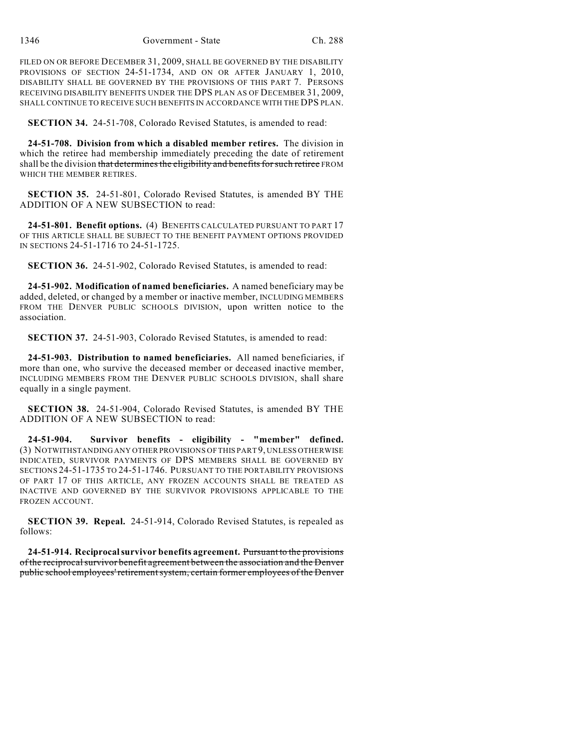FILED ON OR BEFORE DECEMBER 31, 2009, SHALL BE GOVERNED BY THE DISABILITY PROVISIONS OF SECTION 24-51-1734, AND ON OR AFTER JANUARY 1, 2010, DISABILITY SHALL BE GOVERNED BY THE PROVISIONS OF THIS PART 7. PERSONS RECEIVING DISABILITY BENEFITS UNDER THE DPS PLAN AS OF DECEMBER 31, 2009, SHALL CONTINUE TO RECEIVE SUCH BENEFITS IN ACCORDANCE WITH THE DPS PLAN.

**SECTION 34.** 24-51-708, Colorado Revised Statutes, is amended to read:

**24-51-708. Division from which a disabled member retires.** The division in which the retiree had membership immediately preceding the date of retirement shall be the division ~~that determines the eligibility and benefits for such retiree~~ FROM WHICH THE MEMBER RETIRES.

**SECTION 35.** 24-51-801, Colorado Revised Statutes, is amended BY THE ADDITION OF A NEW SUBSECTION to read:

**24-51-801. Benefit options.** (4) BENEFITS CALCULATED PURSUANT TO PART 17 OF THIS ARTICLE SHALL BE SUBJECT TO THE BENEFIT PAYMENT OPTIONS PROVIDED IN SECTIONS 24-51-1716 TO 24-51-1725.

**SECTION 36.** 24-51-902, Colorado Revised Statutes, is amended to read:

**24-51-902. Modification of named beneficiaries.** A named beneficiary may be added, deleted, or changed by a member or inactive member, INCLUDING MEMBERS FROM THE DENVER PUBLIC SCHOOLS DIVISION, upon written notice to the association.

**SECTION 37.** 24-51-903, Colorado Revised Statutes, is amended to read:

**24-51-903. Distribution to named beneficiaries.** All named beneficiaries, if more than one, who survive the deceased member or deceased inactive member, INCLUDING MEMBERS FROM THE DENVER PUBLIC SCHOOLS DIVISION, shall share equally in a single payment.

**SECTION 38.** 24-51-904, Colorado Revised Statutes, is amended BY THE ADDITION OF A NEW SUBSECTION to read:

**24-51-904. Survivor benefits - eligibility - "member" defined.** (3) NOTWITHSTANDING ANY OTHER PROVISIONS OF THIS PART 9, UNLESS OTHERWISE INDICATED, SURVIVOR PAYMENTS OF DPS MEMBERS SHALL BE GOVERNED BY SECTIONS 24-51-1735 TO 24-51-1746. PURSUANT TO THE PORTABILITY PROVISIONS OF PART 17 OF THIS ARTICLE, ANY FROZEN ACCOUNTS SHALL BE TREATED AS INACTIVE AND GOVERNED BY THE SURVIVOR PROVISIONS APPLICABLE TO THE FROZEN ACCOUNT.

**SECTION 39. Repeal.** 24-51-914, Colorado Revised Statutes, is repealed as follows:

**24-51-914. Reciprocal survivor benefits agreement.** ~~Pursuant to the provisions of the reciprocal survivor benefit agreement between the association and the Denver public school employees' retirement system, certain former employees of the Denver~~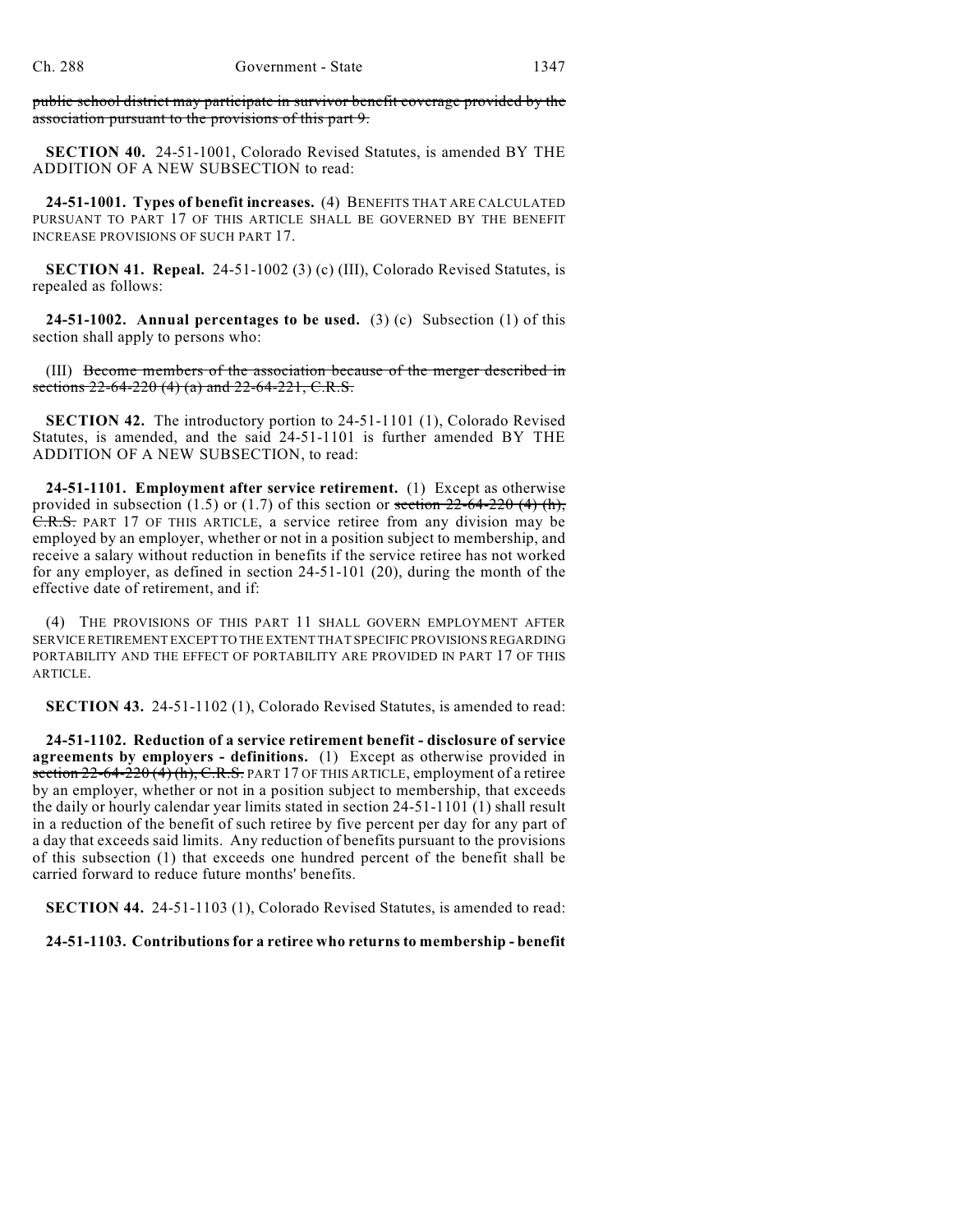~~public school district may participate in survivor benefit coverage provided by the association pursuant to the provisions of this part 9.~~

**SECTION 40.** 24-51-1001, Colorado Revised Statutes, is amended BY THE ADDITION OF A NEW SUBSECTION to read:

**24-51-1001. Types of benefit increases.** (4) BENEFITS THAT ARE CALCULATED PURSUANT TO PART 17 OF THIS ARTICLE SHALL BE GOVERNED BY THE BENEFIT INCREASE PROVISIONS OF SUCH PART 17.

**SECTION 41. Repeal.** 24-51-1002 (3) (c) (III), Colorado Revised Statutes, is repealed as follows:

**24-51-1002. Annual percentages to be used.** (3) (c) Subsection (1) of this section shall apply to persons who:

(III) ~~Become members of the association because of the merger described in sections 22-64-220 (4) (a) and 22-64-221, C.R.S.~~

**SECTION 42.** The introductory portion to 24-51-1101 (1), Colorado Revised Statutes, is amended, and the said 24-51-1101 is further amended BY THE ADDITION OF A NEW SUBSECTION, to read:

**24-51-1101. Employment after service retirement.** (1) Except as otherwise provided in subsection (1.5) or (1.7) of this section or ~~section 22-64-220 (4) (h), C.R.S.~~ PART 17 OF THIS ARTICLE, a service retiree from any division may be employed by an employer, whether or not in a position subject to membership, and receive a salary without reduction in benefits if the service retiree has not worked for any employer, as defined in section 24-51-101 (20), during the month of the effective date of retirement, and if:

(4) THE PROVISIONS OF THIS PART 11 SHALL GOVERN EMPLOYMENT AFTER SERVICE RETIREMENT EXCEPT TO THE EXTENT THAT SPECIFIC PROVISIONS REGARDING PORTABILITY AND THE EFFECT OF PORTABILITY ARE PROVIDED IN PART 17 OF THIS ARTICLE.

**SECTION 43.** 24-51-1102 (1), Colorado Revised Statutes, is amended to read:

**24-51-1102. Reduction of a service retirement benefit - disclosure of service agreements by employers - definitions.** (1) Except as otherwise provided in ~~section 22-64-220 (4) (h), C.R.S.~~ PART 17 OF THIS ARTICLE, employment of a retiree by an employer, whether or not in a position subject to membership, that exceeds the daily or hourly calendar year limits stated in section 24-51-1101 (1) shall result in a reduction of the benefit of such retiree by five percent per day for any part of a day that exceeds said limits. Any reduction of benefits pursuant to the provisions of this subsection (1) that exceeds one hundred percent of the benefit shall be carried forward to reduce future months' benefits.

**SECTION 44.** 24-51-1103 (1), Colorado Revised Statutes, is amended to read:

**24-51-1103. Contributions for a retiree who returns to membership - benefit**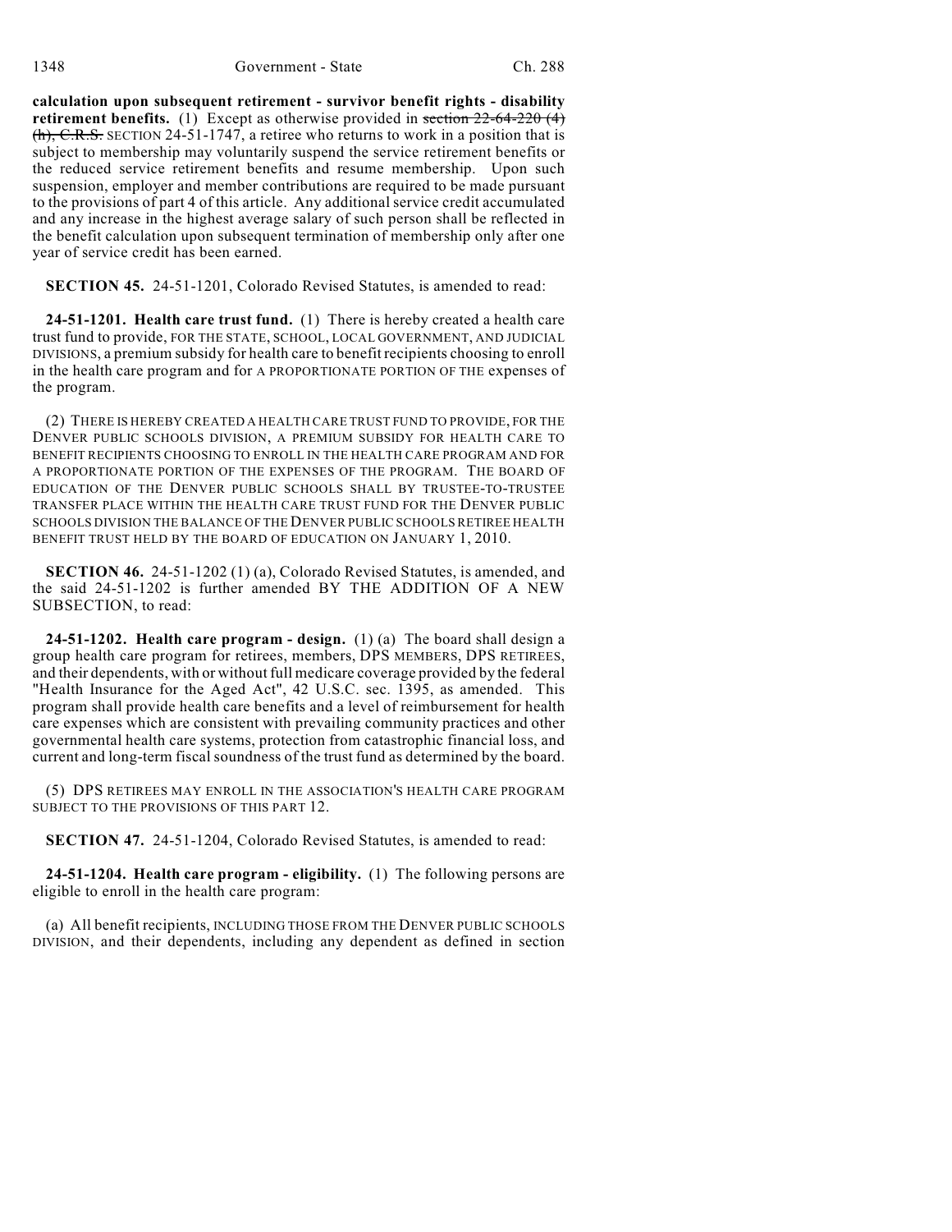**calculation upon subsequent retirement - survivor benefit rights - disability retirement benefits.** (1) Except as otherwise provided in ~~section 22-64-220 (4) (h), C.R.S.~~ SECTION 24-51-1747, a retiree who returns to work in a position that is subject to membership may voluntarily suspend the service retirement benefits or the reduced service retirement benefits and resume membership. Upon such suspension, employer and member contributions are required to be made pursuant to the provisions of part 4 of this article. Any additional service credit accumulated and any increase in the highest average salary of such person shall be reflected in the benefit calculation upon subsequent termination of membership only after one year of service credit has been earned.

**SECTION 45.** 24-51-1201, Colorado Revised Statutes, is amended to read:

**24-51-1201. Health care trust fund.** (1) There is hereby created a health care trust fund to provide, FOR THE STATE, SCHOOL, LOCAL GOVERNMENT, AND JUDICIAL DIVISIONS, a premium subsidy for health care to benefit recipients choosing to enroll in the health care program and for A PROPORTIONATE PORTION OF THE expenses of the program.

(2) THERE IS HEREBY CREATED A HEALTH CARE TRUST FUND TO PROVIDE, FOR THE DENVER PUBLIC SCHOOLS DIVISION, A PREMIUM SUBSIDY FOR HEALTH CARE TO BENEFIT RECIPIENTS CHOOSING TO ENROLL IN THE HEALTH CARE PROGRAM AND FOR A PROPORTIONATE PORTION OF THE EXPENSES OF THE PROGRAM. THE BOARD OF EDUCATION OF THE DENVER PUBLIC SCHOOLS SHALL BY TRUSTEE-TO-TRUSTEE TRANSFER PLACE WITHIN THE HEALTH CARE TRUST FUND FOR THE DENVER PUBLIC SCHOOLS DIVISION THE BALANCE OF THE DENVER PUBLIC SCHOOLS RETIREE HEALTH BENEFIT TRUST HELD BY THE BOARD OF EDUCATION ON JANUARY 1, 2010.

**SECTION 46.** 24-51-1202 (1) (a), Colorado Revised Statutes, is amended, and the said 24-51-1202 is further amended BY THE ADDITION OF A NEW SUBSECTION, to read:

**24-51-1202. Health care program - design.** (1) (a) The board shall design a group health care program for retirees, members, DPS MEMBERS, DPS RETIREES, and their dependents, with or without full medicare coverage provided by the federal "Health Insurance for the Aged Act", 42 U.S.C. sec. 1395, as amended. This program shall provide health care benefits and a level of reimbursement for health care expenses which are consistent with prevailing community practices and other governmental health care systems, protection from catastrophic financial loss, and current and long-term fiscal soundness of the trust fund as determined by the board.

(5) DPS RETIREES MAY ENROLL IN THE ASSOCIATION'S HEALTH CARE PROGRAM SUBJECT TO THE PROVISIONS OF THIS PART 12.

**SECTION 47.** 24-51-1204, Colorado Revised Statutes, is amended to read:

**24-51-1204. Health care program - eligibility.** (1) The following persons are eligible to enroll in the health care program:

(a) All benefit recipients, INCLUDING THOSE FROM THE DENVER PUBLIC SCHOOLS DIVISION, and their dependents, including any dependent as defined in section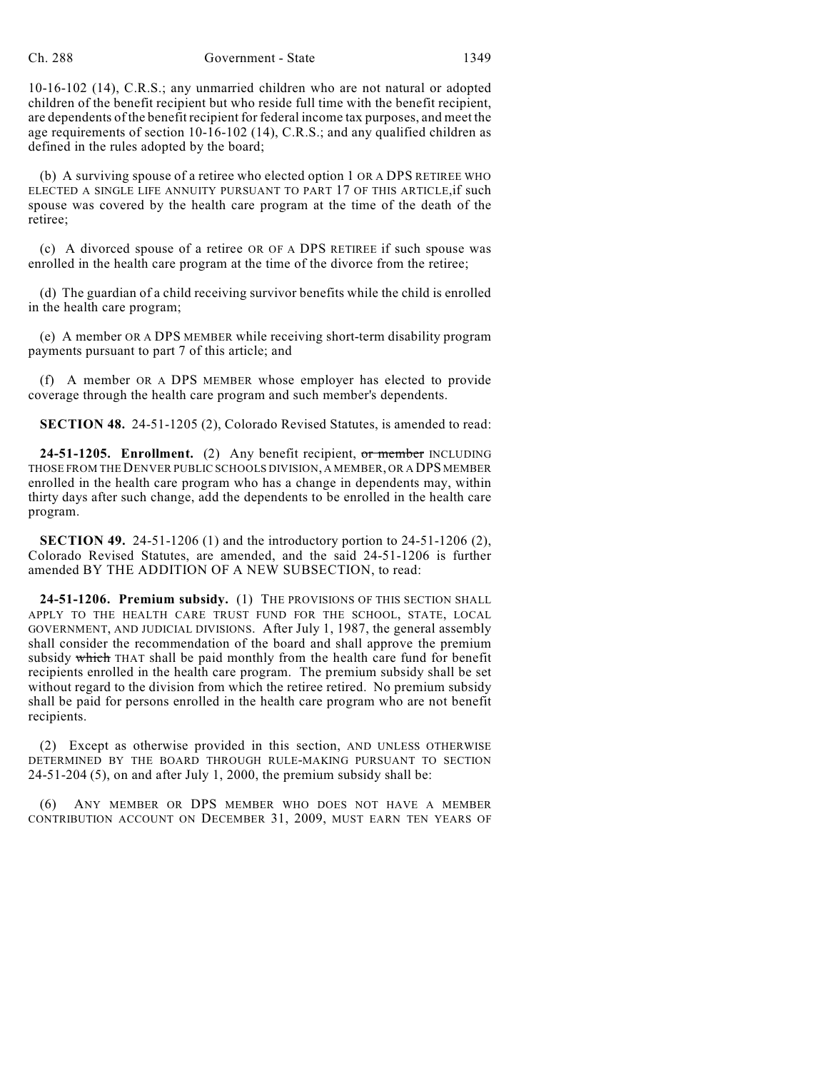10-16-102 (14), C.R.S.; any unmarried children who are not natural or adopted children of the benefit recipient but who reside full time with the benefit recipient, are dependents of the benefit recipient for federal income tax purposes, and meet the age requirements of section 10-16-102 (14), C.R.S.; and any qualified children as defined in the rules adopted by the board;

(b) A surviving spouse of a retiree who elected option 1 OR A DPS RETIREE WHO ELECTED A SINGLE LIFE ANNUITY PURSUANT TO PART 17 OF THIS ARTICLE,if such spouse was covered by the health care program at the time of the death of the retiree;

(c) A divorced spouse of a retiree OR OF A DPS RETIREE if such spouse was enrolled in the health care program at the time of the divorce from the retiree;

(d) The guardian of a child receiving survivor benefits while the child is enrolled in the health care program;

(e) A member OR A DPS MEMBER while receiving short-term disability program payments pursuant to part 7 of this article; and

(f) A member OR A DPS MEMBER whose employer has elected to provide coverage through the health care program and such member's dependents.

**SECTION 48.** 24-51-1205 (2), Colorado Revised Statutes, is amended to read:

**24-51-1205. Enrollment.** (2) Any benefit recipient, ~~or member~~ INCLUDING THOSE FROM THE DENVER PUBLIC SCHOOLS DIVISION, A MEMBER, OR A DPS MEMBER enrolled in the health care program who has a change in dependents may, within thirty days after such change, add the dependents to be enrolled in the health care program.

**SECTION 49.** 24-51-1206 (1) and the introductory portion to 24-51-1206 (2), Colorado Revised Statutes, are amended, and the said 24-51-1206 is further amended BY THE ADDITION OF A NEW SUBSECTION, to read:

**24-51-1206. Premium subsidy.** (1) THE PROVISIONS OF THIS SECTION SHALL APPLY TO THE HEALTH CARE TRUST FUND FOR THE SCHOOL, STATE, LOCAL GOVERNMENT, AND JUDICIAL DIVISIONS. After July 1, 1987, the general assembly shall consider the recommendation of the board and shall approve the premium subsidy ~~which~~ THAT shall be paid monthly from the health care fund for benefit recipients enrolled in the health care program. The premium subsidy shall be set without regard to the division from which the retiree retired. No premium subsidy shall be paid for persons enrolled in the health care program who are not benefit recipients.

(2) Except as otherwise provided in this section, AND UNLESS OTHERWISE DETERMINED BY THE BOARD THROUGH RULE-MAKING PURSUANT TO SECTION 24-51-204 (5), on and after July 1, 2000, the premium subsidy shall be:

(6) ANY MEMBER OR DPS MEMBER WHO DOES NOT HAVE A MEMBER CONTRIBUTION ACCOUNT ON DECEMBER 31, 2009, MUST EARN TEN YEARS OF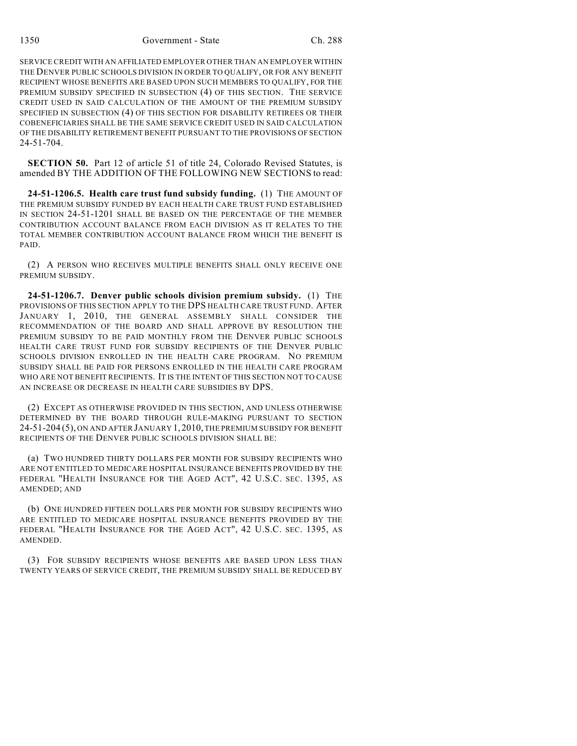SERVICE CREDIT WITH AN AFFILIATED EMPLOYER OTHER THAN AN EMPLOYER WITHIN THE DENVER PUBLIC SCHOOLS DIVISION IN ORDER TO QUALIFY, OR FOR ANY BENEFIT RECIPIENT WHOSE BENEFITS ARE BASED UPON SUCH MEMBERS TO QUALIFY, FOR THE PREMIUM SUBSIDY SPECIFIED IN SUBSECTION (4) OF THIS SECTION. THE SERVICE CREDIT USED IN SAID CALCULATION OF THE AMOUNT OF THE PREMIUM SUBSIDY SPECIFIED IN SUBSECTION (4) OF THIS SECTION FOR DISABILITY RETIREES OR THEIR COBENEFICIARIES SHALL BE THE SAME SERVICE CREDIT USED IN SAID CALCULATION OF THE DISABILITY RETIREMENT BENEFIT PURSUANT TO THE PROVISIONS OF SECTION 24-51-704.

**SECTION 50.** Part 12 of article 51 of title 24, Colorado Revised Statutes, is amended BY THE ADDITION OF THE FOLLOWING NEW SECTIONS to read:

**24-51-1206.5. Health care trust fund subsidy funding.** (1) THE AMOUNT OF THE PREMIUM SUBSIDY FUNDED BY EACH HEALTH CARE TRUST FUND ESTABLISHED IN SECTION 24-51-1201 SHALL BE BASED ON THE PERCENTAGE OF THE MEMBER CONTRIBUTION ACCOUNT BALANCE FROM EACH DIVISION AS IT RELATES TO THE TOTAL MEMBER CONTRIBUTION ACCOUNT BALANCE FROM WHICH THE BENEFIT IS PAID.

(2) A PERSON WHO RECEIVES MULTIPLE BENEFITS SHALL ONLY RECEIVE ONE PREMIUM SUBSIDY.

**24-51-1206.7. Denver public schools division premium subsidy.** (1) THE PROVISIONS OF THIS SECTION APPLY TO THE DPS HEALTH CARE TRUST FUND. AFTER JANUARY 1, 2010, THE GENERAL ASSEMBLY SHALL CONSIDER THE RECOMMENDATION OF THE BOARD AND SHALL APPROVE BY RESOLUTION THE PREMIUM SUBSIDY TO BE PAID MONTHLY FROM THE DENVER PUBLIC SCHOOLS HEALTH CARE TRUST FUND FOR SUBSIDY RECIPIENTS OF THE DENVER PUBLIC SCHOOLS DIVISION ENROLLED IN THE HEALTH CARE PROGRAM. NO PREMIUM SUBSIDY SHALL BE PAID FOR PERSONS ENROLLED IN THE HEALTH CARE PROGRAM WHO ARE NOT BENEFIT RECIPIENTS. IT IS THE INTENT OF THIS SECTION NOT TO CAUSE AN INCREASE OR DECREASE IN HEALTH CARE SUBSIDIES BY DPS.

(2) EXCEPT AS OTHERWISE PROVIDED IN THIS SECTION, AND UNLESS OTHERWISE DETERMINED BY THE BOARD THROUGH RULE-MAKING PURSUANT TO SECTION 24-51-204 (5), ON AND AFTER JANUARY 1, 2010, THE PREMIUM SUBSIDY FOR BENEFIT RECIPIENTS OF THE DENVER PUBLIC SCHOOLS DIVISION SHALL BE:

(a) TWO HUNDRED THIRTY DOLLARS PER MONTH FOR SUBSIDY RECIPIENTS WHO ARE NOT ENTITLED TO MEDICARE HOSPITAL INSURANCE BENEFITS PROVIDED BY THE FEDERAL "HEALTH INSURANCE FOR THE AGED ACT", 42 U.S.C. SEC. 1395, AS AMENDED; AND

(b) ONE HUNDRED FIFTEEN DOLLARS PER MONTH FOR SUBSIDY RECIPIENTS WHO ARE ENTITLED TO MEDICARE HOSPITAL INSURANCE BENEFITS PROVIDED BY THE FEDERAL "HEALTH INSURANCE FOR THE AGED ACT", 42 U.S.C. SEC. 1395, AS AMENDED.

(3) FOR SUBSIDY RECIPIENTS WHOSE BENEFITS ARE BASED UPON LESS THAN TWENTY YEARS OF SERVICE CREDIT, THE PREMIUM SUBSIDY SHALL BE REDUCED BY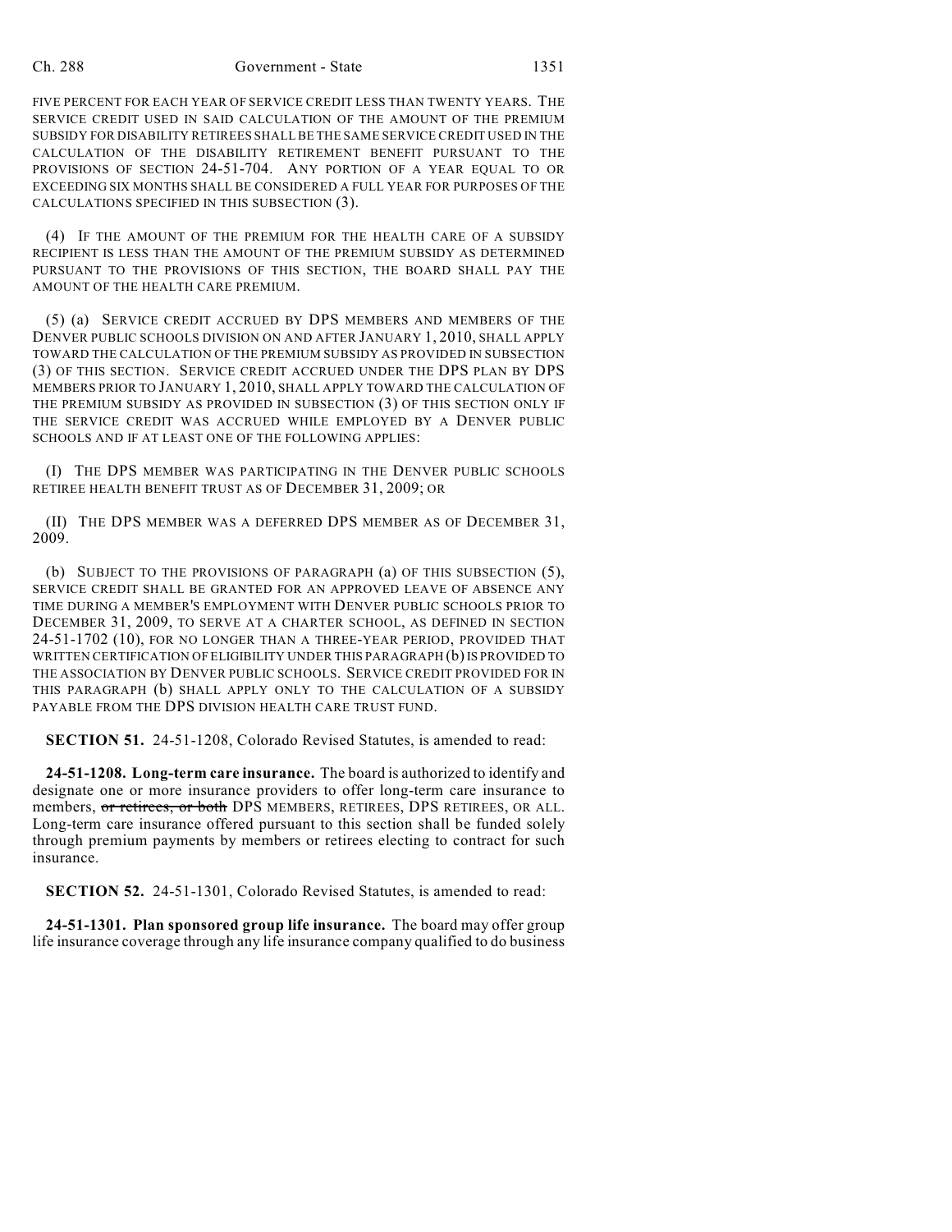FIVE PERCENT FOR EACH YEAR OF SERVICE CREDIT LESS THAN TWENTY YEARS. THE SERVICE CREDIT USED IN SAID CALCULATION OF THE AMOUNT OF THE PREMIUM SUBSIDY FOR DISABILITY RETIREES SHALL BE THE SAME SERVICE CREDIT USED IN THE CALCULATION OF THE DISABILITY RETIREMENT BENEFIT PURSUANT TO THE PROVISIONS OF SECTION 24-51-704. ANY PORTION OF A YEAR EQUAL TO OR EXCEEDING SIX MONTHS SHALL BE CONSIDERED A FULL YEAR FOR PURPOSES OF THE CALCULATIONS SPECIFIED IN THIS SUBSECTION (3).

(4) IF THE AMOUNT OF THE PREMIUM FOR THE HEALTH CARE OF A SUBSIDY RECIPIENT IS LESS THAN THE AMOUNT OF THE PREMIUM SUBSIDY AS DETERMINED PURSUANT TO THE PROVISIONS OF THIS SECTION, THE BOARD SHALL PAY THE AMOUNT OF THE HEALTH CARE PREMIUM.

(5) (a) SERVICE CREDIT ACCRUED BY DPS MEMBERS AND MEMBERS OF THE DENVER PUBLIC SCHOOLS DIVISION ON AND AFTER JANUARY 1, 2010, SHALL APPLY TOWARD THE CALCULATION OF THE PREMIUM SUBSIDY AS PROVIDED IN SUBSECTION (3) OF THIS SECTION. SERVICE CREDIT ACCRUED UNDER THE DPS PLAN BY DPS MEMBERS PRIOR TO JANUARY 1, 2010, SHALL APPLY TOWARD THE CALCULATION OF THE PREMIUM SUBSIDY AS PROVIDED IN SUBSECTION (3) OF THIS SECTION ONLY IF THE SERVICE CREDIT WAS ACCRUED WHILE EMPLOYED BY A DENVER PUBLIC SCHOOLS AND IF AT LEAST ONE OF THE FOLLOWING APPLIES:

(I) THE DPS MEMBER WAS PARTICIPATING IN THE DENVER PUBLIC SCHOOLS RETIREE HEALTH BENEFIT TRUST AS OF DECEMBER 31, 2009; OR

(II) THE DPS MEMBER WAS A DEFERRED DPS MEMBER AS OF DECEMBER 31, 2009.

(b) SUBJECT TO THE PROVISIONS OF PARAGRAPH (a) OF THIS SUBSECTION (5), SERVICE CREDIT SHALL BE GRANTED FOR AN APPROVED LEAVE OF ABSENCE ANY TIME DURING A MEMBER'S EMPLOYMENT WITH DENVER PUBLIC SCHOOLS PRIOR TO DECEMBER 31, 2009, TO SERVE AT A CHARTER SCHOOL, AS DEFINED IN SECTION 24-51-1702 (10), FOR NO LONGER THAN A THREE-YEAR PERIOD, PROVIDED THAT WRITTEN CERTIFICATION OF ELIGIBILITY UNDER THIS PARAGRAPH (b) IS PROVIDED TO THE ASSOCIATION BY DENVER PUBLIC SCHOOLS. SERVICE CREDIT PROVIDED FOR IN THIS PARAGRAPH (b) SHALL APPLY ONLY TO THE CALCULATION OF A SUBSIDY PAYABLE FROM THE DPS DIVISION HEALTH CARE TRUST FUND.

**SECTION 51.** 24-51-1208, Colorado Revised Statutes, is amended to read:

**24-51-1208. Long-term care insurance.** The board is authorized to identify and designate one or more insurance providers to offer long-term care insurance to members, ~~or retirees, or both~~ DPS MEMBERS, RETIREES, DPS RETIREES, OR ALL. Long-term care insurance offered pursuant to this section shall be funded solely through premium payments by members or retirees electing to contract for such insurance.

**SECTION 52.** 24-51-1301, Colorado Revised Statutes, is amended to read:

**24-51-1301. Plan sponsored group life insurance.** The board may offer group life insurance coverage through any life insurance company qualified to do business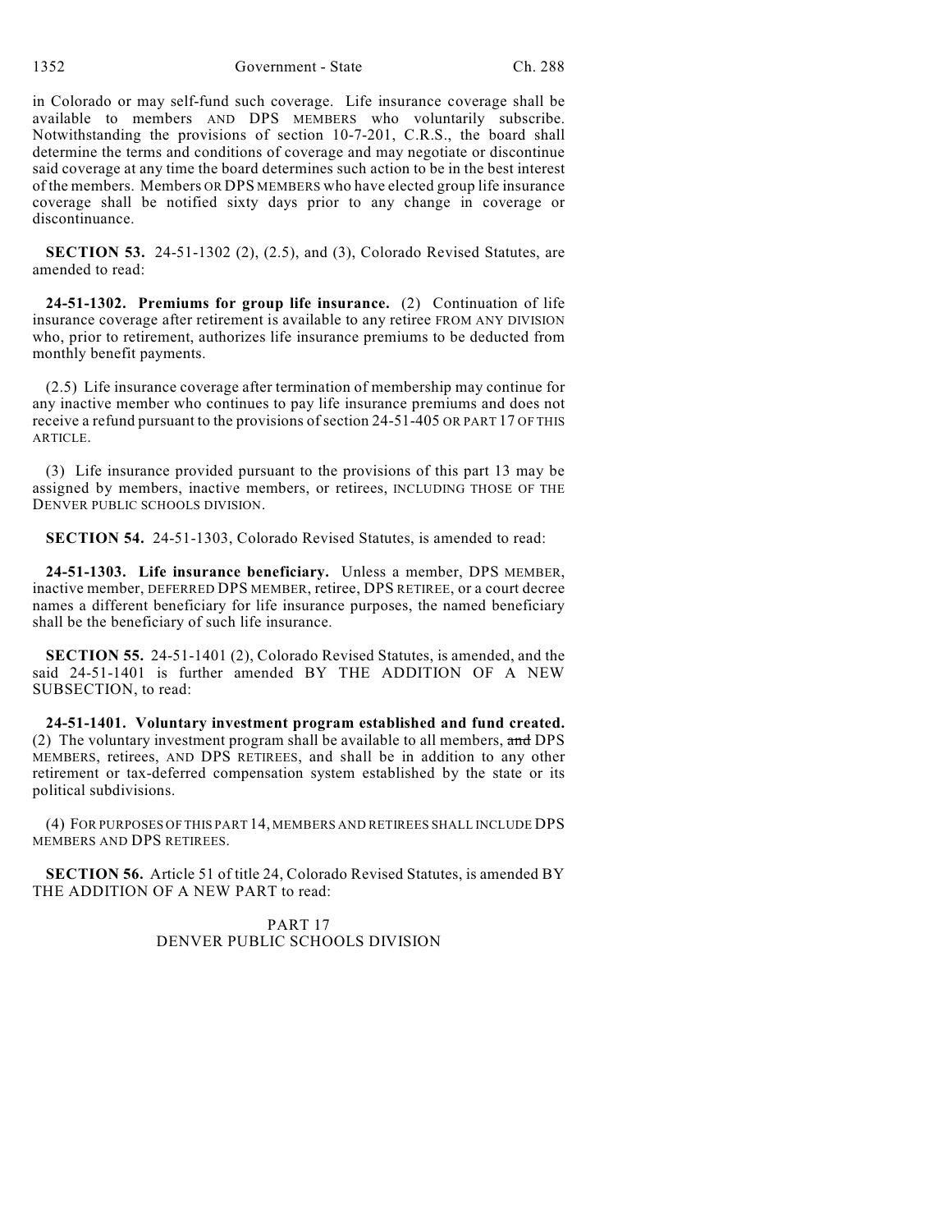in Colorado or may self-fund such coverage. Life insurance coverage shall be available to members AND DPS MEMBERS who voluntarily subscribe. Notwithstanding the provisions of section 10-7-201, C.R.S., the board shall determine the terms and conditions of coverage and may negotiate or discontinue said coverage at any time the board determines such action to be in the best interest of the members. Members OR DPS MEMBERS who have elected group life insurance coverage shall be notified sixty days prior to any change in coverage or discontinuance.

**SECTION 53.** 24-51-1302 (2), (2.5), and (3), Colorado Revised Statutes, are amended to read:

**24-51-1302. Premiums for group life insurance.** (2) Continuation of life insurance coverage after retirement is available to any retiree FROM ANY DIVISION who, prior to retirement, authorizes life insurance premiums to be deducted from monthly benefit payments.

(2.5) Life insurance coverage after termination of membership may continue for any inactive member who continues to pay life insurance premiums and does not receive a refund pursuant to the provisions of section 24-51-405 OR PART 17 OF THIS ARTICLE.

(3) Life insurance provided pursuant to the provisions of this part 13 may be assigned by members, inactive members, or retirees, INCLUDING THOSE OF THE DENVER PUBLIC SCHOOLS DIVISION.

**SECTION 54.** 24-51-1303, Colorado Revised Statutes, is amended to read:

**24-51-1303. Life insurance beneficiary.** Unless a member, DPS MEMBER, inactive member, DEFERRED DPS MEMBER, retiree, DPS RETIREE, or a court decree names a different beneficiary for life insurance purposes, the named beneficiary shall be the beneficiary of such life insurance.

**SECTION 55.** 24-51-1401 (2), Colorado Revised Statutes, is amended, and the said 24-51-1401 is further amended BY THE ADDITION OF A NEW SUBSECTION, to read:

**24-51-1401. Voluntary investment program established and fund created.** (2) The voluntary investment program shall be available to all members, ~~and~~ DPS MEMBERS, retirees, AND DPS RETIREES, and shall be in addition to any other retirement or tax-deferred compensation system established by the state or its political subdivisions.

(4) FOR PURPOSES OF THIS PART 14, MEMBERS AND RETIREES SHALL INCLUDE DPS MEMBERS AND DPS RETIREES.

**SECTION 56.** Article 51 of title 24, Colorado Revised Statutes, is amended BY THE ADDITION OF A NEW PART to read:

PART 17
DENVER PUBLIC SCHOOLS DIVISION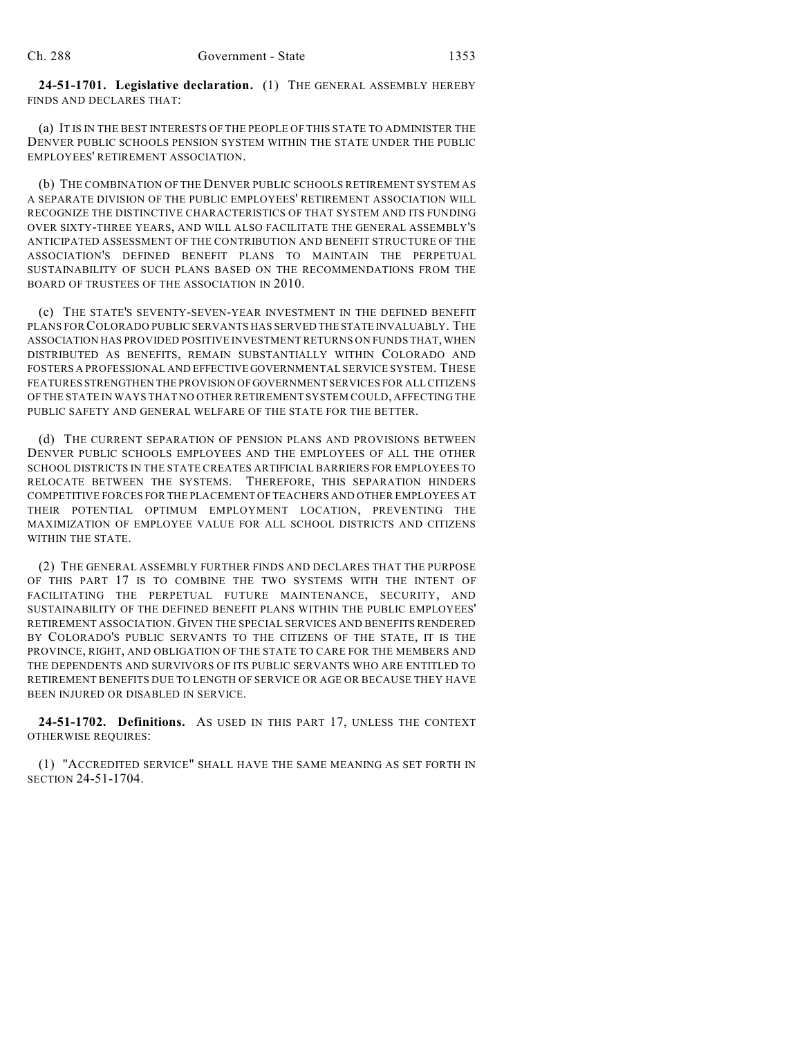**24-51-1701. Legislative declaration.** (1) THE GENERAL ASSEMBLY HEREBY FINDS AND DECLARES THAT:

(a) IT IS IN THE BEST INTERESTS OF THE PEOPLE OF THIS STATE TO ADMINISTER THE DENVER PUBLIC SCHOOLS PENSION SYSTEM WITHIN THE STATE UNDER THE PUBLIC EMPLOYEES' RETIREMENT ASSOCIATION.

(b) THE COMBINATION OF THE DENVER PUBLIC SCHOOLS RETIREMENT SYSTEM AS A SEPARATE DIVISION OF THE PUBLIC EMPLOYEES' RETIREMENT ASSOCIATION WILL RECOGNIZE THE DISTINCTIVE CHARACTERISTICS OF THAT SYSTEM AND ITS FUNDING OVER SIXTY-THREE YEARS, AND WILL ALSO FACILITATE THE GENERAL ASSEMBLY'S ANTICIPATED ASSESSMENT OF THE CONTRIBUTION AND BENEFIT STRUCTURE OF THE ASSOCIATION'S DEFINED BENEFIT PLANS TO MAINTAIN THE PERPETUAL SUSTAINABILITY OF SUCH PLANS BASED ON THE RECOMMENDATIONS FROM THE BOARD OF TRUSTEES OF THE ASSOCIATION IN 2010.

(c) THE STATE'S SEVENTY-SEVEN-YEAR INVESTMENT IN THE DEFINED BENEFIT PLANS FOR COLORADO PUBLIC SERVANTS HAS SERVED THE STATE INVALUABLY. THE ASSOCIATION HAS PROVIDED POSITIVE INVESTMENT RETURNS ON FUNDS THAT, WHEN DISTRIBUTED AS BENEFITS, REMAIN SUBSTANTIALLY WITHIN COLORADO AND FOSTERS A PROFESSIONAL AND EFFECTIVE GOVERNMENTAL SERVICE SYSTEM. THESE FEATURES STRENGTHEN THE PROVISION OF GOVERNMENT SERVICES FOR ALL CITIZENS OF THE STATE IN WAYS THAT NO OTHER RETIREMENT SYSTEM COULD, AFFECTING THE PUBLIC SAFETY AND GENERAL WELFARE OF THE STATE FOR THE BETTER.

(d) THE CURRENT SEPARATION OF PENSION PLANS AND PROVISIONS BETWEEN DENVER PUBLIC SCHOOLS EMPLOYEES AND THE EMPLOYEES OF ALL THE OTHER SCHOOL DISTRICTS IN THE STATE CREATES ARTIFICIAL BARRIERS FOR EMPLOYEES TO RELOCATE BETWEEN THE SYSTEMS. THEREFORE, THIS SEPARATION HINDERS COMPETITIVE FORCES FOR THE PLACEMENT OF TEACHERS AND OTHER EMPLOYEES AT THEIR POTENTIAL OPTIMUM EMPLOYMENT LOCATION, PREVENTING THE MAXIMIZATION OF EMPLOYEE VALUE FOR ALL SCHOOL DISTRICTS AND CITIZENS WITHIN THE STATE.

(2) THE GENERAL ASSEMBLY FURTHER FINDS AND DECLARES THAT THE PURPOSE OF THIS PART 17 IS TO COMBINE THE TWO SYSTEMS WITH THE INTENT OF FACILITATING THE PERPETUAL FUTURE MAINTENANCE, SECURITY, AND SUSTAINABILITY OF THE DEFINED BENEFIT PLANS WITHIN THE PUBLIC EMPLOYEES' RETIREMENT ASSOCIATION. GIVEN THE SPECIAL SERVICES AND BENEFITS RENDERED BY COLORADO'S PUBLIC SERVANTS TO THE CITIZENS OF THE STATE, IT IS THE PROVINCE, RIGHT, AND OBLIGATION OF THE STATE TO CARE FOR THE MEMBERS AND THE DEPENDENTS AND SURVIVORS OF ITS PUBLIC SERVANTS WHO ARE ENTITLED TO RETIREMENT BENEFITS DUE TO LENGTH OF SERVICE OR AGE OR BECAUSE THEY HAVE BEEN INJURED OR DISABLED IN SERVICE.

**24-51-1702. Definitions.** AS USED IN THIS PART 17, UNLESS THE CONTEXT OTHERWISE REQUIRES:

(1) "ACCREDITED SERVICE" SHALL HAVE THE SAME MEANING AS SET FORTH IN SECTION 24-51-1704.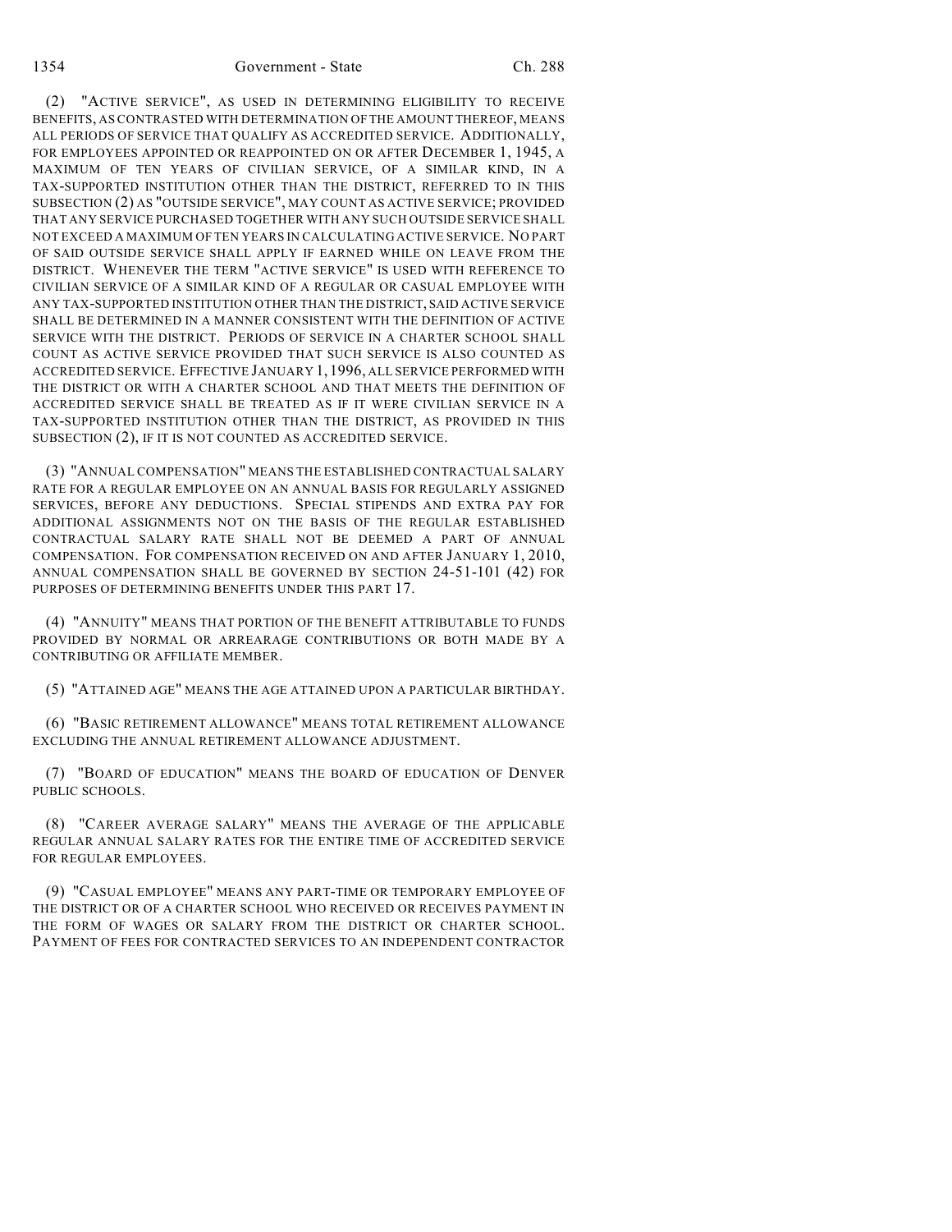(2) "ACTIVE SERVICE", AS USED IN DETERMINING ELIGIBILITY TO RECEIVE BENEFITS, AS CONTRASTED WITH DETERMINATION OF THE AMOUNT THEREOF, MEANS ALL PERIODS OF SERVICE THAT QUALIFY AS ACCREDITED SERVICE. ADDITIONALLY, FOR EMPLOYEES APPOINTED OR REAPPOINTED ON OR AFTER DECEMBER 1, 1945, A MAXIMUM OF TEN YEARS OF CIVILIAN SERVICE, OF A SIMILAR KIND, IN A TAX-SUPPORTED INSTITUTION OTHER THAN THE DISTRICT, REFERRED TO IN THIS SUBSECTION (2) AS "OUTSIDE SERVICE", MAY COUNT AS ACTIVE SERVICE; PROVIDED THAT ANY SERVICE PURCHASED TOGETHER WITH ANY SUCH OUTSIDE SERVICE SHALL NOT EXCEED A MAXIMUM OF TEN YEARS IN CALCULATING ACTIVE SERVICE. NO PART OF SAID OUTSIDE SERVICE SHALL APPLY IF EARNED WHILE ON LEAVE FROM THE DISTRICT. WHENEVER THE TERM "ACTIVE SERVICE" IS USED WITH REFERENCE TO CIVILIAN SERVICE OF A SIMILAR KIND OF A REGULAR OR CASUAL EMPLOYEE WITH ANY TAX-SUPPORTED INSTITUTION OTHER THAN THE DISTRICT, SAID ACTIVE SERVICE SHALL BE DETERMINED IN A MANNER CONSISTENT WITH THE DEFINITION OF ACTIVE SERVICE WITH THE DISTRICT. PERIODS OF SERVICE IN A CHARTER SCHOOL SHALL COUNT AS ACTIVE SERVICE PROVIDED THAT SUCH SERVICE IS ALSO COUNTED AS ACCREDITED SERVICE. EFFECTIVE JANUARY 1, 1996, ALL SERVICE PERFORMED WITH THE DISTRICT OR WITH A CHARTER SCHOOL AND THAT MEETS THE DEFINITION OF ACCREDITED SERVICE SHALL BE TREATED AS IF IT WERE CIVILIAN SERVICE IN A TAX-SUPPORTED INSTITUTION OTHER THAN THE DISTRICT, AS PROVIDED IN THIS SUBSECTION (2), IF IT IS NOT COUNTED AS ACCREDITED SERVICE.

(3) "ANNUAL COMPENSATION" MEANS THE ESTABLISHED CONTRACTUAL SALARY RATE FOR A REGULAR EMPLOYEE ON AN ANNUAL BASIS FOR REGULARLY ASSIGNED SERVICES, BEFORE ANY DEDUCTIONS. SPECIAL STIPENDS AND EXTRA PAY FOR ADDITIONAL ASSIGNMENTS NOT ON THE BASIS OF THE REGULAR ESTABLISHED CONTRACTUAL SALARY RATE SHALL NOT BE DEEMED A PART OF ANNUAL COMPENSATION. FOR COMPENSATION RECEIVED ON AND AFTER JANUARY 1, 2010, ANNUAL COMPENSATION SHALL BE GOVERNED BY SECTION 24-51-101 (42) FOR PURPOSES OF DETERMINING BENEFITS UNDER THIS PART 17.

(4) "ANNUITY" MEANS THAT PORTION OF THE BENEFIT ATTRIBUTABLE TO FUNDS PROVIDED BY NORMAL OR ARREARAGE CONTRIBUTIONS OR BOTH MADE BY A CONTRIBUTING OR AFFILIATE MEMBER.

(5) "ATTAINED AGE" MEANS THE AGE ATTAINED UPON A PARTICULAR BIRTHDAY.

(6) "BASIC RETIREMENT ALLOWANCE" MEANS TOTAL RETIREMENT ALLOWANCE EXCLUDING THE ANNUAL RETIREMENT ALLOWANCE ADJUSTMENT.

(7) "BOARD OF EDUCATION" MEANS THE BOARD OF EDUCATION OF DENVER PUBLIC SCHOOLS.

(8) "CAREER AVERAGE SALARY" MEANS THE AVERAGE OF THE APPLICABLE REGULAR ANNUAL SALARY RATES FOR THE ENTIRE TIME OF ACCREDITED SERVICE FOR REGULAR EMPLOYEES.

(9) "CASUAL EMPLOYEE" MEANS ANY PART-TIME OR TEMPORARY EMPLOYEE OF THE DISTRICT OR OF A CHARTER SCHOOL WHO RECEIVED OR RECEIVES PAYMENT IN THE FORM OF WAGES OR SALARY FROM THE DISTRICT OR CHARTER SCHOOL. PAYMENT OF FEES FOR CONTRACTED SERVICES TO AN INDEPENDENT CONTRACTOR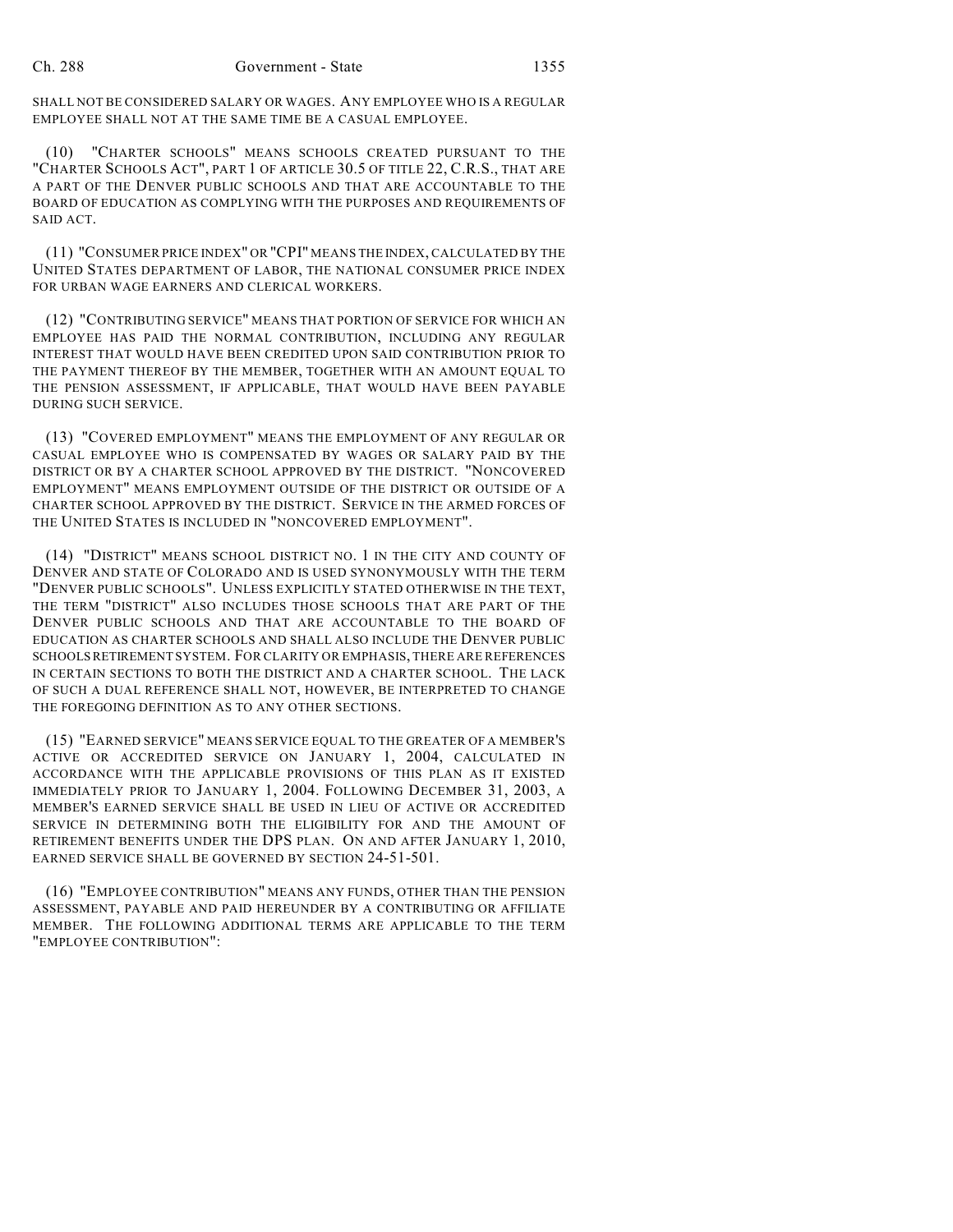SHALL NOT BE CONSIDERED SALARY OR WAGES. ANY EMPLOYEE WHO IS A REGULAR EMPLOYEE SHALL NOT AT THE SAME TIME BE A CASUAL EMPLOYEE.

(10) "CHARTER SCHOOLS" MEANS SCHOOLS CREATED PURSUANT TO THE "CHARTER SCHOOLS ACT", PART 1 OF ARTICLE 30.5 OF TITLE 22, C.R.S., THAT ARE A PART OF THE DENVER PUBLIC SCHOOLS AND THAT ARE ACCOUNTABLE TO THE BOARD OF EDUCATION AS COMPLYING WITH THE PURPOSES AND REQUIREMENTS OF SAID ACT.

(11) "CONSUMER PRICE INDEX" OR "CPI" MEANS THE INDEX, CALCULATED BY THE UNITED STATES DEPARTMENT OF LABOR, THE NATIONAL CONSUMER PRICE INDEX FOR URBAN WAGE EARNERS AND CLERICAL WORKERS.

(12) "CONTRIBUTING SERVICE" MEANS THAT PORTION OF SERVICE FOR WHICH AN EMPLOYEE HAS PAID THE NORMAL CONTRIBUTION, INCLUDING ANY REGULAR INTEREST THAT WOULD HAVE BEEN CREDITED UPON SAID CONTRIBUTION PRIOR TO THE PAYMENT THEREOF BY THE MEMBER, TOGETHER WITH AN AMOUNT EQUAL TO THE PENSION ASSESSMENT, IF APPLICABLE, THAT WOULD HAVE BEEN PAYABLE DURING SUCH SERVICE.

(13) "COVERED EMPLOYMENT" MEANS THE EMPLOYMENT OF ANY REGULAR OR CASUAL EMPLOYEE WHO IS COMPENSATED BY WAGES OR SALARY PAID BY THE DISTRICT OR BY A CHARTER SCHOOL APPROVED BY THE DISTRICT. "NONCOVERED EMPLOYMENT" MEANS EMPLOYMENT OUTSIDE OF THE DISTRICT OR OUTSIDE OF A CHARTER SCHOOL APPROVED BY THE DISTRICT. SERVICE IN THE ARMED FORCES OF THE UNITED STATES IS INCLUDED IN "NONCOVERED EMPLOYMENT".

(14) "DISTRICT" MEANS SCHOOL DISTRICT NO. 1 IN THE CITY AND COUNTY OF DENVER AND STATE OF COLORADO AND IS USED SYNONYMOUSLY WITH THE TERM "DENVER PUBLIC SCHOOLS". UNLESS EXPLICITLY STATED OTHERWISE IN THE TEXT, THE TERM "DISTRICT" ALSO INCLUDES THOSE SCHOOLS THAT ARE PART OF THE DENVER PUBLIC SCHOOLS AND THAT ARE ACCOUNTABLE TO THE BOARD OF EDUCATION AS CHARTER SCHOOLS AND SHALL ALSO INCLUDE THE DENVER PUBLIC SCHOOLS RETIREMENT SYSTEM. FOR CLARITY OR EMPHASIS, THERE ARE REFERENCES IN CERTAIN SECTIONS TO BOTH THE DISTRICT AND A CHARTER SCHOOL. THE LACK OF SUCH A DUAL REFERENCE SHALL NOT, HOWEVER, BE INTERPRETED TO CHANGE THE FOREGOING DEFINITION AS TO ANY OTHER SECTIONS.

(15) "EARNED SERVICE" MEANS SERVICE EQUAL TO THE GREATER OF A MEMBER'S ACTIVE OR ACCREDITED SERVICE ON JANUARY 1, 2004, CALCULATED IN ACCORDANCE WITH THE APPLICABLE PROVISIONS OF THIS PLAN AS IT EXISTED IMMEDIATELY PRIOR TO JANUARY 1, 2004. FOLLOWING DECEMBER 31, 2003, A MEMBER'S EARNED SERVICE SHALL BE USED IN LIEU OF ACTIVE OR ACCREDITED SERVICE IN DETERMINING BOTH THE ELIGIBILITY FOR AND THE AMOUNT OF RETIREMENT BENEFITS UNDER THE DPS PLAN. ON AND AFTER JANUARY 1, 2010, EARNED SERVICE SHALL BE GOVERNED BY SECTION 24-51-501.

(16) "EMPLOYEE CONTRIBUTION" MEANS ANY FUNDS, OTHER THAN THE PENSION ASSESSMENT, PAYABLE AND PAID HEREUNDER BY A CONTRIBUTING OR AFFILIATE MEMBER. THE FOLLOWING ADDITIONAL TERMS ARE APPLICABLE TO THE TERM "EMPLOYEE CONTRIBUTION":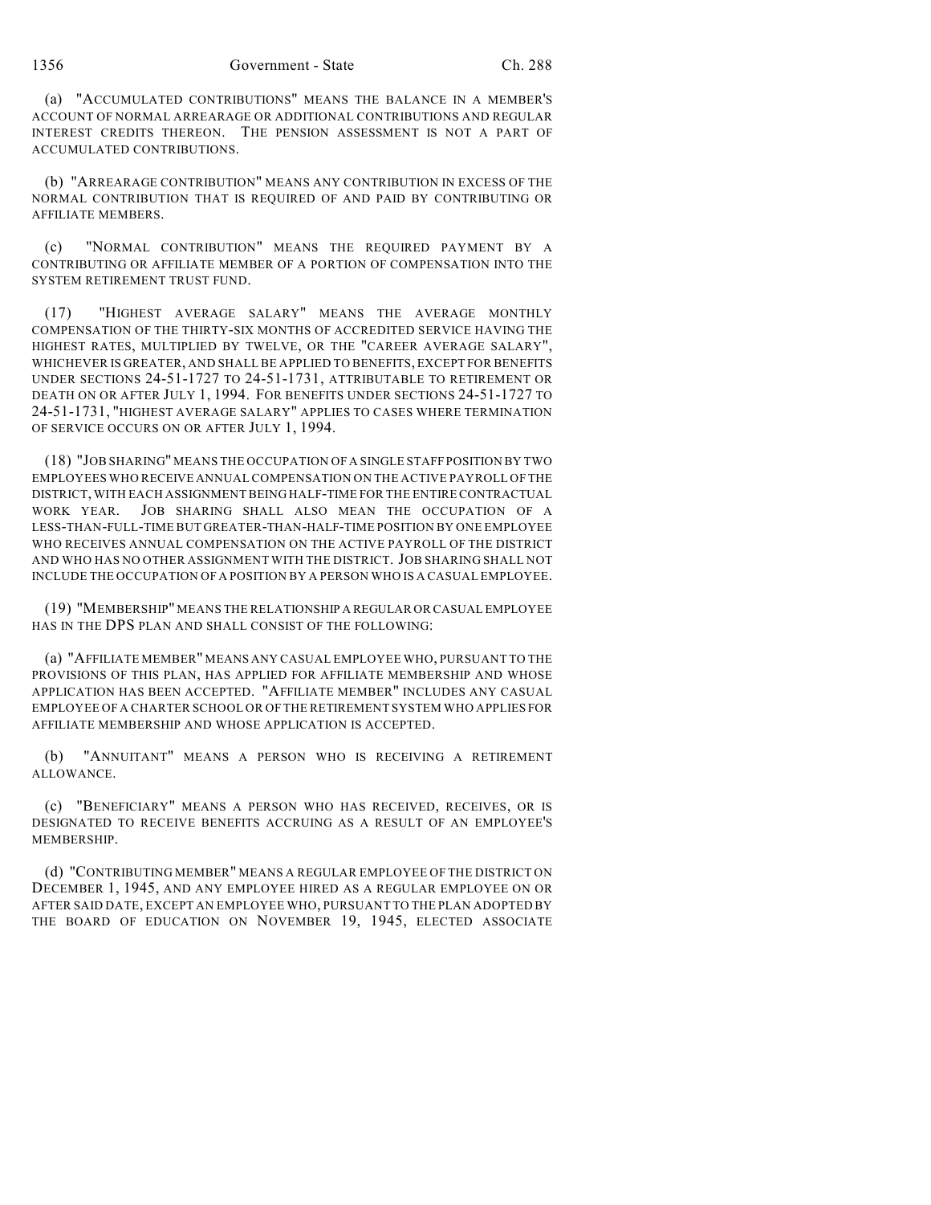(a) "ACCUMULATED CONTRIBUTIONS" MEANS THE BALANCE IN A MEMBER'S ACCOUNT OF NORMAL ARREARAGE OR ADDITIONAL CONTRIBUTIONS AND REGULAR INTEREST CREDITS THEREON. THE PENSION ASSESSMENT IS NOT A PART OF ACCUMULATED CONTRIBUTIONS.

(b) "ARREARAGE CONTRIBUTION" MEANS ANY CONTRIBUTION IN EXCESS OF THE NORMAL CONTRIBUTION THAT IS REQUIRED OF AND PAID BY CONTRIBUTING OR AFFILIATE MEMBERS.

(c) "NORMAL CONTRIBUTION" MEANS THE REQUIRED PAYMENT BY A CONTRIBUTING OR AFFILIATE MEMBER OF A PORTION OF COMPENSATION INTO THE SYSTEM RETIREMENT TRUST FUND.

(17) "HIGHEST AVERAGE SALARY" MEANS THE AVERAGE MONTHLY COMPENSATION OF THE THIRTY-SIX MONTHS OF ACCREDITED SERVICE HAVING THE HIGHEST RATES, MULTIPLIED BY TWELVE, OR THE "CAREER AVERAGE SALARY", WHICHEVER IS GREATER, AND SHALL BE APPLIED TO BENEFITS, EXCEPT FOR BENEFITS UNDER SECTIONS 24-51-1727 TO 24-51-1731, ATTRIBUTABLE TO RETIREMENT OR DEATH ON OR AFTER JULY 1, 1994. FOR BENEFITS UNDER SECTIONS 24-51-1727 TO 24-51-1731, "HIGHEST AVERAGE SALARY" APPLIES TO CASES WHERE TERMINATION OF SERVICE OCCURS ON OR AFTER JULY 1, 1994.

(18) "JOB SHARING" MEANS THE OCCUPATION OF A SINGLE STAFF POSITION BY TWO EMPLOYEES WHO RECEIVE ANNUAL COMPENSATION ON THE ACTIVE PAYROLL OF THE DISTRICT, WITH EACH ASSIGNMENT BEING HALF-TIME FOR THE ENTIRE CONTRACTUAL WORK YEAR. JOB SHARING SHALL ALSO MEAN THE OCCUPATION OF A LESS-THAN-FULL-TIME BUT GREATER-THAN-HALF-TIME POSITION BY ONE EMPLOYEE WHO RECEIVES ANNUAL COMPENSATION ON THE ACTIVE PAYROLL OF THE DISTRICT AND WHO HAS NO OTHER ASSIGNMENT WITH THE DISTRICT. JOB SHARING SHALL NOT INCLUDE THE OCCUPATION OF A POSITION BY A PERSON WHO IS A CASUAL EMPLOYEE.

(19) "MEMBERSHIP" MEANS THE RELATIONSHIP A REGULAR OR CASUAL EMPLOYEE HAS IN THE DPS PLAN AND SHALL CONSIST OF THE FOLLOWING:

(a) "AFFILIATE MEMBER" MEANS ANY CASUAL EMPLOYEE WHO, PURSUANT TO THE PROVISIONS OF THIS PLAN, HAS APPLIED FOR AFFILIATE MEMBERSHIP AND WHOSE APPLICATION HAS BEEN ACCEPTED. "AFFILIATE MEMBER" INCLUDES ANY CASUAL EMPLOYEE OF A CHARTER SCHOOL OR OF THE RETIREMENT SYSTEM WHO APPLIES FOR AFFILIATE MEMBERSHIP AND WHOSE APPLICATION IS ACCEPTED.

(b) "ANNUITANT" MEANS A PERSON WHO IS RECEIVING A RETIREMENT ALLOWANCE.

(c) "BENEFICIARY" MEANS A PERSON WHO HAS RECEIVED, RECEIVES, OR IS DESIGNATED TO RECEIVE BENEFITS ACCRUING AS A RESULT OF AN EMPLOYEE'S MEMBERSHIP.

(d) "CONTRIBUTING MEMBER" MEANS A REGULAR EMPLOYEE OF THE DISTRICT ON DECEMBER 1, 1945, AND ANY EMPLOYEE HIRED AS A REGULAR EMPLOYEE ON OR AFTER SAID DATE, EXCEPT AN EMPLOYEE WHO, PURSUANT TO THE PLAN ADOPTED BY THE BOARD OF EDUCATION ON NOVEMBER 19, 1945, ELECTED ASSOCIATE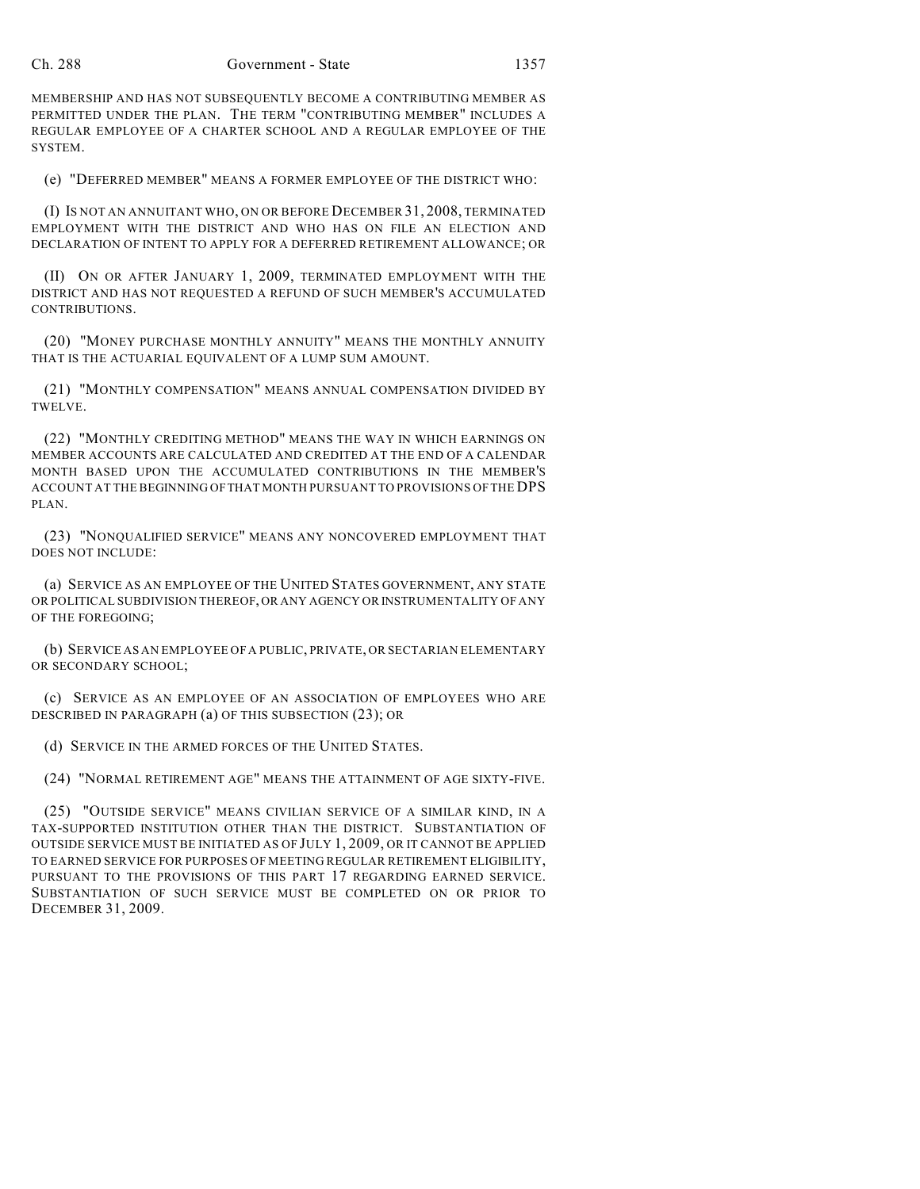MEMBERSHIP AND HAS NOT SUBSEQUENTLY BECOME A CONTRIBUTING MEMBER AS PERMITTED UNDER THE PLAN. THE TERM "CONTRIBUTING MEMBER" INCLUDES A REGULAR EMPLOYEE OF A CHARTER SCHOOL AND A REGULAR EMPLOYEE OF THE SYSTEM.

(e) "DEFERRED MEMBER" MEANS A FORMER EMPLOYEE OF THE DISTRICT WHO:

(I) IS NOT AN ANNUITANT WHO, ON OR BEFORE DECEMBER 31, 2008, TERMINATED EMPLOYMENT WITH THE DISTRICT AND WHO HAS ON FILE AN ELECTION AND DECLARATION OF INTENT TO APPLY FOR A DEFERRED RETIREMENT ALLOWANCE; OR

(II) ON OR AFTER JANUARY 1, 2009, TERMINATED EMPLOYMENT WITH THE DISTRICT AND HAS NOT REQUESTED A REFUND OF SUCH MEMBER'S ACCUMULATED CONTRIBUTIONS.

(20) "MONEY PURCHASE MONTHLY ANNUITY" MEANS THE MONTHLY ANNUITY THAT IS THE ACTUARIAL EQUIVALENT OF A LUMP SUM AMOUNT.

(21) "MONTHLY COMPENSATION" MEANS ANNUAL COMPENSATION DIVIDED BY TWELVE.

(22) "MONTHLY CREDITING METHOD" MEANS THE WAY IN WHICH EARNINGS ON MEMBER ACCOUNTS ARE CALCULATED AND CREDITED AT THE END OF A CALENDAR MONTH BASED UPON THE ACCUMULATED CONTRIBUTIONS IN THE MEMBER'S ACCOUNT AT THE BEGINNING OF THAT MONTH PURSUANT TO PROVISIONS OF THE DPS PLAN.

(23) "NONQUALIFIED SERVICE" MEANS ANY NONCOVERED EMPLOYMENT THAT DOES NOT INCLUDE:

(a) SERVICE AS AN EMPLOYEE OF THE UNITED STATES GOVERNMENT, ANY STATE OR POLITICAL SUBDIVISION THEREOF, OR ANY AGENCY OR INSTRUMENTALITY OF ANY OF THE FOREGOING;

(b) SERVICE AS AN EMPLOYEE OF A PUBLIC, PRIVATE, OR SECTARIAN ELEMENTARY OR SECONDARY SCHOOL;

(c) SERVICE AS AN EMPLOYEE OF AN ASSOCIATION OF EMPLOYEES WHO ARE DESCRIBED IN PARAGRAPH (a) OF THIS SUBSECTION (23); OR

(d) SERVICE IN THE ARMED FORCES OF THE UNITED STATES.

(24) "NORMAL RETIREMENT AGE" MEANS THE ATTAINMENT OF AGE SIXTY-FIVE.

(25) "OUTSIDE SERVICE" MEANS CIVILIAN SERVICE OF A SIMILAR KIND, IN A TAX-SUPPORTED INSTITUTION OTHER THAN THE DISTRICT. SUBSTANTIATION OF OUTSIDE SERVICE MUST BE INITIATED AS OF JULY 1, 2009, OR IT CANNOT BE APPLIED TO EARNED SERVICE FOR PURPOSES OF MEETING REGULAR RETIREMENT ELIGIBILITY, PURSUANT TO THE PROVISIONS OF THIS PART 17 REGARDING EARNED SERVICE. SUBSTANTIATION OF SUCH SERVICE MUST BE COMPLETED ON OR PRIOR TO DECEMBER 31, 2009.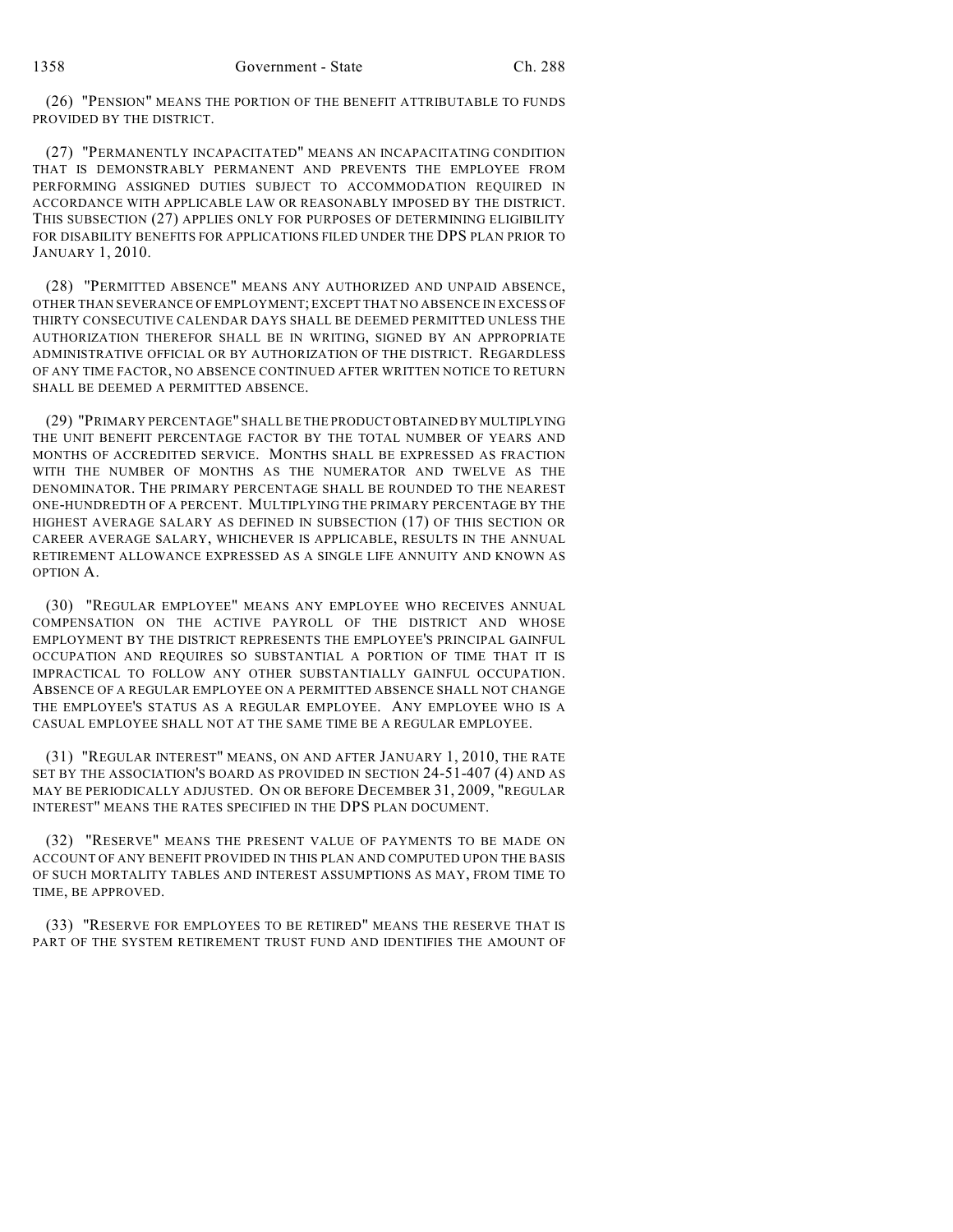(26) "PENSION" MEANS THE PORTION OF THE BENEFIT ATTRIBUTABLE TO FUNDS PROVIDED BY THE DISTRICT.

(27) "PERMANENTLY INCAPACITATED" MEANS AN INCAPACITATING CONDITION THAT IS DEMONSTRABLY PERMANENT AND PREVENTS THE EMPLOYEE FROM PERFORMING ASSIGNED DUTIES SUBJECT TO ACCOMMODATION REQUIRED IN ACCORDANCE WITH APPLICABLE LAW OR REASONABLY IMPOSED BY THE DISTRICT. THIS SUBSECTION (27) APPLIES ONLY FOR PURPOSES OF DETERMINING ELIGIBILITY FOR DISABILITY BENEFITS FOR APPLICATIONS FILED UNDER THE DPS PLAN PRIOR TO JANUARY 1, 2010.

(28) "PERMITTED ABSENCE" MEANS ANY AUTHORIZED AND UNPAID ABSENCE, OTHER THAN SEVERANCE OF EMPLOYMENT; EXCEPT THAT NO ABSENCE IN EXCESS OF THIRTY CONSECUTIVE CALENDAR DAYS SHALL BE DEEMED PERMITTED UNLESS THE AUTHORIZATION THEREFOR SHALL BE IN WRITING, SIGNED BY AN APPROPRIATE ADMINISTRATIVE OFFICIAL OR BY AUTHORIZATION OF THE DISTRICT. REGARDLESS OF ANY TIME FACTOR, NO ABSENCE CONTINUED AFTER WRITTEN NOTICE TO RETURN SHALL BE DEEMED A PERMITTED ABSENCE.

(29) "PRIMARY PERCENTAGE" SHALL BE THE PRODUCT OBTAINED BY MULTIPLYING THE UNIT BENEFIT PERCENTAGE FACTOR BY THE TOTAL NUMBER OF YEARS AND MONTHS OF ACCREDITED SERVICE. MONTHS SHALL BE EXPRESSED AS FRACTION WITH THE NUMBER OF MONTHS AS THE NUMERATOR AND TWELVE AS THE DENOMINATOR. THE PRIMARY PERCENTAGE SHALL BE ROUNDED TO THE NEAREST ONE-HUNDREDTH OF A PERCENT. MULTIPLYING THE PRIMARY PERCENTAGE BY THE HIGHEST AVERAGE SALARY AS DEFINED IN SUBSECTION (17) OF THIS SECTION OR CAREER AVERAGE SALARY, WHICHEVER IS APPLICABLE, RESULTS IN THE ANNUAL RETIREMENT ALLOWANCE EXPRESSED AS A SINGLE LIFE ANNUITY AND KNOWN AS OPTION A.

(30) "REGULAR EMPLOYEE" MEANS ANY EMPLOYEE WHO RECEIVES ANNUAL COMPENSATION ON THE ACTIVE PAYROLL OF THE DISTRICT AND WHOSE EMPLOYMENT BY THE DISTRICT REPRESENTS THE EMPLOYEE'S PRINCIPAL GAINFUL OCCUPATION AND REQUIRES SO SUBSTANTIAL A PORTION OF TIME THAT IT IS IMPRACTICAL TO FOLLOW ANY OTHER SUBSTANTIALLY GAINFUL OCCUPATION. ABSENCE OF A REGULAR EMPLOYEE ON A PERMITTED ABSENCE SHALL NOT CHANGE THE EMPLOYEE'S STATUS AS A REGULAR EMPLOYEE. ANY EMPLOYEE WHO IS A CASUAL EMPLOYEE SHALL NOT AT THE SAME TIME BE A REGULAR EMPLOYEE.

(31) "REGULAR INTEREST" MEANS, ON AND AFTER JANUARY 1, 2010, THE RATE SET BY THE ASSOCIATION'S BOARD AS PROVIDED IN SECTION 24-51-407 (4) AND AS MAY BE PERIODICALLY ADJUSTED. ON OR BEFORE DECEMBER 31, 2009, "REGULAR INTEREST" MEANS THE RATES SPECIFIED IN THE DPS PLAN DOCUMENT.

(32) "RESERVE" MEANS THE PRESENT VALUE OF PAYMENTS TO BE MADE ON ACCOUNT OF ANY BENEFIT PROVIDED IN THIS PLAN AND COMPUTED UPON THE BASIS OF SUCH MORTALITY TABLES AND INTEREST ASSUMPTIONS AS MAY, FROM TIME TO TIME, BE APPROVED.

(33) "RESERVE FOR EMPLOYEES TO BE RETIRED" MEANS THE RESERVE THAT IS PART OF THE SYSTEM RETIREMENT TRUST FUND AND IDENTIFIES THE AMOUNT OF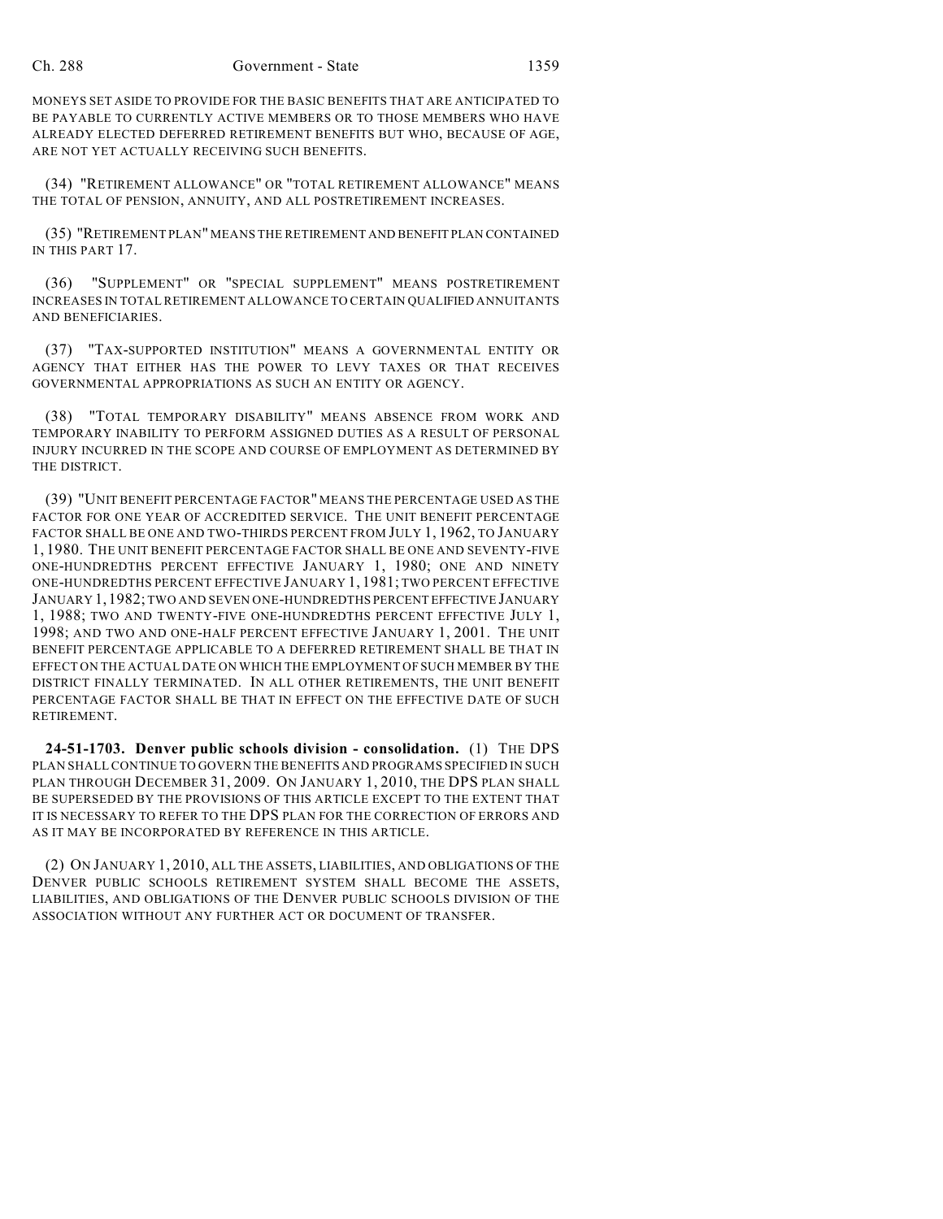MONEYS SET ASIDE TO PROVIDE FOR THE BASIC BENEFITS THAT ARE ANTICIPATED TO BE PAYABLE TO CURRENTLY ACTIVE MEMBERS OR TO THOSE MEMBERS WHO HAVE ALREADY ELECTED DEFERRED RETIREMENT BENEFITS BUT WHO, BECAUSE OF AGE, ARE NOT YET ACTUALLY RECEIVING SUCH BENEFITS.

(34) "RETIREMENT ALLOWANCE" OR "TOTAL RETIREMENT ALLOWANCE" MEANS THE TOTAL OF PENSION, ANNUITY, AND ALL POSTRETIREMENT INCREASES.

(35) "RETIREMENT PLAN" MEANS THE RETIREMENT AND BENEFIT PLAN CONTAINED IN THIS PART 17.

(36) "SUPPLEMENT" OR "SPECIAL SUPPLEMENT" MEANS POSTRETIREMENT INCREASES IN TOTAL RETIREMENT ALLOWANCE TO CERTAIN QUALIFIED ANNUITANTS AND BENEFICIARIES.

(37) "TAX-SUPPORTED INSTITUTION" MEANS A GOVERNMENTAL ENTITY OR AGENCY THAT EITHER HAS THE POWER TO LEVY TAXES OR THAT RECEIVES GOVERNMENTAL APPROPRIATIONS AS SUCH AN ENTITY OR AGENCY.

(38) "TOTAL TEMPORARY DISABILITY" MEANS ABSENCE FROM WORK AND TEMPORARY INABILITY TO PERFORM ASSIGNED DUTIES AS A RESULT OF PERSONAL INJURY INCURRED IN THE SCOPE AND COURSE OF EMPLOYMENT AS DETERMINED BY THE DISTRICT.

(39) "UNIT BENEFIT PERCENTAGE FACTOR" MEANS THE PERCENTAGE USED AS THE FACTOR FOR ONE YEAR OF ACCREDITED SERVICE. THE UNIT BENEFIT PERCENTAGE FACTOR SHALL BE ONE AND TWO-THIRDS PERCENT FROM JULY 1, 1962, TO JANUARY 1, 1980. THE UNIT BENEFIT PERCENTAGE FACTOR SHALL BE ONE AND SEVENTY-FIVE ONE-HUNDREDTHS PERCENT EFFECTIVE JANUARY 1, 1980; ONE AND NINETY ONE-HUNDREDTHS PERCENT EFFECTIVE JANUARY 1, 1981; TWO PERCENT EFFECTIVE JANUARY 1, 1982; TWO AND SEVEN ONE-HUNDREDTHS PERCENT EFFECTIVE JANUARY 1, 1988; TWO AND TWENTY-FIVE ONE-HUNDREDTHS PERCENT EFFECTIVE JULY 1, 1998; AND TWO AND ONE-HALF PERCENT EFFECTIVE JANUARY 1, 2001. THE UNIT BENEFIT PERCENTAGE APPLICABLE TO A DEFERRED RETIREMENT SHALL BE THAT IN EFFECT ON THE ACTUAL DATE ON WHICH THE EMPLOYMENT OF SUCH MEMBER BY THE DISTRICT FINALLY TERMINATED. IN ALL OTHER RETIREMENTS, THE UNIT BENEFIT PERCENTAGE FACTOR SHALL BE THAT IN EFFECT ON THE EFFECTIVE DATE OF SUCH RETIREMENT.

**24-51-1703. Denver public schools division - consolidation.** (1) THE DPS PLAN SHALL CONTINUE TO GOVERN THE BENEFITS AND PROGRAMS SPECIFIED IN SUCH PLAN THROUGH DECEMBER 31, 2009. ON JANUARY 1, 2010, THE DPS PLAN SHALL BE SUPERSEDED BY THE PROVISIONS OF THIS ARTICLE EXCEPT TO THE EXTENT THAT IT IS NECESSARY TO REFER TO THE DPS PLAN FOR THE CORRECTION OF ERRORS AND AS IT MAY BE INCORPORATED BY REFERENCE IN THIS ARTICLE.

(2) ON JANUARY 1, 2010, ALL THE ASSETS, LIABILITIES, AND OBLIGATIONS OF THE DENVER PUBLIC SCHOOLS RETIREMENT SYSTEM SHALL BECOME THE ASSETS, LIABILITIES, AND OBLIGATIONS OF THE DENVER PUBLIC SCHOOLS DIVISION OF THE ASSOCIATION WITHOUT ANY FURTHER ACT OR DOCUMENT OF TRANSFER.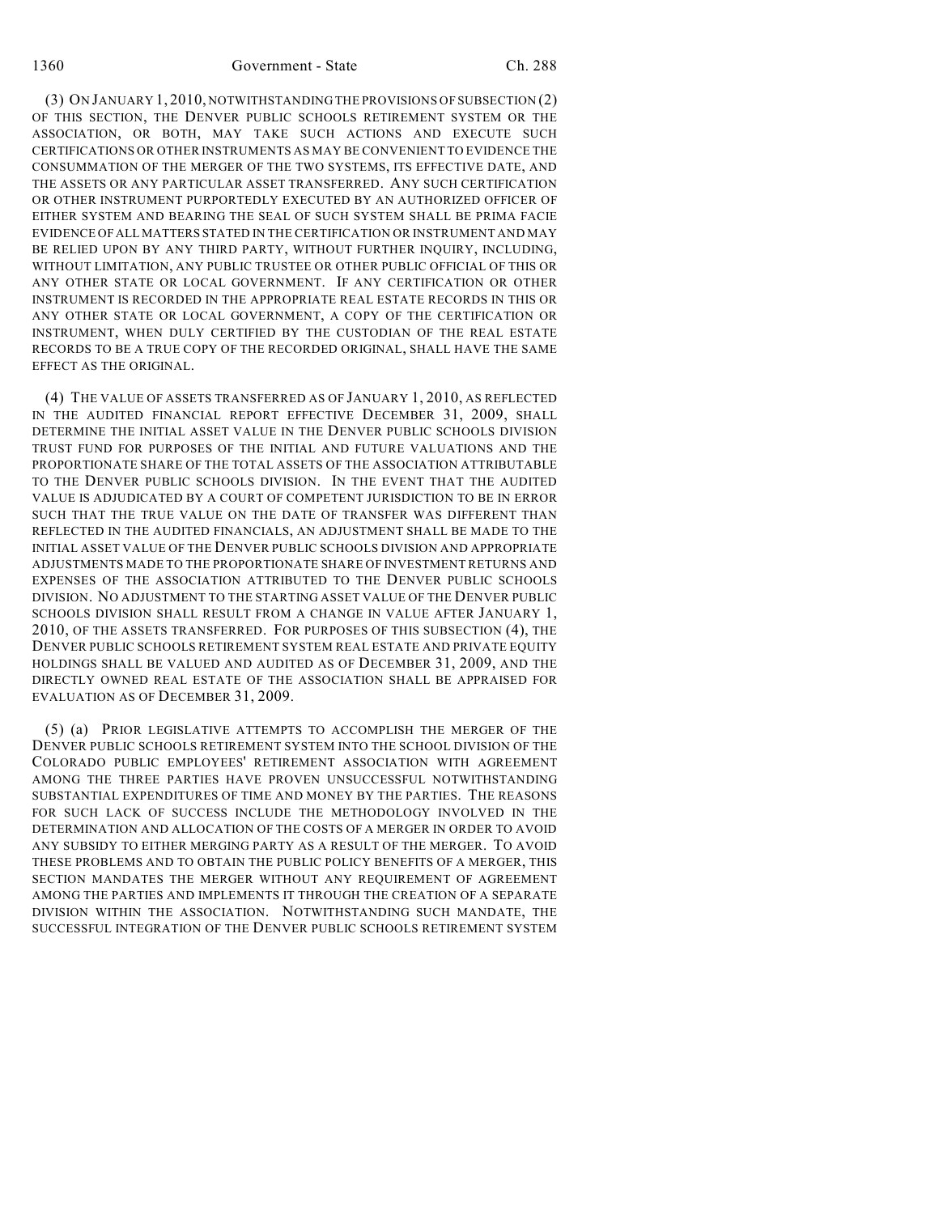(3) ON JANUARY 1, 2010, NOTWITHSTANDING THE PROVISIONS OF SUBSECTION (2) OF THIS SECTION, THE DENVER PUBLIC SCHOOLS RETIREMENT SYSTEM OR THE ASSOCIATION, OR BOTH, MAY TAKE SUCH ACTIONS AND EXECUTE SUCH CERTIFICATIONS OR OTHER INSTRUMENTS AS MAY BE CONVENIENT TO EVIDENCE THE CONSUMMATION OF THE MERGER OF THE TWO SYSTEMS, ITS EFFECTIVE DATE, AND THE ASSETS OR ANY PARTICULAR ASSET TRANSFERRED. ANY SUCH CERTIFICATION OR OTHER INSTRUMENT PURPORTEDLY EXECUTED BY AN AUTHORIZED OFFICER OF EITHER SYSTEM AND BEARING THE SEAL OF SUCH SYSTEM SHALL BE PRIMA FACIE EVIDENCE OF ALL MATTERS STATED IN THE CERTIFICATION OR INSTRUMENT AND MAY BE RELIED UPON BY ANY THIRD PARTY, WITHOUT FURTHER INQUIRY, INCLUDING, WITHOUT LIMITATION, ANY PUBLIC TRUSTEE OR OTHER PUBLIC OFFICIAL OF THIS OR ANY OTHER STATE OR LOCAL GOVERNMENT. IF ANY CERTIFICATION OR OTHER INSTRUMENT IS RECORDED IN THE APPROPRIATE REAL ESTATE RECORDS IN THIS OR ANY OTHER STATE OR LOCAL GOVERNMENT, A COPY OF THE CERTIFICATION OR INSTRUMENT, WHEN DULY CERTIFIED BY THE CUSTODIAN OF THE REAL ESTATE RECORDS TO BE A TRUE COPY OF THE RECORDED ORIGINAL, SHALL HAVE THE SAME EFFECT AS THE ORIGINAL.

(4) THE VALUE OF ASSETS TRANSFERRED AS OF JANUARY 1, 2010, AS REFLECTED IN THE AUDITED FINANCIAL REPORT EFFECTIVE DECEMBER 31, 2009, SHALL DETERMINE THE INITIAL ASSET VALUE IN THE DENVER PUBLIC SCHOOLS DIVISION TRUST FUND FOR PURPOSES OF THE INITIAL AND FUTURE VALUATIONS AND THE PROPORTIONATE SHARE OF THE TOTAL ASSETS OF THE ASSOCIATION ATTRIBUTABLE TO THE DENVER PUBLIC SCHOOLS DIVISION. IN THE EVENT THAT THE AUDITED VALUE IS ADJUDICATED BY A COURT OF COMPETENT JURISDICTION TO BE IN ERROR SUCH THAT THE TRUE VALUE ON THE DATE OF TRANSFER WAS DIFFERENT THAN REFLECTED IN THE AUDITED FINANCIALS, AN ADJUSTMENT SHALL BE MADE TO THE INITIAL ASSET VALUE OF THE DENVER PUBLIC SCHOOLS DIVISION AND APPROPRIATE ADJUSTMENTS MADE TO THE PROPORTIONATE SHARE OF INVESTMENT RETURNS AND EXPENSES OF THE ASSOCIATION ATTRIBUTED TO THE DENVER PUBLIC SCHOOLS DIVISION. NO ADJUSTMENT TO THE STARTING ASSET VALUE OF THE DENVER PUBLIC SCHOOLS DIVISION SHALL RESULT FROM A CHANGE IN VALUE AFTER JANUARY 1, 2010, OF THE ASSETS TRANSFERRED. FOR PURPOSES OF THIS SUBSECTION (4), THE DENVER PUBLIC SCHOOLS RETIREMENT SYSTEM REAL ESTATE AND PRIVATE EQUITY HOLDINGS SHALL BE VALUED AND AUDITED AS OF DECEMBER 31, 2009, AND THE DIRECTLY OWNED REAL ESTATE OF THE ASSOCIATION SHALL BE APPRAISED FOR EVALUATION AS OF DECEMBER 31, 2009.

(5) (a) PRIOR LEGISLATIVE ATTEMPTS TO ACCOMPLISH THE MERGER OF THE DENVER PUBLIC SCHOOLS RETIREMENT SYSTEM INTO THE SCHOOL DIVISION OF THE COLORADO PUBLIC EMPLOYEES' RETIREMENT ASSOCIATION WITH AGREEMENT AMONG THE THREE PARTIES HAVE PROVEN UNSUCCESSFUL NOTWITHSTANDING SUBSTANTIAL EXPENDITURES OF TIME AND MONEY BY THE PARTIES. THE REASONS FOR SUCH LACK OF SUCCESS INCLUDE THE METHODOLOGY INVOLVED IN THE DETERMINATION AND ALLOCATION OF THE COSTS OF A MERGER IN ORDER TO AVOID ANY SUBSIDY TO EITHER MERGING PARTY AS A RESULT OF THE MERGER. TO AVOID THESE PROBLEMS AND TO OBTAIN THE PUBLIC POLICY BENEFITS OF A MERGER, THIS SECTION MANDATES THE MERGER WITHOUT ANY REQUIREMENT OF AGREEMENT AMONG THE PARTIES AND IMPLEMENTS IT THROUGH THE CREATION OF A SEPARATE DIVISION WITHIN THE ASSOCIATION. NOTWITHSTANDING SUCH MANDATE, THE SUCCESSFUL INTEGRATION OF THE DENVER PUBLIC SCHOOLS RETIREMENT SYSTEM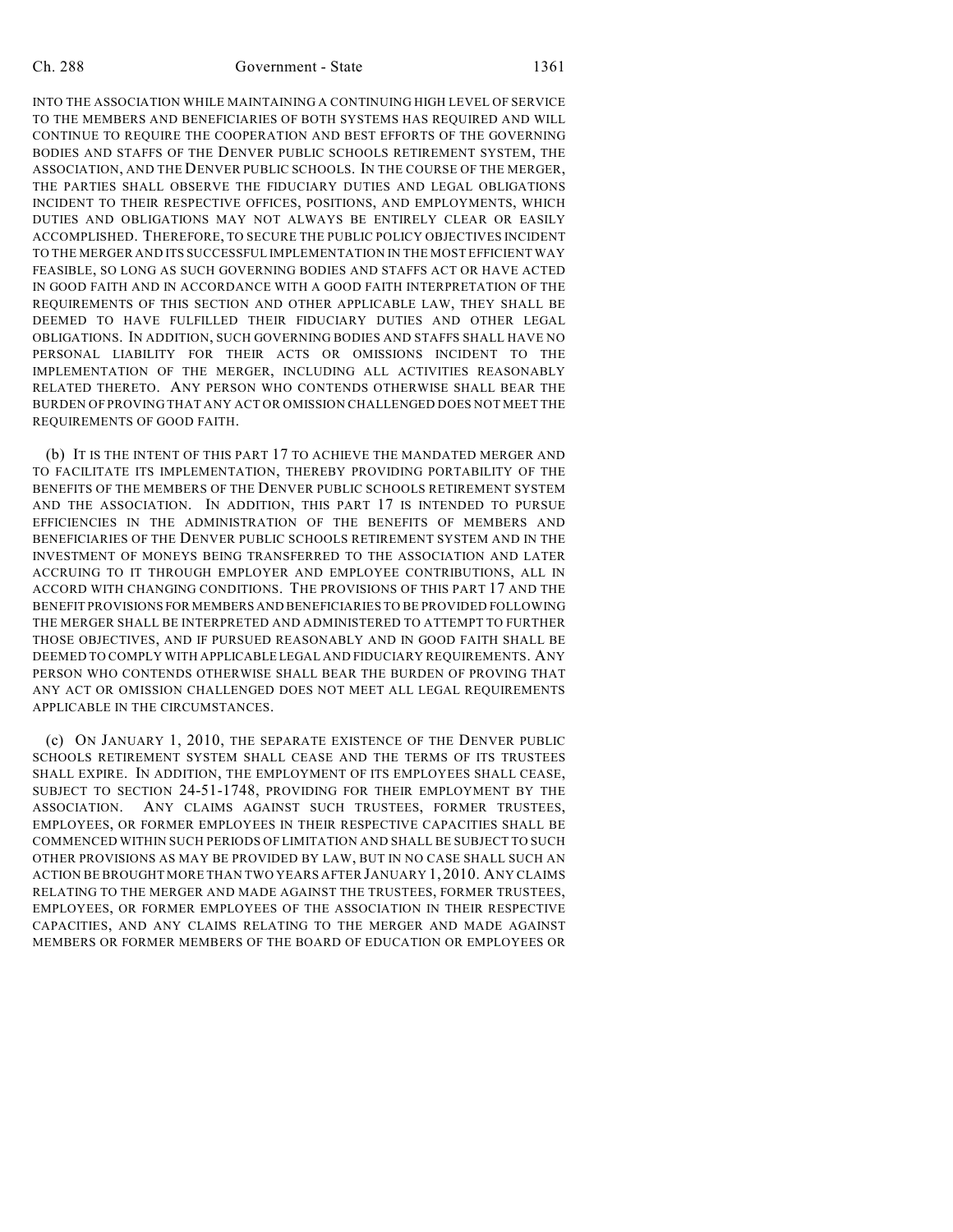INTO THE ASSOCIATION WHILE MAINTAINING A CONTINUING HIGH LEVEL OF SERVICE TO THE MEMBERS AND BENEFICIARIES OF BOTH SYSTEMS HAS REQUIRED AND WILL CONTINUE TO REQUIRE THE COOPERATION AND BEST EFFORTS OF THE GOVERNING BODIES AND STAFFS OF THE DENVER PUBLIC SCHOOLS RETIREMENT SYSTEM, THE ASSOCIATION, AND THE DENVER PUBLIC SCHOOLS. IN THE COURSE OF THE MERGER, THE PARTIES SHALL OBSERVE THE FIDUCIARY DUTIES AND LEGAL OBLIGATIONS INCIDENT TO THEIR RESPECTIVE OFFICES, POSITIONS, AND EMPLOYMENTS, WHICH DUTIES AND OBLIGATIONS MAY NOT ALWAYS BE ENTIRELY CLEAR OR EASILY ACCOMPLISHED. THEREFORE, TO SECURE THE PUBLIC POLICY OBJECTIVES INCIDENT TO THE MERGER AND ITS SUCCESSFUL IMPLEMENTATION IN THE MOST EFFICIENT WAY FEASIBLE, SO LONG AS SUCH GOVERNING BODIES AND STAFFS ACT OR HAVE ACTED IN GOOD FAITH AND IN ACCORDANCE WITH A GOOD FAITH INTERPRETATION OF THE REQUIREMENTS OF THIS SECTION AND OTHER APPLICABLE LAW, THEY SHALL BE DEEMED TO HAVE FULFILLED THEIR FIDUCIARY DUTIES AND OTHER LEGAL OBLIGATIONS. IN ADDITION, SUCH GOVERNING BODIES AND STAFFS SHALL HAVE NO PERSONAL LIABILITY FOR THEIR ACTS OR OMISSIONS INCIDENT TO THE IMPLEMENTATION OF THE MERGER, INCLUDING ALL ACTIVITIES REASONABLY RELATED THERETO. ANY PERSON WHO CONTENDS OTHERWISE SHALL BEAR THE BURDEN OF PROVING THAT ANY ACT OR OMISSION CHALLENGED DOES NOT MEET THE REQUIREMENTS OF GOOD FAITH.

(b) IT IS THE INTENT OF THIS PART 17 TO ACHIEVE THE MANDATED MERGER AND TO FACILITATE ITS IMPLEMENTATION, THEREBY PROVIDING PORTABILITY OF THE BENEFITS OF THE MEMBERS OF THE DENVER PUBLIC SCHOOLS RETIREMENT SYSTEM AND THE ASSOCIATION. IN ADDITION, THIS PART 17 IS INTENDED TO PURSUE EFFICIENCIES IN THE ADMINISTRATION OF THE BENEFITS OF MEMBERS AND BENEFICIARIES OF THE DENVER PUBLIC SCHOOLS RETIREMENT SYSTEM AND IN THE INVESTMENT OF MONEYS BEING TRANSFERRED TO THE ASSOCIATION AND LATER ACCRUING TO IT THROUGH EMPLOYER AND EMPLOYEE CONTRIBUTIONS, ALL IN ACCORD WITH CHANGING CONDITIONS. THE PROVISIONS OF THIS PART 17 AND THE BENEFIT PROVISIONS FOR MEMBERS AND BENEFICIARIES TO BE PROVIDED FOLLOWING THE MERGER SHALL BE INTERPRETED AND ADMINISTERED TO ATTEMPT TO FURTHER THOSE OBJECTIVES, AND IF PURSUED REASONABLY AND IN GOOD FAITH SHALL BE DEEMED TO COMPLY WITH APPLICABLE LEGAL AND FIDUCIARY REQUIREMENTS. ANY PERSON WHO CONTENDS OTHERWISE SHALL BEAR THE BURDEN OF PROVING THAT ANY ACT OR OMISSION CHALLENGED DOES NOT MEET ALL LEGAL REQUIREMENTS APPLICABLE IN THE CIRCUMSTANCES.

(c) ON JANUARY 1, 2010, THE SEPARATE EXISTENCE OF THE DENVER PUBLIC SCHOOLS RETIREMENT SYSTEM SHALL CEASE AND THE TERMS OF ITS TRUSTEES SHALL EXPIRE. IN ADDITION, THE EMPLOYMENT OF ITS EMPLOYEES SHALL CEASE, SUBJECT TO SECTION 24-51-1748, PROVIDING FOR THEIR EMPLOYMENT BY THE ASSOCIATION. ANY CLAIMS AGAINST SUCH TRUSTEES, FORMER TRUSTEES, EMPLOYEES, OR FORMER EMPLOYEES IN THEIR RESPECTIVE CAPACITIES SHALL BE COMMENCED WITHIN SUCH PERIODS OF LIMITATION AND SHALL BE SUBJECT TO SUCH OTHER PROVISIONS AS MAY BE PROVIDED BY LAW, BUT IN NO CASE SHALL SUCH AN ACTION BE BROUGHT MORE THAN TWO YEARS AFTER JANUARY 1, 2010. ANY CLAIMS RELATING TO THE MERGER AND MADE AGAINST THE TRUSTEES, FORMER TRUSTEES, EMPLOYEES, OR FORMER EMPLOYEES OF THE ASSOCIATION IN THEIR RESPECTIVE CAPACITIES, AND ANY CLAIMS RELATING TO THE MERGER AND MADE AGAINST MEMBERS OR FORMER MEMBERS OF THE BOARD OF EDUCATION OR EMPLOYEES OR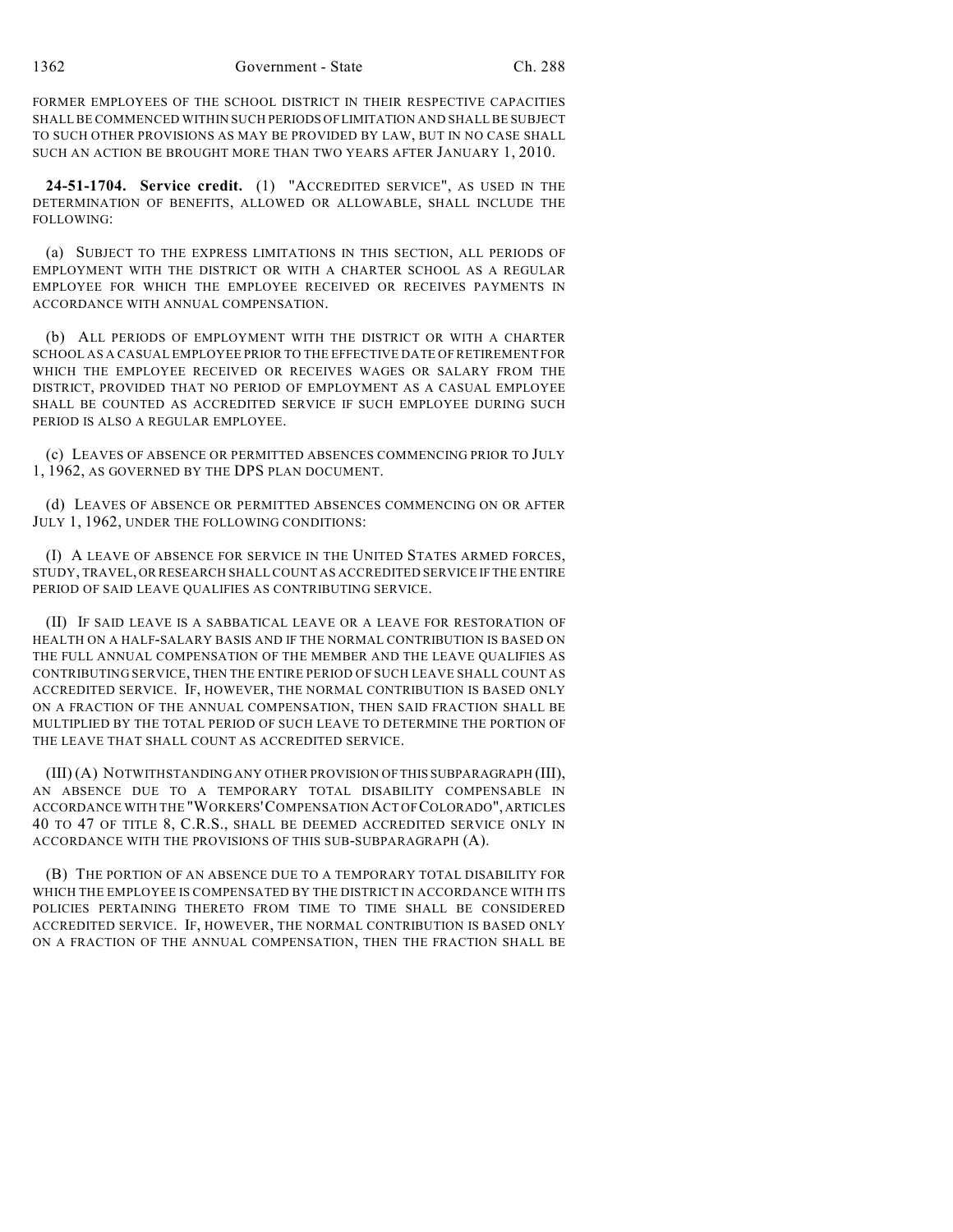FORMER EMPLOYEES OF THE SCHOOL DISTRICT IN THEIR RESPECTIVE CAPACITIES SHALL BE COMMENCED WITHIN SUCH PERIODS OF LIMITATION AND SHALL BE SUBJECT TO SUCH OTHER PROVISIONS AS MAY BE PROVIDED BY LAW, BUT IN NO CASE SHALL SUCH AN ACTION BE BROUGHT MORE THAN TWO YEARS AFTER JANUARY 1, 2010.

**24-51-1704. Service credit.** (1) "ACCREDITED SERVICE", AS USED IN THE DETERMINATION OF BENEFITS, ALLOWED OR ALLOWABLE, SHALL INCLUDE THE FOLLOWING:

(a) SUBJECT TO THE EXPRESS LIMITATIONS IN THIS SECTION, ALL PERIODS OF EMPLOYMENT WITH THE DISTRICT OR WITH A CHARTER SCHOOL AS A REGULAR EMPLOYEE FOR WHICH THE EMPLOYEE RECEIVED OR RECEIVES PAYMENTS IN ACCORDANCE WITH ANNUAL COMPENSATION.

(b) ALL PERIODS OF EMPLOYMENT WITH THE DISTRICT OR WITH A CHARTER SCHOOL AS A CASUAL EMPLOYEE PRIOR TO THE EFFECTIVE DATE OF RETIREMENT FOR WHICH THE EMPLOYEE RECEIVED OR RECEIVES WAGES OR SALARY FROM THE DISTRICT, PROVIDED THAT NO PERIOD OF EMPLOYMENT AS A CASUAL EMPLOYEE SHALL BE COUNTED AS ACCREDITED SERVICE IF SUCH EMPLOYEE DURING SUCH PERIOD IS ALSO A REGULAR EMPLOYEE.

(c) LEAVES OF ABSENCE OR PERMITTED ABSENCES COMMENCING PRIOR TO JULY 1, 1962, AS GOVERNED BY THE DPS PLAN DOCUMENT.

(d) LEAVES OF ABSENCE OR PERMITTED ABSENCES COMMENCING ON OR AFTER JULY 1, 1962, UNDER THE FOLLOWING CONDITIONS:

(I) A LEAVE OF ABSENCE FOR SERVICE IN THE UNITED STATES ARMED FORCES, STUDY, TRAVEL, OR RESEARCH SHALL COUNT AS ACCREDITED SERVICE IF THE ENTIRE PERIOD OF SAID LEAVE QUALIFIES AS CONTRIBUTING SERVICE.

(II) IF SAID LEAVE IS A SABBATICAL LEAVE OR A LEAVE FOR RESTORATION OF HEALTH ON A HALF-SALARY BASIS AND IF THE NORMAL CONTRIBUTION IS BASED ON THE FULL ANNUAL COMPENSATION OF THE MEMBER AND THE LEAVE QUALIFIES AS CONTRIBUTING SERVICE, THEN THE ENTIRE PERIOD OF SUCH LEAVE SHALL COUNT AS ACCREDITED SERVICE. IF, HOWEVER, THE NORMAL CONTRIBUTION IS BASED ONLY ON A FRACTION OF THE ANNUAL COMPENSATION, THEN SAID FRACTION SHALL BE MULTIPLIED BY THE TOTAL PERIOD OF SUCH LEAVE TO DETERMINE THE PORTION OF THE LEAVE THAT SHALL COUNT AS ACCREDITED SERVICE.

(III) (A) NOTWITHSTANDING ANY OTHER PROVISION OF THIS SUBPARAGRAPH (III), AN ABSENCE DUE TO A TEMPORARY TOTAL DISABILITY COMPENSABLE IN ACCORDANCE WITH THE "WORKERS' COMPENSATION ACT OF COLORADO", ARTICLES 40 TO 47 OF TITLE 8, C.R.S., SHALL BE DEEMED ACCREDITED SERVICE ONLY IN ACCORDANCE WITH THE PROVISIONS OF THIS SUB-SUBPARAGRAPH (A).

(B) THE PORTION OF AN ABSENCE DUE TO A TEMPORARY TOTAL DISABILITY FOR WHICH THE EMPLOYEE IS COMPENSATED BY THE DISTRICT IN ACCORDANCE WITH ITS POLICIES PERTAINING THERETO FROM TIME TO TIME SHALL BE CONSIDERED ACCREDITED SERVICE. IF, HOWEVER, THE NORMAL CONTRIBUTION IS BASED ONLY ON A FRACTION OF THE ANNUAL COMPENSATION, THEN THE FRACTION SHALL BE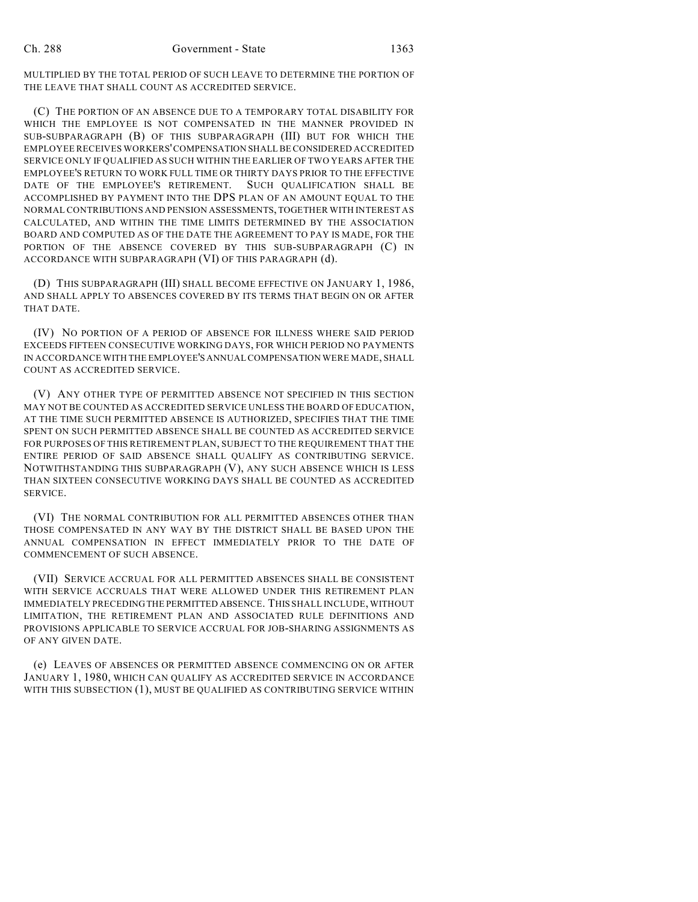MULTIPLIED BY THE TOTAL PERIOD OF SUCH LEAVE TO DETERMINE THE PORTION OF THE LEAVE THAT SHALL COUNT AS ACCREDITED SERVICE.

(C) THE PORTION OF AN ABSENCE DUE TO A TEMPORARY TOTAL DISABILITY FOR WHICH THE EMPLOYEE IS NOT COMPENSATED IN THE MANNER PROVIDED IN SUB-SUBPARAGRAPH (B) OF THIS SUBPARAGRAPH (III) BUT FOR WHICH THE EMPLOYEE RECEIVES WORKERS' COMPENSATION SHALL BE CONSIDERED ACCREDITED SERVICE ONLY IF QUALIFIED AS SUCH WITHIN THE EARLIER OF TWO YEARS AFTER THE EMPLOYEE'S RETURN TO WORK FULL TIME OR THIRTY DAYS PRIOR TO THE EFFECTIVE DATE OF THE EMPLOYEE'S RETIREMENT. SUCH QUALIFICATION SHALL BE ACCOMPLISHED BY PAYMENT INTO THE DPS PLAN OF AN AMOUNT EQUAL TO THE NORMAL CONTRIBUTIONS AND PENSION ASSESSMENTS, TOGETHER WITH INTEREST AS CALCULATED, AND WITHIN THE TIME LIMITS DETERMINED BY THE ASSOCIATION BOARD AND COMPUTED AS OF THE DATE THE AGREEMENT TO PAY IS MADE, FOR THE PORTION OF THE ABSENCE COVERED BY THIS SUB-SUBPARAGRAPH (C) IN ACCORDANCE WITH SUBPARAGRAPH (VI) OF THIS PARAGRAPH (d).

(D) THIS SUBPARAGRAPH (III) SHALL BECOME EFFECTIVE ON JANUARY 1, 1986, AND SHALL APPLY TO ABSENCES COVERED BY ITS TERMS THAT BEGIN ON OR AFTER THAT DATE.

(IV) NO PORTION OF A PERIOD OF ABSENCE FOR ILLNESS WHERE SAID PERIOD EXCEEDS FIFTEEN CONSECUTIVE WORKING DAYS, FOR WHICH PERIOD NO PAYMENTS IN ACCORDANCE WITH THE EMPLOYEE'S ANNUAL COMPENSATION WERE MADE, SHALL COUNT AS ACCREDITED SERVICE.

(V) ANY OTHER TYPE OF PERMITTED ABSENCE NOT SPECIFIED IN THIS SECTION MAY NOT BE COUNTED AS ACCREDITED SERVICE UNLESS THE BOARD OF EDUCATION, AT THE TIME SUCH PERMITTED ABSENCE IS AUTHORIZED, SPECIFIES THAT THE TIME SPENT ON SUCH PERMITTED ABSENCE SHALL BE COUNTED AS ACCREDITED SERVICE FOR PURPOSES OF THIS RETIREMENT PLAN, SUBJECT TO THE REQUIREMENT THAT THE ENTIRE PERIOD OF SAID ABSENCE SHALL QUALIFY AS CONTRIBUTING SERVICE. NOTWITHSTANDING THIS SUBPARAGRAPH (V), ANY SUCH ABSENCE WHICH IS LESS THAN SIXTEEN CONSECUTIVE WORKING DAYS SHALL BE COUNTED AS ACCREDITED SERVICE.

(VI) THE NORMAL CONTRIBUTION FOR ALL PERMITTED ABSENCES OTHER THAN THOSE COMPENSATED IN ANY WAY BY THE DISTRICT SHALL BE BASED UPON THE ANNUAL COMPENSATION IN EFFECT IMMEDIATELY PRIOR TO THE DATE OF COMMENCEMENT OF SUCH ABSENCE.

(VII) SERVICE ACCRUAL FOR ALL PERMITTED ABSENCES SHALL BE CONSISTENT WITH SERVICE ACCRUALS THAT WERE ALLOWED UNDER THIS RETIREMENT PLAN IMMEDIATELY PRECEDING THE PERMITTED ABSENCE. THIS SHALL INCLUDE, WITHOUT LIMITATION, THE RETIREMENT PLAN AND ASSOCIATED RULE DEFINITIONS AND PROVISIONS APPLICABLE TO SERVICE ACCRUAL FOR JOB-SHARING ASSIGNMENTS AS OF ANY GIVEN DATE.

(e) LEAVES OF ABSENCES OR PERMITTED ABSENCE COMMENCING ON OR AFTER JANUARY 1, 1980, WHICH CAN QUALIFY AS ACCREDITED SERVICE IN ACCORDANCE WITH THIS SUBSECTION (1), MUST BE QUALIFIED AS CONTRIBUTING SERVICE WITHIN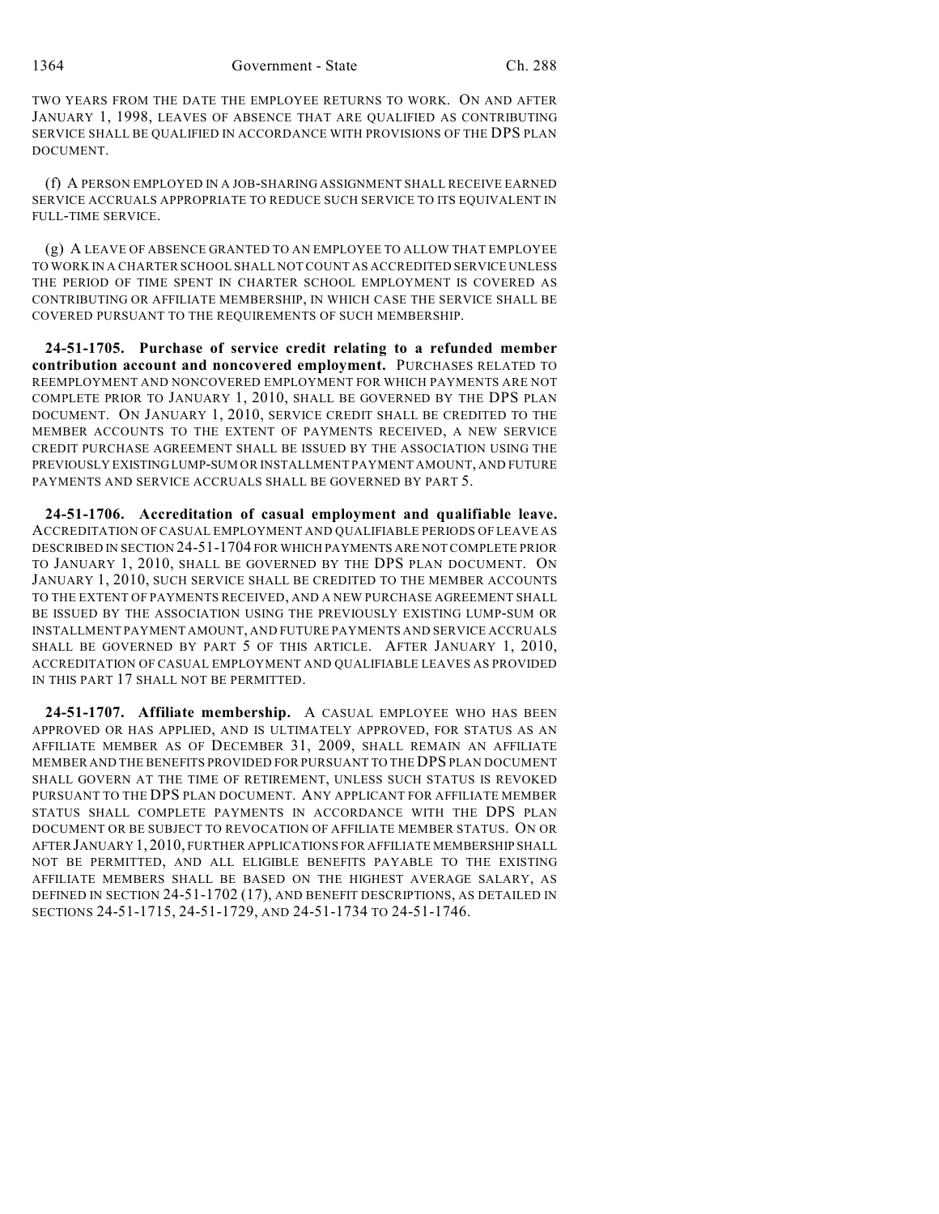TWO YEARS FROM THE DATE THE EMPLOYEE RETURNS TO WORK. ON AND AFTER JANUARY 1, 1998, LEAVES OF ABSENCE THAT ARE QUALIFIED AS CONTRIBUTING SERVICE SHALL BE QUALIFIED IN ACCORDANCE WITH PROVISIONS OF THE DPS PLAN DOCUMENT.

(f) A PERSON EMPLOYED IN A JOB-SHARING ASSIGNMENT SHALL RECEIVE EARNED SERVICE ACCRUALS APPROPRIATE TO REDUCE SUCH SERVICE TO ITS EQUIVALENT IN FULL-TIME SERVICE.

(g) A LEAVE OF ABSENCE GRANTED TO AN EMPLOYEE TO ALLOW THAT EMPLOYEE TO WORK IN A CHARTER SCHOOL SHALL NOT COUNT AS ACCREDITED SERVICE UNLESS THE PERIOD OF TIME SPENT IN CHARTER SCHOOL EMPLOYMENT IS COVERED AS CONTRIBUTING OR AFFILIATE MEMBERSHIP, IN WHICH CASE THE SERVICE SHALL BE COVERED PURSUANT TO THE REQUIREMENTS OF SUCH MEMBERSHIP.

**24-51-1705. Purchase of service credit relating to a refunded member contribution account and noncovered employment.** PURCHASES RELATED TO REEMPLOYMENT AND NONCOVERED EMPLOYMENT FOR WHICH PAYMENTS ARE NOT COMPLETE PRIOR TO JANUARY 1, 2010, SHALL BE GOVERNED BY THE DPS PLAN DOCUMENT. ON JANUARY 1, 2010, SERVICE CREDIT SHALL BE CREDITED TO THE MEMBER ACCOUNTS TO THE EXTENT OF PAYMENTS RECEIVED, A NEW SERVICE CREDIT PURCHASE AGREEMENT SHALL BE ISSUED BY THE ASSOCIATION USING THE PREVIOUSLY EXISTING LUMP-SUM OR INSTALLMENT PAYMENT AMOUNT, AND FUTURE PAYMENTS AND SERVICE ACCRUALS SHALL BE GOVERNED BY PART 5.

**24-51-1706. Accreditation of casual employment and qualifiable leave.** ACCREDITATION OF CASUAL EMPLOYMENT AND QUALIFIABLE PERIODS OF LEAVE AS DESCRIBED IN SECTION 24-51-1704 FOR WHICH PAYMENTS ARE NOT COMPLETE PRIOR TO JANUARY 1, 2010, SHALL BE GOVERNED BY THE DPS PLAN DOCUMENT. ON JANUARY 1, 2010, SUCH SERVICE SHALL BE CREDITED TO THE MEMBER ACCOUNTS TO THE EXTENT OF PAYMENTS RECEIVED, AND A NEW PURCHASE AGREEMENT SHALL BE ISSUED BY THE ASSOCIATION USING THE PREVIOUSLY EXISTING LUMP-SUM OR INSTALLMENT PAYMENT AMOUNT, AND FUTURE PAYMENTS AND SERVICE ACCRUALS SHALL BE GOVERNED BY PART 5 OF THIS ARTICLE. AFTER JANUARY 1, 2010, ACCREDITATION OF CASUAL EMPLOYMENT AND QUALIFIABLE LEAVES AS PROVIDED IN THIS PART 17 SHALL NOT BE PERMITTED.

**24-51-1707. Affiliate membership.** A CASUAL EMPLOYEE WHO HAS BEEN APPROVED OR HAS APPLIED, AND IS ULTIMATELY APPROVED, FOR STATUS AS AN AFFILIATE MEMBER AS OF DECEMBER 31, 2009, SHALL REMAIN AN AFFILIATE MEMBER AND THE BENEFITS PROVIDED FOR PURSUANT TO THE DPS PLAN DOCUMENT SHALL GOVERN AT THE TIME OF RETIREMENT, UNLESS SUCH STATUS IS REVOKED PURSUANT TO THE DPS PLAN DOCUMENT. ANY APPLICANT FOR AFFILIATE MEMBER STATUS SHALL COMPLETE PAYMENTS IN ACCORDANCE WITH THE DPS PLAN DOCUMENT OR BE SUBJECT TO REVOCATION OF AFFILIATE MEMBER STATUS. ON OR AFTER JANUARY 1, 2010, FURTHER APPLICATIONS FOR AFFILIATE MEMBERSHIP SHALL NOT BE PERMITTED, AND ALL ELIGIBLE BENEFITS PAYABLE TO THE EXISTING AFFILIATE MEMBERS SHALL BE BASED ON THE HIGHEST AVERAGE SALARY, AS DEFINED IN SECTION 24-51-1702 (17), AND BENEFIT DESCRIPTIONS, AS DETAILED IN SECTIONS 24-51-1715, 24-51-1729, AND 24-51-1734 TO 24-51-1746.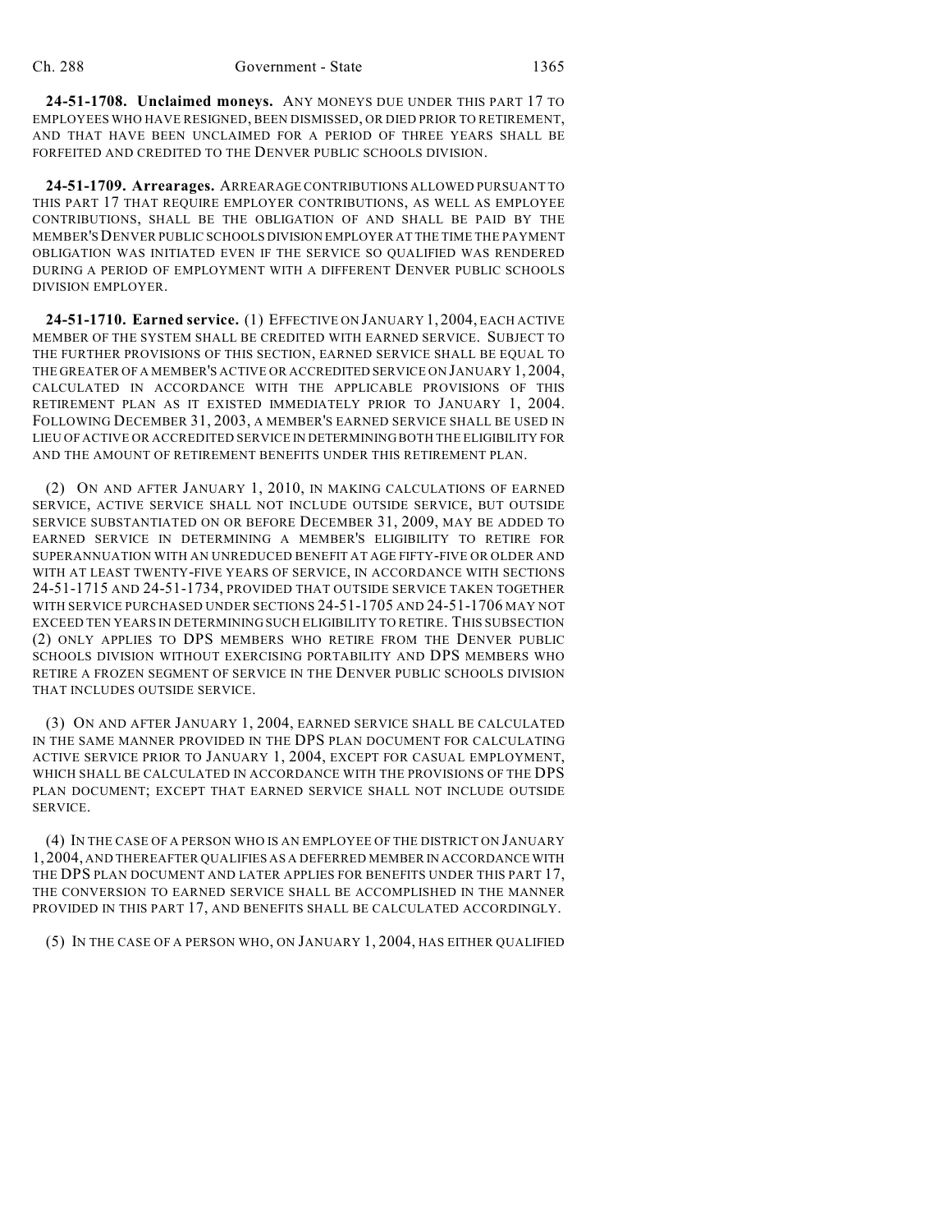**24-51-1708. Unclaimed moneys.** ANY MONEYS DUE UNDER THIS PART 17 TO EMPLOYEES WHO HAVE RESIGNED, BEEN DISMISSED, OR DIED PRIOR TO RETIREMENT, AND THAT HAVE BEEN UNCLAIMED FOR A PERIOD OF THREE YEARS SHALL BE FORFEITED AND CREDITED TO THE DENVER PUBLIC SCHOOLS DIVISION.

**24-51-1709. Arrearages.** ARREARAGE CONTRIBUTIONS ALLOWED PURSUANT TO THIS PART 17 THAT REQUIRE EMPLOYER CONTRIBUTIONS, AS WELL AS EMPLOYEE CONTRIBUTIONS, SHALL BE THE OBLIGATION OF AND SHALL BE PAID BY THE MEMBER'S DENVER PUBLIC SCHOOLS DIVISION EMPLOYER AT THE TIME THE PAYMENT OBLIGATION WAS INITIATED EVEN IF THE SERVICE SO QUALIFIED WAS RENDERED DURING A PERIOD OF EMPLOYMENT WITH A DIFFERENT DENVER PUBLIC SCHOOLS DIVISION EMPLOYER.

**24-51-1710. Earned service.** (1) EFFECTIVE ON JANUARY 1, 2004, EACH ACTIVE MEMBER OF THE SYSTEM SHALL BE CREDITED WITH EARNED SERVICE. SUBJECT TO THE FURTHER PROVISIONS OF THIS SECTION, EARNED SERVICE SHALL BE EQUAL TO THE GREATER OF A MEMBER'S ACTIVE OR ACCREDITED SERVICE ON JANUARY 1, 2004, CALCULATED IN ACCORDANCE WITH THE APPLICABLE PROVISIONS OF THIS RETIREMENT PLAN AS IT EXISTED IMMEDIATELY PRIOR TO JANUARY 1, 2004. FOLLOWING DECEMBER 31, 2003, A MEMBER'S EARNED SERVICE SHALL BE USED IN LIEU OF ACTIVE OR ACCREDITED SERVICE IN DETERMINING BOTH THE ELIGIBILITY FOR AND THE AMOUNT OF RETIREMENT BENEFITS UNDER THIS RETIREMENT PLAN.

(2) ON AND AFTER JANUARY 1, 2010, IN MAKING CALCULATIONS OF EARNED SERVICE, ACTIVE SERVICE SHALL NOT INCLUDE OUTSIDE SERVICE, BUT OUTSIDE SERVICE SUBSTANTIATED ON OR BEFORE DECEMBER 31, 2009, MAY BE ADDED TO EARNED SERVICE IN DETERMINING A MEMBER'S ELIGIBILITY TO RETIRE FOR SUPERANNUATION WITH AN UNREDUCED BENEFIT AT AGE FIFTY-FIVE OR OLDER AND WITH AT LEAST TWENTY-FIVE YEARS OF SERVICE, IN ACCORDANCE WITH SECTIONS 24-51-1715 AND 24-51-1734, PROVIDED THAT OUTSIDE SERVICE TAKEN TOGETHER WITH SERVICE PURCHASED UNDER SECTIONS 24-51-1705 AND 24-51-1706 MAY NOT EXCEED TEN YEARS IN DETERMINING SUCH ELIGIBILITY TO RETIRE. THIS SUBSECTION (2) ONLY APPLIES TO DPS MEMBERS WHO RETIRE FROM THE DENVER PUBLIC SCHOOLS DIVISION WITHOUT EXERCISING PORTABILITY AND DPS MEMBERS WHO RETIRE A FROZEN SEGMENT OF SERVICE IN THE DENVER PUBLIC SCHOOLS DIVISION THAT INCLUDES OUTSIDE SERVICE.

(3) ON AND AFTER JANUARY 1, 2004, EARNED SERVICE SHALL BE CALCULATED IN THE SAME MANNER PROVIDED IN THE DPS PLAN DOCUMENT FOR CALCULATING ACTIVE SERVICE PRIOR TO JANUARY 1, 2004, EXCEPT FOR CASUAL EMPLOYMENT, WHICH SHALL BE CALCULATED IN ACCORDANCE WITH THE PROVISIONS OF THE DPS PLAN DOCUMENT; EXCEPT THAT EARNED SERVICE SHALL NOT INCLUDE OUTSIDE SERVICE.

(4) IN THE CASE OF A PERSON WHO IS AN EMPLOYEE OF THE DISTRICT ON JANUARY 1, 2004, AND THEREAFTER QUALIFIES AS A DEFERRED MEMBER IN ACCORDANCE WITH THE DPS PLAN DOCUMENT AND LATER APPLIES FOR BENEFITS UNDER THIS PART 17, THE CONVERSION TO EARNED SERVICE SHALL BE ACCOMPLISHED IN THE MANNER PROVIDED IN THIS PART 17, AND BENEFITS SHALL BE CALCULATED ACCORDINGLY.

(5) IN THE CASE OF A PERSON WHO, ON JANUARY 1, 2004, HAS EITHER QUALIFIED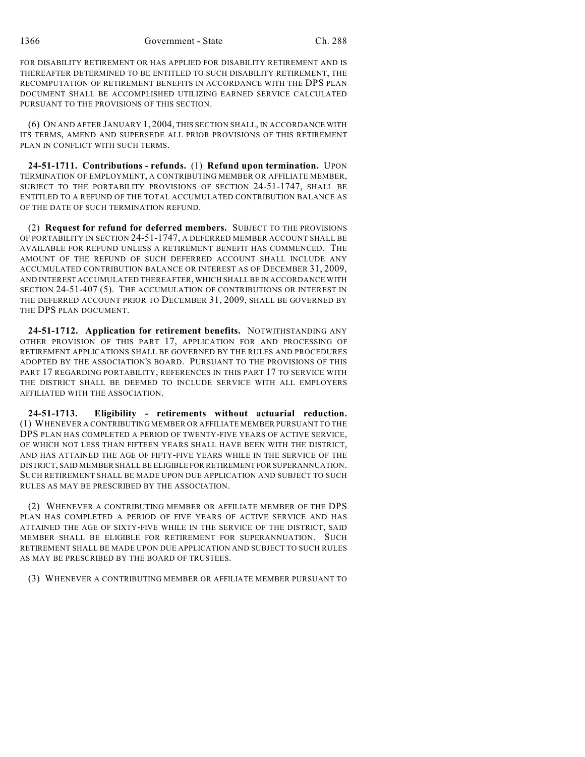FOR DISABILITY RETIREMENT OR HAS APPLIED FOR DISABILITY RETIREMENT AND IS THEREAFTER DETERMINED TO BE ENTITLED TO SUCH DISABILITY RETIREMENT, THE RECOMPUTATION OF RETIREMENT BENEFITS IN ACCORDANCE WITH THE DPS PLAN DOCUMENT SHALL BE ACCOMPLISHED UTILIZING EARNED SERVICE CALCULATED PURSUANT TO THE PROVISIONS OF THIS SECTION.

(6) ON AND AFTER JANUARY 1, 2004, THIS SECTION SHALL, IN ACCORDANCE WITH ITS TERMS, AMEND AND SUPERSEDE ALL PRIOR PROVISIONS OF THIS RETIREMENT PLAN IN CONFLICT WITH SUCH TERMS.

**24-51-1711. Contributions - refunds.** (1) **Refund upon termination.** UPON TERMINATION OF EMPLOYMENT, A CONTRIBUTING MEMBER OR AFFILIATE MEMBER, SUBJECT TO THE PORTABILITY PROVISIONS OF SECTION 24-51-1747, SHALL BE ENTITLED TO A REFUND OF THE TOTAL ACCUMULATED CONTRIBUTION BALANCE AS OF THE DATE OF SUCH TERMINATION REFUND.

(2) **Request for refund for deferred members.** SUBJECT TO THE PROVISIONS OF PORTABILITY IN SECTION 24-51-1747, A DEFERRED MEMBER ACCOUNT SHALL BE AVAILABLE FOR REFUND UNLESS A RETIREMENT BENEFIT HAS COMMENCED. THE AMOUNT OF THE REFUND OF SUCH DEFERRED ACCOUNT SHALL INCLUDE ANY ACCUMULATED CONTRIBUTION BALANCE OR INTEREST AS OF DECEMBER 31, 2009, AND INTEREST ACCUMULATED THEREAFTER, WHICH SHALL BE IN ACCORDANCE WITH SECTION 24-51-407 (5). THE ACCUMULATION OF CONTRIBUTIONS OR INTEREST IN THE DEFERRED ACCOUNT PRIOR TO DECEMBER 31, 2009, SHALL BE GOVERNED BY THE DPS PLAN DOCUMENT.

**24-51-1712. Application for retirement benefits.** NOTWITHSTANDING ANY OTHER PROVISION OF THIS PART 17, APPLICATION FOR AND PROCESSING OF RETIREMENT APPLICATIONS SHALL BE GOVERNED BY THE RULES AND PROCEDURES ADOPTED BY THE ASSOCIATION'S BOARD. PURSUANT TO THE PROVISIONS OF THIS PART 17 REGARDING PORTABILITY, REFERENCES IN THIS PART 17 TO SERVICE WITH THE DISTRICT SHALL BE DEEMED TO INCLUDE SERVICE WITH ALL EMPLOYERS AFFILIATED WITH THE ASSOCIATION.

**24-51-1713. Eligibility - retirements without actuarial reduction.** (1) WHENEVER A CONTRIBUTING MEMBER OR AFFILIATE MEMBER PURSUANT TO THE DPS PLAN HAS COMPLETED A PERIOD OF TWENTY-FIVE YEARS OF ACTIVE SERVICE, OF WHICH NOT LESS THAN FIFTEEN YEARS SHALL HAVE BEEN WITH THE DISTRICT, AND HAS ATTAINED THE AGE OF FIFTY-FIVE YEARS WHILE IN THE SERVICE OF THE DISTRICT, SAID MEMBER SHALL BE ELIGIBLE FOR RETIREMENT FOR SUPERANNUATION. SUCH RETIREMENT SHALL BE MADE UPON DUE APPLICATION AND SUBJECT TO SUCH RULES AS MAY BE PRESCRIBED BY THE ASSOCIATION.

(2) WHENEVER A CONTRIBUTING MEMBER OR AFFILIATE MEMBER OF THE DPS PLAN HAS COMPLETED A PERIOD OF FIVE YEARS OF ACTIVE SERVICE AND HAS ATTAINED THE AGE OF SIXTY-FIVE WHILE IN THE SERVICE OF THE DISTRICT, SAID MEMBER SHALL BE ELIGIBLE FOR RETIREMENT FOR SUPERANNUATION. SUCH RETIREMENT SHALL BE MADE UPON DUE APPLICATION AND SUBJECT TO SUCH RULES AS MAY BE PRESCRIBED BY THE BOARD OF TRUSTEES.

(3) WHENEVER A CONTRIBUTING MEMBER OR AFFILIATE MEMBER PURSUANT TO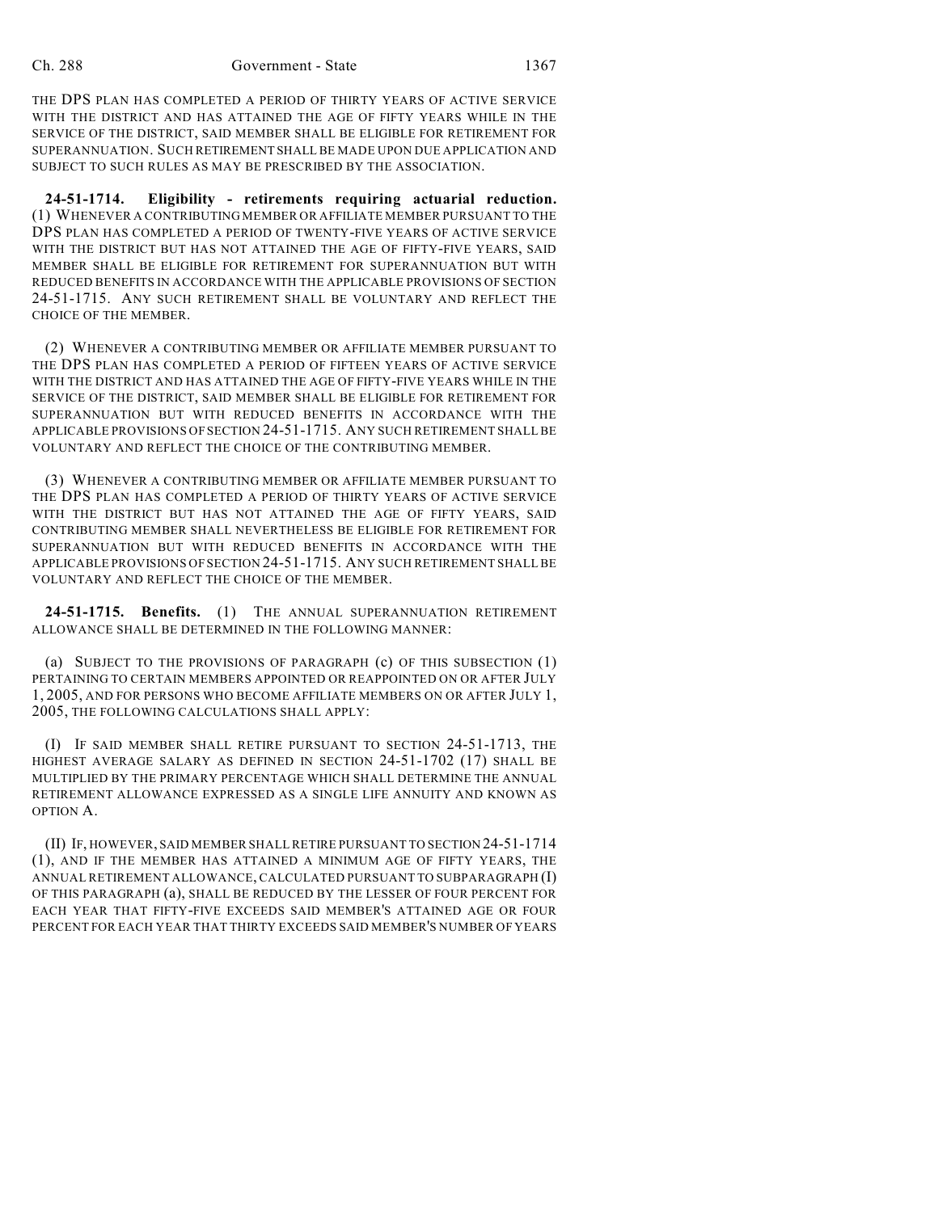THE DPS PLAN HAS COMPLETED A PERIOD OF THIRTY YEARS OF ACTIVE SERVICE WITH THE DISTRICT AND HAS ATTAINED THE AGE OF FIFTY YEARS WHILE IN THE SERVICE OF THE DISTRICT, SAID MEMBER SHALL BE ELIGIBLE FOR RETIREMENT FOR SUPERANNUATION. SUCH RETIREMENT SHALL BE MADE UPON DUE APPLICATION AND SUBJECT TO SUCH RULES AS MAY BE PRESCRIBED BY THE ASSOCIATION.

**24-51-1714. Eligibility - retirements requiring actuarial reduction.** (1) WHENEVER A CONTRIBUTING MEMBER OR AFFILIATE MEMBER PURSUANT TO THE DPS PLAN HAS COMPLETED A PERIOD OF TWENTY-FIVE YEARS OF ACTIVE SERVICE WITH THE DISTRICT BUT HAS NOT ATTAINED THE AGE OF FIFTY-FIVE YEARS, SAID MEMBER SHALL BE ELIGIBLE FOR RETIREMENT FOR SUPERANNUATION BUT WITH REDUCED BENEFITS IN ACCORDANCE WITH THE APPLICABLE PROVISIONS OF SECTION 24-51-1715. ANY SUCH RETIREMENT SHALL BE VOLUNTARY AND REFLECT THE CHOICE OF THE MEMBER.

(2) WHENEVER A CONTRIBUTING MEMBER OR AFFILIATE MEMBER PURSUANT TO THE DPS PLAN HAS COMPLETED A PERIOD OF FIFTEEN YEARS OF ACTIVE SERVICE WITH THE DISTRICT AND HAS ATTAINED THE AGE OF FIFTY-FIVE YEARS WHILE IN THE SERVICE OF THE DISTRICT, SAID MEMBER SHALL BE ELIGIBLE FOR RETIREMENT FOR SUPERANNUATION BUT WITH REDUCED BENEFITS IN ACCORDANCE WITH THE APPLICABLE PROVISIONS OF SECTION 24-51-1715. ANY SUCH RETIREMENT SHALL BE VOLUNTARY AND REFLECT THE CHOICE OF THE CONTRIBUTING MEMBER.

(3) WHENEVER A CONTRIBUTING MEMBER OR AFFILIATE MEMBER PURSUANT TO THE DPS PLAN HAS COMPLETED A PERIOD OF THIRTY YEARS OF ACTIVE SERVICE WITH THE DISTRICT BUT HAS NOT ATTAINED THE AGE OF FIFTY YEARS, SAID CONTRIBUTING MEMBER SHALL NEVERTHELESS BE ELIGIBLE FOR RETIREMENT FOR SUPERANNUATION BUT WITH REDUCED BENEFITS IN ACCORDANCE WITH THE APPLICABLE PROVISIONS OF SECTION 24-51-1715. ANY SUCH RETIREMENT SHALL BE VOLUNTARY AND REFLECT THE CHOICE OF THE MEMBER.

**24-51-1715. Benefits.** (1) THE ANNUAL SUPERANNUATION RETIREMENT ALLOWANCE SHALL BE DETERMINED IN THE FOLLOWING MANNER:

(a) SUBJECT TO THE PROVISIONS OF PARAGRAPH (c) OF THIS SUBSECTION (1) PERTAINING TO CERTAIN MEMBERS APPOINTED OR REAPPOINTED ON OR AFTER JULY 1, 2005, AND FOR PERSONS WHO BECOME AFFILIATE MEMBERS ON OR AFTER JULY 1, 2005, THE FOLLOWING CALCULATIONS SHALL APPLY:

(I) IF SAID MEMBER SHALL RETIRE PURSUANT TO SECTION 24-51-1713, THE HIGHEST AVERAGE SALARY AS DEFINED IN SECTION 24-51-1702 (17) SHALL BE MULTIPLIED BY THE PRIMARY PERCENTAGE WHICH SHALL DETERMINE THE ANNUAL RETIREMENT ALLOWANCE EXPRESSED AS A SINGLE LIFE ANNUITY AND KNOWN AS OPTION A.

(II) IF, HOWEVER, SAID MEMBER SHALL RETIRE PURSUANT TO SECTION 24-51-1714 (1), AND IF THE MEMBER HAS ATTAINED A MINIMUM AGE OF FIFTY YEARS, THE ANNUAL RETIREMENT ALLOWANCE, CALCULATED PURSUANT TO SUBPARAGRAPH (I) OF THIS PARAGRAPH (a), SHALL BE REDUCED BY THE LESSER OF FOUR PERCENT FOR EACH YEAR THAT FIFTY-FIVE EXCEEDS SAID MEMBER'S ATTAINED AGE OR FOUR PERCENT FOR EACH YEAR THAT THIRTY EXCEEDS SAID MEMBER'S NUMBER OF YEARS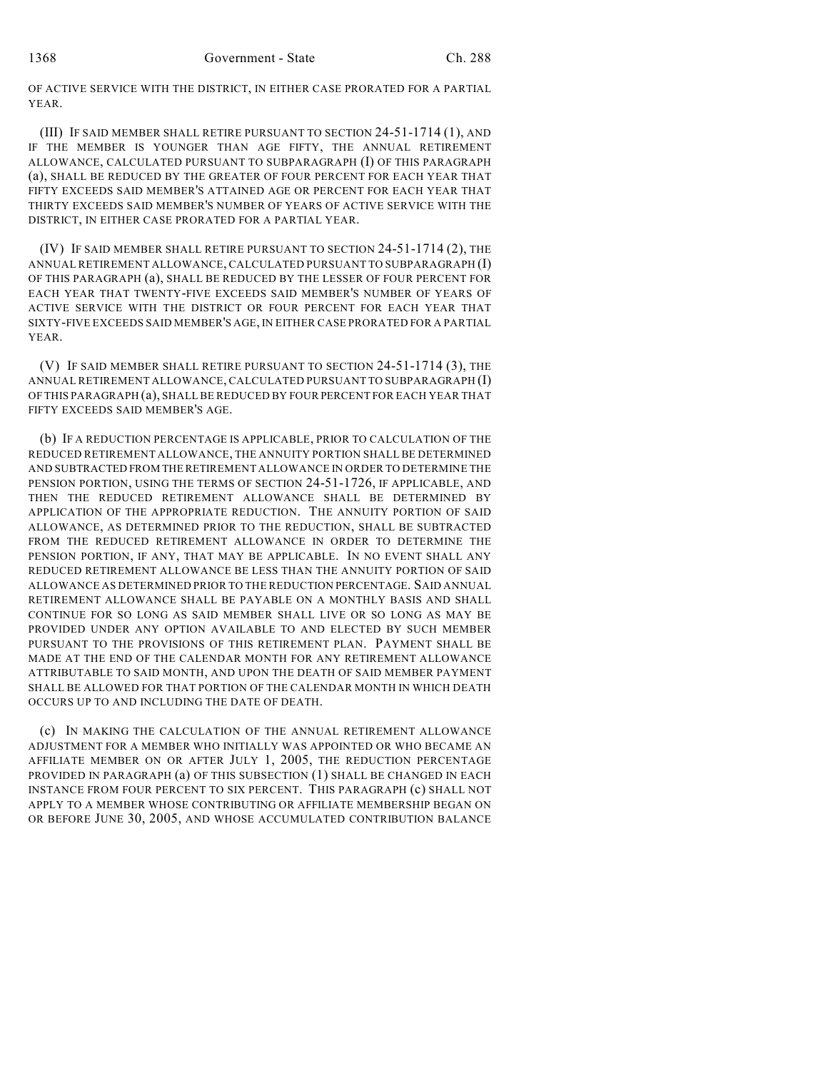OF ACTIVE SERVICE WITH THE DISTRICT, IN EITHER CASE PRORATED FOR A PARTIAL YEAR.

(III) IF SAID MEMBER SHALL RETIRE PURSUANT TO SECTION 24-51-1714 (1), AND IF THE MEMBER IS YOUNGER THAN AGE FIFTY, THE ANNUAL RETIREMENT ALLOWANCE, CALCULATED PURSUANT TO SUBPARAGRAPH (I) OF THIS PARAGRAPH (a), SHALL BE REDUCED BY THE GREATER OF FOUR PERCENT FOR EACH YEAR THAT FIFTY EXCEEDS SAID MEMBER'S ATTAINED AGE OR PERCENT FOR EACH YEAR THAT THIRTY EXCEEDS SAID MEMBER'S NUMBER OF YEARS OF ACTIVE SERVICE WITH THE DISTRICT, IN EITHER CASE PRORATED FOR A PARTIAL YEAR.

(IV) IF SAID MEMBER SHALL RETIRE PURSUANT TO SECTION 24-51-1714 (2), THE ANNUAL RETIREMENT ALLOWANCE, CALCULATED PURSUANT TO SUBPARAGRAPH (I) OF THIS PARAGRAPH (a), SHALL BE REDUCED BY THE LESSER OF FOUR PERCENT FOR EACH YEAR THAT TWENTY-FIVE EXCEEDS SAID MEMBER'S NUMBER OF YEARS OF ACTIVE SERVICE WITH THE DISTRICT OR FOUR PERCENT FOR EACH YEAR THAT SIXTY-FIVE EXCEEDS SAID MEMBER'S AGE, IN EITHER CASE PRORATED FOR A PARTIAL YEAR.

(V) IF SAID MEMBER SHALL RETIRE PURSUANT TO SECTION 24-51-1714 (3), THE ANNUAL RETIREMENT ALLOWANCE, CALCULATED PURSUANT TO SUBPARAGRAPH (I) OF THIS PARAGRAPH (a), SHALL BE REDUCED BY FOUR PERCENT FOR EACH YEAR THAT FIFTY EXCEEDS SAID MEMBER'S AGE.

(b) IF A REDUCTION PERCENTAGE IS APPLICABLE, PRIOR TO CALCULATION OF THE REDUCED RETIREMENT ALLOWANCE, THE ANNUITY PORTION SHALL BE DETERMINED AND SUBTRACTED FROM THE RETIREMENT ALLOWANCE IN ORDER TO DETERMINE THE PENSION PORTION, USING THE TERMS OF SECTION 24-51-1726, IF APPLICABLE, AND THEN THE REDUCED RETIREMENT ALLOWANCE SHALL BE DETERMINED BY APPLICATION OF THE APPROPRIATE REDUCTION. THE ANNUITY PORTION OF SAID ALLOWANCE, AS DETERMINED PRIOR TO THE REDUCTION, SHALL BE SUBTRACTED FROM THE REDUCED RETIREMENT ALLOWANCE IN ORDER TO DETERMINE THE PENSION PORTION, IF ANY, THAT MAY BE APPLICABLE. IN NO EVENT SHALL ANY REDUCED RETIREMENT ALLOWANCE BE LESS THAN THE ANNUITY PORTION OF SAID ALLOWANCE AS DETERMINED PRIOR TO THE REDUCTION PERCENTAGE. SAID ANNUAL RETIREMENT ALLOWANCE SHALL BE PAYABLE ON A MONTHLY BASIS AND SHALL CONTINUE FOR SO LONG AS SAID MEMBER SHALL LIVE OR SO LONG AS MAY BE PROVIDED UNDER ANY OPTION AVAILABLE TO AND ELECTED BY SUCH MEMBER PURSUANT TO THE PROVISIONS OF THIS RETIREMENT PLAN. PAYMENT SHALL BE MADE AT THE END OF THE CALENDAR MONTH FOR ANY RETIREMENT ALLOWANCE ATTRIBUTABLE TO SAID MONTH, AND UPON THE DEATH OF SAID MEMBER PAYMENT SHALL BE ALLOWED FOR THAT PORTION OF THE CALENDAR MONTH IN WHICH DEATH OCCURS UP TO AND INCLUDING THE DATE OF DEATH.

(c) IN MAKING THE CALCULATION OF THE ANNUAL RETIREMENT ALLOWANCE ADJUSTMENT FOR A MEMBER WHO INITIALLY WAS APPOINTED OR WHO BECAME AN AFFILIATE MEMBER ON OR AFTER JULY 1, 2005, THE REDUCTION PERCENTAGE PROVIDED IN PARAGRAPH (a) OF THIS SUBSECTION (1) SHALL BE CHANGED IN EACH INSTANCE FROM FOUR PERCENT TO SIX PERCENT. THIS PARAGRAPH (c) SHALL NOT APPLY TO A MEMBER WHOSE CONTRIBUTING OR AFFILIATE MEMBERSHIP BEGAN ON OR BEFORE JUNE 30, 2005, AND WHOSE ACCUMULATED CONTRIBUTION BALANCE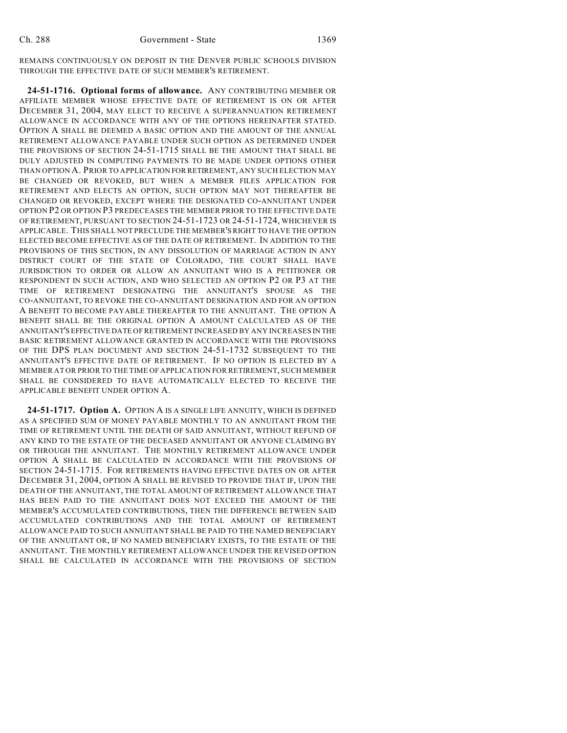REMAINS CONTINUOUSLY ON DEPOSIT IN THE DENVER PUBLIC SCHOOLS DIVISION THROUGH THE EFFECTIVE DATE OF SUCH MEMBER'S RETIREMENT.

**24-51-1716. Optional forms of allowance.** ANY CONTRIBUTING MEMBER OR AFFILIATE MEMBER WHOSE EFFECTIVE DATE OF RETIREMENT IS ON OR AFTER DECEMBER 31, 2004, MAY ELECT TO RECEIVE A SUPERANNUATION RETIREMENT ALLOWANCE IN ACCORDANCE WITH ANY OF THE OPTIONS HEREINAFTER STATED. OPTION A SHALL BE DEEMED A BASIC OPTION AND THE AMOUNT OF THE ANNUAL RETIREMENT ALLOWANCE PAYABLE UNDER SUCH OPTION AS DETERMINED UNDER THE PROVISIONS OF SECTION 24-51-1715 SHALL BE THE AMOUNT THAT SHALL BE DULY ADJUSTED IN COMPUTING PAYMENTS TO BE MADE UNDER OPTIONS OTHER THAN OPTION A. PRIOR TO APPLICATION FOR RETIREMENT, ANY SUCH ELECTION MAY BE CHANGED OR REVOKED, BUT WHEN A MEMBER FILES APPLICATION FOR RETIREMENT AND ELECTS AN OPTION, SUCH OPTION MAY NOT THEREAFTER BE CHANGED OR REVOKED, EXCEPT WHERE THE DESIGNATED CO-ANNUITANT UNDER OPTION P2 OR OPTION P3 PREDECEASES THE MEMBER PRIOR TO THE EFFECTIVE DATE OF RETIREMENT, PURSUANT TO SECTION 24-51-1723 OR 24-51-1724, WHICHEVER IS APPLICABLE. THIS SHALL NOT PRECLUDE THE MEMBER'S RIGHT TO HAVE THE OPTION ELECTED BECOME EFFECTIVE AS OF THE DATE OF RETIREMENT. IN ADDITION TO THE PROVISIONS OF THIS SECTION, IN ANY DISSOLUTION OF MARRIAGE ACTION IN ANY DISTRICT COURT OF THE STATE OF COLORADO, THE COURT SHALL HAVE JURISDICTION TO ORDER OR ALLOW AN ANNUITANT WHO IS A PETITIONER OR RESPONDENT IN SUCH ACTION, AND WHO SELECTED AN OPTION P2 OR P3 AT THE TIME OF RETIREMENT DESIGNATING THE ANNUITANT'S SPOUSE AS THE CO-ANNUITANT, TO REVOKE THE CO-ANNUITANT DESIGNATION AND FOR AN OPTION A BENEFIT TO BECOME PAYABLE THEREAFTER TO THE ANNUITANT. THE OPTION A BENEFIT SHALL BE THE ORIGINAL OPTION A AMOUNT CALCULATED AS OF THE ANNUITANT'S EFFECTIVE DATE OF RETIREMENT INCREASED BY ANY INCREASES IN THE BASIC RETIREMENT ALLOWANCE GRANTED IN ACCORDANCE WITH THE PROVISIONS OF THE DPS PLAN DOCUMENT AND SECTION 24-51-1732 SUBSEQUENT TO THE ANNUITANT'S EFFECTIVE DATE OF RETIREMENT. IF NO OPTION IS ELECTED BY A MEMBER AT OR PRIOR TO THE TIME OF APPLICATION FOR RETIREMENT, SUCH MEMBER SHALL BE CONSIDERED TO HAVE AUTOMATICALLY ELECTED TO RECEIVE THE APPLICABLE BENEFIT UNDER OPTION A.

**24-51-1717. Option A.** OPTION A IS A SINGLE LIFE ANNUITY, WHICH IS DEFINED AS A SPECIFIED SUM OF MONEY PAYABLE MONTHLY TO AN ANNUITANT FROM THE TIME OF RETIREMENT UNTIL THE DEATH OF SAID ANNUITANT, WITHOUT REFUND OF ANY KIND TO THE ESTATE OF THE DECEASED ANNUITANT OR ANYONE CLAIMING BY OR THROUGH THE ANNUITANT. THE MONTHLY RETIREMENT ALLOWANCE UNDER OPTION A SHALL BE CALCULATED IN ACCORDANCE WITH THE PROVISIONS OF SECTION 24-51-1715. FOR RETIREMENTS HAVING EFFECTIVE DATES ON OR AFTER DECEMBER 31, 2004, OPTION A SHALL BE REVISED TO PROVIDE THAT IF, UPON THE DEATH OF THE ANNUITANT, THE TOTAL AMOUNT OF RETIREMENT ALLOWANCE THAT HAS BEEN PAID TO THE ANNUITANT DOES NOT EXCEED THE AMOUNT OF THE MEMBER'S ACCUMULATED CONTRIBUTIONS, THEN THE DIFFERENCE BETWEEN SAID ACCUMULATED CONTRIBUTIONS AND THE TOTAL AMOUNT OF RETIREMENT ALLOWANCE PAID TO SUCH ANNUITANT SHALL BE PAID TO THE NAMED BENEFICIARY OF THE ANNUITANT OR, IF NO NAMED BENEFICIARY EXISTS, TO THE ESTATE OF THE ANNUITANT. THE MONTHLY RETIREMENT ALLOWANCE UNDER THE REVISED OPTION SHALL BE CALCULATED IN ACCORDANCE WITH THE PROVISIONS OF SECTION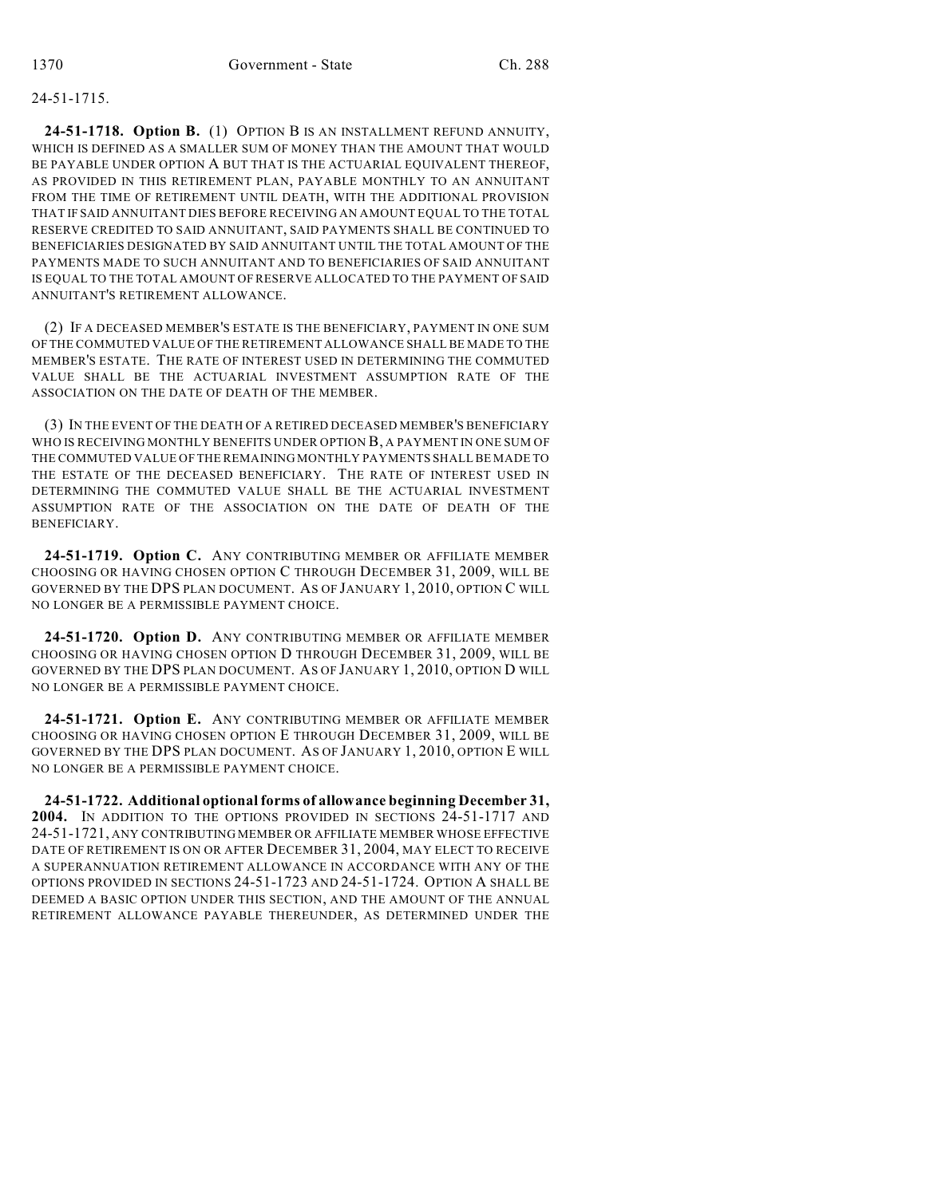24-51-1715.

**24-51-1718. Option B.** (1) OPTION B IS AN INSTALLMENT REFUND ANNUITY, WHICH IS DEFINED AS A SMALLER SUM OF MONEY THAN THE AMOUNT THAT WOULD BE PAYABLE UNDER OPTION A BUT THAT IS THE ACTUARIAL EQUIVALENT THEREOF, AS PROVIDED IN THIS RETIREMENT PLAN, PAYABLE MONTHLY TO AN ANNUITANT FROM THE TIME OF RETIREMENT UNTIL DEATH, WITH THE ADDITIONAL PROVISION THAT IF SAID ANNUITANT DIES BEFORE RECEIVING AN AMOUNT EQUAL TO THE TOTAL RESERVE CREDITED TO SAID ANNUITANT, SAID PAYMENTS SHALL BE CONTINUED TO BENEFICIARIES DESIGNATED BY SAID ANNUITANT UNTIL THE TOTAL AMOUNT OF THE PAYMENTS MADE TO SUCH ANNUITANT AND TO BENEFICIARIES OF SAID ANNUITANT IS EQUAL TO THE TOTAL AMOUNT OF RESERVE ALLOCATED TO THE PAYMENT OF SAID ANNUITANT'S RETIREMENT ALLOWANCE.

(2) IF A DECEASED MEMBER'S ESTATE IS THE BENEFICIARY, PAYMENT IN ONE SUM OF THE COMMUTED VALUE OF THE RETIREMENT ALLOWANCE SHALL BE MADE TO THE MEMBER'S ESTATE. THE RATE OF INTEREST USED IN DETERMINING THE COMMUTED VALUE SHALL BE THE ACTUARIAL INVESTMENT ASSUMPTION RATE OF THE ASSOCIATION ON THE DATE OF DEATH OF THE MEMBER.

(3) IN THE EVENT OF THE DEATH OF A RETIRED DECEASED MEMBER'S BENEFICIARY WHO IS RECEIVING MONTHLY BENEFITS UNDER OPTION B, A PAYMENT IN ONE SUM OF THE COMMUTED VALUE OF THE REMAINING MONTHLY PAYMENTS SHALL BE MADE TO THE ESTATE OF THE DECEASED BENEFICIARY. THE RATE OF INTEREST USED IN DETERMINING THE COMMUTED VALUE SHALL BE THE ACTUARIAL INVESTMENT ASSUMPTION RATE OF THE ASSOCIATION ON THE DATE OF DEATH OF THE BENEFICIARY.

**24-51-1719. Option C.** ANY CONTRIBUTING MEMBER OR AFFILIATE MEMBER CHOOSING OR HAVING CHOSEN OPTION C THROUGH DECEMBER 31, 2009, WILL BE GOVERNED BY THE DPS PLAN DOCUMENT. AS OF JANUARY 1, 2010, OPTION C WILL NO LONGER BE A PERMISSIBLE PAYMENT CHOICE.

**24-51-1720. Option D.** ANY CONTRIBUTING MEMBER OR AFFILIATE MEMBER CHOOSING OR HAVING CHOSEN OPTION D THROUGH DECEMBER 31, 2009, WILL BE GOVERNED BY THE DPS PLAN DOCUMENT. AS OF JANUARY 1, 2010, OPTION D WILL NO LONGER BE A PERMISSIBLE PAYMENT CHOICE.

**24-51-1721. Option E.** ANY CONTRIBUTING MEMBER OR AFFILIATE MEMBER CHOOSING OR HAVING CHOSEN OPTION E THROUGH DECEMBER 31, 2009, WILL BE GOVERNED BY THE DPS PLAN DOCUMENT. AS OF JANUARY 1, 2010, OPTION E WILL NO LONGER BE A PERMISSIBLE PAYMENT CHOICE.

**24-51-1722. Additional optional forms of allowance beginning December 31, 2004.** IN ADDITION TO THE OPTIONS PROVIDED IN SECTIONS 24-51-1717 AND 24-51-1721, ANY CONTRIBUTING MEMBER OR AFFILIATE MEMBER WHOSE EFFECTIVE DATE OF RETIREMENT IS ON OR AFTER DECEMBER 31, 2004, MAY ELECT TO RECEIVE A SUPERANNUATION RETIREMENT ALLOWANCE IN ACCORDANCE WITH ANY OF THE OPTIONS PROVIDED IN SECTIONS 24-51-1723 AND 24-51-1724. OPTION A SHALL BE DEEMED A BASIC OPTION UNDER THIS SECTION, AND THE AMOUNT OF THE ANNUAL RETIREMENT ALLOWANCE PAYABLE THEREUNDER, AS DETERMINED UNDER THE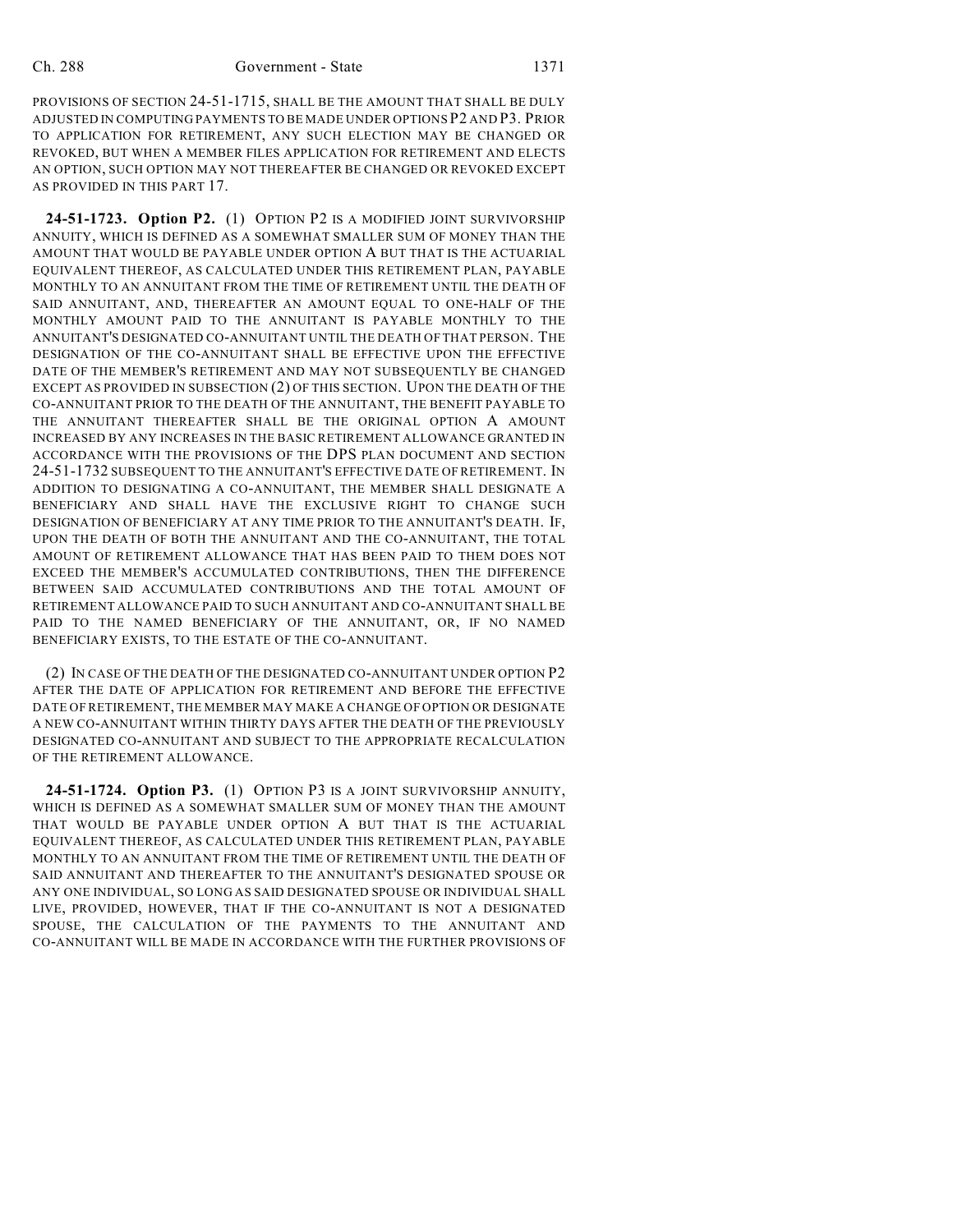PROVISIONS OF SECTION 24-51-1715, SHALL BE THE AMOUNT THAT SHALL BE DULY ADJUSTED IN COMPUTING PAYMENTS TO BE MADE UNDER OPTIONS P2 AND P3. PRIOR TO APPLICATION FOR RETIREMENT, ANY SUCH ELECTION MAY BE CHANGED OR REVOKED, BUT WHEN A MEMBER FILES APPLICATION FOR RETIREMENT AND ELECTS AN OPTION, SUCH OPTION MAY NOT THEREAFTER BE CHANGED OR REVOKED EXCEPT AS PROVIDED IN THIS PART 17.

**24-51-1723. Option P2.** (1) OPTION P2 IS A MODIFIED JOINT SURVIVORSHIP ANNUITY, WHICH IS DEFINED AS A SOMEWHAT SMALLER SUM OF MONEY THAN THE AMOUNT THAT WOULD BE PAYABLE UNDER OPTION A BUT THAT IS THE ACTUARIAL EQUIVALENT THEREOF, AS CALCULATED UNDER THIS RETIREMENT PLAN, PAYABLE MONTHLY TO AN ANNUITANT FROM THE TIME OF RETIREMENT UNTIL THE DEATH OF SAID ANNUITANT, AND, THEREAFTER AN AMOUNT EQUAL TO ONE-HALF OF THE MONTHLY AMOUNT PAID TO THE ANNUITANT IS PAYABLE MONTHLY TO THE ANNUITANT'S DESIGNATED CO-ANNUITANT UNTIL THE DEATH OF THAT PERSON. THE DESIGNATION OF THE CO-ANNUITANT SHALL BE EFFECTIVE UPON THE EFFECTIVE DATE OF THE MEMBER'S RETIREMENT AND MAY NOT SUBSEQUENTLY BE CHANGED EXCEPT AS PROVIDED IN SUBSECTION (2) OF THIS SECTION. UPON THE DEATH OF THE CO-ANNUITANT PRIOR TO THE DEATH OF THE ANNUITANT, THE BENEFIT PAYABLE TO THE ANNUITANT THEREAFTER SHALL BE THE ORIGINAL OPTION A AMOUNT INCREASED BY ANY INCREASES IN THE BASIC RETIREMENT ALLOWANCE GRANTED IN ACCORDANCE WITH THE PROVISIONS OF THE DPS PLAN DOCUMENT AND SECTION 24-51-1732 SUBSEQUENT TO THE ANNUITANT'S EFFECTIVE DATE OF RETIREMENT. IN ADDITION TO DESIGNATING A CO-ANNUITANT, THE MEMBER SHALL DESIGNATE A BENEFICIARY AND SHALL HAVE THE EXCLUSIVE RIGHT TO CHANGE SUCH DESIGNATION OF BENEFICIARY AT ANY TIME PRIOR TO THE ANNUITANT'S DEATH. IF, UPON THE DEATH OF BOTH THE ANNUITANT AND THE CO-ANNUITANT, THE TOTAL AMOUNT OF RETIREMENT ALLOWANCE THAT HAS BEEN PAID TO THEM DOES NOT EXCEED THE MEMBER'S ACCUMULATED CONTRIBUTIONS, THEN THE DIFFERENCE BETWEEN SAID ACCUMULATED CONTRIBUTIONS AND THE TOTAL AMOUNT OF RETIREMENT ALLOWANCE PAID TO SUCH ANNUITANT AND CO-ANNUITANT SHALL BE PAID TO THE NAMED BENEFICIARY OF THE ANNUITANT, OR, IF NO NAMED BENEFICIARY EXISTS, TO THE ESTATE OF THE CO-ANNUITANT.

(2) IN CASE OF THE DEATH OF THE DESIGNATED CO-ANNUITANT UNDER OPTION P2 AFTER THE DATE OF APPLICATION FOR RETIREMENT AND BEFORE THE EFFECTIVE DATE OF RETIREMENT, THE MEMBER MAY MAKE A CHANGE OF OPTION OR DESIGNATE A NEW CO-ANNUITANT WITHIN THIRTY DAYS AFTER THE DEATH OF THE PREVIOUSLY DESIGNATED CO-ANNUITANT AND SUBJECT TO THE APPROPRIATE RECALCULATION OF THE RETIREMENT ALLOWANCE.

**24-51-1724. Option P3.** (1) OPTION P3 IS A JOINT SURVIVORSHIP ANNUITY, WHICH IS DEFINED AS A SOMEWHAT SMALLER SUM OF MONEY THAN THE AMOUNT THAT WOULD BE PAYABLE UNDER OPTION A BUT THAT IS THE ACTUARIAL EQUIVALENT THEREOF, AS CALCULATED UNDER THIS RETIREMENT PLAN, PAYABLE MONTHLY TO AN ANNUITANT FROM THE TIME OF RETIREMENT UNTIL THE DEATH OF SAID ANNUITANT AND THEREAFTER TO THE ANNUITANT'S DESIGNATED SPOUSE OR ANY ONE INDIVIDUAL, SO LONG AS SAID DESIGNATED SPOUSE OR INDIVIDUAL SHALL LIVE, PROVIDED, HOWEVER, THAT IF THE CO-ANNUITANT IS NOT A DESIGNATED SPOUSE, THE CALCULATION OF THE PAYMENTS TO THE ANNUITANT AND CO-ANNUITANT WILL BE MADE IN ACCORDANCE WITH THE FURTHER PROVISIONS OF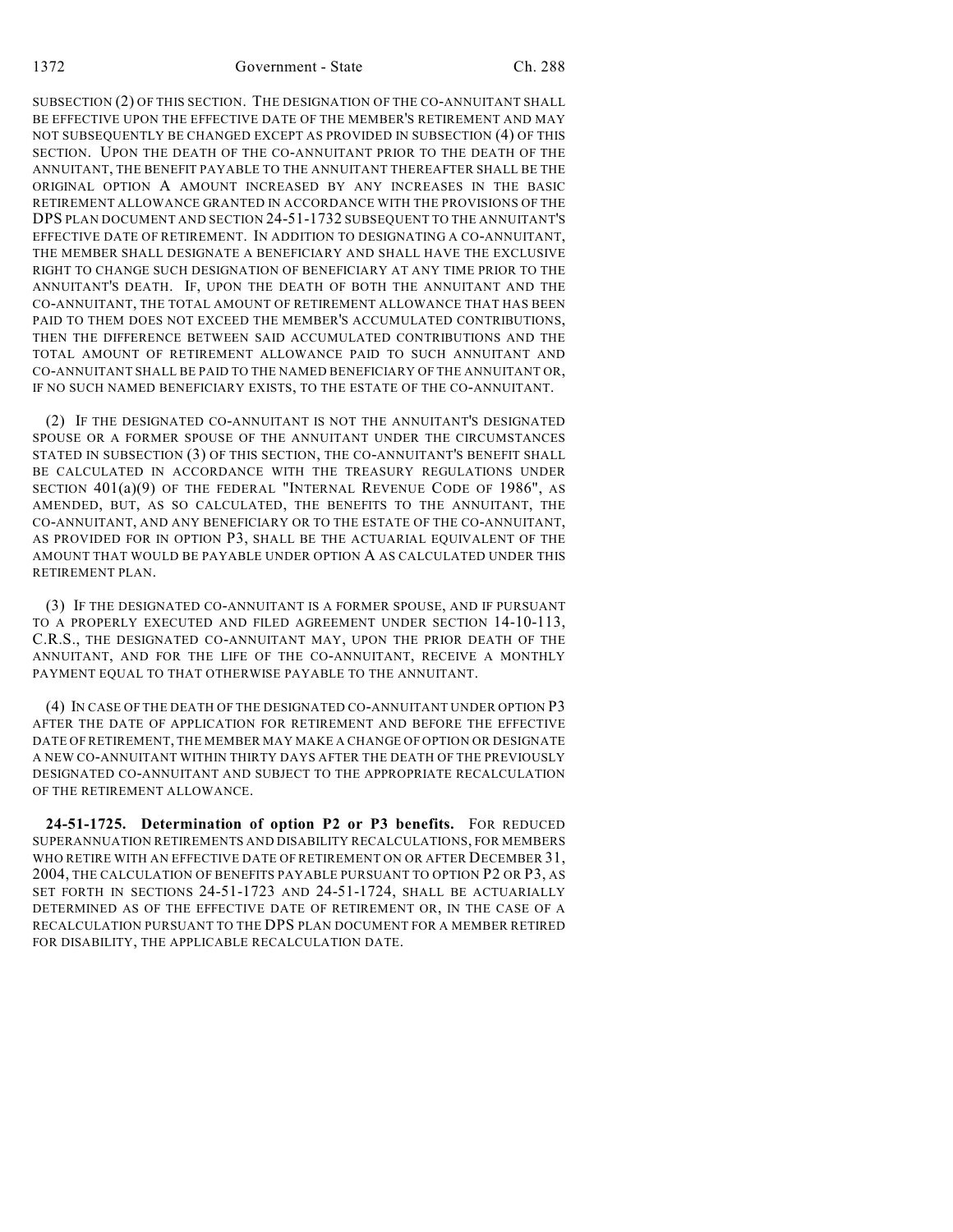SUBSECTION (2) OF THIS SECTION. THE DESIGNATION OF THE CO-ANNUITANT SHALL BE EFFECTIVE UPON THE EFFECTIVE DATE OF THE MEMBER'S RETIREMENT AND MAY NOT SUBSEQUENTLY BE CHANGED EXCEPT AS PROVIDED IN SUBSECTION (4) OF THIS SECTION. UPON THE DEATH OF THE CO-ANNUITANT PRIOR TO THE DEATH OF THE ANNUITANT, THE BENEFIT PAYABLE TO THE ANNUITANT THEREAFTER SHALL BE THE ORIGINAL OPTION A AMOUNT INCREASED BY ANY INCREASES IN THE BASIC RETIREMENT ALLOWANCE GRANTED IN ACCORDANCE WITH THE PROVISIONS OF THE DPS PLAN DOCUMENT AND SECTION 24-51-1732 SUBSEQUENT TO THE ANNUITANT'S EFFECTIVE DATE OF RETIREMENT. IN ADDITION TO DESIGNATING A CO-ANNUITANT, THE MEMBER SHALL DESIGNATE A BENEFICIARY AND SHALL HAVE THE EXCLUSIVE RIGHT TO CHANGE SUCH DESIGNATION OF BENEFICIARY AT ANY TIME PRIOR TO THE ANNUITANT'S DEATH. IF, UPON THE DEATH OF BOTH THE ANNUITANT AND THE CO-ANNUITANT, THE TOTAL AMOUNT OF RETIREMENT ALLOWANCE THAT HAS BEEN PAID TO THEM DOES NOT EXCEED THE MEMBER'S ACCUMULATED CONTRIBUTIONS, THEN THE DIFFERENCE BETWEEN SAID ACCUMULATED CONTRIBUTIONS AND THE TOTAL AMOUNT OF RETIREMENT ALLOWANCE PAID TO SUCH ANNUITANT AND CO-ANNUITANT SHALL BE PAID TO THE NAMED BENEFICIARY OF THE ANNUITANT OR, IF NO SUCH NAMED BENEFICIARY EXISTS, TO THE ESTATE OF THE CO-ANNUITANT.

(2) IF THE DESIGNATED CO-ANNUITANT IS NOT THE ANNUITANT'S DESIGNATED SPOUSE OR A FORMER SPOUSE OF THE ANNUITANT UNDER THE CIRCUMSTANCES STATED IN SUBSECTION (3) OF THIS SECTION, THE CO-ANNUITANT'S BENEFIT SHALL BE CALCULATED IN ACCORDANCE WITH THE TREASURY REGULATIONS UNDER SECTION 401(a)(9) OF THE FEDERAL "INTERNAL REVENUE CODE OF 1986", AS AMENDED, BUT, AS SO CALCULATED, THE BENEFITS TO THE ANNUITANT, THE CO-ANNUITANT, AND ANY BENEFICIARY OR TO THE ESTATE OF THE CO-ANNUITANT, AS PROVIDED FOR IN OPTION P3, SHALL BE THE ACTUARIAL EQUIVALENT OF THE AMOUNT THAT WOULD BE PAYABLE UNDER OPTION A AS CALCULATED UNDER THIS RETIREMENT PLAN.

(3) IF THE DESIGNATED CO-ANNUITANT IS A FORMER SPOUSE, AND IF PURSUANT TO A PROPERLY EXECUTED AND FILED AGREEMENT UNDER SECTION 14-10-113, C.R.S., THE DESIGNATED CO-ANNUITANT MAY, UPON THE PRIOR DEATH OF THE ANNUITANT, AND FOR THE LIFE OF THE CO-ANNUITANT, RECEIVE A MONTHLY PAYMENT EQUAL TO THAT OTHERWISE PAYABLE TO THE ANNUITANT.

(4) IN CASE OF THE DEATH OF THE DESIGNATED CO-ANNUITANT UNDER OPTION P3 AFTER THE DATE OF APPLICATION FOR RETIREMENT AND BEFORE THE EFFECTIVE DATE OF RETIREMENT, THE MEMBER MAY MAKE A CHANGE OF OPTION OR DESIGNATE A NEW CO-ANNUITANT WITHIN THIRTY DAYS AFTER THE DEATH OF THE PREVIOUSLY DESIGNATED CO-ANNUITANT AND SUBJECT TO THE APPROPRIATE RECALCULATION OF THE RETIREMENT ALLOWANCE.

**24-51-1725. Determination of option P2 or P3 benefits.** FOR REDUCED SUPERANNUATION RETIREMENTS AND DISABILITY RECALCULATIONS, FOR MEMBERS WHO RETIRE WITH AN EFFECTIVE DATE OF RETIREMENT ON OR AFTER DECEMBER 31, 2004, THE CALCULATION OF BENEFITS PAYABLE PURSUANT TO OPTION P2 OR P3, AS SET FORTH IN SECTIONS 24-51-1723 AND 24-51-1724, SHALL BE ACTUARIALLY DETERMINED AS OF THE EFFECTIVE DATE OF RETIREMENT OR, IN THE CASE OF A RECALCULATION PURSUANT TO THE DPS PLAN DOCUMENT FOR A MEMBER RETIRED FOR DISABILITY, THE APPLICABLE RECALCULATION DATE.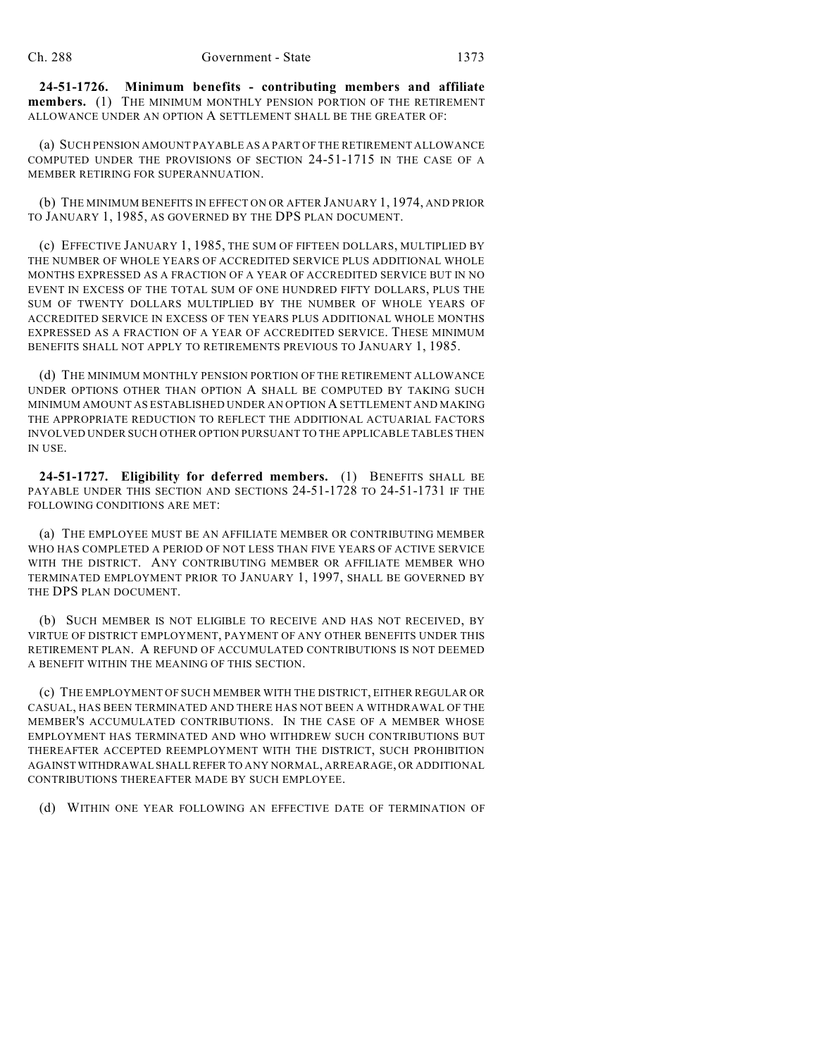**24-51-1726. Minimum benefits - contributing members and affiliate members.** (1) THE MINIMUM MONTHLY PENSION PORTION OF THE RETIREMENT ALLOWANCE UNDER AN OPTION A SETTLEMENT SHALL BE THE GREATER OF:

(a) SUCH PENSION AMOUNT PAYABLE AS A PART OF THE RETIREMENT ALLOWANCE COMPUTED UNDER THE PROVISIONS OF SECTION 24-51-1715 IN THE CASE OF A MEMBER RETIRING FOR SUPERANNUATION.

(b) THE MINIMUM BENEFITS IN EFFECT ON OR AFTER JANUARY 1, 1974, AND PRIOR TO JANUARY 1, 1985, AS GOVERNED BY THE DPS PLAN DOCUMENT.

(c) EFFECTIVE JANUARY 1, 1985, THE SUM OF FIFTEEN DOLLARS, MULTIPLIED BY THE NUMBER OF WHOLE YEARS OF ACCREDITED SERVICE PLUS ADDITIONAL WHOLE MONTHS EXPRESSED AS A FRACTION OF A YEAR OF ACCREDITED SERVICE BUT IN NO EVENT IN EXCESS OF THE TOTAL SUM OF ONE HUNDRED FIFTY DOLLARS, PLUS THE SUM OF TWENTY DOLLARS MULTIPLIED BY THE NUMBER OF WHOLE YEARS OF ACCREDITED SERVICE IN EXCESS OF TEN YEARS PLUS ADDITIONAL WHOLE MONTHS EXPRESSED AS A FRACTION OF A YEAR OF ACCREDITED SERVICE. THESE MINIMUM BENEFITS SHALL NOT APPLY TO RETIREMENTS PREVIOUS TO JANUARY 1, 1985.

(d) THE MINIMUM MONTHLY PENSION PORTION OF THE RETIREMENT ALLOWANCE UNDER OPTIONS OTHER THAN OPTION A SHALL BE COMPUTED BY TAKING SUCH MINIMUM AMOUNT AS ESTABLISHED UNDER AN OPTION A SETTLEMENT AND MAKING THE APPROPRIATE REDUCTION TO REFLECT THE ADDITIONAL ACTUARIAL FACTORS INVOLVED UNDER SUCH OTHER OPTION PURSUANT TO THE APPLICABLE TABLES THEN IN USE.

**24-51-1727. Eligibility for deferred members.** (1) BENEFITS SHALL BE PAYABLE UNDER THIS SECTION AND SECTIONS 24-51-1728 TO 24-51-1731 IF THE FOLLOWING CONDITIONS ARE MET:

(a) THE EMPLOYEE MUST BE AN AFFILIATE MEMBER OR CONTRIBUTING MEMBER WHO HAS COMPLETED A PERIOD OF NOT LESS THAN FIVE YEARS OF ACTIVE SERVICE WITH THE DISTRICT. ANY CONTRIBUTING MEMBER OR AFFILIATE MEMBER WHO TERMINATED EMPLOYMENT PRIOR TO JANUARY 1, 1997, SHALL BE GOVERNED BY THE DPS PLAN DOCUMENT.

(b) SUCH MEMBER IS NOT ELIGIBLE TO RECEIVE AND HAS NOT RECEIVED, BY VIRTUE OF DISTRICT EMPLOYMENT, PAYMENT OF ANY OTHER BENEFITS UNDER THIS RETIREMENT PLAN. A REFUND OF ACCUMULATED CONTRIBUTIONS IS NOT DEEMED A BENEFIT WITHIN THE MEANING OF THIS SECTION.

(c) THE EMPLOYMENT OF SUCH MEMBER WITH THE DISTRICT, EITHER REGULAR OR CASUAL, HAS BEEN TERMINATED AND THERE HAS NOT BEEN A WITHDRAWAL OF THE MEMBER'S ACCUMULATED CONTRIBUTIONS. IN THE CASE OF A MEMBER WHOSE EMPLOYMENT HAS TERMINATED AND WHO WITHDREW SUCH CONTRIBUTIONS BUT THEREAFTER ACCEPTED REEMPLOYMENT WITH THE DISTRICT, SUCH PROHIBITION AGAINST WITHDRAWAL SHALL REFER TO ANY NORMAL, ARREARAGE, OR ADDITIONAL CONTRIBUTIONS THEREAFTER MADE BY SUCH EMPLOYEE.

(d) WITHIN ONE YEAR FOLLOWING AN EFFECTIVE DATE OF TERMINATION OF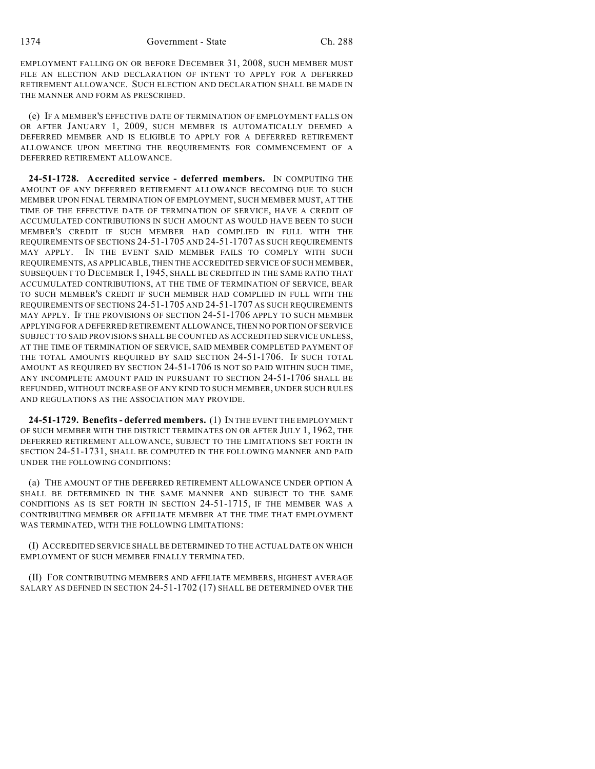EMPLOYMENT FALLING ON OR BEFORE DECEMBER 31, 2008, SUCH MEMBER MUST FILE AN ELECTION AND DECLARATION OF INTENT TO APPLY FOR A DEFERRED RETIREMENT ALLOWANCE. SUCH ELECTION AND DECLARATION SHALL BE MADE IN THE MANNER AND FORM AS PRESCRIBED.

(e) IF A MEMBER'S EFFECTIVE DATE OF TERMINATION OF EMPLOYMENT FALLS ON OR AFTER JANUARY 1, 2009, SUCH MEMBER IS AUTOMATICALLY DEEMED A DEFERRED MEMBER AND IS ELIGIBLE TO APPLY FOR A DEFERRED RETIREMENT ALLOWANCE UPON MEETING THE REQUIREMENTS FOR COMMENCEMENT OF A DEFERRED RETIREMENT ALLOWANCE.

**24-51-1728. Accredited service - deferred members.** IN COMPUTING THE AMOUNT OF ANY DEFERRED RETIREMENT ALLOWANCE BECOMING DUE TO SUCH MEMBER UPON FINAL TERMINATION OF EMPLOYMENT, SUCH MEMBER MUST, AT THE TIME OF THE EFFECTIVE DATE OF TERMINATION OF SERVICE, HAVE A CREDIT OF ACCUMULATED CONTRIBUTIONS IN SUCH AMOUNT AS WOULD HAVE BEEN TO SUCH MEMBER'S CREDIT IF SUCH MEMBER HAD COMPLIED IN FULL WITH THE REQUIREMENTS OF SECTIONS 24-51-1705 AND 24-51-1707 AS SUCH REQUIREMENTS MAY APPLY. IN THE EVENT SAID MEMBER FAILS TO COMPLY WITH SUCH REQUIREMENTS, AS APPLICABLE, THEN THE ACCREDITED SERVICE OF SUCH MEMBER, SUBSEQUENT TO DECEMBER 1, 1945, SHALL BE CREDITED IN THE SAME RATIO THAT ACCUMULATED CONTRIBUTIONS, AT THE TIME OF TERMINATION OF SERVICE, BEAR TO SUCH MEMBER'S CREDIT IF SUCH MEMBER HAD COMPLIED IN FULL WITH THE REQUIREMENTS OF SECTIONS 24-51-1705 AND 24-51-1707 AS SUCH REQUIREMENTS MAY APPLY. IF THE PROVISIONS OF SECTION 24-51-1706 APPLY TO SUCH MEMBER APPLYING FOR A DEFERRED RETIREMENT ALLOWANCE, THEN NO PORTION OF SERVICE SUBJECT TO SAID PROVISIONS SHALL BE COUNTED AS ACCREDITED SERVICE UNLESS, AT THE TIME OF TERMINATION OF SERVICE, SAID MEMBER COMPLETED PAYMENT OF THE TOTAL AMOUNTS REQUIRED BY SAID SECTION 24-51-1706. IF SUCH TOTAL AMOUNT AS REQUIRED BY SECTION 24-51-1706 IS NOT SO PAID WITHIN SUCH TIME, ANY INCOMPLETE AMOUNT PAID IN PURSUANT TO SECTION 24-51-1706 SHALL BE REFUNDED, WITHOUT INCREASE OF ANY KIND TO SUCH MEMBER, UNDER SUCH RULES AND REGULATIONS AS THE ASSOCIATION MAY PROVIDE.

**24-51-1729. Benefits - deferred members.** (1) IN THE EVENT THE EMPLOYMENT OF SUCH MEMBER WITH THE DISTRICT TERMINATES ON OR AFTER JULY 1, 1962, THE DEFERRED RETIREMENT ALLOWANCE, SUBJECT TO THE LIMITATIONS SET FORTH IN SECTION 24-51-1731, SHALL BE COMPUTED IN THE FOLLOWING MANNER AND PAID UNDER THE FOLLOWING CONDITIONS:

(a) THE AMOUNT OF THE DEFERRED RETIREMENT ALLOWANCE UNDER OPTION A SHALL BE DETERMINED IN THE SAME MANNER AND SUBJECT TO THE SAME CONDITIONS AS IS SET FORTH IN SECTION 24-51-1715, IF THE MEMBER WAS A CONTRIBUTING MEMBER OR AFFILIATE MEMBER AT THE TIME THAT EMPLOYMENT WAS TERMINATED, WITH THE FOLLOWING LIMITATIONS:

(I) ACCREDITED SERVICE SHALL BE DETERMINED TO THE ACTUAL DATE ON WHICH EMPLOYMENT OF SUCH MEMBER FINALLY TERMINATED.

(II) FOR CONTRIBUTING MEMBERS AND AFFILIATE MEMBERS, HIGHEST AVERAGE SALARY AS DEFINED IN SECTION 24-51-1702 (17) SHALL BE DETERMINED OVER THE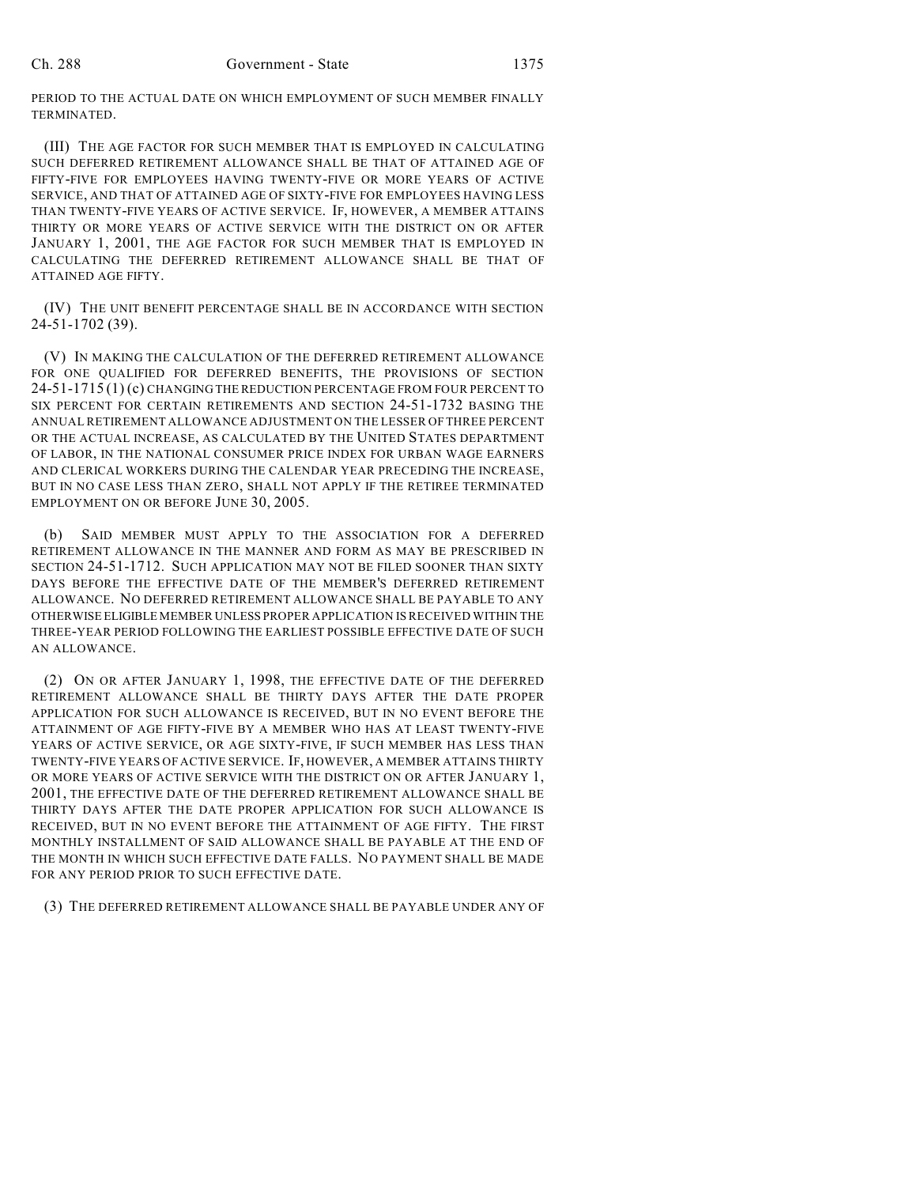PERIOD TO THE ACTUAL DATE ON WHICH EMPLOYMENT OF SUCH MEMBER FINALLY TERMINATED.

(III) THE AGE FACTOR FOR SUCH MEMBER THAT IS EMPLOYED IN CALCULATING SUCH DEFERRED RETIREMENT ALLOWANCE SHALL BE THAT OF ATTAINED AGE OF FIFTY-FIVE FOR EMPLOYEES HAVING TWENTY-FIVE OR MORE YEARS OF ACTIVE SERVICE, AND THAT OF ATTAINED AGE OF SIXTY-FIVE FOR EMPLOYEES HAVING LESS THAN TWENTY-FIVE YEARS OF ACTIVE SERVICE. IF, HOWEVER, A MEMBER ATTAINS THIRTY OR MORE YEARS OF ACTIVE SERVICE WITH THE DISTRICT ON OR AFTER JANUARY 1, 2001, THE AGE FACTOR FOR SUCH MEMBER THAT IS EMPLOYED IN CALCULATING THE DEFERRED RETIREMENT ALLOWANCE SHALL BE THAT OF ATTAINED AGE FIFTY.

(IV) THE UNIT BENEFIT PERCENTAGE SHALL BE IN ACCORDANCE WITH SECTION 24-51-1702 (39).

(V) IN MAKING THE CALCULATION OF THE DEFERRED RETIREMENT ALLOWANCE FOR ONE QUALIFIED FOR DEFERRED BENEFITS, THE PROVISIONS OF SECTION 24-51-1715 (1) (c) CHANGING THE REDUCTION PERCENTAGE FROM FOUR PERCENT TO SIX PERCENT FOR CERTAIN RETIREMENTS AND SECTION 24-51-1732 BASING THE ANNUAL RETIREMENT ALLOWANCE ADJUSTMENT ON THE LESSER OF THREE PERCENT OR THE ACTUAL INCREASE, AS CALCULATED BY THE UNITED STATES DEPARTMENT OF LABOR, IN THE NATIONAL CONSUMER PRICE INDEX FOR URBAN WAGE EARNERS AND CLERICAL WORKERS DURING THE CALENDAR YEAR PRECEDING THE INCREASE, BUT IN NO CASE LESS THAN ZERO, SHALL NOT APPLY IF THE RETIREE TERMINATED EMPLOYMENT ON OR BEFORE JUNE 30, 2005.

(b) SAID MEMBER MUST APPLY TO THE ASSOCIATION FOR A DEFERRED RETIREMENT ALLOWANCE IN THE MANNER AND FORM AS MAY BE PRESCRIBED IN SECTION 24-51-1712. SUCH APPLICATION MAY NOT BE FILED SOONER THAN SIXTY DAYS BEFORE THE EFFECTIVE DATE OF THE MEMBER'S DEFERRED RETIREMENT ALLOWANCE. NO DEFERRED RETIREMENT ALLOWANCE SHALL BE PAYABLE TO ANY OTHERWISE ELIGIBLE MEMBER UNLESS PROPER APPLICATION IS RECEIVED WITHIN THE THREE-YEAR PERIOD FOLLOWING THE EARLIEST POSSIBLE EFFECTIVE DATE OF SUCH AN ALLOWANCE.

(2) ON OR AFTER JANUARY 1, 1998, THE EFFECTIVE DATE OF THE DEFERRED RETIREMENT ALLOWANCE SHALL BE THIRTY DAYS AFTER THE DATE PROPER APPLICATION FOR SUCH ALLOWANCE IS RECEIVED, BUT IN NO EVENT BEFORE THE ATTAINMENT OF AGE FIFTY-FIVE BY A MEMBER WHO HAS AT LEAST TWENTY-FIVE YEARS OF ACTIVE SERVICE, OR AGE SIXTY-FIVE, IF SUCH MEMBER HAS LESS THAN TWENTY-FIVE YEARS OF ACTIVE SERVICE. IF, HOWEVER, A MEMBER ATTAINS THIRTY OR MORE YEARS OF ACTIVE SERVICE WITH THE DISTRICT ON OR AFTER JANUARY 1, 2001, THE EFFECTIVE DATE OF THE DEFERRED RETIREMENT ALLOWANCE SHALL BE THIRTY DAYS AFTER THE DATE PROPER APPLICATION FOR SUCH ALLOWANCE IS RECEIVED, BUT IN NO EVENT BEFORE THE ATTAINMENT OF AGE FIFTY. THE FIRST MONTHLY INSTALLMENT OF SAID ALLOWANCE SHALL BE PAYABLE AT THE END OF THE MONTH IN WHICH SUCH EFFECTIVE DATE FALLS. NO PAYMENT SHALL BE MADE FOR ANY PERIOD PRIOR TO SUCH EFFECTIVE DATE.

(3) THE DEFERRED RETIREMENT ALLOWANCE SHALL BE PAYABLE UNDER ANY OF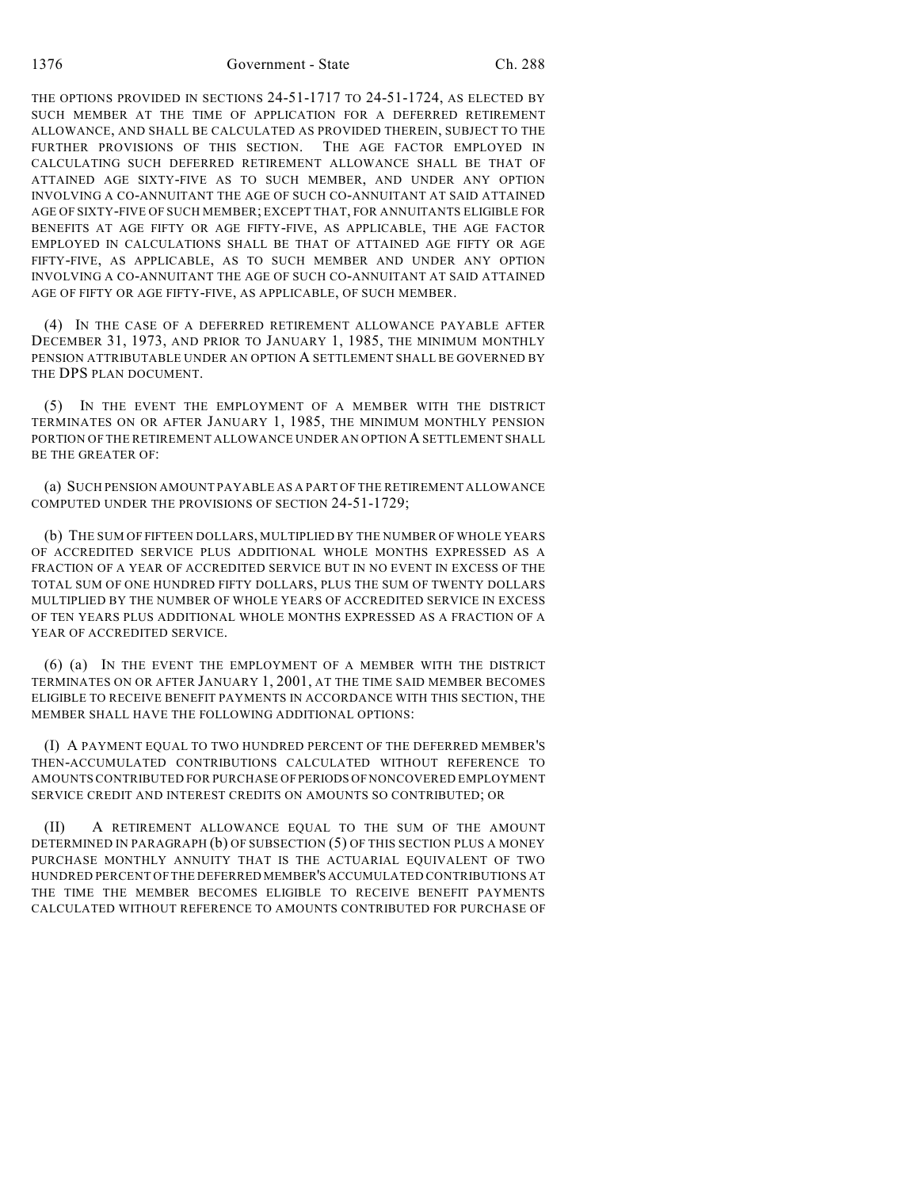THE OPTIONS PROVIDED IN SECTIONS 24-51-1717 TO 24-51-1724, AS ELECTED BY SUCH MEMBER AT THE TIME OF APPLICATION FOR A DEFERRED RETIREMENT ALLOWANCE, AND SHALL BE CALCULATED AS PROVIDED THEREIN, SUBJECT TO THE FURTHER PROVISIONS OF THIS SECTION. THE AGE FACTOR EMPLOYED IN CALCULATING SUCH DEFERRED RETIREMENT ALLOWANCE SHALL BE THAT OF ATTAINED AGE SIXTY-FIVE AS TO SUCH MEMBER, AND UNDER ANY OPTION INVOLVING A CO-ANNUITANT THE AGE OF SUCH CO-ANNUITANT AT SAID ATTAINED AGE OF SIXTY-FIVE OF SUCH MEMBER; EXCEPT THAT, FOR ANNUITANTS ELIGIBLE FOR BENEFITS AT AGE FIFTY OR AGE FIFTY-FIVE, AS APPLICABLE, THE AGE FACTOR EMPLOYED IN CALCULATIONS SHALL BE THAT OF ATTAINED AGE FIFTY OR AGE FIFTY-FIVE, AS APPLICABLE, AS TO SUCH MEMBER AND UNDER ANY OPTION INVOLVING A CO-ANNUITANT THE AGE OF SUCH CO-ANNUITANT AT SAID ATTAINED AGE OF FIFTY OR AGE FIFTY-FIVE, AS APPLICABLE, OF SUCH MEMBER.

(4) IN THE CASE OF A DEFERRED RETIREMENT ALLOWANCE PAYABLE AFTER DECEMBER 31, 1973, AND PRIOR TO JANUARY 1, 1985, THE MINIMUM MONTHLY PENSION ATTRIBUTABLE UNDER AN OPTION A SETTLEMENT SHALL BE GOVERNED BY THE DPS PLAN DOCUMENT.

(5) IN THE EVENT THE EMPLOYMENT OF A MEMBER WITH THE DISTRICT TERMINATES ON OR AFTER JANUARY 1, 1985, THE MINIMUM MONTHLY PENSION PORTION OF THE RETIREMENT ALLOWANCE UNDER AN OPTION A SETTLEMENT SHALL BE THE GREATER OF:

(a) SUCH PENSION AMOUNT PAYABLE AS A PART OF THE RETIREMENT ALLOWANCE COMPUTED UNDER THE PROVISIONS OF SECTION 24-51-1729;

(b) THE SUM OF FIFTEEN DOLLARS, MULTIPLIED BY THE NUMBER OF WHOLE YEARS OF ACCREDITED SERVICE PLUS ADDITIONAL WHOLE MONTHS EXPRESSED AS A FRACTION OF A YEAR OF ACCREDITED SERVICE BUT IN NO EVENT IN EXCESS OF THE TOTAL SUM OF ONE HUNDRED FIFTY DOLLARS, PLUS THE SUM OF TWENTY DOLLARS MULTIPLIED BY THE NUMBER OF WHOLE YEARS OF ACCREDITED SERVICE IN EXCESS OF TEN YEARS PLUS ADDITIONAL WHOLE MONTHS EXPRESSED AS A FRACTION OF A YEAR OF ACCREDITED SERVICE.

(6) (a) IN THE EVENT THE EMPLOYMENT OF A MEMBER WITH THE DISTRICT TERMINATES ON OR AFTER JANUARY 1, 2001, AT THE TIME SAID MEMBER BECOMES ELIGIBLE TO RECEIVE BENEFIT PAYMENTS IN ACCORDANCE WITH THIS SECTION, THE MEMBER SHALL HAVE THE FOLLOWING ADDITIONAL OPTIONS:

(I) A PAYMENT EQUAL TO TWO HUNDRED PERCENT OF THE DEFERRED MEMBER'S THEN-ACCUMULATED CONTRIBUTIONS CALCULATED WITHOUT REFERENCE TO AMOUNTS CONTRIBUTED FOR PURCHASE OF PERIODS OF NONCOVERED EMPLOYMENT SERVICE CREDIT AND INTEREST CREDITS ON AMOUNTS SO CONTRIBUTED; OR

(II) A RETIREMENT ALLOWANCE EQUAL TO THE SUM OF THE AMOUNT DETERMINED IN PARAGRAPH (b) OF SUBSECTION (5) OF THIS SECTION PLUS A MONEY PURCHASE MONTHLY ANNUITY THAT IS THE ACTUARIAL EQUIVALENT OF TWO HUNDRED PERCENT OF THE DEFERRED MEMBER'S ACCUMULATED CONTRIBUTIONS AT THE TIME THE MEMBER BECOMES ELIGIBLE TO RECEIVE BENEFIT PAYMENTS CALCULATED WITHOUT REFERENCE TO AMOUNTS CONTRIBUTED FOR PURCHASE OF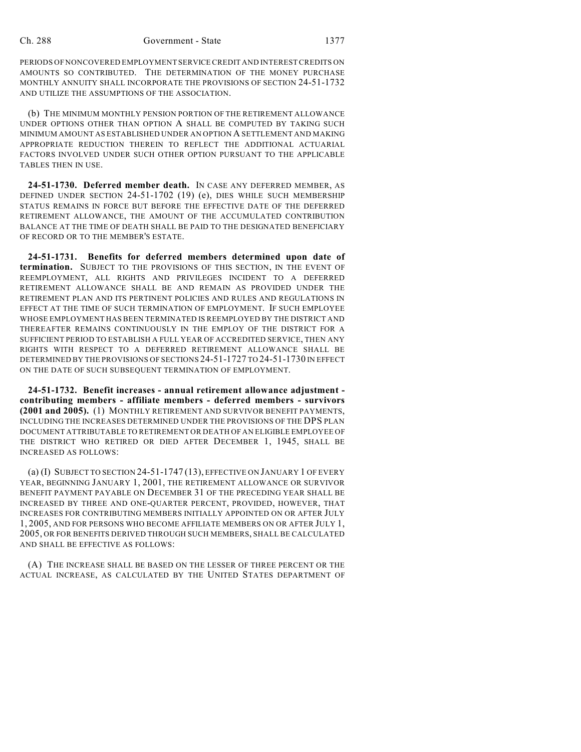PERIODS OF NONCOVERED EMPLOYMENT SERVICE CREDIT AND INTEREST CREDITS ON AMOUNTS SO CONTRIBUTED. THE DETERMINATION OF THE MONEY PURCHASE MONTHLY ANNUITY SHALL INCORPORATE THE PROVISIONS OF SECTION 24-51-1732 AND UTILIZE THE ASSUMPTIONS OF THE ASSOCIATION.

(b) THE MINIMUM MONTHLY PENSION PORTION OF THE RETIREMENT ALLOWANCE UNDER OPTIONS OTHER THAN OPTION A SHALL BE COMPUTED BY TAKING SUCH MINIMUM AMOUNT AS ESTABLISHED UNDER AN OPTION A SETTLEMENT AND MAKING APPROPRIATE REDUCTION THEREIN TO REFLECT THE ADDITIONAL ACTUARIAL FACTORS INVOLVED UNDER SUCH OTHER OPTION PURSUANT TO THE APPLICABLE TABLES THEN IN USE.

**24-51-1730. Deferred member death.** IN CASE ANY DEFERRED MEMBER, AS DEFINED UNDER SECTION 24-51-1702 (19) (e), DIES WHILE SUCH MEMBERSHIP STATUS REMAINS IN FORCE BUT BEFORE THE EFFECTIVE DATE OF THE DEFERRED RETIREMENT ALLOWANCE, THE AMOUNT OF THE ACCUMULATED CONTRIBUTION BALANCE AT THE TIME OF DEATH SHALL BE PAID TO THE DESIGNATED BENEFICIARY OF RECORD OR TO THE MEMBER'S ESTATE.

**24-51-1731. Benefits for deferred members determined upon date of termination.** SUBJECT TO THE PROVISIONS OF THIS SECTION, IN THE EVENT OF REEMPLOYMENT, ALL RIGHTS AND PRIVILEGES INCIDENT TO A DEFERRED RETIREMENT ALLOWANCE SHALL BE AND REMAIN AS PROVIDED UNDER THE RETIREMENT PLAN AND ITS PERTINENT POLICIES AND RULES AND REGULATIONS IN EFFECT AT THE TIME OF SUCH TERMINATION OF EMPLOYMENT. IF SUCH EMPLOYEE WHOSE EMPLOYMENT HAS BEEN TERMINATED IS REEMPLOYED BY THE DISTRICT AND THEREAFTER REMAINS CONTINUOUSLY IN THE EMPLOY OF THE DISTRICT FOR A SUFFICIENT PERIOD TO ESTABLISH A FULL YEAR OF ACCREDITED SERVICE, THEN ANY RIGHTS WITH RESPECT TO A DEFERRED RETIREMENT ALLOWANCE SHALL BE DETERMINED BY THE PROVISIONS OF SECTIONS 24-51-1727 TO 24-51-1730 IN EFFECT ON THE DATE OF SUCH SUBSEQUENT TERMINATION OF EMPLOYMENT.

**24-51-1732. Benefit increases - annual retirement allowance adjustment - contributing members - affiliate members - deferred members - survivors (2001 and 2005).** (1) MONTHLY RETIREMENT AND SURVIVOR BENEFIT PAYMENTS, INCLUDING THE INCREASES DETERMINED UNDER THE PROVISIONS OF THE DPS PLAN DOCUMENT ATTRIBUTABLE TO RETIREMENT OR DEATH OF AN ELIGIBLE EMPLOYEE OF THE DISTRICT WHO RETIRED OR DIED AFTER DECEMBER 1, 1945, SHALL BE INCREASED AS FOLLOWS:

(a) (I) SUBJECT TO SECTION 24-51-1747 (13), EFFECTIVE ON JANUARY 1 OF EVERY YEAR, BEGINNING JANUARY 1, 2001, THE RETIREMENT ALLOWANCE OR SURVIVOR BENEFIT PAYMENT PAYABLE ON DECEMBER 31 OF THE PRECEDING YEAR SHALL BE INCREASED BY THREE AND ONE-QUARTER PERCENT, PROVIDED, HOWEVER, THAT INCREASES FOR CONTRIBUTING MEMBERS INITIALLY APPOINTED ON OR AFTER JULY 1, 2005, AND FOR PERSONS WHO BECOME AFFILIATE MEMBERS ON OR AFTER JULY 1, 2005, OR FOR BENEFITS DERIVED THROUGH SUCH MEMBERS, SHALL BE CALCULATED AND SHALL BE EFFECTIVE AS FOLLOWS:

(A) THE INCREASE SHALL BE BASED ON THE LESSER OF THREE PERCENT OR THE ACTUAL INCREASE, AS CALCULATED BY THE UNITED STATES DEPARTMENT OF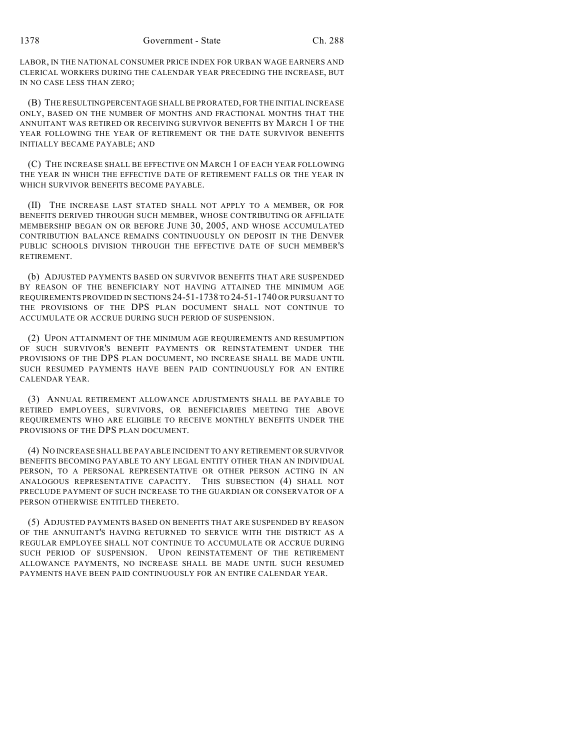LABOR, IN THE NATIONAL CONSUMER PRICE INDEX FOR URBAN WAGE EARNERS AND CLERICAL WORKERS DURING THE CALENDAR YEAR PRECEDING THE INCREASE, BUT IN NO CASE LESS THAN ZERO;

(B) THE RESULTING PERCENTAGE SHALL BE PRORATED, FOR THE INITIAL INCREASE ONLY, BASED ON THE NUMBER OF MONTHS AND FRACTIONAL MONTHS THAT THE ANNUITANT WAS RETIRED OR RECEIVING SURVIVOR BENEFITS BY MARCH 1 OF THE YEAR FOLLOWING THE YEAR OF RETIREMENT OR THE DATE SURVIVOR BENEFITS INITIALLY BECAME PAYABLE; AND

(C) THE INCREASE SHALL BE EFFECTIVE ON MARCH 1 OF EACH YEAR FOLLOWING THE YEAR IN WHICH THE EFFECTIVE DATE OF RETIREMENT FALLS OR THE YEAR IN WHICH SURVIVOR BENEFITS BECOME PAYABLE.

(II) THE INCREASE LAST STATED SHALL NOT APPLY TO A MEMBER, OR FOR BENEFITS DERIVED THROUGH SUCH MEMBER, WHOSE CONTRIBUTING OR AFFILIATE MEMBERSHIP BEGAN ON OR BEFORE JUNE 30, 2005, AND WHOSE ACCUMULATED CONTRIBUTION BALANCE REMAINS CONTINUOUSLY ON DEPOSIT IN THE DENVER PUBLIC SCHOOLS DIVISION THROUGH THE EFFECTIVE DATE OF SUCH MEMBER'S RETIREMENT.

(b) ADJUSTED PAYMENTS BASED ON SURVIVOR BENEFITS THAT ARE SUSPENDED BY REASON OF THE BENEFICIARY NOT HAVING ATTAINED THE MINIMUM AGE REQUIREMENTS PROVIDED IN SECTIONS 24-51-1738 TO 24-51-1740 OR PURSUANT TO THE PROVISIONS OF THE DPS PLAN DOCUMENT SHALL NOT CONTINUE TO ACCUMULATE OR ACCRUE DURING SUCH PERIOD OF SUSPENSION.

(2) UPON ATTAINMENT OF THE MINIMUM AGE REQUIREMENTS AND RESUMPTION OF SUCH SURVIVOR'S BENEFIT PAYMENTS OR REINSTATEMENT UNDER THE PROVISIONS OF THE DPS PLAN DOCUMENT, NO INCREASE SHALL BE MADE UNTIL SUCH RESUMED PAYMENTS HAVE BEEN PAID CONTINUOUSLY FOR AN ENTIRE CALENDAR YEAR.

(3) ANNUAL RETIREMENT ALLOWANCE ADJUSTMENTS SHALL BE PAYABLE TO RETIRED EMPLOYEES, SURVIVORS, OR BENEFICIARIES MEETING THE ABOVE REQUIREMENTS WHO ARE ELIGIBLE TO RECEIVE MONTHLY BENEFITS UNDER THE PROVISIONS OF THE DPS PLAN DOCUMENT.

(4) NO INCREASE SHALL BE PAYABLE INCIDENT TO ANY RETIREMENT OR SURVIVOR BENEFITS BECOMING PAYABLE TO ANY LEGAL ENTITY OTHER THAN AN INDIVIDUAL PERSON, TO A PERSONAL REPRESENTATIVE OR OTHER PERSON ACTING IN AN ANALOGOUS REPRESENTATIVE CAPACITY. THIS SUBSECTION (4) SHALL NOT PRECLUDE PAYMENT OF SUCH INCREASE TO THE GUARDIAN OR CONSERVATOR OF A PERSON OTHERWISE ENTITLED THERETO.

(5) ADJUSTED PAYMENTS BASED ON BENEFITS THAT ARE SUSPENDED BY REASON OF THE ANNUITANT'S HAVING RETURNED TO SERVICE WITH THE DISTRICT AS A REGULAR EMPLOYEE SHALL NOT CONTINUE TO ACCUMULATE OR ACCRUE DURING SUCH PERIOD OF SUSPENSION. UPON REINSTATEMENT OF THE RETIREMENT ALLOWANCE PAYMENTS, NO INCREASE SHALL BE MADE UNTIL SUCH RESUMED PAYMENTS HAVE BEEN PAID CONTINUOUSLY FOR AN ENTIRE CALENDAR YEAR.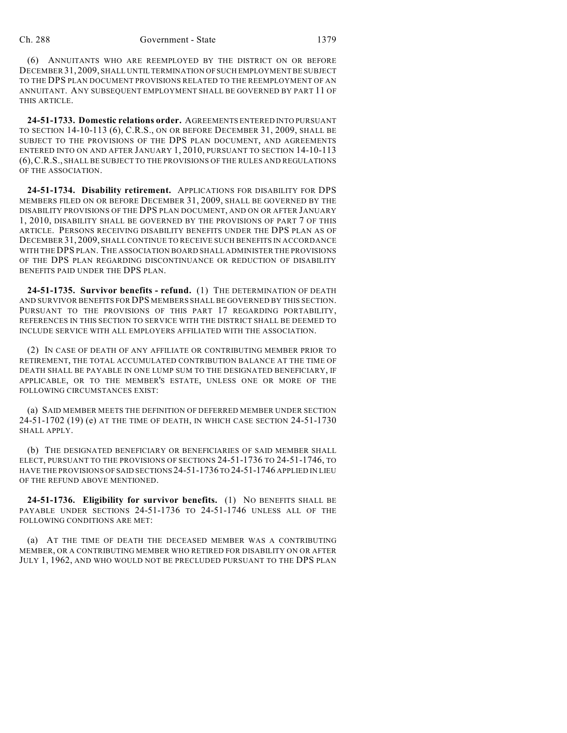(6) ANNUITANTS WHO ARE REEMPLOYED BY THE DISTRICT ON OR BEFORE DECEMBER 31, 2009, SHALL UNTIL TERMINATION OF SUCH EMPLOYMENT BE SUBJECT TO THE DPS PLAN DOCUMENT PROVISIONS RELATED TO THE REEMPLOYMENT OF AN ANNUITANT. ANY SUBSEQUENT EMPLOYMENT SHALL BE GOVERNED BY PART 11 OF THIS ARTICLE.

**24-51-1733. Domestic relations order.** AGREEMENTS ENTERED INTO PURSUANT TO SECTION 14-10-113 (6), C.R.S., ON OR BEFORE DECEMBER 31, 2009, SHALL BE SUBJECT TO THE PROVISIONS OF THE DPS PLAN DOCUMENT, AND AGREEMENTS ENTERED INTO ON AND AFTER JANUARY 1, 2010, PURSUANT TO SECTION 14-10-113 (6), C.R.S., SHALL BE SUBJECT TO THE PROVISIONS OF THE RULES AND REGULATIONS OF THE ASSOCIATION.

**24-51-1734. Disability retirement.** APPLICATIONS FOR DISABILITY FOR DPS MEMBERS FILED ON OR BEFORE DECEMBER 31, 2009, SHALL BE GOVERNED BY THE DISABILITY PROVISIONS OF THE DPS PLAN DOCUMENT, AND ON OR AFTER JANUARY 1, 2010, DISABILITY SHALL BE GOVERNED BY THE PROVISIONS OF PART 7 OF THIS ARTICLE. PERSONS RECEIVING DISABILITY BENEFITS UNDER THE DPS PLAN AS OF DECEMBER 31, 2009, SHALL CONTINUE TO RECEIVE SUCH BENEFITS IN ACCORDANCE WITH THE DPS PLAN. THE ASSOCIATION BOARD SHALL ADMINISTER THE PROVISIONS OF THE DPS PLAN REGARDING DISCONTINUANCE OR REDUCTION OF DISABILITY BENEFITS PAID UNDER THE DPS PLAN.

**24-51-1735. Survivor benefits - refund.** (1) THE DETERMINATION OF DEATH AND SURVIVOR BENEFITS FOR DPS MEMBERS SHALL BE GOVERNED BY THIS SECTION. PURSUANT TO THE PROVISIONS OF THIS PART 17 REGARDING PORTABILITY, REFERENCES IN THIS SECTION TO SERVICE WITH THE DISTRICT SHALL BE DEEMED TO INCLUDE SERVICE WITH ALL EMPLOYERS AFFILIATED WITH THE ASSOCIATION.

(2) IN CASE OF DEATH OF ANY AFFILIATE OR CONTRIBUTING MEMBER PRIOR TO RETIREMENT, THE TOTAL ACCUMULATED CONTRIBUTION BALANCE AT THE TIME OF DEATH SHALL BE PAYABLE IN ONE LUMP SUM TO THE DESIGNATED BENEFICIARY, IF APPLICABLE, OR TO THE MEMBER'S ESTATE, UNLESS ONE OR MORE OF THE FOLLOWING CIRCUMSTANCES EXIST:

(a) SAID MEMBER MEETS THE DEFINITION OF DEFERRED MEMBER UNDER SECTION 24-51-1702 (19) (e) AT THE TIME OF DEATH, IN WHICH CASE SECTION 24-51-1730 SHALL APPLY.

(b) THE DESIGNATED BENEFICIARY OR BENEFICIARIES OF SAID MEMBER SHALL ELECT, PURSUANT TO THE PROVISIONS OF SECTIONS 24-51-1736 TO 24-51-1746, TO HAVE THE PROVISIONS OF SAID SECTIONS 24-51-1736 TO 24-51-1746 APPLIED IN LIEU OF THE REFUND ABOVE MENTIONED.

**24-51-1736. Eligibility for survivor benefits.** (1) NO BENEFITS SHALL BE PAYABLE UNDER SECTIONS 24-51-1736 TO 24-51-1746 UNLESS ALL OF THE FOLLOWING CONDITIONS ARE MET:

(a) AT THE TIME OF DEATH THE DECEASED MEMBER WAS A CONTRIBUTING MEMBER, OR A CONTRIBUTING MEMBER WHO RETIRED FOR DISABILITY ON OR AFTER JULY 1, 1962, AND WHO WOULD NOT BE PRECLUDED PURSUANT TO THE DPS PLAN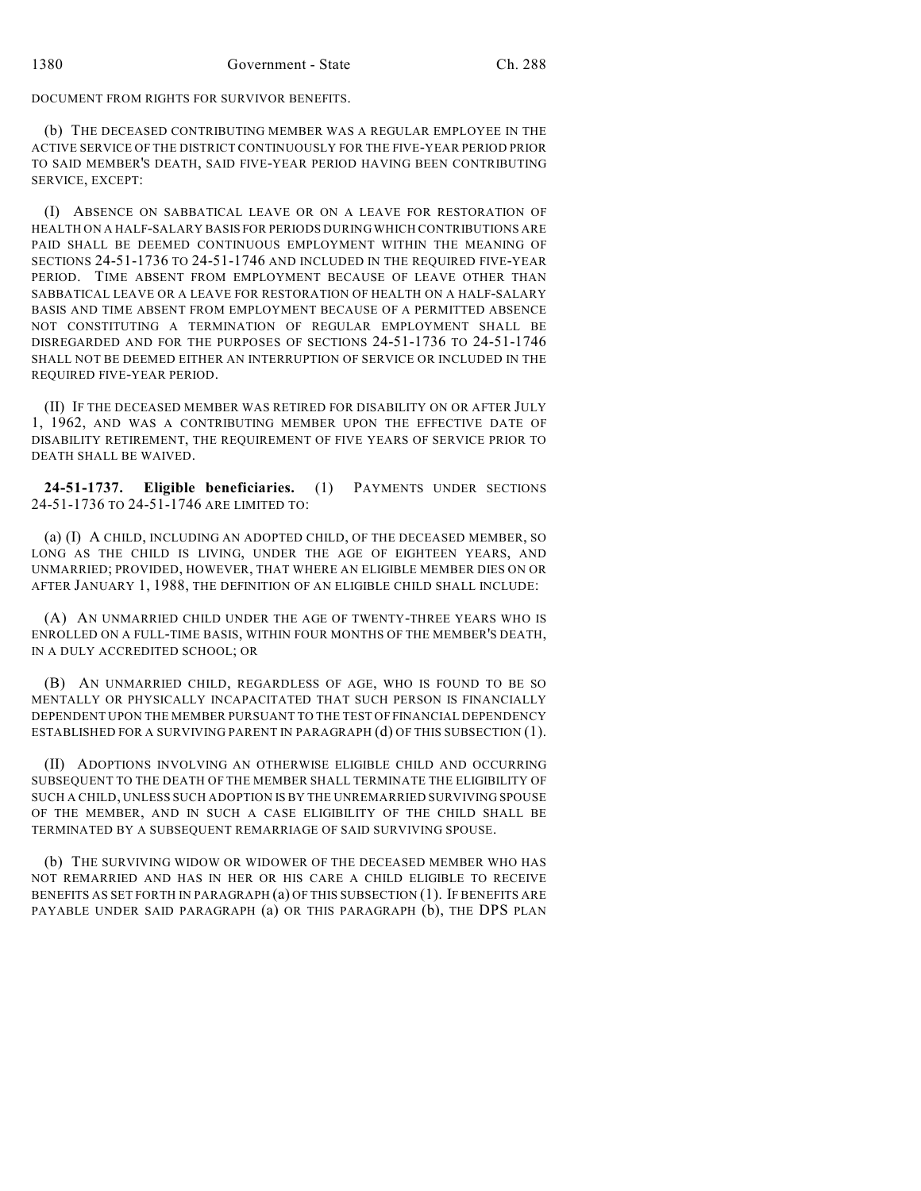DOCUMENT FROM RIGHTS FOR SURVIVOR BENEFITS.

(b) THE DECEASED CONTRIBUTING MEMBER WAS A REGULAR EMPLOYEE IN THE ACTIVE SERVICE OF THE DISTRICT CONTINUOUSLY FOR THE FIVE-YEAR PERIOD PRIOR TO SAID MEMBER'S DEATH, SAID FIVE-YEAR PERIOD HAVING BEEN CONTRIBUTING SERVICE, EXCEPT:

(I) ABSENCE ON SABBATICAL LEAVE OR ON A LEAVE FOR RESTORATION OF HEALTH ON A HALF-SALARY BASIS FOR PERIODS DURING WHICH CONTRIBUTIONS ARE PAID SHALL BE DEEMED CONTINUOUS EMPLOYMENT WITHIN THE MEANING OF SECTIONS 24-51-1736 TO 24-51-1746 AND INCLUDED IN THE REQUIRED FIVE-YEAR PERIOD. TIME ABSENT FROM EMPLOYMENT BECAUSE OF LEAVE OTHER THAN SABBATICAL LEAVE OR A LEAVE FOR RESTORATION OF HEALTH ON A HALF-SALARY BASIS AND TIME ABSENT FROM EMPLOYMENT BECAUSE OF A PERMITTED ABSENCE NOT CONSTITUTING A TERMINATION OF REGULAR EMPLOYMENT SHALL BE DISREGARDED AND FOR THE PURPOSES OF SECTIONS 24-51-1736 TO 24-51-1746 SHALL NOT BE DEEMED EITHER AN INTERRUPTION OF SERVICE OR INCLUDED IN THE REQUIRED FIVE-YEAR PERIOD.

(II) IF THE DECEASED MEMBER WAS RETIRED FOR DISABILITY ON OR AFTER JULY 1, 1962, AND WAS A CONTRIBUTING MEMBER UPON THE EFFECTIVE DATE OF DISABILITY RETIREMENT, THE REQUIREMENT OF FIVE YEARS OF SERVICE PRIOR TO DEATH SHALL BE WAIVED.

**24-51-1737. Eligible beneficiaries.** (1) PAYMENTS UNDER SECTIONS 24-51-1736 TO 24-51-1746 ARE LIMITED TO:

(a) (I) A CHILD, INCLUDING AN ADOPTED CHILD, OF THE DECEASED MEMBER, SO LONG AS THE CHILD IS LIVING, UNDER THE AGE OF EIGHTEEN YEARS, AND UNMARRIED; PROVIDED, HOWEVER, THAT WHERE AN ELIGIBLE MEMBER DIES ON OR AFTER JANUARY 1, 1988, THE DEFINITION OF AN ELIGIBLE CHILD SHALL INCLUDE:

(A) AN UNMARRIED CHILD UNDER THE AGE OF TWENTY-THREE YEARS WHO IS ENROLLED ON A FULL-TIME BASIS, WITHIN FOUR MONTHS OF THE MEMBER'S DEATH, IN A DULY ACCREDITED SCHOOL; OR

(B) AN UNMARRIED CHILD, REGARDLESS OF AGE, WHO IS FOUND TO BE SO MENTALLY OR PHYSICALLY INCAPACITATED THAT SUCH PERSON IS FINANCIALLY DEPENDENT UPON THE MEMBER PURSUANT TO THE TEST OF FINANCIAL DEPENDENCY ESTABLISHED FOR A SURVIVING PARENT IN PARAGRAPH (d) OF THIS SUBSECTION (1).

(II) ADOPTIONS INVOLVING AN OTHERWISE ELIGIBLE CHILD AND OCCURRING SUBSEQUENT TO THE DEATH OF THE MEMBER SHALL TERMINATE THE ELIGIBILITY OF SUCH A CHILD, UNLESS SUCH ADOPTION IS BY THE UNREMARRIED SURVIVING SPOUSE OF THE MEMBER, AND IN SUCH A CASE ELIGIBILITY OF THE CHILD SHALL BE TERMINATED BY A SUBSEQUENT REMARRIAGE OF SAID SURVIVING SPOUSE.

(b) THE SURVIVING WIDOW OR WIDOWER OF THE DECEASED MEMBER WHO HAS NOT REMARRIED AND HAS IN HER OR HIS CARE A CHILD ELIGIBLE TO RECEIVE BENEFITS AS SET FORTH IN PARAGRAPH (a) OF THIS SUBSECTION (1). IF BENEFITS ARE PAYABLE UNDER SAID PARAGRAPH (a) OR THIS PARAGRAPH (b), THE DPS PLAN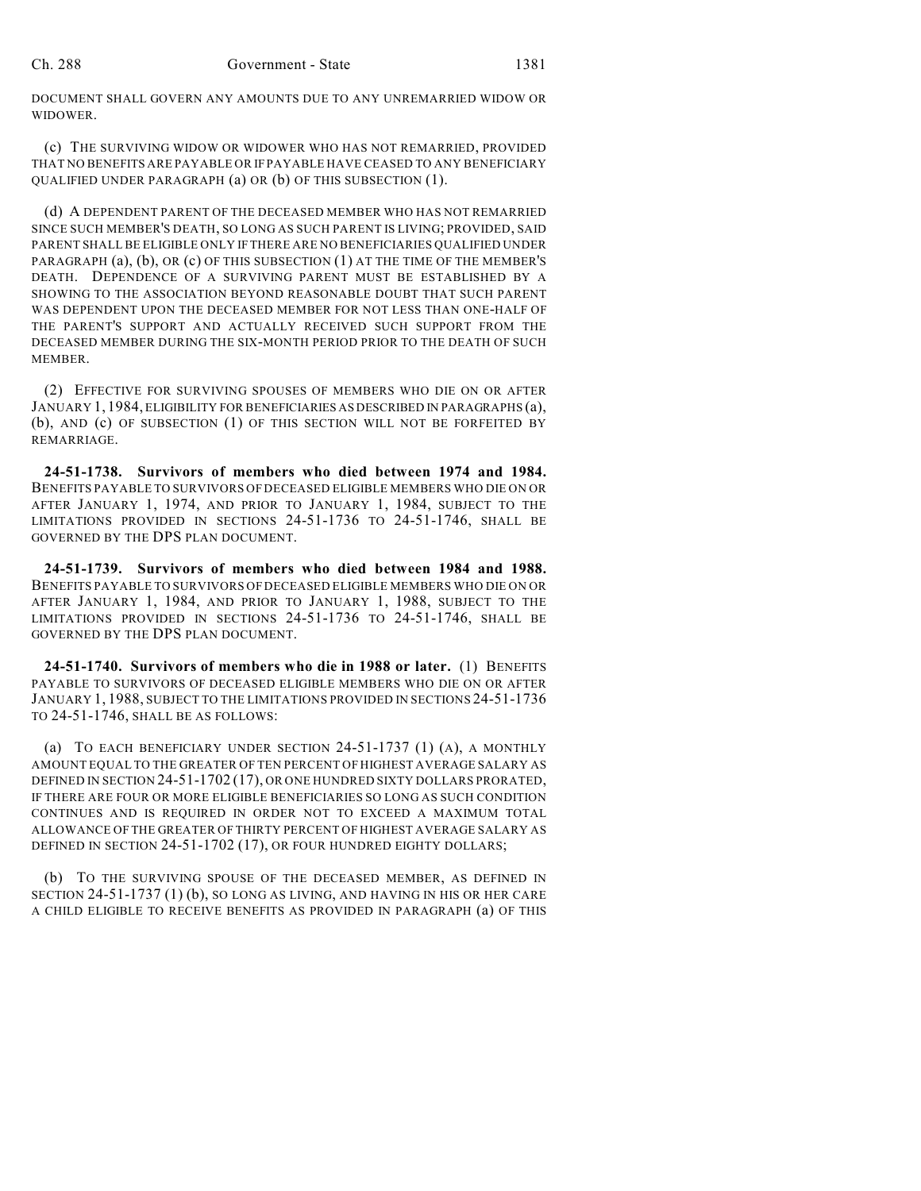DOCUMENT SHALL GOVERN ANY AMOUNTS DUE TO ANY UNREMARRIED WIDOW OR WIDOWER.

(c) THE SURVIVING WIDOW OR WIDOWER WHO HAS NOT REMARRIED, PROVIDED THAT NO BENEFITS ARE PAYABLE OR IF PAYABLE HAVE CEASED TO ANY BENEFICIARY QUALIFIED UNDER PARAGRAPH (a) OR (b) OF THIS SUBSECTION (1).

(d) A DEPENDENT PARENT OF THE DECEASED MEMBER WHO HAS NOT REMARRIED SINCE SUCH MEMBER'S DEATH, SO LONG AS SUCH PARENT IS LIVING; PROVIDED, SAID PARENT SHALL BE ELIGIBLE ONLY IF THERE ARE NO BENEFICIARIES QUALIFIED UNDER PARAGRAPH (a), (b), OR (c) OF THIS SUBSECTION (1) AT THE TIME OF THE MEMBER'S DEATH. DEPENDENCE OF A SURVIVING PARENT MUST BE ESTABLISHED BY A SHOWING TO THE ASSOCIATION BEYOND REASONABLE DOUBT THAT SUCH PARENT WAS DEPENDENT UPON THE DECEASED MEMBER FOR NOT LESS THAN ONE-HALF OF THE PARENT'S SUPPORT AND ACTUALLY RECEIVED SUCH SUPPORT FROM THE DECEASED MEMBER DURING THE SIX-MONTH PERIOD PRIOR TO THE DEATH OF SUCH MEMBER.

(2) EFFECTIVE FOR SURVIVING SPOUSES OF MEMBERS WHO DIE ON OR AFTER JANUARY 1, 1984, ELIGIBILITY FOR BENEFICIARIES AS DESCRIBED IN PARAGRAPHS (a), (b), AND (c) OF SUBSECTION (1) OF THIS SECTION WILL NOT BE FORFEITED BY REMARRIAGE.

**24-51-1738. Survivors of members who died between 1974 and 1984.** BENEFITS PAYABLE TO SURVIVORS OF DECEASED ELIGIBLE MEMBERS WHO DIE ON OR AFTER JANUARY 1, 1974, AND PRIOR TO JANUARY 1, 1984, SUBJECT TO THE LIMITATIONS PROVIDED IN SECTIONS 24-51-1736 TO 24-51-1746, SHALL BE GOVERNED BY THE DPS PLAN DOCUMENT.

**24-51-1739. Survivors of members who died between 1984 and 1988.** BENEFITS PAYABLE TO SURVIVORS OF DECEASED ELIGIBLE MEMBERS WHO DIE ON OR AFTER JANUARY 1, 1984, AND PRIOR TO JANUARY 1, 1988, SUBJECT TO THE LIMITATIONS PROVIDED IN SECTIONS 24-51-1736 TO 24-51-1746, SHALL BE GOVERNED BY THE DPS PLAN DOCUMENT.

**24-51-1740. Survivors of members who die in 1988 or later.** (1) BENEFITS PAYABLE TO SURVIVORS OF DECEASED ELIGIBLE MEMBERS WHO DIE ON OR AFTER JANUARY 1, 1988, SUBJECT TO THE LIMITATIONS PROVIDED IN SECTIONS 24-51-1736 TO 24-51-1746, SHALL BE AS FOLLOWS:

(a) TO EACH BENEFICIARY UNDER SECTION 24-51-1737 (1) (A), A MONTHLY AMOUNT EQUAL TO THE GREATER OF TEN PERCENT OF HIGHEST AVERAGE SALARY AS DEFINED IN SECTION 24-51-1702 (17), OR ONE HUNDRED SIXTY DOLLARS PRORATED, IF THERE ARE FOUR OR MORE ELIGIBLE BENEFICIARIES SO LONG AS SUCH CONDITION CONTINUES AND IS REQUIRED IN ORDER NOT TO EXCEED A MAXIMUM TOTAL ALLOWANCE OF THE GREATER OF THIRTY PERCENT OF HIGHEST AVERAGE SALARY AS DEFINED IN SECTION 24-51-1702 (17), OR FOUR HUNDRED EIGHTY DOLLARS;

(b) TO THE SURVIVING SPOUSE OF THE DECEASED MEMBER, AS DEFINED IN SECTION 24-51-1737 (1) (b), SO LONG AS LIVING, AND HAVING IN HIS OR HER CARE A CHILD ELIGIBLE TO RECEIVE BENEFITS AS PROVIDED IN PARAGRAPH (a) OF THIS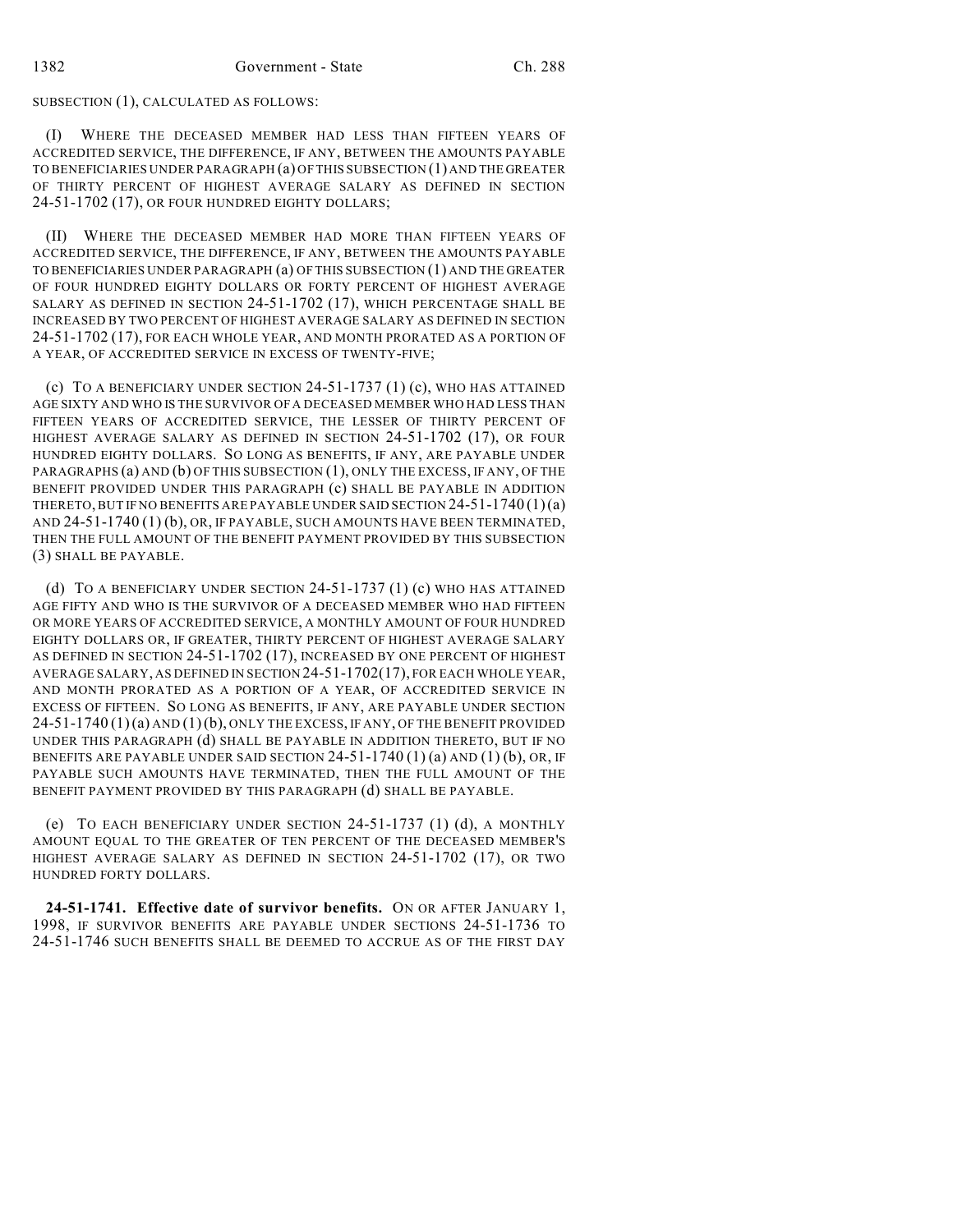SUBSECTION (1), CALCULATED AS FOLLOWS:

(I) WHERE THE DECEASED MEMBER HAD LESS THAN FIFTEEN YEARS OF ACCREDITED SERVICE, THE DIFFERENCE, IF ANY, BETWEEN THE AMOUNTS PAYABLE TO BENEFICIARIES UNDER PARAGRAPH (a) OF THIS SUBSECTION (1) AND THE GREATER OF THIRTY PERCENT OF HIGHEST AVERAGE SALARY AS DEFINED IN SECTION 24-51-1702 (17), OR FOUR HUNDRED EIGHTY DOLLARS;

(II) WHERE THE DECEASED MEMBER HAD MORE THAN FIFTEEN YEARS OF ACCREDITED SERVICE, THE DIFFERENCE, IF ANY, BETWEEN THE AMOUNTS PAYABLE TO BENEFICIARIES UNDER PARAGRAPH (a) OF THIS SUBSECTION (1) AND THE GREATER OF FOUR HUNDRED EIGHTY DOLLARS OR FORTY PERCENT OF HIGHEST AVERAGE SALARY AS DEFINED IN SECTION 24-51-1702 (17), WHICH PERCENTAGE SHALL BE INCREASED BY TWO PERCENT OF HIGHEST AVERAGE SALARY AS DEFINED IN SECTION 24-51-1702 (17), FOR EACH WHOLE YEAR, AND MONTH PRORATED AS A PORTION OF A YEAR, OF ACCREDITED SERVICE IN EXCESS OF TWENTY-FIVE;

(c) TO A BENEFICIARY UNDER SECTION 24-51-1737 (1) (c), WHO HAS ATTAINED AGE SIXTY AND WHO IS THE SURVIVOR OF A DECEASED MEMBER WHO HAD LESS THAN FIFTEEN YEARS OF ACCREDITED SERVICE, THE LESSER OF THIRTY PERCENT OF HIGHEST AVERAGE SALARY AS DEFINED IN SECTION 24-51-1702 (17), OR FOUR HUNDRED EIGHTY DOLLARS. SO LONG AS BENEFITS, IF ANY, ARE PAYABLE UNDER PARAGRAPHS (a) AND (b) OF THIS SUBSECTION (1), ONLY THE EXCESS, IF ANY, OF THE BENEFIT PROVIDED UNDER THIS PARAGRAPH (c) SHALL BE PAYABLE IN ADDITION THERETO, BUT IF NO BENEFITS ARE PAYABLE UNDER SAID SECTION 24-51-1740 (1) (a) AND 24-51-1740 (1) (b), OR, IF PAYABLE, SUCH AMOUNTS HAVE BEEN TERMINATED, THEN THE FULL AMOUNT OF THE BENEFIT PAYMENT PROVIDED BY THIS SUBSECTION (3) SHALL BE PAYABLE.

(d) TO A BENEFICIARY UNDER SECTION 24-51-1737 (1) (c) WHO HAS ATTAINED AGE FIFTY AND WHO IS THE SURVIVOR OF A DECEASED MEMBER WHO HAD FIFTEEN OR MORE YEARS OF ACCREDITED SERVICE, A MONTHLY AMOUNT OF FOUR HUNDRED EIGHTY DOLLARS OR, IF GREATER, THIRTY PERCENT OF HIGHEST AVERAGE SALARY AS DEFINED IN SECTION 24-51-1702 (17), INCREASED BY ONE PERCENT OF HIGHEST AVERAGE SALARY, AS DEFINED IN SECTION 24-51-1702(17), FOR EACH WHOLE YEAR, AND MONTH PRORATED AS A PORTION OF A YEAR, OF ACCREDITED SERVICE IN EXCESS OF FIFTEEN. SO LONG AS BENEFITS, IF ANY, ARE PAYABLE UNDER SECTION 24-51-1740 (1) (a) AND (1) (b), ONLY THE EXCESS, IF ANY, OF THE BENEFIT PROVIDED UNDER THIS PARAGRAPH (d) SHALL BE PAYABLE IN ADDITION THERETO, BUT IF NO BENEFITS ARE PAYABLE UNDER SAID SECTION 24-51-1740 (1) (a) AND (1) (b), OR, IF PAYABLE SUCH AMOUNTS HAVE TERMINATED, THEN THE FULL AMOUNT OF THE BENEFIT PAYMENT PROVIDED BY THIS PARAGRAPH (d) SHALL BE PAYABLE.

(e) TO EACH BENEFICIARY UNDER SECTION 24-51-1737 (1) (d), A MONTHLY AMOUNT EQUAL TO THE GREATER OF TEN PERCENT OF THE DECEASED MEMBER'S HIGHEST AVERAGE SALARY AS DEFINED IN SECTION 24-51-1702 (17), OR TWO HUNDRED FORTY DOLLARS.

**24-51-1741. Effective date of survivor benefits.** ON OR AFTER JANUARY 1, 1998, IF SURVIVOR BENEFITS ARE PAYABLE UNDER SECTIONS 24-51-1736 TO 24-51-1746 SUCH BENEFITS SHALL BE DEEMED TO ACCRUE AS OF THE FIRST DAY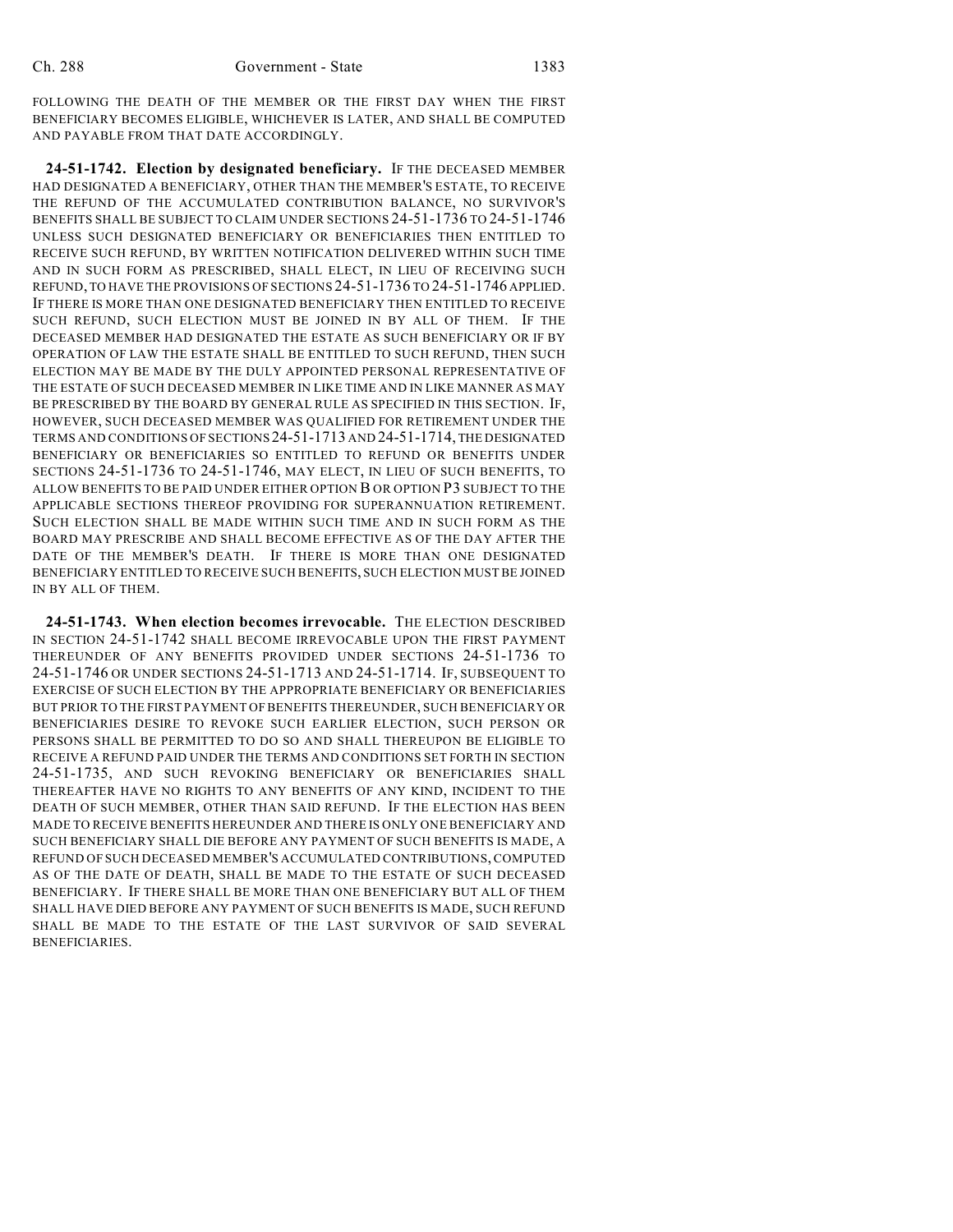FOLLOWING THE DEATH OF THE MEMBER OR THE FIRST DAY WHEN THE FIRST BENEFICIARY BECOMES ELIGIBLE, WHICHEVER IS LATER, AND SHALL BE COMPUTED AND PAYABLE FROM THAT DATE ACCORDINGLY.

**24-51-1742. Election by designated beneficiary.** IF THE DECEASED MEMBER HAD DESIGNATED A BENEFICIARY, OTHER THAN THE MEMBER'S ESTATE, TO RECEIVE THE REFUND OF THE ACCUMULATED CONTRIBUTION BALANCE, NO SURVIVOR'S BENEFITS SHALL BE SUBJECT TO CLAIM UNDER SECTIONS 24-51-1736 TO 24-51-1746 UNLESS SUCH DESIGNATED BENEFICIARY OR BENEFICIARIES THEN ENTITLED TO RECEIVE SUCH REFUND, BY WRITTEN NOTIFICATION DELIVERED WITHIN SUCH TIME AND IN SUCH FORM AS PRESCRIBED, SHALL ELECT, IN LIEU OF RECEIVING SUCH REFUND, TO HAVE THE PROVISIONS OF SECTIONS 24-51-1736 TO 24-51-1746 APPLIED. IF THERE IS MORE THAN ONE DESIGNATED BENEFICIARY THEN ENTITLED TO RECEIVE SUCH REFUND, SUCH ELECTION MUST BE JOINED IN BY ALL OF THEM. IF THE DECEASED MEMBER HAD DESIGNATED THE ESTATE AS SUCH BENEFICIARY OR IF BY OPERATION OF LAW THE ESTATE SHALL BE ENTITLED TO SUCH REFUND, THEN SUCH ELECTION MAY BE MADE BY THE DULY APPOINTED PERSONAL REPRESENTATIVE OF THE ESTATE OF SUCH DECEASED MEMBER IN LIKE TIME AND IN LIKE MANNER AS MAY BE PRESCRIBED BY THE BOARD BY GENERAL RULE AS SPECIFIED IN THIS SECTION. IF, HOWEVER, SUCH DECEASED MEMBER WAS QUALIFIED FOR RETIREMENT UNDER THE TERMS AND CONDITIONS OF SECTIONS 24-51-1713 AND 24-51-1714, THE DESIGNATED BENEFICIARY OR BENEFICIARIES SO ENTITLED TO REFUND OR BENEFITS UNDER SECTIONS 24-51-1736 TO 24-51-1746, MAY ELECT, IN LIEU OF SUCH BENEFITS, TO ALLOW BENEFITS TO BE PAID UNDER EITHER OPTION B OR OPTION P3 SUBJECT TO THE APPLICABLE SECTIONS THEREOF PROVIDING FOR SUPERANNUATION RETIREMENT. SUCH ELECTION SHALL BE MADE WITHIN SUCH TIME AND IN SUCH FORM AS THE BOARD MAY PRESCRIBE AND SHALL BECOME EFFECTIVE AS OF THE DAY AFTER THE DATE OF THE MEMBER'S DEATH. IF THERE IS MORE THAN ONE DESIGNATED BENEFICIARY ENTITLED TO RECEIVE SUCH BENEFITS, SUCH ELECTION MUST BE JOINED IN BY ALL OF THEM.

**24-51-1743. When election becomes irrevocable.** THE ELECTION DESCRIBED IN SECTION 24-51-1742 SHALL BECOME IRREVOCABLE UPON THE FIRST PAYMENT THEREUNDER OF ANY BENEFITS PROVIDED UNDER SECTIONS 24-51-1736 TO 24-51-1746 OR UNDER SECTIONS 24-51-1713 AND 24-51-1714. IF, SUBSEQUENT TO EXERCISE OF SUCH ELECTION BY THE APPROPRIATE BENEFICIARY OR BENEFICIARIES BUT PRIOR TO THE FIRST PAYMENT OF BENEFITS THEREUNDER, SUCH BENEFICIARY OR BENEFICIARIES DESIRE TO REVOKE SUCH EARLIER ELECTION, SUCH PERSON OR PERSONS SHALL BE PERMITTED TO DO SO AND SHALL THEREUPON BE ELIGIBLE TO RECEIVE A REFUND PAID UNDER THE TERMS AND CONDITIONS SET FORTH IN SECTION 24-51-1735, AND SUCH REVOKING BENEFICIARY OR BENEFICIARIES SHALL THEREAFTER HAVE NO RIGHTS TO ANY BENEFITS OF ANY KIND, INCIDENT TO THE DEATH OF SUCH MEMBER, OTHER THAN SAID REFUND. IF THE ELECTION HAS BEEN MADE TO RECEIVE BENEFITS HEREUNDER AND THERE IS ONLY ONE BENEFICIARY AND SUCH BENEFICIARY SHALL DIE BEFORE ANY PAYMENT OF SUCH BENEFITS IS MADE, A REFUND OF SUCH DECEASED MEMBER'S ACCUMULATED CONTRIBUTIONS, COMPUTED AS OF THE DATE OF DEATH, SHALL BE MADE TO THE ESTATE OF SUCH DECEASED BENEFICIARY. IF THERE SHALL BE MORE THAN ONE BENEFICIARY BUT ALL OF THEM SHALL HAVE DIED BEFORE ANY PAYMENT OF SUCH BENEFITS IS MADE, SUCH REFUND SHALL BE MADE TO THE ESTATE OF THE LAST SURVIVOR OF SAID SEVERAL BENEFICIARIES.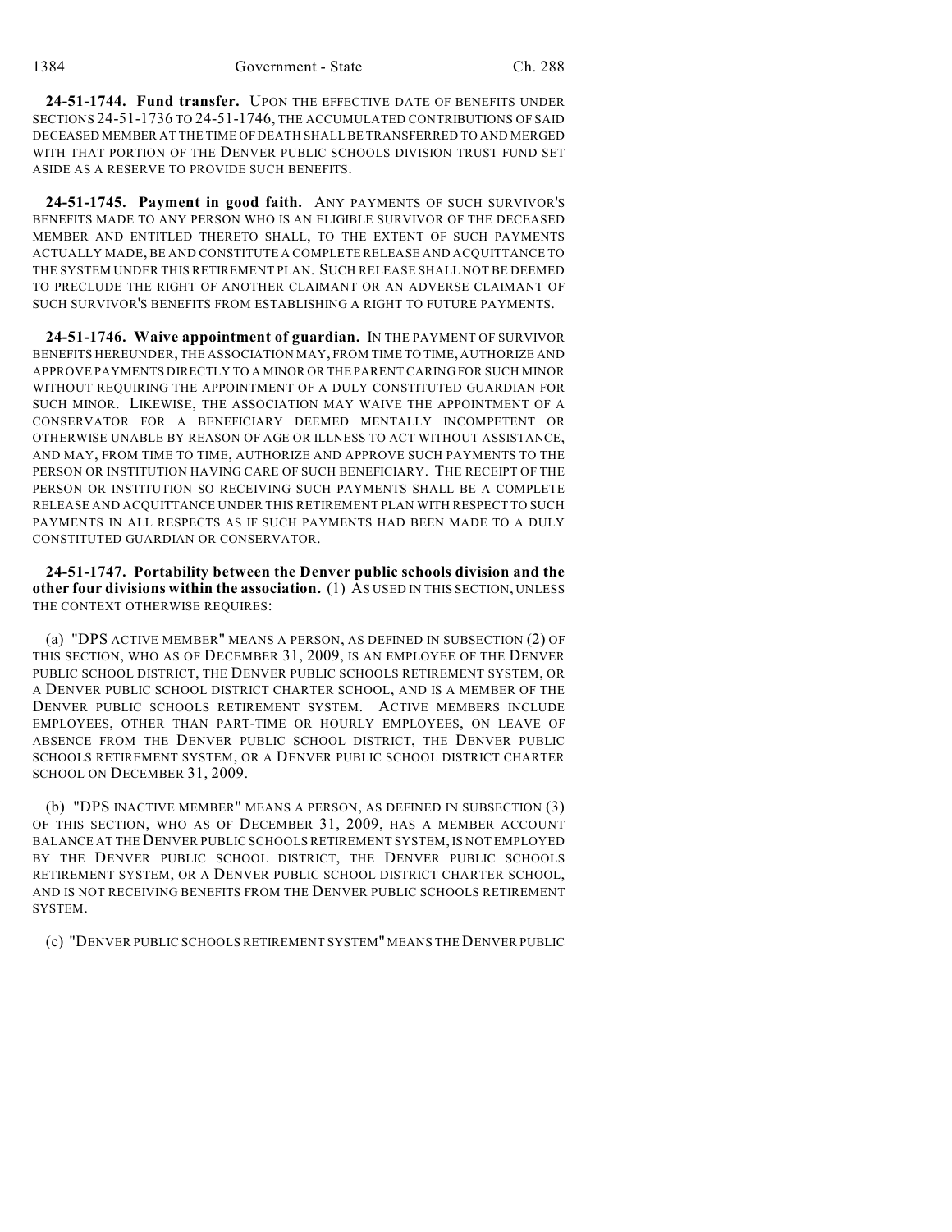**24-51-1744. Fund transfer.** UPON THE EFFECTIVE DATE OF BENEFITS UNDER SECTIONS 24-51-1736 TO 24-51-1746, THE ACCUMULATED CONTRIBUTIONS OF SAID DECEASED MEMBER AT THE TIME OF DEATH SHALL BE TRANSFERRED TO AND MERGED WITH THAT PORTION OF THE DENVER PUBLIC SCHOOLS DIVISION TRUST FUND SET ASIDE AS A RESERVE TO PROVIDE SUCH BENEFITS.

**24-51-1745. Payment in good faith.** ANY PAYMENTS OF SUCH SURVIVOR'S BENEFITS MADE TO ANY PERSON WHO IS AN ELIGIBLE SURVIVOR OF THE DECEASED MEMBER AND ENTITLED THERETO SHALL, TO THE EXTENT OF SUCH PAYMENTS ACTUALLY MADE, BE AND CONSTITUTE A COMPLETE RELEASE AND ACQUITTANCE TO THE SYSTEM UNDER THIS RETIREMENT PLAN. SUCH RELEASE SHALL NOT BE DEEMED TO PRECLUDE THE RIGHT OF ANOTHER CLAIMANT OR AN ADVERSE CLAIMANT OF SUCH SURVIVOR'S BENEFITS FROM ESTABLISHING A RIGHT TO FUTURE PAYMENTS.

**24-51-1746. Waive appointment of guardian.** IN THE PAYMENT OF SURVIVOR BENEFITS HEREUNDER, THE ASSOCIATION MAY, FROM TIME TO TIME, AUTHORIZE AND APPROVE PAYMENTS DIRECTLY TO A MINOR OR THE PARENT CARING FOR SUCH MINOR WITHOUT REQUIRING THE APPOINTMENT OF A DULY CONSTITUTED GUARDIAN FOR SUCH MINOR. LIKEWISE, THE ASSOCIATION MAY WAIVE THE APPOINTMENT OF A CONSERVATOR FOR A BENEFICIARY DEEMED MENTALLY INCOMPETENT OR OTHERWISE UNABLE BY REASON OF AGE OR ILLNESS TO ACT WITHOUT ASSISTANCE, AND MAY, FROM TIME TO TIME, AUTHORIZE AND APPROVE SUCH PAYMENTS TO THE PERSON OR INSTITUTION HAVING CARE OF SUCH BENEFICIARY. THE RECEIPT OF THE PERSON OR INSTITUTION SO RECEIVING SUCH PAYMENTS SHALL BE A COMPLETE RELEASE AND ACQUITTANCE UNDER THIS RETIREMENT PLAN WITH RESPECT TO SUCH PAYMENTS IN ALL RESPECTS AS IF SUCH PAYMENTS HAD BEEN MADE TO A DULY CONSTITUTED GUARDIAN OR CONSERVATOR.

**24-51-1747. Portability between the Denver public schools division and the other four divisions within the association.** (1) AS USED IN THIS SECTION, UNLESS THE CONTEXT OTHERWISE REQUIRES:

(a) "DPS ACTIVE MEMBER" MEANS A PERSON, AS DEFINED IN SUBSECTION (2) OF THIS SECTION, WHO AS OF DECEMBER 31, 2009, IS AN EMPLOYEE OF THE DENVER PUBLIC SCHOOL DISTRICT, THE DENVER PUBLIC SCHOOLS RETIREMENT SYSTEM, OR A DENVER PUBLIC SCHOOL DISTRICT CHARTER SCHOOL, AND IS A MEMBER OF THE DENVER PUBLIC SCHOOLS RETIREMENT SYSTEM. ACTIVE MEMBERS INCLUDE EMPLOYEES, OTHER THAN PART-TIME OR HOURLY EMPLOYEES, ON LEAVE OF ABSENCE FROM THE DENVER PUBLIC SCHOOL DISTRICT, THE DENVER PUBLIC SCHOOLS RETIREMENT SYSTEM, OR A DENVER PUBLIC SCHOOL DISTRICT CHARTER SCHOOL ON DECEMBER 31, 2009.

(b) "DPS INACTIVE MEMBER" MEANS A PERSON, AS DEFINED IN SUBSECTION (3) OF THIS SECTION, WHO AS OF DECEMBER 31, 2009, HAS A MEMBER ACCOUNT BALANCE AT THE DENVER PUBLIC SCHOOLS RETIREMENT SYSTEM, IS NOT EMPLOYED BY THE DENVER PUBLIC SCHOOL DISTRICT, THE DENVER PUBLIC SCHOOLS RETIREMENT SYSTEM, OR A DENVER PUBLIC SCHOOL DISTRICT CHARTER SCHOOL, AND IS NOT RECEIVING BENEFITS FROM THE DENVER PUBLIC SCHOOLS RETIREMENT SYSTEM.

(c) "DENVER PUBLIC SCHOOLS RETIREMENT SYSTEM" MEANS THE DENVER PUBLIC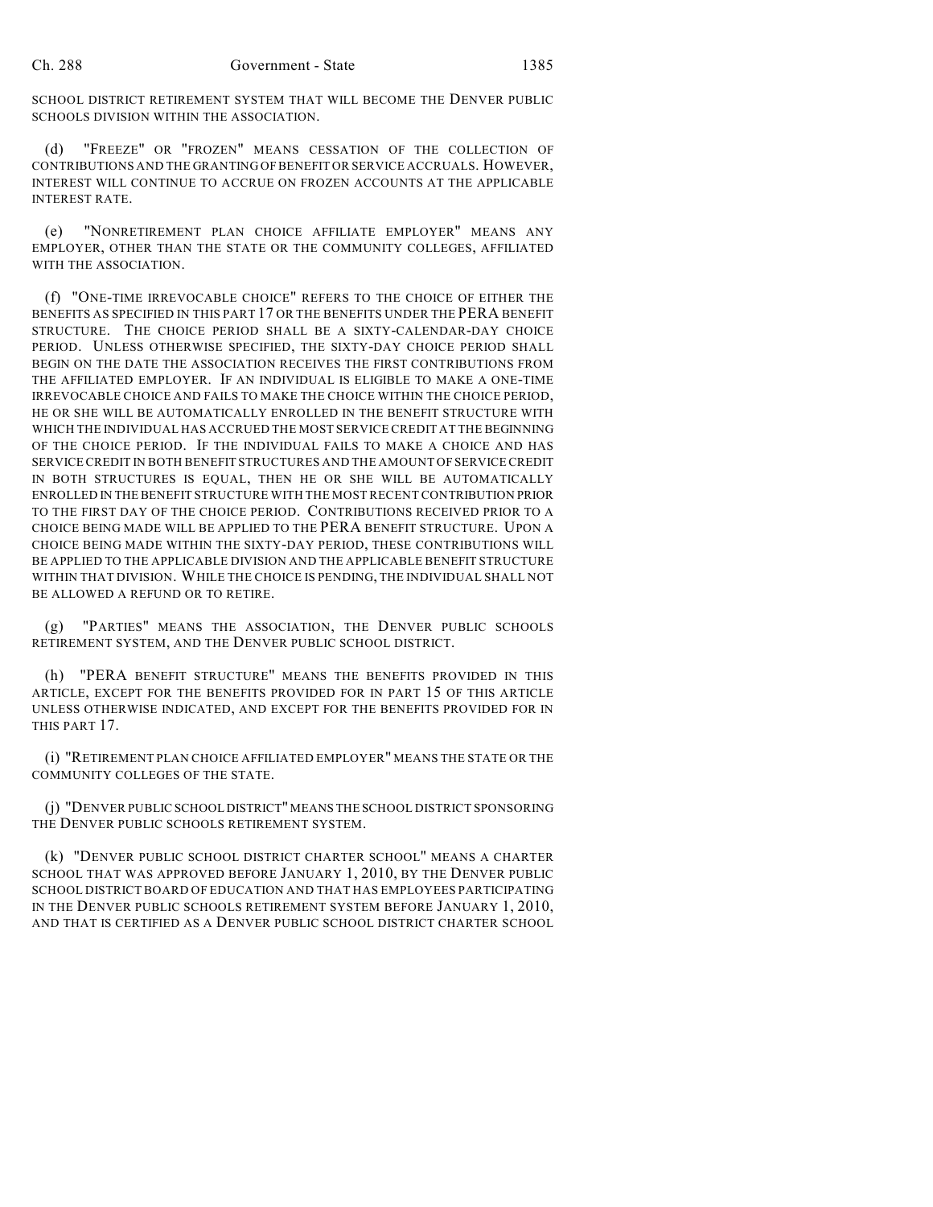SCHOOL DISTRICT RETIREMENT SYSTEM THAT WILL BECOME THE DENVER PUBLIC SCHOOLS DIVISION WITHIN THE ASSOCIATION.

(d) "FREEZE" OR "FROZEN" MEANS CESSATION OF THE COLLECTION OF CONTRIBUTIONS AND THE GRANTING OF BENEFIT OR SERVICE ACCRUALS. HOWEVER, INTEREST WILL CONTINUE TO ACCRUE ON FROZEN ACCOUNTS AT THE APPLICABLE INTEREST RATE.

(e) "NONRETIREMENT PLAN CHOICE AFFILIATE EMPLOYER" MEANS ANY EMPLOYER, OTHER THAN THE STATE OR THE COMMUNITY COLLEGES, AFFILIATED WITH THE ASSOCIATION.

(f) "ONE-TIME IRREVOCABLE CHOICE" REFERS TO THE CHOICE OF EITHER THE BENEFITS AS SPECIFIED IN THIS PART 17 OR THE BENEFITS UNDER THE PERA BENEFIT STRUCTURE. THE CHOICE PERIOD SHALL BE A SIXTY-CALENDAR-DAY CHOICE PERIOD. UNLESS OTHERWISE SPECIFIED, THE SIXTY-DAY CHOICE PERIOD SHALL BEGIN ON THE DATE THE ASSOCIATION RECEIVES THE FIRST CONTRIBUTIONS FROM THE AFFILIATED EMPLOYER. IF AN INDIVIDUAL IS ELIGIBLE TO MAKE A ONE-TIME IRREVOCABLE CHOICE AND FAILS TO MAKE THE CHOICE WITHIN THE CHOICE PERIOD, HE OR SHE WILL BE AUTOMATICALLY ENROLLED IN THE BENEFIT STRUCTURE WITH WHICH THE INDIVIDUAL HAS ACCRUED THE MOST SERVICE CREDIT AT THE BEGINNING OF THE CHOICE PERIOD. IF THE INDIVIDUAL FAILS TO MAKE A CHOICE AND HAS SERVICE CREDIT IN BOTH BENEFIT STRUCTURES AND THE AMOUNT OF SERVICE CREDIT IN BOTH STRUCTURES IS EQUAL, THEN HE OR SHE WILL BE AUTOMATICALLY ENROLLED IN THE BENEFIT STRUCTURE WITH THE MOST RECENT CONTRIBUTION PRIOR TO THE FIRST DAY OF THE CHOICE PERIOD. CONTRIBUTIONS RECEIVED PRIOR TO A CHOICE BEING MADE WILL BE APPLIED TO THE PERA BENEFIT STRUCTURE. UPON A CHOICE BEING MADE WITHIN THE SIXTY-DAY PERIOD, THESE CONTRIBUTIONS WILL BE APPLIED TO THE APPLICABLE DIVISION AND THE APPLICABLE BENEFIT STRUCTURE WITHIN THAT DIVISION. WHILE THE CHOICE IS PENDING, THE INDIVIDUAL SHALL NOT BE ALLOWED A REFUND OR TO RETIRE.

(g) "PARTIES" MEANS THE ASSOCIATION, THE DENVER PUBLIC SCHOOLS RETIREMENT SYSTEM, AND THE DENVER PUBLIC SCHOOL DISTRICT.

(h) "PERA BENEFIT STRUCTURE" MEANS THE BENEFITS PROVIDED IN THIS ARTICLE, EXCEPT FOR THE BENEFITS PROVIDED FOR IN PART 15 OF THIS ARTICLE UNLESS OTHERWISE INDICATED, AND EXCEPT FOR THE BENEFITS PROVIDED FOR IN THIS PART 17.

(i) "RETIREMENT PLAN CHOICE AFFILIATED EMPLOYER" MEANS THE STATE OR THE COMMUNITY COLLEGES OF THE STATE.

(j) "DENVER PUBLIC SCHOOL DISTRICT" MEANS THE SCHOOL DISTRICT SPONSORING THE DENVER PUBLIC SCHOOLS RETIREMENT SYSTEM.

(k) "DENVER PUBLIC SCHOOL DISTRICT CHARTER SCHOOL" MEANS A CHARTER SCHOOL THAT WAS APPROVED BEFORE JANUARY 1, 2010, BY THE DENVER PUBLIC SCHOOL DISTRICT BOARD OF EDUCATION AND THAT HAS EMPLOYEES PARTICIPATING IN THE DENVER PUBLIC SCHOOLS RETIREMENT SYSTEM BEFORE JANUARY 1, 2010, AND THAT IS CERTIFIED AS A DENVER PUBLIC SCHOOL DISTRICT CHARTER SCHOOL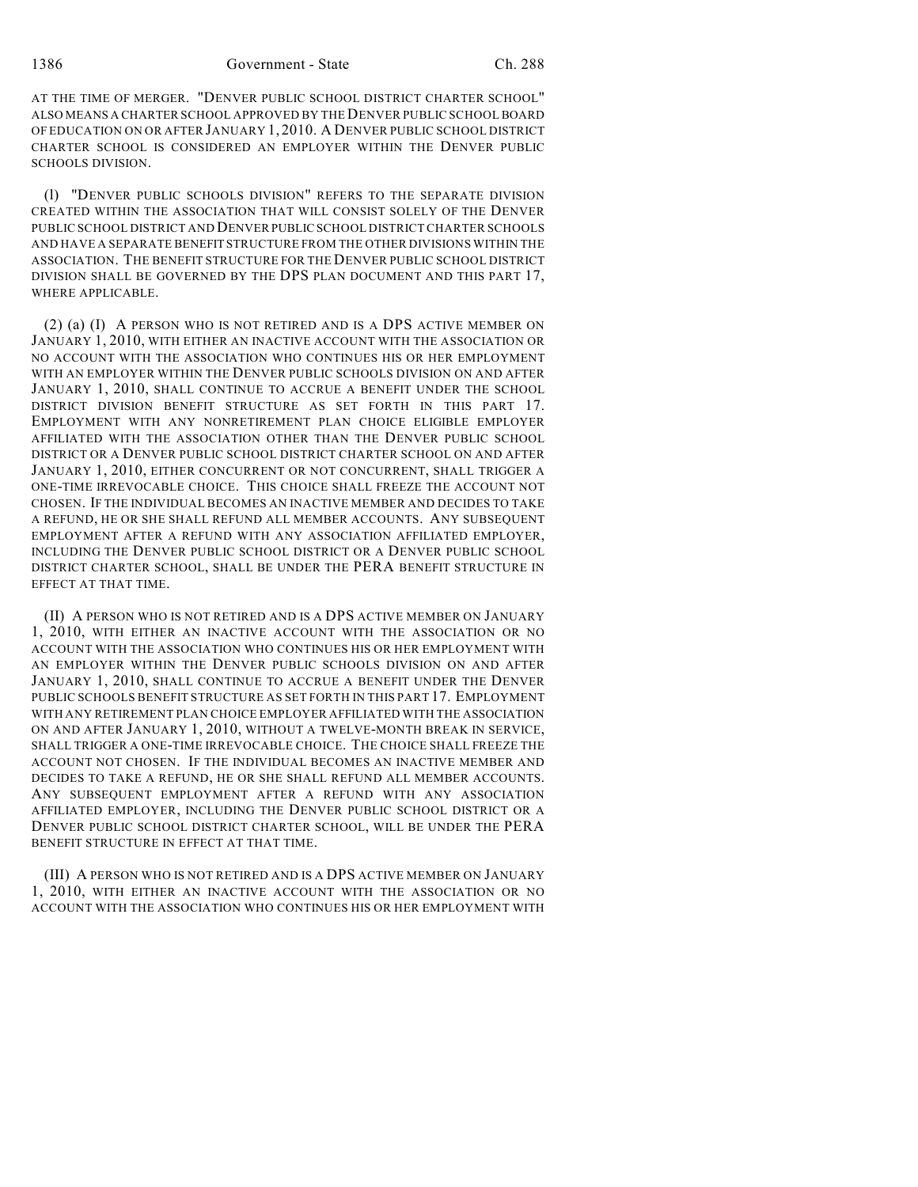AT THE TIME OF MERGER. "DENVER PUBLIC SCHOOL DISTRICT CHARTER SCHOOL" ALSO MEANS A CHARTER SCHOOL APPROVED BY THE DENVER PUBLIC SCHOOL BOARD OF EDUCATION ON OR AFTER JANUARY 1, 2010. A DENVER PUBLIC SCHOOL DISTRICT CHARTER SCHOOL IS CONSIDERED AN EMPLOYER WITHIN THE DENVER PUBLIC SCHOOLS DIVISION.

(l) "DENVER PUBLIC SCHOOLS DIVISION" REFERS TO THE SEPARATE DIVISION CREATED WITHIN THE ASSOCIATION THAT WILL CONSIST SOLELY OF THE DENVER PUBLIC SCHOOL DISTRICT AND DENVER PUBLIC SCHOOL DISTRICT CHARTER SCHOOLS AND HAVE A SEPARATE BENEFIT STRUCTURE FROM THE OTHER DIVISIONS WITHIN THE ASSOCIATION. THE BENEFIT STRUCTURE FOR THE DENVER PUBLIC SCHOOL DISTRICT DIVISION SHALL BE GOVERNED BY THE DPS PLAN DOCUMENT AND THIS PART 17, WHERE APPLICABLE.

(2) (a) (I) A PERSON WHO IS NOT RETIRED AND IS A DPS ACTIVE MEMBER ON JANUARY 1, 2010, WITH EITHER AN INACTIVE ACCOUNT WITH THE ASSOCIATION OR NO ACCOUNT WITH THE ASSOCIATION WHO CONTINUES HIS OR HER EMPLOYMENT WITH AN EMPLOYER WITHIN THE DENVER PUBLIC SCHOOLS DIVISION ON AND AFTER JANUARY 1, 2010, SHALL CONTINUE TO ACCRUE A BENEFIT UNDER THE SCHOOL DISTRICT DIVISION BENEFIT STRUCTURE AS SET FORTH IN THIS PART 17. EMPLOYMENT WITH ANY NONRETIREMENT PLAN CHOICE ELIGIBLE EMPLOYER AFFILIATED WITH THE ASSOCIATION OTHER THAN THE DENVER PUBLIC SCHOOL DISTRICT OR A DENVER PUBLIC SCHOOL DISTRICT CHARTER SCHOOL ON AND AFTER JANUARY 1, 2010, EITHER CONCURRENT OR NOT CONCURRENT, SHALL TRIGGER A ONE-TIME IRREVOCABLE CHOICE. THIS CHOICE SHALL FREEZE THE ACCOUNT NOT CHOSEN. IF THE INDIVIDUAL BECOMES AN INACTIVE MEMBER AND DECIDES TO TAKE A REFUND, HE OR SHE SHALL REFUND ALL MEMBER ACCOUNTS. ANY SUBSEQUENT EMPLOYMENT AFTER A REFUND WITH ANY ASSOCIATION AFFILIATED EMPLOYER, INCLUDING THE DENVER PUBLIC SCHOOL DISTRICT OR A DENVER PUBLIC SCHOOL DISTRICT CHARTER SCHOOL, SHALL BE UNDER THE PERA BENEFIT STRUCTURE IN EFFECT AT THAT TIME.

(II) A PERSON WHO IS NOT RETIRED AND IS A DPS ACTIVE MEMBER ON JANUARY 1, 2010, WITH EITHER AN INACTIVE ACCOUNT WITH THE ASSOCIATION OR NO ACCOUNT WITH THE ASSOCIATION WHO CONTINUES HIS OR HER EMPLOYMENT WITH AN EMPLOYER WITHIN THE DENVER PUBLIC SCHOOLS DIVISION ON AND AFTER JANUARY 1, 2010, SHALL CONTINUE TO ACCRUE A BENEFIT UNDER THE DENVER PUBLIC SCHOOLS BENEFIT STRUCTURE AS SET FORTH IN THIS PART 17. EMPLOYMENT WITH ANY RETIREMENT PLAN CHOICE EMPLOYER AFFILIATED WITH THE ASSOCIATION ON AND AFTER JANUARY 1, 2010, WITHOUT A TWELVE-MONTH BREAK IN SERVICE, SHALL TRIGGER A ONE-TIME IRREVOCABLE CHOICE. THE CHOICE SHALL FREEZE THE ACCOUNT NOT CHOSEN. IF THE INDIVIDUAL BECOMES AN INACTIVE MEMBER AND DECIDES TO TAKE A REFUND, HE OR SHE SHALL REFUND ALL MEMBER ACCOUNTS. ANY SUBSEQUENT EMPLOYMENT AFTER A REFUND WITH ANY ASSOCIATION AFFILIATED EMPLOYER, INCLUDING THE DENVER PUBLIC SCHOOL DISTRICT OR A DENVER PUBLIC SCHOOL DISTRICT CHARTER SCHOOL, WILL BE UNDER THE PERA BENEFIT STRUCTURE IN EFFECT AT THAT TIME.

(III) A PERSON WHO IS NOT RETIRED AND IS A DPS ACTIVE MEMBER ON JANUARY 1, 2010, WITH EITHER AN INACTIVE ACCOUNT WITH THE ASSOCIATION OR NO ACCOUNT WITH THE ASSOCIATION WHO CONTINUES HIS OR HER EMPLOYMENT WITH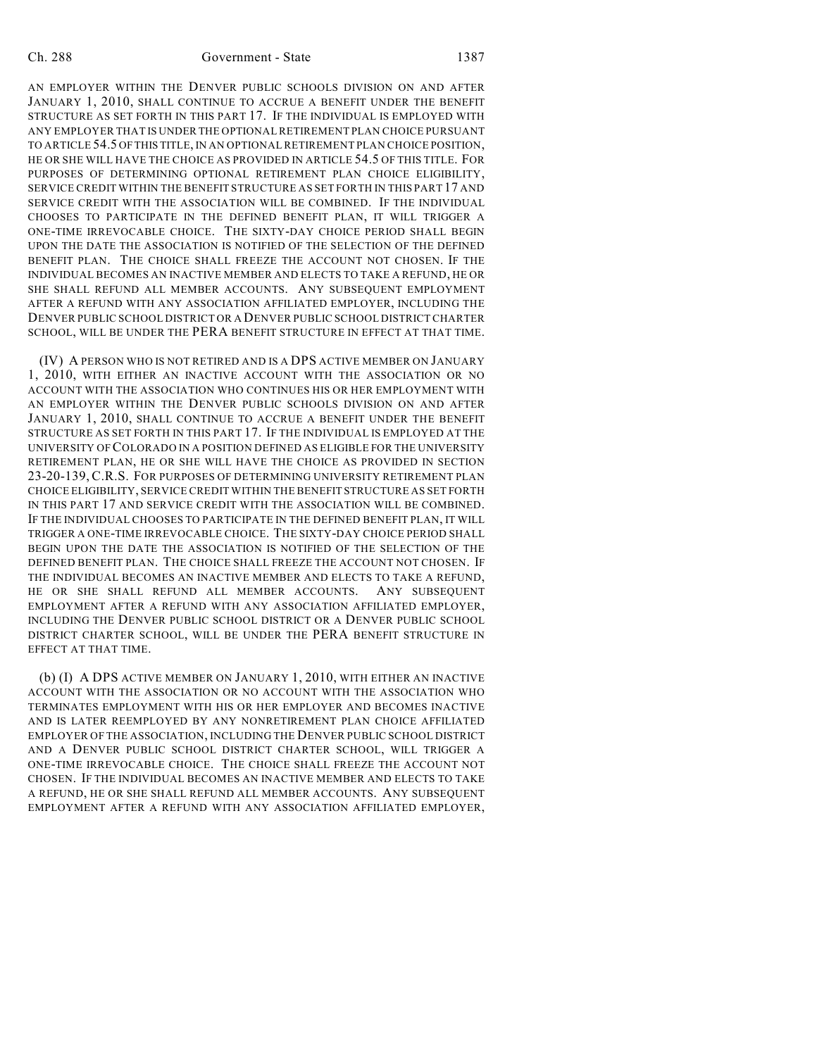AN EMPLOYER WITHIN THE DENVER PUBLIC SCHOOLS DIVISION ON AND AFTER JANUARY 1, 2010, SHALL CONTINUE TO ACCRUE A BENEFIT UNDER THE BENEFIT STRUCTURE AS SET FORTH IN THIS PART 17. IF THE INDIVIDUAL IS EMPLOYED WITH ANY EMPLOYER THAT IS UNDER THE OPTIONAL RETIREMENT PLAN CHOICE PURSUANT TO ARTICLE 54.5 OF THIS TITLE, IN AN OPTIONAL RETIREMENT PLAN CHOICE POSITION, HE OR SHE WILL HAVE THE CHOICE AS PROVIDED IN ARTICLE 54.5 OF THIS TITLE. FOR PURPOSES OF DETERMINING OPTIONAL RETIREMENT PLAN CHOICE ELIGIBILITY, SERVICE CREDIT WITHIN THE BENEFIT STRUCTURE AS SET FORTH IN THIS PART 17 AND SERVICE CREDIT WITH THE ASSOCIATION WILL BE COMBINED. IF THE INDIVIDUAL CHOOSES TO PARTICIPATE IN THE DEFINED BENEFIT PLAN, IT WILL TRIGGER A ONE-TIME IRREVOCABLE CHOICE. THE SIXTY-DAY CHOICE PERIOD SHALL BEGIN UPON THE DATE THE ASSOCIATION IS NOTIFIED OF THE SELECTION OF THE DEFINED BENEFIT PLAN. THE CHOICE SHALL FREEZE THE ACCOUNT NOT CHOSEN. IF THE INDIVIDUAL BECOMES AN INACTIVE MEMBER AND ELECTS TO TAKE A REFUND, HE OR SHE SHALL REFUND ALL MEMBER ACCOUNTS. ANY SUBSEQUENT EMPLOYMENT AFTER A REFUND WITH ANY ASSOCIATION AFFILIATED EMPLOYER, INCLUDING THE DENVER PUBLIC SCHOOL DISTRICT OR A DENVER PUBLIC SCHOOL DISTRICT CHARTER SCHOOL, WILL BE UNDER THE PERA BENEFIT STRUCTURE IN EFFECT AT THAT TIME.

(IV) A PERSON WHO IS NOT RETIRED AND IS A DPS ACTIVE MEMBER ON JANUARY 1, 2010, WITH EITHER AN INACTIVE ACCOUNT WITH THE ASSOCIATION OR NO ACCOUNT WITH THE ASSOCIATION WHO CONTINUES HIS OR HER EMPLOYMENT WITH AN EMPLOYER WITHIN THE DENVER PUBLIC SCHOOLS DIVISION ON AND AFTER JANUARY 1, 2010, SHALL CONTINUE TO ACCRUE A BENEFIT UNDER THE BENEFIT STRUCTURE AS SET FORTH IN THIS PART 17. IF THE INDIVIDUAL IS EMPLOYED AT THE UNIVERSITY OF COLORADO IN A POSITION DEFINED AS ELIGIBLE FOR THE UNIVERSITY RETIREMENT PLAN, HE OR SHE WILL HAVE THE CHOICE AS PROVIDED IN SECTION 23-20-139, C.R.S. FOR PURPOSES OF DETERMINING UNIVERSITY RETIREMENT PLAN CHOICE ELIGIBILITY, SERVICE CREDIT WITHIN THE BENEFIT STRUCTURE AS SET FORTH IN THIS PART 17 AND SERVICE CREDIT WITH THE ASSOCIATION WILL BE COMBINED. IF THE INDIVIDUAL CHOOSES TO PARTICIPATE IN THE DEFINED BENEFIT PLAN, IT WILL TRIGGER A ONE-TIME IRREVOCABLE CHOICE. THE SIXTY-DAY CHOICE PERIOD SHALL BEGIN UPON THE DATE THE ASSOCIATION IS NOTIFIED OF THE SELECTION OF THE DEFINED BENEFIT PLAN. THE CHOICE SHALL FREEZE THE ACCOUNT NOT CHOSEN. IF THE INDIVIDUAL BECOMES AN INACTIVE MEMBER AND ELECTS TO TAKE A REFUND, HE OR SHE SHALL REFUND ALL MEMBER ACCOUNTS. ANY SUBSEQUENT EMPLOYMENT AFTER A REFUND WITH ANY ASSOCIATION AFFILIATED EMPLOYER, INCLUDING THE DENVER PUBLIC SCHOOL DISTRICT OR A DENVER PUBLIC SCHOOL DISTRICT CHARTER SCHOOL, WILL BE UNDER THE PERA BENEFIT STRUCTURE IN EFFECT AT THAT TIME.

(b) (I) A DPS ACTIVE MEMBER ON JANUARY 1, 2010, WITH EITHER AN INACTIVE ACCOUNT WITH THE ASSOCIATION OR NO ACCOUNT WITH THE ASSOCIATION WHO TERMINATES EMPLOYMENT WITH HIS OR HER EMPLOYER AND BECOMES INACTIVE AND IS LATER REEMPLOYED BY ANY NONRETIREMENT PLAN CHOICE AFFILIATED EMPLOYER OF THE ASSOCIATION, INCLUDING THE DENVER PUBLIC SCHOOL DISTRICT AND A DENVER PUBLIC SCHOOL DISTRICT CHARTER SCHOOL, WILL TRIGGER A ONE-TIME IRREVOCABLE CHOICE. THE CHOICE SHALL FREEZE THE ACCOUNT NOT CHOSEN. IF THE INDIVIDUAL BECOMES AN INACTIVE MEMBER AND ELECTS TO TAKE A REFUND, HE OR SHE SHALL REFUND ALL MEMBER ACCOUNTS. ANY SUBSEQUENT EMPLOYMENT AFTER A REFUND WITH ANY ASSOCIATION AFFILIATED EMPLOYER,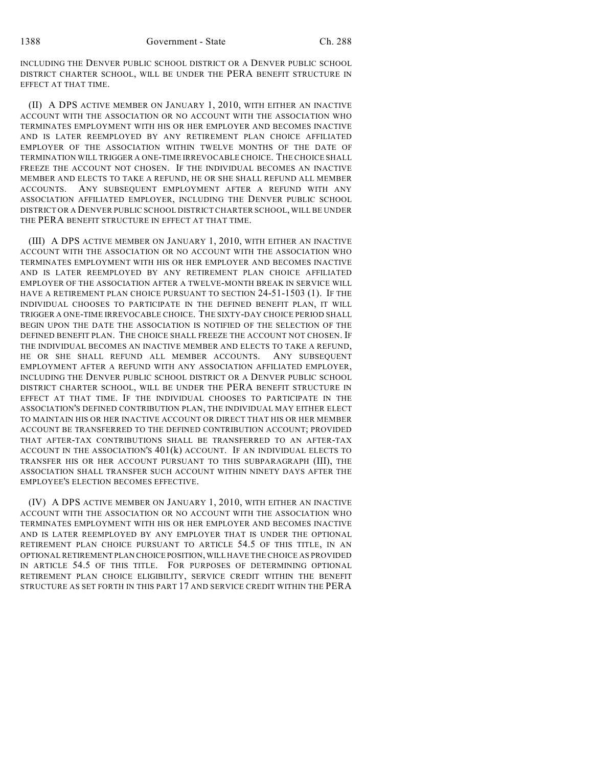INCLUDING THE DENVER PUBLIC SCHOOL DISTRICT OR A DENVER PUBLIC SCHOOL DISTRICT CHARTER SCHOOL, WILL BE UNDER THE PERA BENEFIT STRUCTURE IN EFFECT AT THAT TIME.

(II) A DPS ACTIVE MEMBER ON JANUARY 1, 2010, WITH EITHER AN INACTIVE ACCOUNT WITH THE ASSOCIATION OR NO ACCOUNT WITH THE ASSOCIATION WHO TERMINATES EMPLOYMENT WITH HIS OR HER EMPLOYER AND BECOMES INACTIVE AND IS LATER REEMPLOYED BY ANY RETIREMENT PLAN CHOICE AFFILIATED EMPLOYER OF THE ASSOCIATION WITHIN TWELVE MONTHS OF THE DATE OF TERMINATION WILL TRIGGER A ONE-TIME IRREVOCABLE CHOICE. THE CHOICE SHALL FREEZE THE ACCOUNT NOT CHOSEN. IF THE INDIVIDUAL BECOMES AN INACTIVE MEMBER AND ELECTS TO TAKE A REFUND, HE OR SHE SHALL REFUND ALL MEMBER ACCOUNTS. ANY SUBSEQUENT EMPLOYMENT AFTER A REFUND WITH ANY ASSOCIATION AFFILIATED EMPLOYER, INCLUDING THE DENVER PUBLIC SCHOOL DISTRICT OR A DENVER PUBLIC SCHOOL DISTRICT CHARTER SCHOOL, WILL BE UNDER THE PERA BENEFIT STRUCTURE IN EFFECT AT THAT TIME.

(III) A DPS ACTIVE MEMBER ON JANUARY 1, 2010, WITH EITHER AN INACTIVE ACCOUNT WITH THE ASSOCIATION OR NO ACCOUNT WITH THE ASSOCIATION WHO TERMINATES EMPLOYMENT WITH HIS OR HER EMPLOYER AND BECOMES INACTIVE AND IS LATER REEMPLOYED BY ANY RETIREMENT PLAN CHOICE AFFILIATED EMPLOYER OF THE ASSOCIATION AFTER A TWELVE-MONTH BREAK IN SERVICE WILL HAVE A RETIREMENT PLAN CHOICE PURSUANT TO SECTION 24-51-1503 (1). IF THE INDIVIDUAL CHOOSES TO PARTICIPATE IN THE DEFINED BENEFIT PLAN, IT WILL TRIGGER A ONE-TIME IRREVOCABLE CHOICE. THE SIXTY-DAY CHOICE PERIOD SHALL BEGIN UPON THE DATE THE ASSOCIATION IS NOTIFIED OF THE SELECTION OF THE DEFINED BENEFIT PLAN. THE CHOICE SHALL FREEZE THE ACCOUNT NOT CHOSEN. IF THE INDIVIDUAL BECOMES AN INACTIVE MEMBER AND ELECTS TO TAKE A REFUND, HE OR SHE SHALL REFUND ALL MEMBER ACCOUNTS. ANY SUBSEQUENT EMPLOYMENT AFTER A REFUND WITH ANY ASSOCIATION AFFILIATED EMPLOYER, INCLUDING THE DENVER PUBLIC SCHOOL DISTRICT OR A DENVER PUBLIC SCHOOL DISTRICT CHARTER SCHOOL, WILL BE UNDER THE PERA BENEFIT STRUCTURE IN EFFECT AT THAT TIME. IF THE INDIVIDUAL CHOOSES TO PARTICIPATE IN THE ASSOCIATION'S DEFINED CONTRIBUTION PLAN, THE INDIVIDUAL MAY EITHER ELECT TO MAINTAIN HIS OR HER INACTIVE ACCOUNT OR DIRECT THAT HIS OR HER MEMBER ACCOUNT BE TRANSFERRED TO THE DEFINED CONTRIBUTION ACCOUNT; PROVIDED THAT AFTER-TAX CONTRIBUTIONS SHALL BE TRANSFERRED TO AN AFTER-TAX ACCOUNT IN THE ASSOCIATION'S 401(k) ACCOUNT. IF AN INDIVIDUAL ELECTS TO TRANSFER HIS OR HER ACCOUNT PURSUANT TO THIS SUBPARAGRAPH (III), THE ASSOCIATION SHALL TRANSFER SUCH ACCOUNT WITHIN NINETY DAYS AFTER THE EMPLOYEE'S ELECTION BECOMES EFFECTIVE.

(IV) A DPS ACTIVE MEMBER ON JANUARY 1, 2010, WITH EITHER AN INACTIVE ACCOUNT WITH THE ASSOCIATION OR NO ACCOUNT WITH THE ASSOCIATION WHO TERMINATES EMPLOYMENT WITH HIS OR HER EMPLOYER AND BECOMES INACTIVE AND IS LATER REEMPLOYED BY ANY EMPLOYER THAT IS UNDER THE OPTIONAL RETIREMENT PLAN CHOICE PURSUANT TO ARTICLE 54.5 OF THIS TITLE, IN AN OPTIONAL RETIREMENT PLAN CHOICE POSITION, WILL HAVE THE CHOICE AS PROVIDED IN ARTICLE 54.5 OF THIS TITLE. FOR PURPOSES OF DETERMINING OPTIONAL RETIREMENT PLAN CHOICE ELIGIBILITY, SERVICE CREDIT WITHIN THE BENEFIT STRUCTURE AS SET FORTH IN THIS PART 17 AND SERVICE CREDIT WITHIN THE PERA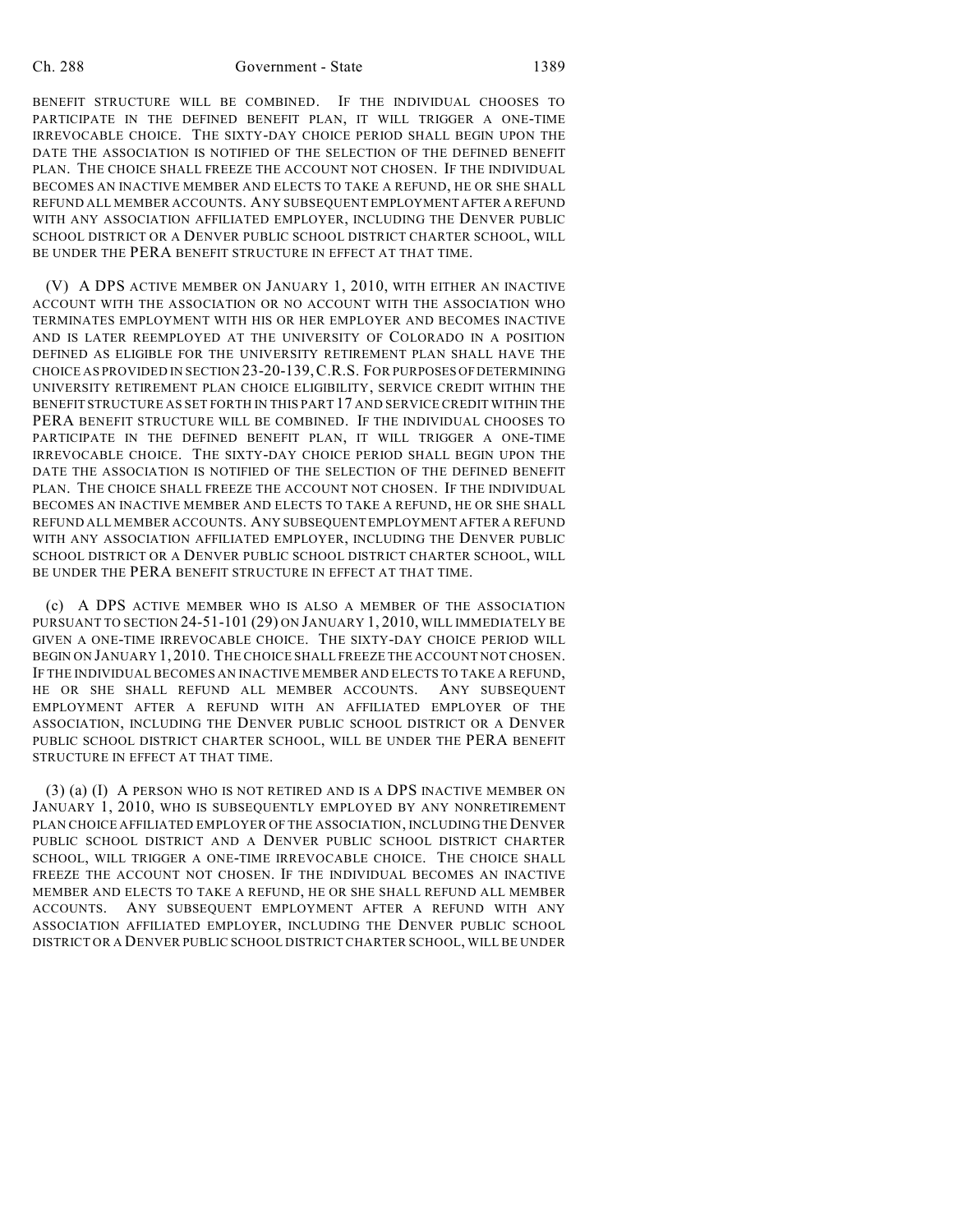BENEFIT STRUCTURE WILL BE COMBINED. IF THE INDIVIDUAL CHOOSES TO PARTICIPATE IN THE DEFINED BENEFIT PLAN, IT WILL TRIGGER A ONE-TIME IRREVOCABLE CHOICE. THE SIXTY-DAY CHOICE PERIOD SHALL BEGIN UPON THE DATE THE ASSOCIATION IS NOTIFIED OF THE SELECTION OF THE DEFINED BENEFIT PLAN. THE CHOICE SHALL FREEZE THE ACCOUNT NOT CHOSEN. IF THE INDIVIDUAL BECOMES AN INACTIVE MEMBER AND ELECTS TO TAKE A REFUND, HE OR SHE SHALL REFUND ALL MEMBER ACCOUNTS. ANY SUBSEQUENT EMPLOYMENT AFTER A REFUND WITH ANY ASSOCIATION AFFILIATED EMPLOYER, INCLUDING THE DENVER PUBLIC SCHOOL DISTRICT OR A DENVER PUBLIC SCHOOL DISTRICT CHARTER SCHOOL, WILL BE UNDER THE PERA BENEFIT STRUCTURE IN EFFECT AT THAT TIME.

(V) A DPS ACTIVE MEMBER ON JANUARY 1, 2010, WITH EITHER AN INACTIVE ACCOUNT WITH THE ASSOCIATION OR NO ACCOUNT WITH THE ASSOCIATION WHO TERMINATES EMPLOYMENT WITH HIS OR HER EMPLOYER AND BECOMES INACTIVE AND IS LATER REEMPLOYED AT THE UNIVERSITY OF COLORADO IN A POSITION DEFINED AS ELIGIBLE FOR THE UNIVERSITY RETIREMENT PLAN SHALL HAVE THE CHOICE AS PROVIDED IN SECTION 23-20-139, C.R.S. FOR PURPOSES OF DETERMINING UNIVERSITY RETIREMENT PLAN CHOICE ELIGIBILITY, SERVICE CREDIT WITHIN THE BENEFIT STRUCTURE AS SET FORTH IN THIS PART 17 AND SERVICE CREDIT WITHIN THE PERA BENEFIT STRUCTURE WILL BE COMBINED. IF THE INDIVIDUAL CHOOSES TO PARTICIPATE IN THE DEFINED BENEFIT PLAN, IT WILL TRIGGER A ONE-TIME IRREVOCABLE CHOICE. THE SIXTY-DAY CHOICE PERIOD SHALL BEGIN UPON THE DATE THE ASSOCIATION IS NOTIFIED OF THE SELECTION OF THE DEFINED BENEFIT PLAN. THE CHOICE SHALL FREEZE THE ACCOUNT NOT CHOSEN. IF THE INDIVIDUAL BECOMES AN INACTIVE MEMBER AND ELECTS TO TAKE A REFUND, HE OR SHE SHALL REFUND ALL MEMBER ACCOUNTS. ANY SUBSEQUENT EMPLOYMENT AFTER A REFUND WITH ANY ASSOCIATION AFFILIATED EMPLOYER, INCLUDING THE DENVER PUBLIC SCHOOL DISTRICT OR A DENVER PUBLIC SCHOOL DISTRICT CHARTER SCHOOL, WILL BE UNDER THE PERA BENEFIT STRUCTURE IN EFFECT AT THAT TIME.

(c) A DPS ACTIVE MEMBER WHO IS ALSO A MEMBER OF THE ASSOCIATION PURSUANT TO SECTION 24-51-101 (29) ON JANUARY 1, 2010, WILL IMMEDIATELY BE GIVEN A ONE-TIME IRREVOCABLE CHOICE. THE SIXTY-DAY CHOICE PERIOD WILL BEGIN ON JANUARY 1, 2010. THE CHOICE SHALL FREEZE THE ACCOUNT NOT CHOSEN. IF THE INDIVIDUAL BECOMES AN INACTIVE MEMBER AND ELECTS TO TAKE A REFUND, HE OR SHE SHALL REFUND ALL MEMBER ACCOUNTS. ANY SUBSEQUENT EMPLOYMENT AFTER A REFUND WITH AN AFFILIATED EMPLOYER OF THE ASSOCIATION, INCLUDING THE DENVER PUBLIC SCHOOL DISTRICT OR A DENVER PUBLIC SCHOOL DISTRICT CHARTER SCHOOL, WILL BE UNDER THE PERA BENEFIT STRUCTURE IN EFFECT AT THAT TIME.

(3) (a) (I) A PERSON WHO IS NOT RETIRED AND IS A DPS INACTIVE MEMBER ON JANUARY 1, 2010, WHO IS SUBSEQUENTLY EMPLOYED BY ANY NONRETIREMENT PLAN CHOICE AFFILIATED EMPLOYER OF THE ASSOCIATION, INCLUDING THE DENVER PUBLIC SCHOOL DISTRICT AND A DENVER PUBLIC SCHOOL DISTRICT CHARTER SCHOOL, WILL TRIGGER A ONE-TIME IRREVOCABLE CHOICE. THE CHOICE SHALL FREEZE THE ACCOUNT NOT CHOSEN. IF THE INDIVIDUAL BECOMES AN INACTIVE MEMBER AND ELECTS TO TAKE A REFUND, HE OR SHE SHALL REFUND ALL MEMBER ACCOUNTS. ANY SUBSEQUENT EMPLOYMENT AFTER A REFUND WITH ANY ASSOCIATION AFFILIATED EMPLOYER, INCLUDING THE DENVER PUBLIC SCHOOL DISTRICT OR A DENVER PUBLIC SCHOOL DISTRICT CHARTER SCHOOL, WILL BE UNDER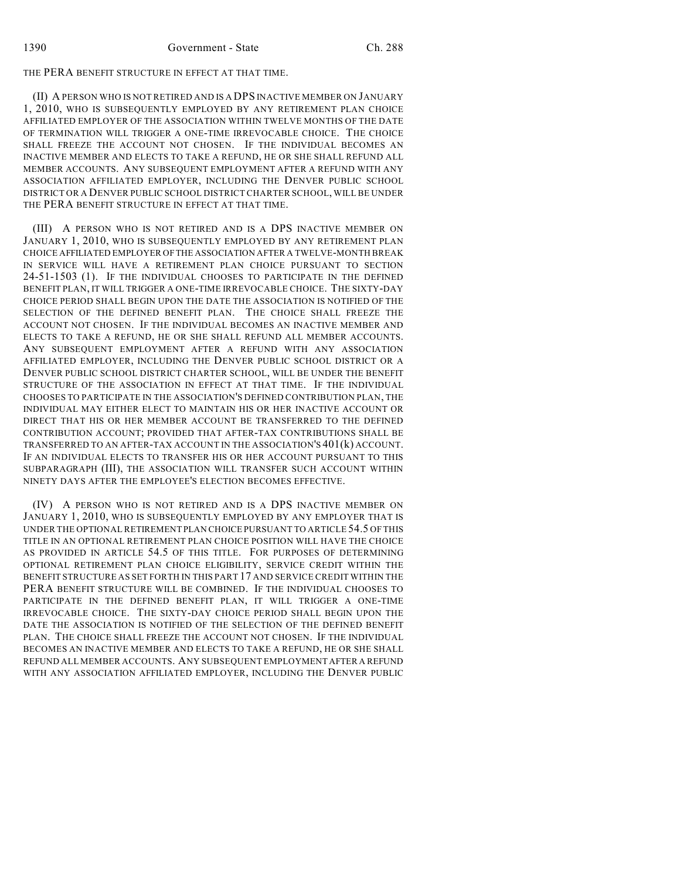THE PERA BENEFIT STRUCTURE IN EFFECT AT THAT TIME.

(II) A PERSON WHO IS NOT RETIRED AND IS A DPS INACTIVE MEMBER ON JANUARY 1, 2010, WHO IS SUBSEQUENTLY EMPLOYED BY ANY RETIREMENT PLAN CHOICE AFFILIATED EMPLOYER OF THE ASSOCIATION WITHIN TWELVE MONTHS OF THE DATE OF TERMINATION WILL TRIGGER A ONE-TIME IRREVOCABLE CHOICE. THE CHOICE SHALL FREEZE THE ACCOUNT NOT CHOSEN. IF THE INDIVIDUAL BECOMES AN INACTIVE MEMBER AND ELECTS TO TAKE A REFUND, HE OR SHE SHALL REFUND ALL MEMBER ACCOUNTS. ANY SUBSEQUENT EMPLOYMENT AFTER A REFUND WITH ANY ASSOCIATION AFFILIATED EMPLOYER, INCLUDING THE DENVER PUBLIC SCHOOL DISTRICT OR A DENVER PUBLIC SCHOOL DISTRICT CHARTER SCHOOL, WILL BE UNDER THE PERA BENEFIT STRUCTURE IN EFFECT AT THAT TIME.

(III) A PERSON WHO IS NOT RETIRED AND IS A DPS INACTIVE MEMBER ON JANUARY 1, 2010, WHO IS SUBSEQUENTLY EMPLOYED BY ANY RETIREMENT PLAN CHOICE AFFILIATED EMPLOYER OF THE ASSOCIATION AFTER A TWELVE-MONTH BREAK IN SERVICE WILL HAVE A RETIREMENT PLAN CHOICE PURSUANT TO SECTION 24-51-1503 (1). IF THE INDIVIDUAL CHOOSES TO PARTICIPATE IN THE DEFINED BENEFIT PLAN, IT WILL TRIGGER A ONE-TIME IRREVOCABLE CHOICE. THE SIXTY-DAY CHOICE PERIOD SHALL BEGIN UPON THE DATE THE ASSOCIATION IS NOTIFIED OF THE SELECTION OF THE DEFINED BENEFIT PLAN. THE CHOICE SHALL FREEZE THE ACCOUNT NOT CHOSEN. IF THE INDIVIDUAL BECOMES AN INACTIVE MEMBER AND ELECTS TO TAKE A REFUND, HE OR SHE SHALL REFUND ALL MEMBER ACCOUNTS. ANY SUBSEQUENT EMPLOYMENT AFTER A REFUND WITH ANY ASSOCIATION AFFILIATED EMPLOYER, INCLUDING THE DENVER PUBLIC SCHOOL DISTRICT OR A DENVER PUBLIC SCHOOL DISTRICT CHARTER SCHOOL, WILL BE UNDER THE BENEFIT STRUCTURE OF THE ASSOCIATION IN EFFECT AT THAT TIME. IF THE INDIVIDUAL CHOOSES TO PARTICIPATE IN THE ASSOCIATION'S DEFINED CONTRIBUTION PLAN, THE INDIVIDUAL MAY EITHER ELECT TO MAINTAIN HIS OR HER INACTIVE ACCOUNT OR DIRECT THAT HIS OR HER MEMBER ACCOUNT BE TRANSFERRED TO THE DEFINED CONTRIBUTION ACCOUNT; PROVIDED THAT AFTER-TAX CONTRIBUTIONS SHALL BE TRANSFERRED TO AN AFTER-TAX ACCOUNT IN THE ASSOCIATION'S 401(k) ACCOUNT. IF AN INDIVIDUAL ELECTS TO TRANSFER HIS OR HER ACCOUNT PURSUANT TO THIS SUBPARAGRAPH (III), THE ASSOCIATION WILL TRANSFER SUCH ACCOUNT WITHIN NINETY DAYS AFTER THE EMPLOYEE'S ELECTION BECOMES EFFECTIVE.

(IV) A PERSON WHO IS NOT RETIRED AND IS A DPS INACTIVE MEMBER ON JANUARY 1, 2010, WHO IS SUBSEQUENTLY EMPLOYED BY ANY EMPLOYER THAT IS UNDER THE OPTIONAL RETIREMENT PLAN CHOICE PURSUANT TO ARTICLE 54.5 OF THIS TITLE IN AN OPTIONAL RETIREMENT PLAN CHOICE POSITION WILL HAVE THE CHOICE AS PROVIDED IN ARTICLE 54.5 OF THIS TITLE. FOR PURPOSES OF DETERMINING OPTIONAL RETIREMENT PLAN CHOICE ELIGIBILITY, SERVICE CREDIT WITHIN THE BENEFIT STRUCTURE AS SET FORTH IN THIS PART 17 AND SERVICE CREDIT WITHIN THE PERA BENEFIT STRUCTURE WILL BE COMBINED. IF THE INDIVIDUAL CHOOSES TO PARTICIPATE IN THE DEFINED BENEFIT PLAN, IT WILL TRIGGER A ONE-TIME IRREVOCABLE CHOICE. THE SIXTY-DAY CHOICE PERIOD SHALL BEGIN UPON THE DATE THE ASSOCIATION IS NOTIFIED OF THE SELECTION OF THE DEFINED BENEFIT PLAN. THE CHOICE SHALL FREEZE THE ACCOUNT NOT CHOSEN. IF THE INDIVIDUAL BECOMES AN INACTIVE MEMBER AND ELECTS TO TAKE A REFUND, HE OR SHE SHALL REFUND ALL MEMBER ACCOUNTS. ANY SUBSEQUENT EMPLOYMENT AFTER A REFUND WITH ANY ASSOCIATION AFFILIATED EMPLOYER, INCLUDING THE DENVER PUBLIC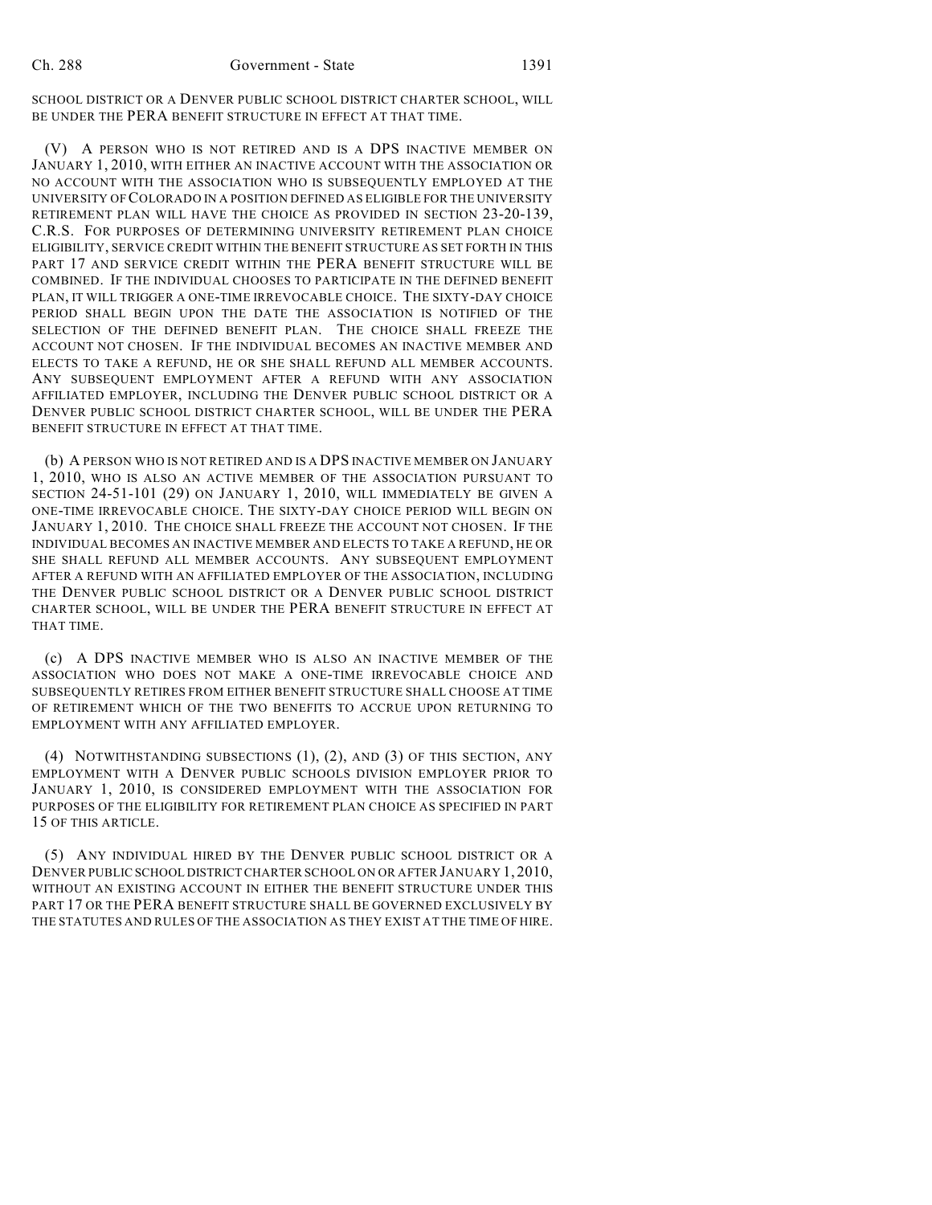SCHOOL DISTRICT OR A DENVER PUBLIC SCHOOL DISTRICT CHARTER SCHOOL, WILL BE UNDER THE PERA BENEFIT STRUCTURE IN EFFECT AT THAT TIME.

(V) A PERSON WHO IS NOT RETIRED AND IS A DPS INACTIVE MEMBER ON JANUARY 1, 2010, WITH EITHER AN INACTIVE ACCOUNT WITH THE ASSOCIATION OR NO ACCOUNT WITH THE ASSOCIATION WHO IS SUBSEQUENTLY EMPLOYED AT THE UNIVERSITY OF COLORADO IN A POSITION DEFINED AS ELIGIBLE FOR THE UNIVERSITY RETIREMENT PLAN WILL HAVE THE CHOICE AS PROVIDED IN SECTION 23-20-139, C.R.S. FOR PURPOSES OF DETERMINING UNIVERSITY RETIREMENT PLAN CHOICE ELIGIBILITY, SERVICE CREDIT WITHIN THE BENEFIT STRUCTURE AS SET FORTH IN THIS PART 17 AND SERVICE CREDIT WITHIN THE PERA BENEFIT STRUCTURE WILL BE COMBINED. IF THE INDIVIDUAL CHOOSES TO PARTICIPATE IN THE DEFINED BENEFIT PLAN, IT WILL TRIGGER A ONE-TIME IRREVOCABLE CHOICE. THE SIXTY-DAY CHOICE PERIOD SHALL BEGIN UPON THE DATE THE ASSOCIATION IS NOTIFIED OF THE SELECTION OF THE DEFINED BENEFIT PLAN. THE CHOICE SHALL FREEZE THE ACCOUNT NOT CHOSEN. IF THE INDIVIDUAL BECOMES AN INACTIVE MEMBER AND ELECTS TO TAKE A REFUND, HE OR SHE SHALL REFUND ALL MEMBER ACCOUNTS. ANY SUBSEQUENT EMPLOYMENT AFTER A REFUND WITH ANY ASSOCIATION AFFILIATED EMPLOYER, INCLUDING THE DENVER PUBLIC SCHOOL DISTRICT OR A DENVER PUBLIC SCHOOL DISTRICT CHARTER SCHOOL, WILL BE UNDER THE PERA BENEFIT STRUCTURE IN EFFECT AT THAT TIME.

(b) A PERSON WHO IS NOT RETIRED AND IS A DPS INACTIVE MEMBER ON JANUARY 1, 2010, WHO IS ALSO AN ACTIVE MEMBER OF THE ASSOCIATION PURSUANT TO SECTION 24-51-101 (29) ON JANUARY 1, 2010, WILL IMMEDIATELY BE GIVEN A ONE-TIME IRREVOCABLE CHOICE. THE SIXTY-DAY CHOICE PERIOD WILL BEGIN ON JANUARY 1, 2010. THE CHOICE SHALL FREEZE THE ACCOUNT NOT CHOSEN. IF THE INDIVIDUAL BECOMES AN INACTIVE MEMBER AND ELECTS TO TAKE A REFUND, HE OR SHE SHALL REFUND ALL MEMBER ACCOUNTS. ANY SUBSEQUENT EMPLOYMENT AFTER A REFUND WITH AN AFFILIATED EMPLOYER OF THE ASSOCIATION, INCLUDING THE DENVER PUBLIC SCHOOL DISTRICT OR A DENVER PUBLIC SCHOOL DISTRICT CHARTER SCHOOL, WILL BE UNDER THE PERA BENEFIT STRUCTURE IN EFFECT AT THAT TIME.

(c) A DPS INACTIVE MEMBER WHO IS ALSO AN INACTIVE MEMBER OF THE ASSOCIATION WHO DOES NOT MAKE A ONE-TIME IRREVOCABLE CHOICE AND SUBSEQUENTLY RETIRES FROM EITHER BENEFIT STRUCTURE SHALL CHOOSE AT TIME OF RETIREMENT WHICH OF THE TWO BENEFITS TO ACCRUE UPON RETURNING TO EMPLOYMENT WITH ANY AFFILIATED EMPLOYER.

(4) NOTWITHSTANDING SUBSECTIONS (1), (2), AND (3) OF THIS SECTION, ANY EMPLOYMENT WITH A DENVER PUBLIC SCHOOLS DIVISION EMPLOYER PRIOR TO JANUARY 1, 2010, IS CONSIDERED EMPLOYMENT WITH THE ASSOCIATION FOR PURPOSES OF THE ELIGIBILITY FOR RETIREMENT PLAN CHOICE AS SPECIFIED IN PART 15 OF THIS ARTICLE.

(5) ANY INDIVIDUAL HIRED BY THE DENVER PUBLIC SCHOOL DISTRICT OR A DENVER PUBLIC SCHOOL DISTRICT CHARTER SCHOOL ON OR AFTER JANUARY 1, 2010, WITHOUT AN EXISTING ACCOUNT IN EITHER THE BENEFIT STRUCTURE UNDER THIS PART 17 OR THE PERA BENEFIT STRUCTURE SHALL BE GOVERNED EXCLUSIVELY BY THE STATUTES AND RULES OF THE ASSOCIATION AS THEY EXIST AT THE TIME OF HIRE.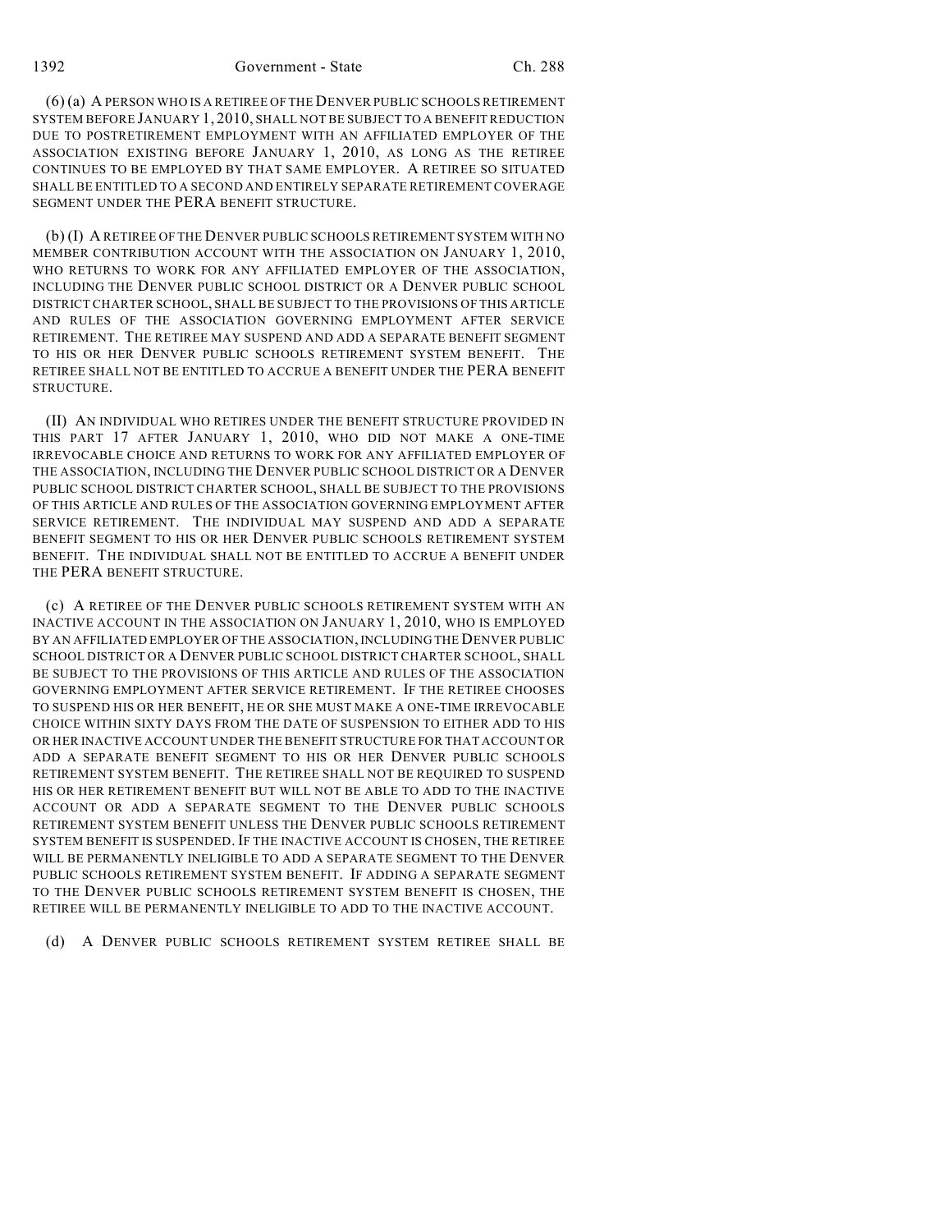(6) (a) A PERSON WHO IS A RETIREE OF THE DENVER PUBLIC SCHOOLS RETIREMENT SYSTEM BEFORE JANUARY 1, 2010, SHALL NOT BE SUBJECT TO A BENEFIT REDUCTION DUE TO POSTRETIREMENT EMPLOYMENT WITH AN AFFILIATED EMPLOYER OF THE ASSOCIATION EXISTING BEFORE JANUARY 1, 2010, AS LONG AS THE RETIREE CONTINUES TO BE EMPLOYED BY THAT SAME EMPLOYER. A RETIREE SO SITUATED SHALL BE ENTITLED TO A SECOND AND ENTIRELY SEPARATE RETIREMENT COVERAGE SEGMENT UNDER THE PERA BENEFIT STRUCTURE.

(b) (I) A RETIREE OF THE DENVER PUBLIC SCHOOLS RETIREMENT SYSTEM WITH NO MEMBER CONTRIBUTION ACCOUNT WITH THE ASSOCIATION ON JANUARY 1, 2010, WHO RETURNS TO WORK FOR ANY AFFILIATED EMPLOYER OF THE ASSOCIATION, INCLUDING THE DENVER PUBLIC SCHOOL DISTRICT OR A DENVER PUBLIC SCHOOL DISTRICT CHARTER SCHOOL, SHALL BE SUBJECT TO THE PROVISIONS OF THIS ARTICLE AND RULES OF THE ASSOCIATION GOVERNING EMPLOYMENT AFTER SERVICE RETIREMENT. THE RETIREE MAY SUSPEND AND ADD A SEPARATE BENEFIT SEGMENT TO HIS OR HER DENVER PUBLIC SCHOOLS RETIREMENT SYSTEM BENEFIT. THE RETIREE SHALL NOT BE ENTITLED TO ACCRUE A BENEFIT UNDER THE PERA BENEFIT STRUCTURE.

(II) AN INDIVIDUAL WHO RETIRES UNDER THE BENEFIT STRUCTURE PROVIDED IN THIS PART 17 AFTER JANUARY 1, 2010, WHO DID NOT MAKE A ONE-TIME IRREVOCABLE CHOICE AND RETURNS TO WORK FOR ANY AFFILIATED EMPLOYER OF THE ASSOCIATION, INCLUDING THE DENVER PUBLIC SCHOOL DISTRICT OR A DENVER PUBLIC SCHOOL DISTRICT CHARTER SCHOOL, SHALL BE SUBJECT TO THE PROVISIONS OF THIS ARTICLE AND RULES OF THE ASSOCIATION GOVERNING EMPLOYMENT AFTER SERVICE RETIREMENT. THE INDIVIDUAL MAY SUSPEND AND ADD A SEPARATE BENEFIT SEGMENT TO HIS OR HER DENVER PUBLIC SCHOOLS RETIREMENT SYSTEM BENEFIT. THE INDIVIDUAL SHALL NOT BE ENTITLED TO ACCRUE A BENEFIT UNDER THE PERA BENEFIT STRUCTURE.

(c) A RETIREE OF THE DENVER PUBLIC SCHOOLS RETIREMENT SYSTEM WITH AN INACTIVE ACCOUNT IN THE ASSOCIATION ON JANUARY 1, 2010, WHO IS EMPLOYED BY AN AFFILIATED EMPLOYER OF THE ASSOCIATION, INCLUDING THE DENVER PUBLIC SCHOOL DISTRICT OR A DENVER PUBLIC SCHOOL DISTRICT CHARTER SCHOOL, SHALL BE SUBJECT TO THE PROVISIONS OF THIS ARTICLE AND RULES OF THE ASSOCIATION GOVERNING EMPLOYMENT AFTER SERVICE RETIREMENT. IF THE RETIREE CHOOSES TO SUSPEND HIS OR HER BENEFIT, HE OR SHE MUST MAKE A ONE-TIME IRREVOCABLE CHOICE WITHIN SIXTY DAYS FROM THE DATE OF SUSPENSION TO EITHER ADD TO HIS OR HER INACTIVE ACCOUNT UNDER THE BENEFIT STRUCTURE FOR THAT ACCOUNT OR ADD A SEPARATE BENEFIT SEGMENT TO HIS OR HER DENVER PUBLIC SCHOOLS RETIREMENT SYSTEM BENEFIT. THE RETIREE SHALL NOT BE REQUIRED TO SUSPEND HIS OR HER RETIREMENT BENEFIT BUT WILL NOT BE ABLE TO ADD TO THE INACTIVE ACCOUNT OR ADD A SEPARATE SEGMENT TO THE DENVER PUBLIC SCHOOLS RETIREMENT SYSTEM BENEFIT UNLESS THE DENVER PUBLIC SCHOOLS RETIREMENT SYSTEM BENEFIT IS SUSPENDED. IF THE INACTIVE ACCOUNT IS CHOSEN, THE RETIREE WILL BE PERMANENTLY INELIGIBLE TO ADD A SEPARATE SEGMENT TO THE DENVER PUBLIC SCHOOLS RETIREMENT SYSTEM BENEFIT. IF ADDING A SEPARATE SEGMENT TO THE DENVER PUBLIC SCHOOLS RETIREMENT SYSTEM BENEFIT IS CHOSEN, THE RETIREE WILL BE PERMANENTLY INELIGIBLE TO ADD TO THE INACTIVE ACCOUNT.

(d) A DENVER PUBLIC SCHOOLS RETIREMENT SYSTEM RETIREE SHALL BE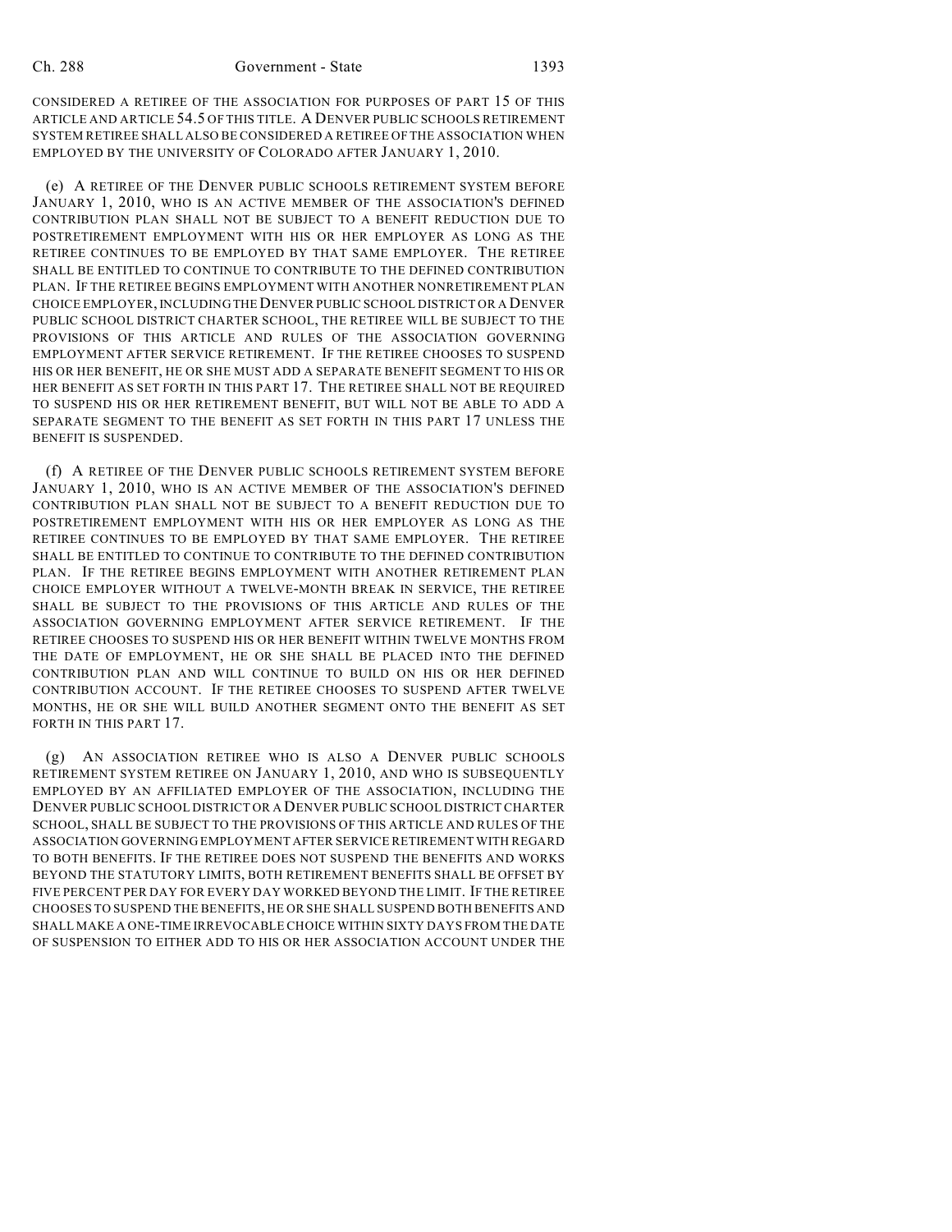CONSIDERED A RETIREE OF THE ASSOCIATION FOR PURPOSES OF PART 15 OF THIS ARTICLE AND ARTICLE 54.5 OF THIS TITLE. A DENVER PUBLIC SCHOOLS RETIREMENT SYSTEM RETIREE SHALL ALSO BE CONSIDERED A RETIREE OF THE ASSOCIATION WHEN EMPLOYED BY THE UNIVERSITY OF COLORADO AFTER JANUARY 1, 2010.

(e) A RETIREE OF THE DENVER PUBLIC SCHOOLS RETIREMENT SYSTEM BEFORE JANUARY 1, 2010, WHO IS AN ACTIVE MEMBER OF THE ASSOCIATION'S DEFINED CONTRIBUTION PLAN SHALL NOT BE SUBJECT TO A BENEFIT REDUCTION DUE TO POSTRETIREMENT EMPLOYMENT WITH HIS OR HER EMPLOYER AS LONG AS THE RETIREE CONTINUES TO BE EMPLOYED BY THAT SAME EMPLOYER. THE RETIREE SHALL BE ENTITLED TO CONTINUE TO CONTRIBUTE TO THE DEFINED CONTRIBUTION PLAN. IF THE RETIREE BEGINS EMPLOYMENT WITH ANOTHER NONRETIREMENT PLAN CHOICE EMPLOYER, INCLUDING THE DENVER PUBLIC SCHOOL DISTRICT OR A DENVER PUBLIC SCHOOL DISTRICT CHARTER SCHOOL, THE RETIREE WILL BE SUBJECT TO THE PROVISIONS OF THIS ARTICLE AND RULES OF THE ASSOCIATION GOVERNING EMPLOYMENT AFTER SERVICE RETIREMENT. IF THE RETIREE CHOOSES TO SUSPEND HIS OR HER BENEFIT, HE OR SHE MUST ADD A SEPARATE BENEFIT SEGMENT TO HIS OR HER BENEFIT AS SET FORTH IN THIS PART 17. THE RETIREE SHALL NOT BE REQUIRED TO SUSPEND HIS OR HER RETIREMENT BENEFIT, BUT WILL NOT BE ABLE TO ADD A SEPARATE SEGMENT TO THE BENEFIT AS SET FORTH IN THIS PART 17 UNLESS THE BENEFIT IS SUSPENDED.

(f) A RETIREE OF THE DENVER PUBLIC SCHOOLS RETIREMENT SYSTEM BEFORE JANUARY 1, 2010, WHO IS AN ACTIVE MEMBER OF THE ASSOCIATION'S DEFINED CONTRIBUTION PLAN SHALL NOT BE SUBJECT TO A BENEFIT REDUCTION DUE TO POSTRETIREMENT EMPLOYMENT WITH HIS OR HER EMPLOYER AS LONG AS THE RETIREE CONTINUES TO BE EMPLOYED BY THAT SAME EMPLOYER. THE RETIREE SHALL BE ENTITLED TO CONTINUE TO CONTRIBUTE TO THE DEFINED CONTRIBUTION PLAN. IF THE RETIREE BEGINS EMPLOYMENT WITH ANOTHER RETIREMENT PLAN CHOICE EMPLOYER WITHOUT A TWELVE-MONTH BREAK IN SERVICE, THE RETIREE SHALL BE SUBJECT TO THE PROVISIONS OF THIS ARTICLE AND RULES OF THE ASSOCIATION GOVERNING EMPLOYMENT AFTER SERVICE RETIREMENT. IF THE RETIREE CHOOSES TO SUSPEND HIS OR HER BENEFIT WITHIN TWELVE MONTHS FROM THE DATE OF EMPLOYMENT, HE OR SHE SHALL BE PLACED INTO THE DEFINED CONTRIBUTION PLAN AND WILL CONTINUE TO BUILD ON HIS OR HER DEFINED CONTRIBUTION ACCOUNT. IF THE RETIREE CHOOSES TO SUSPEND AFTER TWELVE MONTHS, HE OR SHE WILL BUILD ANOTHER SEGMENT ONTO THE BENEFIT AS SET FORTH IN THIS PART 17.

(g) AN ASSOCIATION RETIREE WHO IS ALSO A DENVER PUBLIC SCHOOLS RETIREMENT SYSTEM RETIREE ON JANUARY 1, 2010, AND WHO IS SUBSEQUENTLY EMPLOYED BY AN AFFILIATED EMPLOYER OF THE ASSOCIATION, INCLUDING THE DENVER PUBLIC SCHOOL DISTRICT OR A DENVER PUBLIC SCHOOL DISTRICT CHARTER SCHOOL, SHALL BE SUBJECT TO THE PROVISIONS OF THIS ARTICLE AND RULES OF THE ASSOCIATION GOVERNING EMPLOYMENT AFTER SERVICE RETIREMENT WITH REGARD TO BOTH BENEFITS. IF THE RETIREE DOES NOT SUSPEND THE BENEFITS AND WORKS BEYOND THE STATUTORY LIMITS, BOTH RETIREMENT BENEFITS SHALL BE OFFSET BY FIVE PERCENT PER DAY FOR EVERY DAY WORKED BEYOND THE LIMIT. IF THE RETIREE CHOOSES TO SUSPEND THE BENEFITS, HE OR SHE SHALL SUSPEND BOTH BENEFITS AND SHALL MAKE A ONE-TIME IRREVOCABLE CHOICE WITHIN SIXTY DAYS FROM THE DATE OF SUSPENSION TO EITHER ADD TO HIS OR HER ASSOCIATION ACCOUNT UNDER THE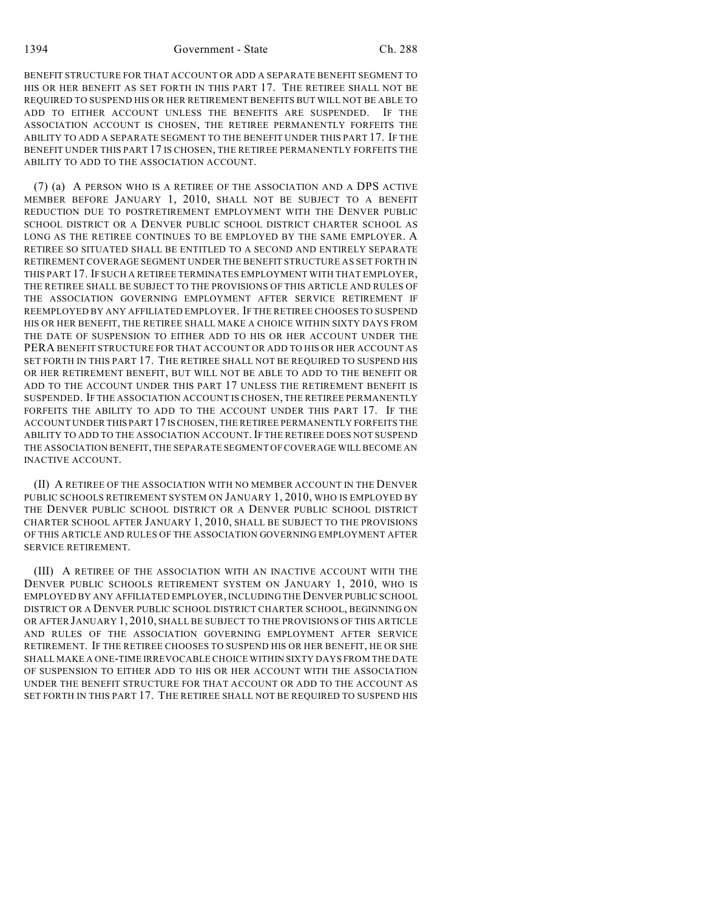BENEFIT STRUCTURE FOR THAT ACCOUNT OR ADD A SEPARATE BENEFIT SEGMENT TO HIS OR HER BENEFIT AS SET FORTH IN THIS PART 17. THE RETIREE SHALL NOT BE REQUIRED TO SUSPEND HIS OR HER RETIREMENT BENEFITS BUT WILL NOT BE ABLE TO ADD TO EITHER ACCOUNT UNLESS THE BENEFITS ARE SUSPENDED. IF THE ASSOCIATION ACCOUNT IS CHOSEN, THE RETIREE PERMANENTLY FORFEITS THE ABILITY TO ADD A SEPARATE SEGMENT TO THE BENEFIT UNDER THIS PART 17. IF THE BENEFIT UNDER THIS PART 17 IS CHOSEN, THE RETIREE PERMANENTLY FORFEITS THE ABILITY TO ADD TO THE ASSOCIATION ACCOUNT.

(7) (a) A PERSON WHO IS A RETIREE OF THE ASSOCIATION AND A DPS ACTIVE MEMBER BEFORE JANUARY 1, 2010, SHALL NOT BE SUBJECT TO A BENEFIT REDUCTION DUE TO POSTRETIREMENT EMPLOYMENT WITH THE DENVER PUBLIC SCHOOL DISTRICT OR A DENVER PUBLIC SCHOOL DISTRICT CHARTER SCHOOL AS LONG AS THE RETIREE CONTINUES TO BE EMPLOYED BY THE SAME EMPLOYER. A RETIREE SO SITUATED SHALL BE ENTITLED TO A SECOND AND ENTIRELY SEPARATE RETIREMENT COVERAGE SEGMENT UNDER THE BENEFIT STRUCTURE AS SET FORTH IN THIS PART 17. IF SUCH A RETIREE TERMINATES EMPLOYMENT WITH THAT EMPLOYER, THE RETIREE SHALL BE SUBJECT TO THE PROVISIONS OF THIS ARTICLE AND RULES OF THE ASSOCIATION GOVERNING EMPLOYMENT AFTER SERVICE RETIREMENT IF REEMPLOYED BY ANY AFFILIATED EMPLOYER. IF THE RETIREE CHOOSES TO SUSPEND HIS OR HER BENEFIT, THE RETIREE SHALL MAKE A CHOICE WITHIN SIXTY DAYS FROM THE DATE OF SUSPENSION TO EITHER ADD TO HIS OR HER ACCOUNT UNDER THE PERA BENEFIT STRUCTURE FOR THAT ACCOUNT OR ADD TO HIS OR HER ACCOUNT AS SET FORTH IN THIS PART 17. THE RETIREE SHALL NOT BE REQUIRED TO SUSPEND HIS OR HER RETIREMENT BENEFIT, BUT WILL NOT BE ABLE TO ADD TO THE BENEFIT OR ADD TO THE ACCOUNT UNDER THIS PART 17 UNLESS THE RETIREMENT BENEFIT IS SUSPENDED. IF THE ASSOCIATION ACCOUNT IS CHOSEN, THE RETIREE PERMANENTLY FORFEITS THE ABILITY TO ADD TO THE ACCOUNT UNDER THIS PART 17. IF THE ACCOUNT UNDER THIS PART 17 IS CHOSEN, THE RETIREE PERMANENTLY FORFEITS THE ABILITY TO ADD TO THE ASSOCIATION ACCOUNT. IF THE RETIREE DOES NOT SUSPEND THE ASSOCIATION BENEFIT, THE SEPARATE SEGMENT OF COVERAGE WILL BECOME AN INACTIVE ACCOUNT.

(II) A RETIREE OF THE ASSOCIATION WITH NO MEMBER ACCOUNT IN THE DENVER PUBLIC SCHOOLS RETIREMENT SYSTEM ON JANUARY 1, 2010, WHO IS EMPLOYED BY THE DENVER PUBLIC SCHOOL DISTRICT OR A DENVER PUBLIC SCHOOL DISTRICT CHARTER SCHOOL AFTER JANUARY 1, 2010, SHALL BE SUBJECT TO THE PROVISIONS OF THIS ARTICLE AND RULES OF THE ASSOCIATION GOVERNING EMPLOYMENT AFTER SERVICE RETIREMENT.

(III) A RETIREE OF THE ASSOCIATION WITH AN INACTIVE ACCOUNT WITH THE DENVER PUBLIC SCHOOLS RETIREMENT SYSTEM ON JANUARY 1, 2010, WHO IS EMPLOYED BY ANY AFFILIATED EMPLOYER, INCLUDING THE DENVER PUBLIC SCHOOL DISTRICT OR A DENVER PUBLIC SCHOOL DISTRICT CHARTER SCHOOL, BEGINNING ON OR AFTER JANUARY 1, 2010, SHALL BE SUBJECT TO THE PROVISIONS OF THIS ARTICLE AND RULES OF THE ASSOCIATION GOVERNING EMPLOYMENT AFTER SERVICE RETIREMENT. IF THE RETIREE CHOOSES TO SUSPEND HIS OR HER BENEFIT, HE OR SHE SHALL MAKE A ONE-TIME IRREVOCABLE CHOICE WITHIN SIXTY DAYS FROM THE DATE OF SUSPENSION TO EITHER ADD TO HIS OR HER ACCOUNT WITH THE ASSOCIATION UNDER THE BENEFIT STRUCTURE FOR THAT ACCOUNT OR ADD TO THE ACCOUNT AS SET FORTH IN THIS PART 17. THE RETIREE SHALL NOT BE REQUIRED TO SUSPEND HIS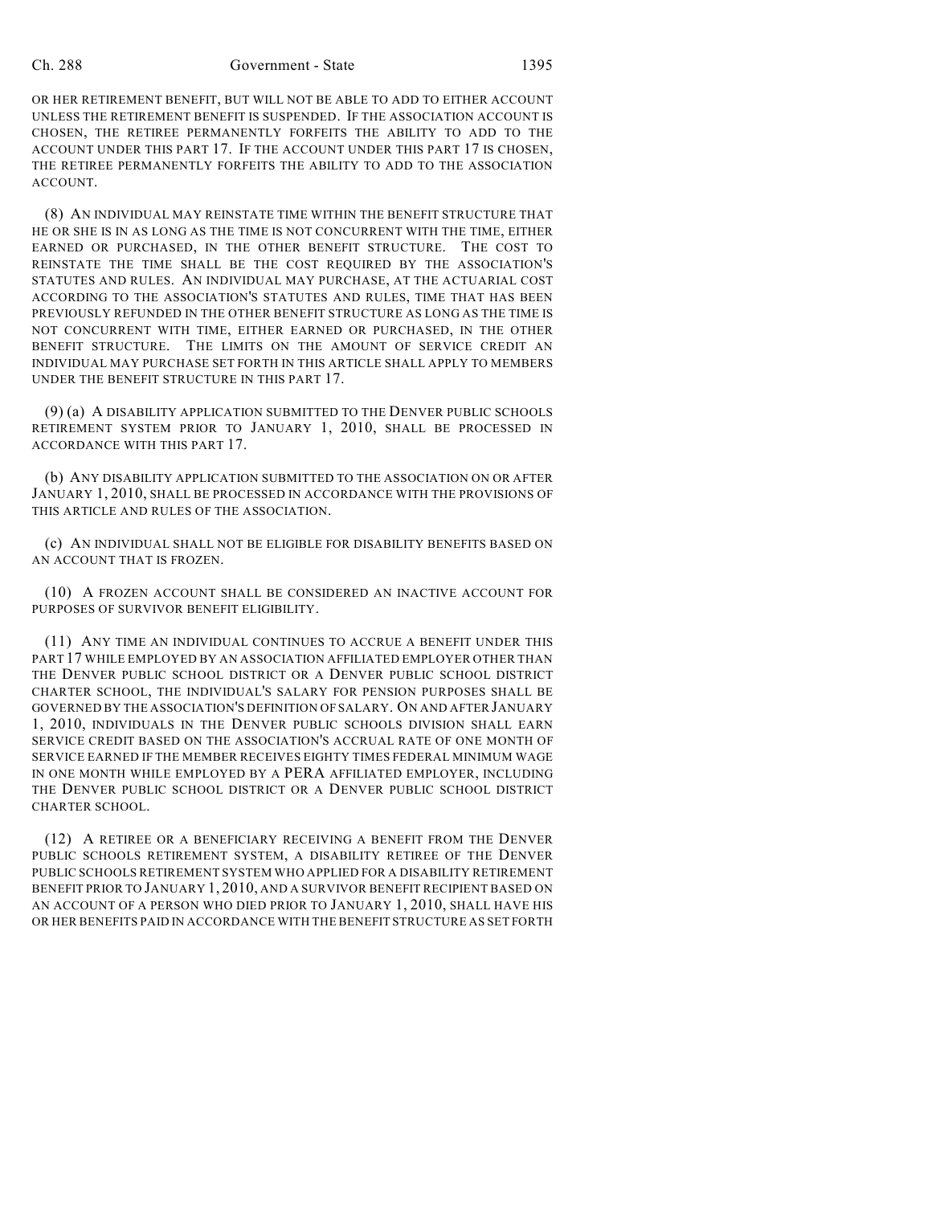OR HER RETIREMENT BENEFIT, BUT WILL NOT BE ABLE TO ADD TO EITHER ACCOUNT UNLESS THE RETIREMENT BENEFIT IS SUSPENDED. IF THE ASSOCIATION ACCOUNT IS CHOSEN, THE RETIREE PERMANENTLY FORFEITS THE ABILITY TO ADD TO THE ACCOUNT UNDER THIS PART 17. IF THE ACCOUNT UNDER THIS PART 17 IS CHOSEN, THE RETIREE PERMANENTLY FORFEITS THE ABILITY TO ADD TO THE ASSOCIATION ACCOUNT.

(8) AN INDIVIDUAL MAY REINSTATE TIME WITHIN THE BENEFIT STRUCTURE THAT HE OR SHE IS IN AS LONG AS THE TIME IS NOT CONCURRENT WITH THE TIME, EITHER EARNED OR PURCHASED, IN THE OTHER BENEFIT STRUCTURE. THE COST TO REINSTATE THE TIME SHALL BE THE COST REQUIRED BY THE ASSOCIATION'S STATUTES AND RULES. AN INDIVIDUAL MAY PURCHASE, AT THE ACTUARIAL COST ACCORDING TO THE ASSOCIATION'S STATUTES AND RULES, TIME THAT HAS BEEN PREVIOUSLY REFUNDED IN THE OTHER BENEFIT STRUCTURE AS LONG AS THE TIME IS NOT CONCURRENT WITH TIME, EITHER EARNED OR PURCHASED, IN THE OTHER BENEFIT STRUCTURE. THE LIMITS ON THE AMOUNT OF SERVICE CREDIT AN INDIVIDUAL MAY PURCHASE SET FORTH IN THIS ARTICLE SHALL APPLY TO MEMBERS UNDER THE BENEFIT STRUCTURE IN THIS PART 17.

(9) (a) A DISABILITY APPLICATION SUBMITTED TO THE DENVER PUBLIC SCHOOLS RETIREMENT SYSTEM PRIOR TO JANUARY 1, 2010, SHALL BE PROCESSED IN ACCORDANCE WITH THIS PART 17.

(b) ANY DISABILITY APPLICATION SUBMITTED TO THE ASSOCIATION ON OR AFTER JANUARY 1, 2010, SHALL BE PROCESSED IN ACCORDANCE WITH THE PROVISIONS OF THIS ARTICLE AND RULES OF THE ASSOCIATION.

(c) AN INDIVIDUAL SHALL NOT BE ELIGIBLE FOR DISABILITY BENEFITS BASED ON AN ACCOUNT THAT IS FROZEN.

(10) A FROZEN ACCOUNT SHALL BE CONSIDERED AN INACTIVE ACCOUNT FOR PURPOSES OF SURVIVOR BENEFIT ELIGIBILITY.

(11) ANY TIME AN INDIVIDUAL CONTINUES TO ACCRUE A BENEFIT UNDER THIS PART 17 WHILE EMPLOYED BY AN ASSOCIATION AFFILIATED EMPLOYER OTHER THAN THE DENVER PUBLIC SCHOOL DISTRICT OR A DENVER PUBLIC SCHOOL DISTRICT CHARTER SCHOOL, THE INDIVIDUAL'S SALARY FOR PENSION PURPOSES SHALL BE GOVERNED BY THE ASSOCIATION'S DEFINITION OF SALARY. ON AND AFTER JANUARY 1, 2010, INDIVIDUALS IN THE DENVER PUBLIC SCHOOLS DIVISION SHALL EARN SERVICE CREDIT BASED ON THE ASSOCIATION'S ACCRUAL RATE OF ONE MONTH OF SERVICE EARNED IF THE MEMBER RECEIVES EIGHTY TIMES FEDERAL MINIMUM WAGE IN ONE MONTH WHILE EMPLOYED BY A PERA AFFILIATED EMPLOYER, INCLUDING THE DENVER PUBLIC SCHOOL DISTRICT OR A DENVER PUBLIC SCHOOL DISTRICT CHARTER SCHOOL.

(12) A RETIREE OR A BENEFICIARY RECEIVING A BENEFIT FROM THE DENVER PUBLIC SCHOOLS RETIREMENT SYSTEM, A DISABILITY RETIREE OF THE DENVER PUBLIC SCHOOLS RETIREMENT SYSTEM WHO APPLIED FOR A DISABILITY RETIREMENT BENEFIT PRIOR TO JANUARY 1, 2010, AND A SURVIVOR BENEFIT RECIPIENT BASED ON AN ACCOUNT OF A PERSON WHO DIED PRIOR TO JANUARY 1, 2010, SHALL HAVE HIS OR HER BENEFITS PAID IN ACCORDANCE WITH THE BENEFIT STRUCTURE AS SET FORTH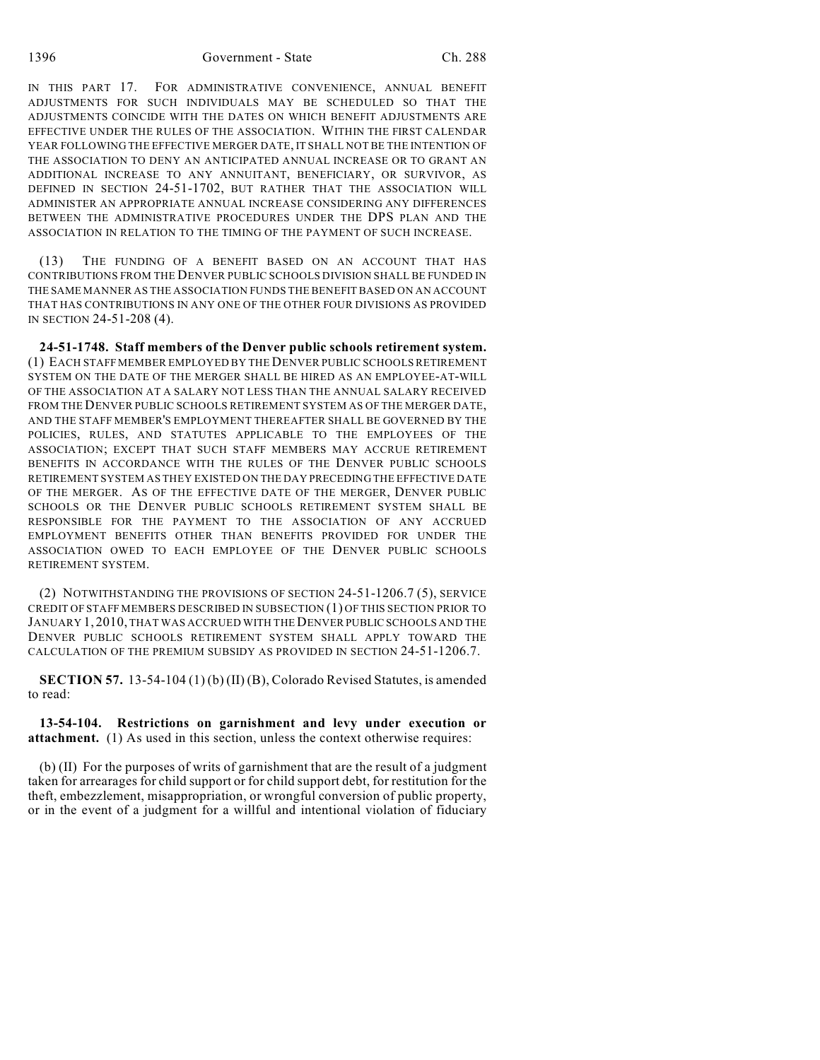IN THIS PART 17. FOR ADMINISTRATIVE CONVENIENCE, ANNUAL BENEFIT ADJUSTMENTS FOR SUCH INDIVIDUALS MAY BE SCHEDULED SO THAT THE ADJUSTMENTS COINCIDE WITH THE DATES ON WHICH BENEFIT ADJUSTMENTS ARE EFFECTIVE UNDER THE RULES OF THE ASSOCIATION. WITHIN THE FIRST CALENDAR YEAR FOLLOWING THE EFFECTIVE MERGER DATE, IT SHALL NOT BE THE INTENTION OF THE ASSOCIATION TO DENY AN ANTICIPATED ANNUAL INCREASE OR TO GRANT AN ADDITIONAL INCREASE TO ANY ANNUITANT, BENEFICIARY, OR SURVIVOR, AS DEFINED IN SECTION 24-51-1702, BUT RATHER THAT THE ASSOCIATION WILL ADMINISTER AN APPROPRIATE ANNUAL INCREASE CONSIDERING ANY DIFFERENCES BETWEEN THE ADMINISTRATIVE PROCEDURES UNDER THE DPS PLAN AND THE ASSOCIATION IN RELATION TO THE TIMING OF THE PAYMENT OF SUCH INCREASE.

(13) THE FUNDING OF A BENEFIT BASED ON AN ACCOUNT THAT HAS CONTRIBUTIONS FROM THE DENVER PUBLIC SCHOOLS DIVISION SHALL BE FUNDED IN THE SAME MANNER AS THE ASSOCIATION FUNDS THE BENEFIT BASED ON AN ACCOUNT THAT HAS CONTRIBUTIONS IN ANY ONE OF THE OTHER FOUR DIVISIONS AS PROVIDED IN SECTION 24-51-208 (4).

**24-51-1748. Staff members of the Denver public schools retirement system.** (1) EACH STAFF MEMBER EMPLOYED BY THE DENVER PUBLIC SCHOOLS RETIREMENT SYSTEM ON THE DATE OF THE MERGER SHALL BE HIRED AS AN EMPLOYEE-AT-WILL OF THE ASSOCIATION AT A SALARY NOT LESS THAN THE ANNUAL SALARY RECEIVED FROM THE DENVER PUBLIC SCHOOLS RETIREMENT SYSTEM AS OF THE MERGER DATE, AND THE STAFF MEMBER'S EMPLOYMENT THEREAFTER SHALL BE GOVERNED BY THE POLICIES, RULES, AND STATUTES APPLICABLE TO THE EMPLOYEES OF THE ASSOCIATION; EXCEPT THAT SUCH STAFF MEMBERS MAY ACCRUE RETIREMENT BENEFITS IN ACCORDANCE WITH THE RULES OF THE DENVER PUBLIC SCHOOLS RETIREMENT SYSTEM AS THEY EXISTED ON THE DAY PRECEDING THE EFFECTIVE DATE OF THE MERGER. AS OF THE EFFECTIVE DATE OF THE MERGER, DENVER PUBLIC SCHOOLS OR THE DENVER PUBLIC SCHOOLS RETIREMENT SYSTEM SHALL BE RESPONSIBLE FOR THE PAYMENT TO THE ASSOCIATION OF ANY ACCRUED EMPLOYMENT BENEFITS OTHER THAN BENEFITS PROVIDED FOR UNDER THE ASSOCIATION OWED TO EACH EMPLOYEE OF THE DENVER PUBLIC SCHOOLS RETIREMENT SYSTEM.

(2) NOTWITHSTANDING THE PROVISIONS OF SECTION 24-51-1206.7 (5), SERVICE CREDIT OF STAFF MEMBERS DESCRIBED IN SUBSECTION (1) OF THIS SECTION PRIOR TO JANUARY 1, 2010, THAT WAS ACCRUED WITH THE DENVER PUBLIC SCHOOLS AND THE DENVER PUBLIC SCHOOLS RETIREMENT SYSTEM SHALL APPLY TOWARD THE CALCULATION OF THE PREMIUM SUBSIDY AS PROVIDED IN SECTION 24-51-1206.7.

**SECTION 57.** 13-54-104 (1) (b) (II) (B), Colorado Revised Statutes, is amended to read:

**13-54-104. Restrictions on garnishment and levy under execution or attachment.** (1) As used in this section, unless the context otherwise requires:

(b) (II) For the purposes of writs of garnishment that are the result of a judgment taken for arrearages for child support or for child support debt, for restitution for the theft, embezzlement, misappropriation, or wrongful conversion of public property, or in the event of a judgment for a willful and intentional violation of fiduciary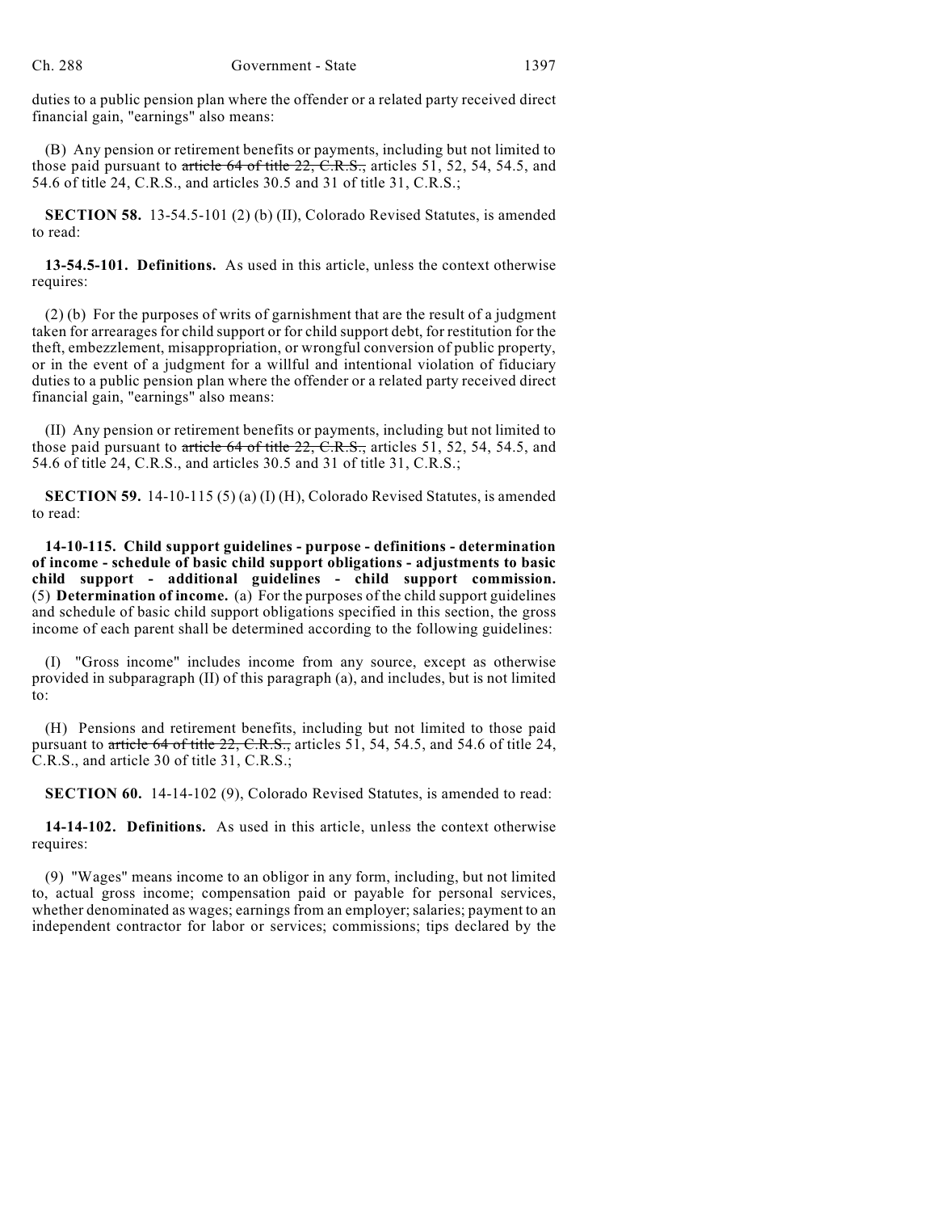duties to a public pension plan where the offender or a related party received direct financial gain, "earnings" also means:

(B) Any pension or retirement benefits or payments, including but not limited to those paid pursuant to ~~article 64 of title 22, C.R.S.,~~ articles 51, 52, 54, 54.5, and 54.6 of title 24, C.R.S., and articles 30.5 and 31 of title 31, C.R.S.;

**SECTION 58.** 13-54.5-101 (2) (b) (II), Colorado Revised Statutes, is amended to read:

**13-54.5-101. Definitions.** As used in this article, unless the context otherwise requires:

(2) (b) For the purposes of writs of garnishment that are the result of a judgment taken for arrearages for child support or for child support debt, for restitution for the theft, embezzlement, misappropriation, or wrongful conversion of public property, or in the event of a judgment for a willful and intentional violation of fiduciary duties to a public pension plan where the offender or a related party received direct financial gain, "earnings" also means:

(II) Any pension or retirement benefits or payments, including but not limited to those paid pursuant to ~~article 64 of title 22, C.R.S.,~~ articles 51, 52, 54, 54.5, and 54.6 of title 24, C.R.S., and articles 30.5 and 31 of title 31, C.R.S.;

**SECTION 59.** 14-10-115 (5) (a) (I) (H), Colorado Revised Statutes, is amended to read:

**14-10-115. Child support guidelines - purpose - definitions - determination of income - schedule of basic child support obligations - adjustments to basic child support - additional guidelines - child support commission.** (5) **Determination of income.** (a) For the purposes of the child support guidelines and schedule of basic child support obligations specified in this section, the gross income of each parent shall be determined according to the following guidelines:

(I) "Gross income" includes income from any source, except as otherwise provided in subparagraph (II) of this paragraph (a), and includes, but is not limited to:

(H) Pensions and retirement benefits, including but not limited to those paid pursuant to ~~article 64 of title 22, C.R.S.,~~ articles 51, 54, 54.5, and 54.6 of title 24, C.R.S., and article 30 of title 31, C.R.S.;

**SECTION 60.** 14-14-102 (9), Colorado Revised Statutes, is amended to read:

**14-14-102. Definitions.** As used in this article, unless the context otherwise requires:

(9) "Wages" means income to an obligor in any form, including, but not limited to, actual gross income; compensation paid or payable for personal services, whether denominated as wages; earnings from an employer; salaries; payment to an independent contractor for labor or services; commissions; tips declared by the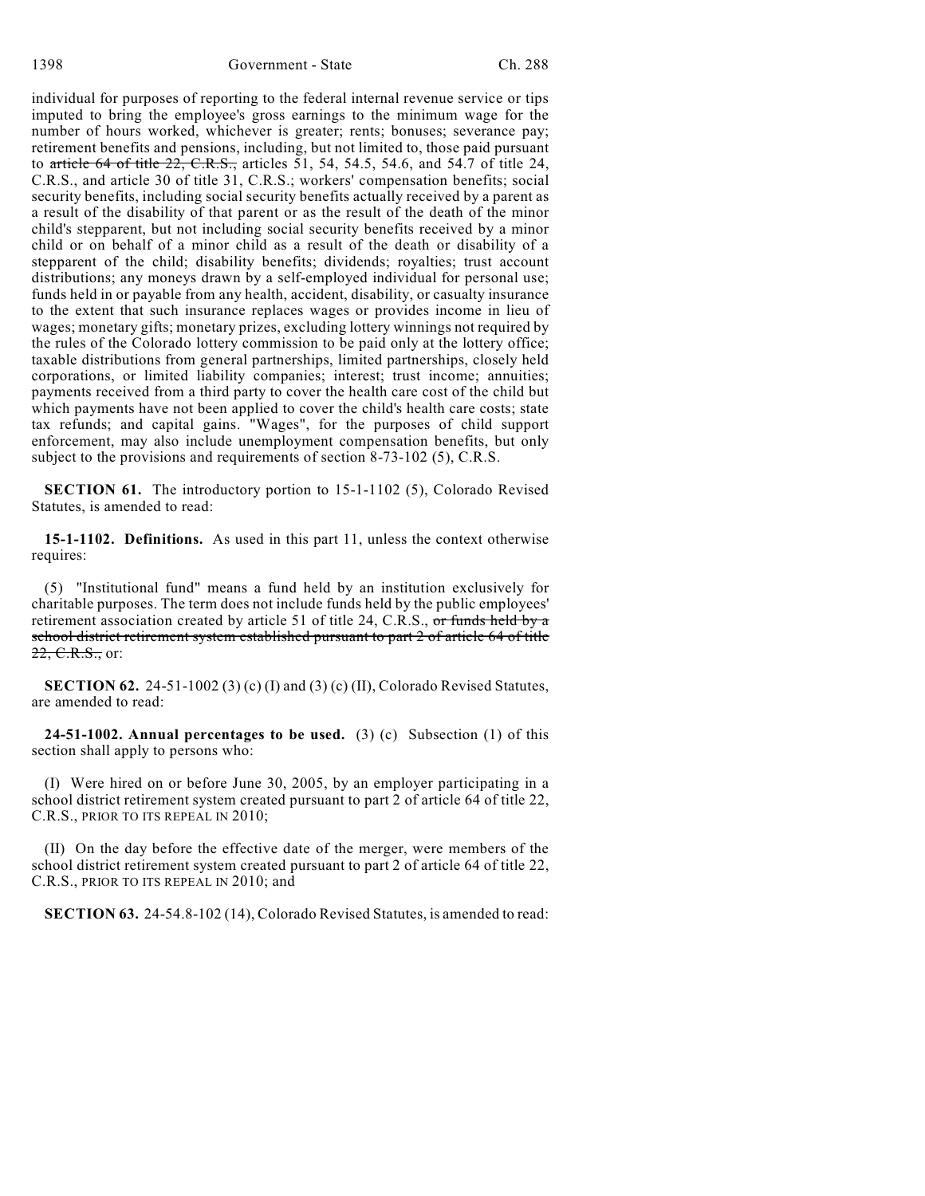individual for purposes of reporting to the federal internal revenue service or tips imputed to bring the employee's gross earnings to the minimum wage for the number of hours worked, whichever is greater; rents; bonuses; severance pay; retirement benefits and pensions, including, but not limited to, those paid pursuant to ~~article 64 of title 22, C.R.S.,~~ articles 51, 54, 54.5, 54.6, and 54.7 of title 24, C.R.S., and article 30 of title 31, C.R.S.; workers' compensation benefits; social security benefits, including social security benefits actually received by a parent as a result of the disability of that parent or as the result of the death of the minor child's stepparent, but not including social security benefits received by a minor child or on behalf of a minor child as a result of the death or disability of a stepparent of the child; disability benefits; dividends; royalties; trust account distributions; any moneys drawn by a self-employed individual for personal use; funds held in or payable from any health, accident, disability, or casualty insurance to the extent that such insurance replaces wages or provides income in lieu of wages; monetary gifts; monetary prizes, excluding lottery winnings not required by the rules of the Colorado lottery commission to be paid only at the lottery office; taxable distributions from general partnerships, limited partnerships, closely held corporations, or limited liability companies; interest; trust income; annuities; payments received from a third party to cover the health care cost of the child but which payments have not been applied to cover the child's health care costs; state tax refunds; and capital gains. "Wages", for the purposes of child support enforcement, may also include unemployment compensation benefits, but only subject to the provisions and requirements of section 8-73-102 (5), C.R.S.

**SECTION 61.** The introductory portion to 15-1-1102 (5), Colorado Revised Statutes, is amended to read:

**15-1-1102. Definitions.** As used in this part 11, unless the context otherwise requires:

(5) "Institutional fund" means a fund held by an institution exclusively for charitable purposes. The term does not include funds held by the public employees' retirement association created by article 51 of title 24, C.R.S., ~~or funds held by a school district retirement system established pursuant to part 2 of article 64 of title 22, C.R.S.,~~ or:

**SECTION 62.** 24-51-1002 (3) (c) (I) and (3) (c) (II), Colorado Revised Statutes, are amended to read:

**24-51-1002. Annual percentages to be used.** (3) (c) Subsection (1) of this section shall apply to persons who:

(I) Were hired on or before June 30, 2005, by an employer participating in a school district retirement system created pursuant to part 2 of article 64 of title 22, C.R.S., PRIOR TO ITS REPEAL IN 2010;

(II) On the day before the effective date of the merger, were members of the school district retirement system created pursuant to part 2 of article 64 of title 22, C.R.S., PRIOR TO ITS REPEAL IN 2010; and

**SECTION 63.** 24-54.8-102 (14), Colorado Revised Statutes, is amended to read: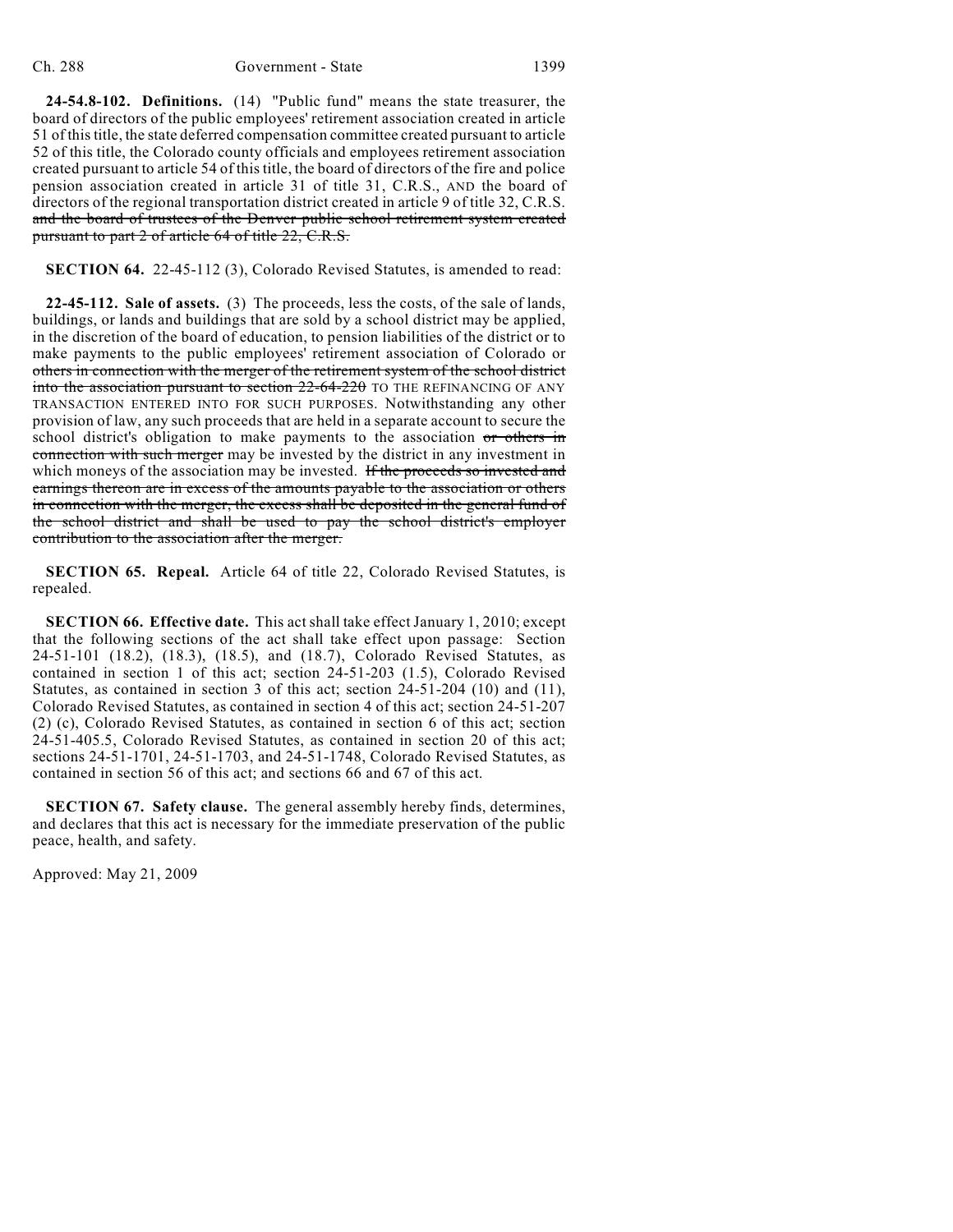**24-54.8-102. Definitions.** (14) "Public fund" means the state treasurer, the board of directors of the public employees' retirement association created in article 51 of this title, the state deferred compensation committee created pursuant to article 52 of this title, the Colorado county officials and employees retirement association created pursuant to article 54 of this title, the board of directors of the fire and police pension association created in article 31 of title 31, C.R.S., AND the board of directors of the regional transportation district created in article 9 of title 32, C.R.S. ~~and the board of trustees of the Denver public school retirement system created pursuant to part 2 of article 64 of title 22, C.R.S.~~

**SECTION 64.** 22-45-112 (3), Colorado Revised Statutes, is amended to read:

**22-45-112. Sale of assets.** (3) The proceeds, less the costs, of the sale of lands, buildings, or lands and buildings that are sold by a school district may be applied, in the discretion of the board of education, to pension liabilities of the district or to make payments to the public employees' retirement association of Colorado or ~~others in connection with the merger of the retirement system of the school district into the association pursuant to section 22-64-220~~ TO THE REFINANCING OF ANY TRANSACTION ENTERED INTO FOR SUCH PURPOSES. Notwithstanding any other provision of law, any such proceeds that are held in a separate account to secure the school district's obligation to make payments to the association ~~or others in connection with such merger~~ may be invested by the district in any investment in which moneys of the association may be invested. ~~If the proceeds so invested and earnings thereon are in excess of the amounts payable to the association or others in connection with the merger, the excess shall be deposited in the general fund of the school district and shall be used to pay the school district's employer contribution to the association after the merger.~~

**SECTION 65. Repeal.** Article 64 of title 22, Colorado Revised Statutes, is repealed.

**SECTION 66. Effective date.** This act shall take effect January 1, 2010; except that the following sections of the act shall take effect upon passage: Section 24-51-101 (18.2), (18.3), (18.5), and (18.7), Colorado Revised Statutes, as contained in section 1 of this act; section 24-51-203 (1.5), Colorado Revised Statutes, as contained in section 3 of this act; section 24-51-204 (10) and (11), Colorado Revised Statutes, as contained in section 4 of this act; section 24-51-207 (2) (c), Colorado Revised Statutes, as contained in section 6 of this act; section 24-51-405.5, Colorado Revised Statutes, as contained in section 20 of this act; sections 24-51-1701, 24-51-1703, and 24-51-1748, Colorado Revised Statutes, as contained in section 56 of this act; and sections 66 and 67 of this act.

**SECTION 67. Safety clause.** The general assembly hereby finds, determines, and declares that this act is necessary for the immediate preservation of the public peace, health, and safety.

Approved: May 21, 2009